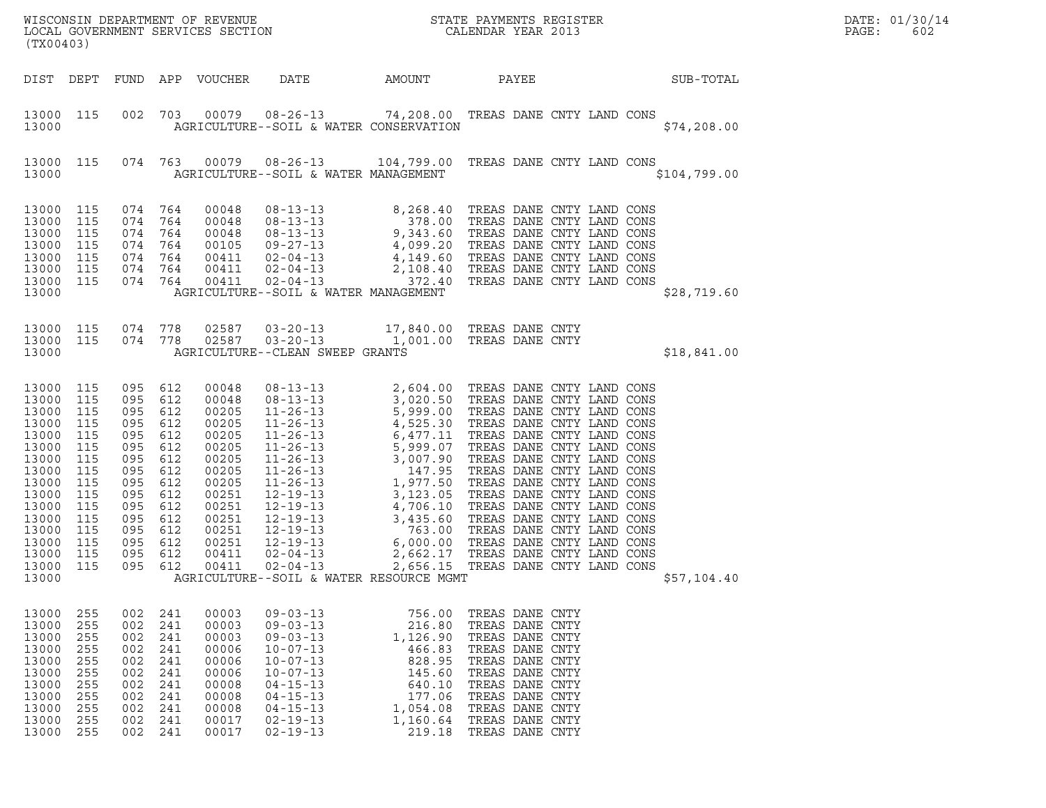WISCONSIN DEPARTMENT OF REVENUE
LOCAL GOVERNMENT SERVICES SECTION
(TX00403)

STATE PAYMENTS REGISTER
CALENDAR YEAR 2013

DATE: 01/30/14

| DIST | DEPT | FUND | APP | VOUCHER | DATE | AMOUNT | PAYEE | SUB-TOTAL |
|---|---|---|---|---|---|---|---|---|
| 13000 | 115 | 002 | 703 | 00079 | 08-26-13 | 74,208.00 | TREAS DANE CNTY LAND CONS | |
| 13000 | | | | | AGRICULTURE--SOIL & WATER CONSERVATION | | | $74,208.00 |
| 13000 | 115 | 074 | 763 | 00079 | 08-26-13 | 104,799.00 | TREAS DANE CNTY LAND CONS | |
| 13000 | | | | | AGRICULTURE--SOIL & WATER MANAGEMENT | | | $104,799.00 |
| 13000 | 115 | 074 | 764 | 00048 | 08-13-13 | 8,268.40 | TREAS DANE CNTY LAND CONS | |
| 13000 | 115 | 074 | 764 | 00048 | 08-13-13 | 378.00 | TREAS DANE CNTY LAND CONS | |
| 13000 | 115 | 074 | 764 | 00048 | 08-13-13 | 9,343.60 | TREAS DANE CNTY LAND CONS | |
| 13000 | 115 | 074 | 764 | 00105 | 09-27-13 | 4,099.20 | TREAS DANE CNTY LAND CONS | |
| 13000 | 115 | 074 | 764 | 00411 | 02-04-13 | 4,149.60 | TREAS DANE CNTY LAND CONS | |
| 13000 | 115 | 074 | 764 | 00411 | 02-04-13 | 2,108.40 | TREAS DANE CNTY LAND CONS | |
| 13000 | 115 | 074 | 764 | 00411 | 02-04-13 | 372.40 | TREAS DANE CNTY LAND CONS | |
| 13000 | | | | | AGRICULTURE--SOIL & WATER MANAGEMENT | | | $28,719.60 |
| 13000 | 115 | 074 | 778 | 02587 | 03-20-13 | 17,840.00 | TREAS DANE CNTY | |
| 13000 | 115 | 074 | 778 | 02587 | 03-20-13 | 1,001.00 | TREAS DANE CNTY | |
| 13000 | | | | | AGRICULTURE--CLEAN SWEEP GRANTS | | | $18,841.00 |
| 13000 | 115 | 095 | 612 | 00048 | 08-13-13 | 2,604.00 | TREAS DANE CNTY LAND CONS | |
| 13000 | 115 | 095 | 612 | 00048 | 08-13-13 | 3,020.50 | TREAS DANE CNTY LAND CONS | |
| 13000 | 115 | 095 | 612 | 00205 | 11-26-13 | 5,999.00 | TREAS DANE CNTY LAND CONS | |
| 13000 | 115 | 095 | 612 | 00205 | 11-26-13 | 4,525.30 | TREAS DANE CNTY LAND CONS | |
| 13000 | 115 | 095 | 612 | 00205 | 11-26-13 | 6,477.11 | TREAS DANE CNTY LAND CONS | |
| 13000 | 115 | 095 | 612 | 00205 | 11-26-13 | 5,999.07 | TREAS DANE CNTY LAND CONS | |
| 13000 | 115 | 095 | 612 | 00205 | 11-26-13 | 3,007.90 | TREAS DANE CNTY LAND CONS | |
| 13000 | 115 | 095 | 612 | 00205 | 11-26-13 | 147.95 | TREAS DANE CNTY LAND CONS | |
| 13000 | 115 | 095 | 612 | 00205 | 11-26-13 | 1,977.50 | TREAS DANE CNTY LAND CONS | |
| 13000 | 115 | 095 | 612 | 00251 | 12-19-13 | 3,123.05 | TREAS DANE CNTY LAND CONS | |
| 13000 | 115 | 095 | 612 | 00251 | 12-19-13 | 4,706.10 | TREAS DANE CNTY LAND CONS | |
| 13000 | 115 | 095 | 612 | 00251 | 12-19-13 | 3,435.60 | TREAS DANE CNTY LAND CONS | |
| 13000 | 115 | 095 | 612 | 00251 | 12-19-13 | 763.00 | TREAS DANE CNTY LAND CONS | |
| 13000 | 115 | 095 | 612 | 00251 | 12-19-13 | 6,000.00 | TREAS DANE CNTY LAND CONS | |
| 13000 | 115 | 095 | 612 | 00411 | 02-04-13 | 2,662.17 | TREAS DANE CNTY LAND CONS | |
| 13000 | 115 | 095 | 612 | 00411 | 02-04-13 | 2,656.15 | TREAS DANE CNTY LAND CONS | |
| 13000 | | | | | AGRICULTURE--SOIL & WATER RESOURCE MGMT | | | $57,104.40 |
| 13000 | 255 | 002 | 241 | 00003 | 09-03-13 | 756.00 | TREAS DANE CNTY | |
| 13000 | 255 | 002 | 241 | 00003 | 09-03-13 | 216.80 | TREAS DANE CNTY | |
| 13000 | 255 | 002 | 241 | 00003 | 09-03-13 | 1,126.90 | TREAS DANE CNTY | |
| 13000 | 255 | 002 | 241 | 00006 | 10-07-13 | 466.83 | TREAS DANE CNTY | |
| 13000 | 255 | 002 | 241 | 00006 | 10-07-13 | 828.95 | TREAS DANE CNTY | |
| 13000 | 255 | 002 | 241 | 00006 | 10-07-13 | 145.60 | TREAS DANE CNTY | |
| 13000 | 255 | 002 | 241 | 00008 | 04-15-13 | 640.10 | TREAS DANE CNTY | |
| 13000 | 255 | 002 | 241 | 00008 | 04-15-13 | 177.06 | TREAS DANE CNTY | |
| 13000 | 255 | 002 | 241 | 00008 | 04-15-13 | 1,054.08 | TREAS DANE CNTY | |
| 13000 | 255 | 002 | 241 | 00017 | 02-19-13 | 1,160.64 | TREAS DANE CNTY | |
| 13000 | 255 | 002 | 241 | 00017 | 02-19-13 | 219.18 | TREAS DANE CNTY | |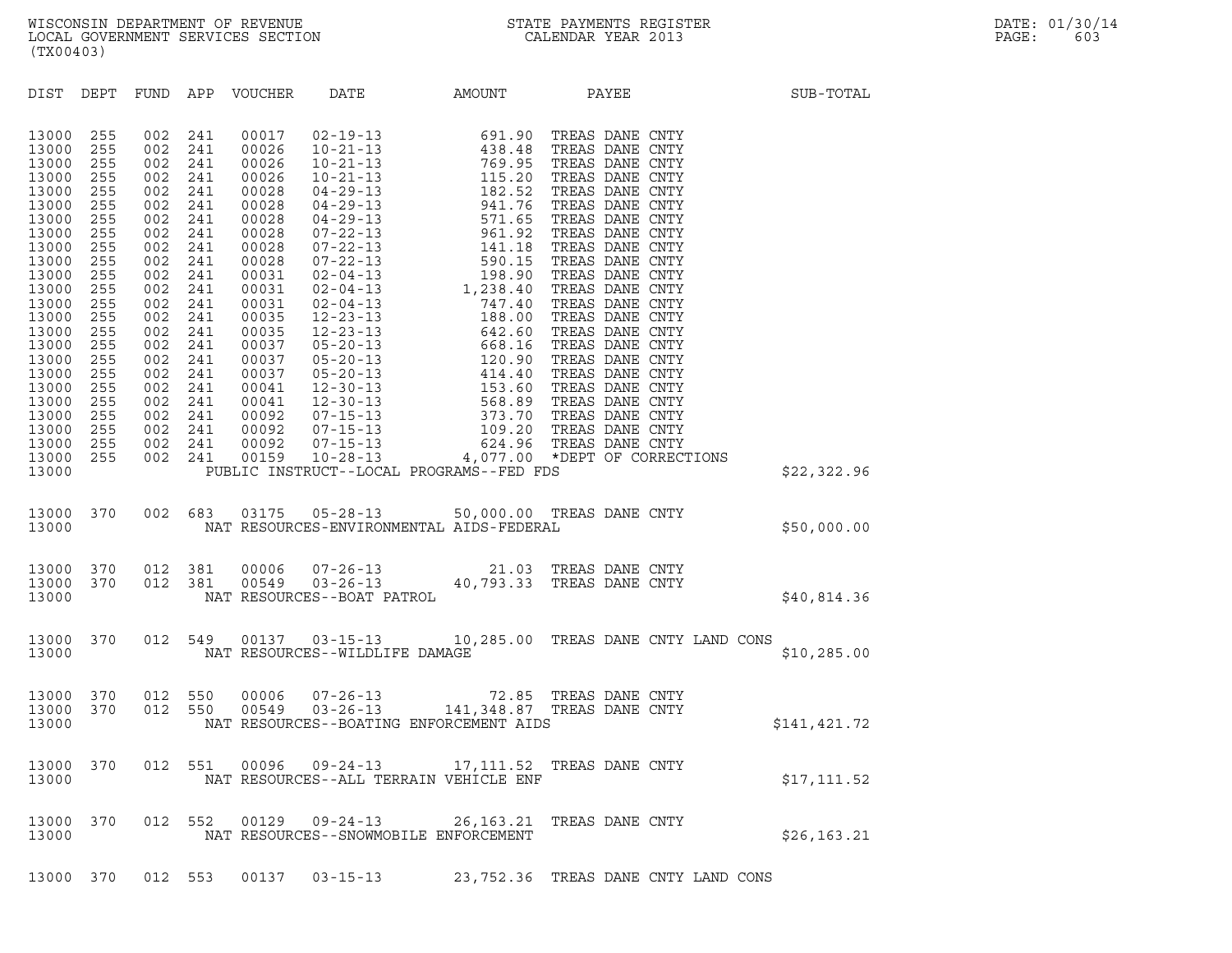WISCONSIN DEPARTMENT OF REVENUE
LOCAL GOVERNMENT SERVICES SECTION
(TX00403)

STATE PAYMENTS REGISTER
CALENDAR YEAR 2013

DATE: 01/30/14
PAGE: 603

| DIST | DEPT | FUND | APP | VOUCHER | DATE | AMOUNT | PAYEE | SUB-TOTAL |
|---|---|---|---|---|---|---|---|---|
| 13000 | 255 | 002 | 241 | 00017 | 02-19-13 | 691.90 | TREAS DANE CNTY | |
| 13000 | 255 | 002 | 241 | 00026 | 10-21-13 | 438.48 | TREAS DANE CNTY | |
| 13000 | 255 | 002 | 241 | 00026 | 10-21-13 | 769.95 | TREAS DANE CNTY | |
| 13000 | 255 | 002 | 241 | 00026 | 10-21-13 | 115.20 | TREAS DANE CNTY | |
| 13000 | 255 | 002 | 241 | 00028 | 04-29-13 | 182.52 | TREAS DANE CNTY | |
| 13000 | 255 | 002 | 241 | 00028 | 04-29-13 | 941.76 | TREAS DANE CNTY | |
| 13000 | 255 | 002 | 241 | 00028 | 04-29-13 | 571.65 | TREAS DANE CNTY | |
| 13000 | 255 | 002 | 241 | 00028 | 07-22-13 | 961.92 | TREAS DANE CNTY | |
| 13000 | 255 | 002 | 241 | 00028 | 07-22-13 | 141.18 | TREAS DANE CNTY | |
| 13000 | 255 | 002 | 241 | 00028 | 07-22-13 | 590.15 | TREAS DANE CNTY | |
| 13000 | 255 | 002 | 241 | 00031 | 02-04-13 | 198.90 | TREAS DANE CNTY | |
| 13000 | 255 | 002 | 241 | 00031 | 02-04-13 | 1,238.40 | TREAS DANE CNTY | |
| 13000 | 255 | 002 | 241 | 00031 | 02-04-13 | 747.40 | TREAS DANE CNTY | |
| 13000 | 255 | 002 | 241 | 00035 | 12-23-13 | 188.00 | TREAS DANE CNTY | |
| 13000 | 255 | 002 | 241 | 00035 | 12-23-13 | 642.60 | TREAS DANE CNTY | |
| 13000 | 255 | 002 | 241 | 00037 | 05-20-13 | 668.16 | TREAS DANE CNTY | |
| 13000 | 255 | 002 | 241 | 00037 | 05-20-13 | 120.90 | TREAS DANE CNTY | |
| 13000 | 255 | 002 | 241 | 00037 | 05-20-13 | 414.40 | TREAS DANE CNTY | |
| 13000 | 255 | 002 | 241 | 00041 | 12-30-13 | 153.60 | TREAS DANE CNTY | |
| 13000 | 255 | 002 | 241 | 00041 | 12-30-13 | 568.89 | TREAS DANE CNTY | |
| 13000 | 255 | 002 | 241 | 00092 | 07-15-13 | 373.70 | TREAS DANE CNTY | |
| 13000 | 255 | 002 | 241 | 00092 | 07-15-13 | 109.20 | TREAS DANE CNTY | |
| 13000 | 255 | 002 | 241 | 00092 | 07-15-13 | 624.96 | TREAS DANE CNTY | |
| 13000 | 255 | 002 | 241 | 00159 | 10-28-13 | 4,077.00 | *DEPT OF CORRECTIONS | |
| 13000 | | | | PUBLIC INSTRUCT--LOCAL PROGRAMS--FED FDS | | | | $22,322.96 |
| 13000 | 370 | 002 | 683 | 03175 | 05-28-13 | 50,000.00 | TREAS DANE CNTY | |
| 13000 | | | | NAT RESOURCES-ENVIRONMENTAL AIDS-FEDERAL | | | | $50,000.00 |
| 13000 | 370 | 012 | 381 | 00006 | 07-26-13 | 21.03 | TREAS DANE CNTY | |
| 13000 | 370 | 012 | 381 | 00549 | 03-26-13 | 40,793.33 | TREAS DANE CNTY | |
| 13000 | | | | NAT RESOURCES--BOAT PATROL | | | | $40,814.36 |
| 13000 | 370 | 012 | 549 | 00137 | 03-15-13 | 10,285.00 | TREAS DANE CNTY LAND CONS | |
| 13000 | | | | NAT RESOURCES--WILDLIFE DAMAGE | | | | $10,285.00 |
| 13000 | 370 | 012 | 550 | 00006 | 07-26-13 | 72.85 | TREAS DANE CNTY | |
| 13000 | 370 | 012 | 550 | 00549 | 03-26-13 | 141,348.87 | TREAS DANE CNTY | |
| 13000 | | | | NAT RESOURCES--BOATING ENFORCEMENT AIDS | | | | $141,421.72 |
| 13000 | 370 | 012 | 551 | 00096 | 09-24-13 | 17,111.52 | TREAS DANE CNTY | |
| 13000 | | | | NAT RESOURCES--ALL TERRAIN VEHICLE ENF | | | | $17,111.52 |
| 13000 | 370 | 012 | 552 | 00129 | 09-24-13 | 26,163.21 | TREAS DANE CNTY | |
| 13000 | | | | NAT RESOURCES--SNOWMOBILE ENFORCEMENT | | | | $26,163.21 |
| 13000 | 370 | 012 | 553 | 00137 | 03-15-13 | 23,752.36 | TREAS DANE CNTY LAND CONS | |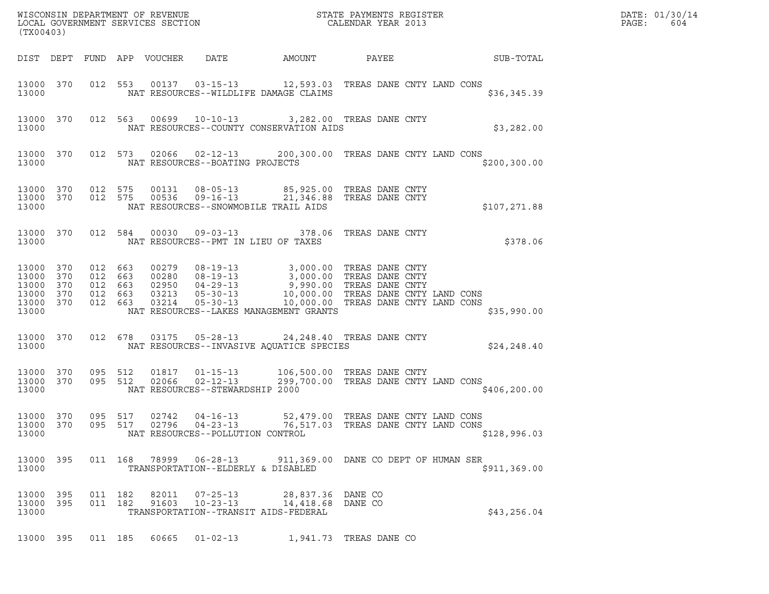WISCONSIN DEPARTMENT OF REVENUE
LOCAL GOVERNMENT SERVICES SECTION
(TX00403)

STATE PAYMENTS REGISTER
CALENDAR YEAR 2013

DATE: 01/30/14

| DIST | DEPT | FUND | APP | VOUCHER | DATE | AMOUNT | PAYEE | SUB-TOTAL |
|---|---|---|---|---|---|---|---|---|
| 13000 | 370 | 012 | 553 | 00137 | 03-15-13 | 12,593.03 | TREAS DANE CNTY LAND CONS | |
| 13000 | | | | | NAT RESOURCES--WILDLIFE DAMAGE CLAIMS | | | $36,345.39 |
| 13000 | 370 | 012 | 563 | 00699 | 10-10-13 | 3,282.00 | TREAS DANE CNTY | |
| 13000 | | | | | NAT RESOURCES--COUNTY CONSERVATION AIDS | | | $3,282.00 |
| 13000 | 370 | 012 | 573 | 02066 | 02-12-13 | 200,300.00 | TREAS DANE CNTY LAND CONS | |
| 13000 | | | | | NAT RESOURCES--BOATING PROJECTS | | | $200,300.00 |
| 13000 | 370 | 012 | 575 | 00131 | 08-05-13 | 85,925.00 | TREAS DANE CNTY | |
| 13000 | 370 | 012 | 575 | 00536 | 09-16-13 | 21,346.88 | TREAS DANE CNTY | |
| 13000 | | | | | NAT RESOURCES--SNOWMOBILE TRAIL AIDS | | | $107,271.88 |
| 13000 | 370 | 012 | 584 | 00030 | 09-03-13 | 378.06 | TREAS DANE CNTY | |
| 13000 | | | | | NAT RESOURCES--PMT IN LIEU OF TAXES | | | $378.06 |
| 13000 | 370 | 012 | 663 | 00279 | 08-19-13 | 3,000.00 | TREAS DANE CNTY | |
| 13000 | 370 | 012 | 663 | 00280 | 08-19-13 | 3,000.00 | TREAS DANE CNTY | |
| 13000 | 370 | 012 | 663 | 02950 | 04-29-13 | 9,990.00 | TREAS DANE CNTY | |
| 13000 | 370 | 012 | 663 | 03213 | 05-30-13 | 10,000.00 | TREAS DANE CNTY LAND CONS | |
| 13000 | 370 | 012 | 663 | 03214 | 05-30-13 | 10,000.00 | TREAS DANE CNTY LAND CONS | |
| 13000 | | | | | NAT RESOURCES--LAKES MANAGEMENT GRANTS | | | $35,990.00 |
| 13000 | 370 | 012 | 678 | 03175 | 05-28-13 | 24,248.40 | TREAS DANE CNTY | |
| 13000 | | | | | NAT RESOURCES--INVASIVE AQUATICE SPECIES | | | $24,248.40 |
| 13000 | 370 | 095 | 512 | 01817 | 01-15-13 | 106,500.00 | TREAS DANE CNTY | |
| 13000 | 370 | 095 | 512 | 02066 | 02-12-13 | 299,700.00 | TREAS DANE CNTY LAND CONS | |
| 13000 | | | | | NAT RESOURCES--STEWARDSHIP 2000 | | | $406,200.00 |
| 13000 | 370 | 095 | 517 | 02742 | 04-16-13 | 52,479.00 | TREAS DANE CNTY LAND CONS | |
| 13000 | 370 | 095 | 517 | 02796 | 04-23-13 | 76,517.03 | TREAS DANE CNTY LAND CONS | |
| 13000 | | | | | NAT RESOURCES--POLLUTION CONTROL | | | $128,996.03 |
| 13000 | 395 | 011 | 168 | 78999 | 06-28-13 | 911,369.00 | DANE CO DEPT OF HUMAN SER | |
| 13000 | | | | | TRANSPORTATION--ELDERLY & DISABLED | | | $911,369.00 |
| 13000 | 395 | 011 | 182 | 82011 | 07-25-13 | 28,837.36 | DANE CO | |
| 13000 | 395 | 011 | 182 | 91603 | 10-23-13 | 14,418.68 | DANE CO | |
| 13000 | | | | | TRANSPORTATION--TRANSIT AIDS-FEDERAL | | | $43,256.04 |
| 13000 | 395 | 011 | 185 | 60665 | 01-02-13 | 1,941.73 | TREAS DANE CO | |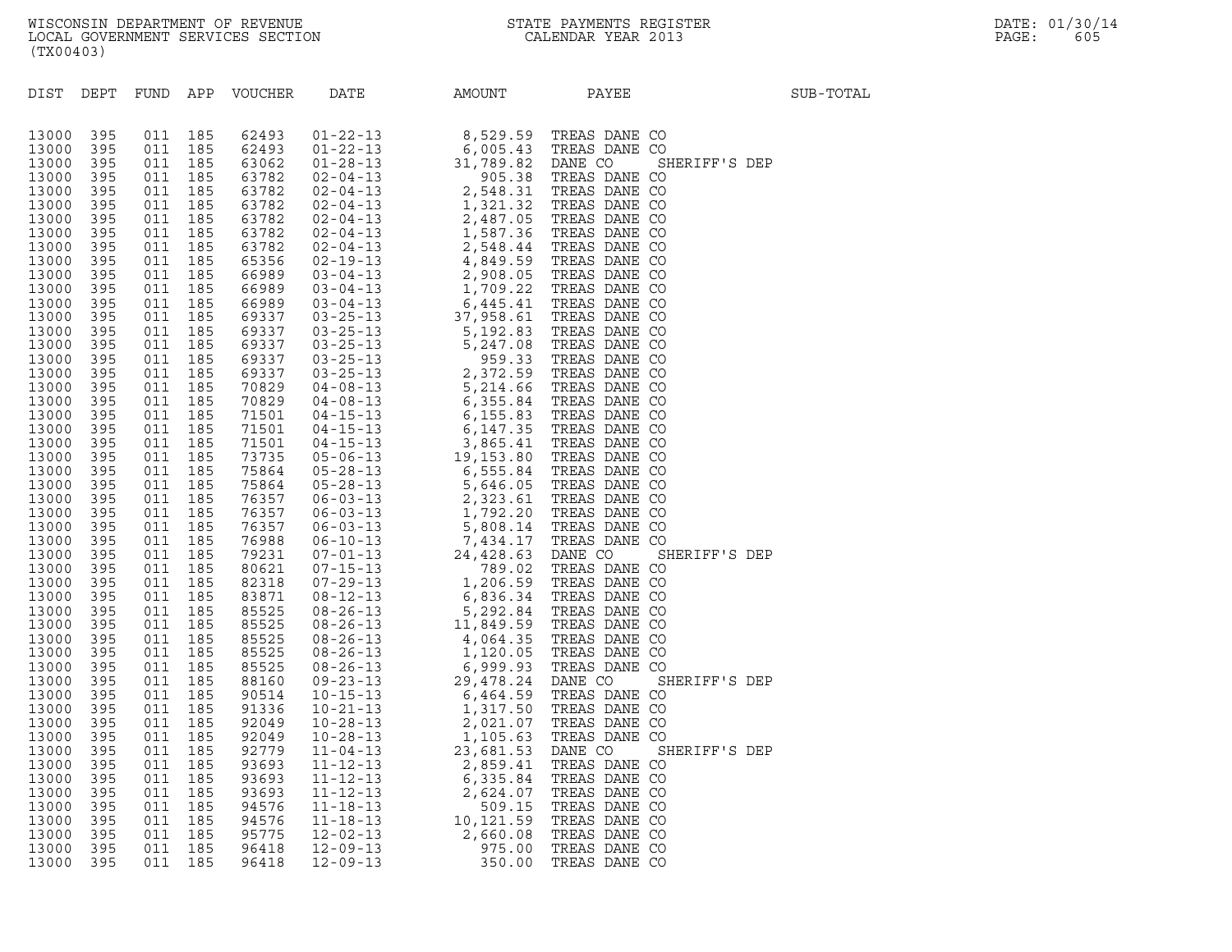WISCONSIN DEPARTMENT OF REVENUE
LOCAL GOVERNMENT SERVICES SECTION
(TX00403)

STATE PAYMENTS REGISTER
CALENDAR YEAR 2013

DATE: 01/30/14

| DIST | DEPT | FUND | APP | VOUCHER | DATE | AMOUNT | PAYEE | SUB-TOTAL |
|---|---|---|---|---|---|---|---|---|
| 13000 | 395 | 011 | 185 | 62493 | 01-22-13 | 8,529.59 | TREAS DANE CO | |
| 13000 | 395 | 011 | 185 | 62493 | 01-22-13 | 6,005.43 | TREAS DANE CO | |
| 13000 | 395 | 011 | 185 | 63062 | 01-28-13 | 31,789.82 | DANE CO SHERIFF'S DEP | |
| 13000 | 395 | 011 | 185 | 63782 | 02-04-13 | 905.38 | TREAS DANE CO | |
| 13000 | 395 | 011 | 185 | 63782 | 02-04-13 | 2,548.31 | TREAS DANE CO | |
| 13000 | 395 | 011 | 185 | 63782 | 02-04-13 | 1,321.32 | TREAS DANE CO | |
| 13000 | 395 | 011 | 185 | 63782 | 02-04-13 | 2,487.05 | TREAS DANE CO | |
| 13000 | 395 | 011 | 185 | 63782 | 02-04-13 | 1,587.36 | TREAS DANE CO | |
| 13000 | 395 | 011 | 185 | 63782 | 02-04-13 | 2,548.44 | TREAS DANE CO | |
| 13000 | 395 | 011 | 185 | 65356 | 02-19-13 | 4,849.59 | TREAS DANE CO | |
| 13000 | 395 | 011 | 185 | 66989 | 03-04-13 | 2,908.05 | TREAS DANE CO | |
| 13000 | 395 | 011 | 185 | 66989 | 03-04-13 | 1,709.22 | TREAS DANE CO | |
| 13000 | 395 | 011 | 185 | 66989 | 03-04-13 | 6,445.41 | TREAS DANE CO | |
| 13000 | 395 | 011 | 185 | 69337 | 03-25-13 | 37,958.61 | TREAS DANE CO | |
| 13000 | 395 | 011 | 185 | 69337 | 03-25-13 | 5,192.83 | TREAS DANE CO | |
| 13000 | 395 | 011 | 185 | 69337 | 03-25-13 | 5,247.08 | TREAS DANE CO | |
| 13000 | 395 | 011 | 185 | 69337 | 03-25-13 | 959.33 | TREAS DANE CO | |
| 13000 | 395 | 011 | 185 | 69337 | 03-25-13 | 2,372.59 | TREAS DANE CO | |
| 13000 | 395 | 011 | 185 | 70829 | 04-08-13 | 5,214.66 | TREAS DANE CO | |
| 13000 | 395 | 011 | 185 | 70829 | 04-08-13 | 6,355.84 | TREAS DANE CO | |
| 13000 | 395 | 011 | 185 | 71501 | 04-15-13 | 6,155.83 | TREAS DANE CO | |
| 13000 | 395 | 011 | 185 | 71501 | 04-15-13 | 6,147.35 | TREAS DANE CO | |
| 13000 | 395 | 011 | 185 | 71501 | 04-15-13 | 3,865.41 | TREAS DANE CO | |
| 13000 | 395 | 011 | 185 | 73735 | 05-06-13 | 19,153.80 | TREAS DANE CO | |
| 13000 | 395 | 011 | 185 | 75864 | 05-28-13 | 6,555.84 | TREAS DANE CO | |
| 13000 | 395 | 011 | 185 | 75864 | 05-28-13 | 5,646.05 | TREAS DANE CO | |
| 13000 | 395 | 011 | 185 | 76357 | 06-03-13 | 2,323.61 | TREAS DANE CO | |
| 13000 | 395 | 011 | 185 | 76357 | 06-03-13 | 1,792.20 | TREAS DANE CO | |
| 13000 | 395 | 011 | 185 | 76357 | 06-03-13 | 5,808.14 | TREAS DANE CO | |
| 13000 | 395 | 011 | 185 | 76988 | 06-10-13 | 7,434.17 | TREAS DANE CO | |
| 13000 | 395 | 011 | 185 | 79231 | 07-01-13 | 24,428.63 | DANE CO SHERIFF'S DEP | |
| 13000 | 395 | 011 | 185 | 80621 | 07-15-13 | 789.02 | TREAS DANE CO | |
| 13000 | 395 | 011 | 185 | 82318 | 07-29-13 | 1,206.59 | TREAS DANE CO | |
| 13000 | 395 | 011 | 185 | 83871 | 08-12-13 | 6,836.34 | TREAS DANE CO | |
| 13000 | 395 | 011 | 185 | 85525 | 08-26-13 | 5,292.84 | TREAS DANE CO | |
| 13000 | 395 | 011 | 185 | 85525 | 08-26-13 | 11,849.59 | TREAS DANE CO | |
| 13000 | 395 | 011 | 185 | 85525 | 08-26-13 | 4,064.35 | TREAS DANE CO | |
| 13000 | 395 | 011 | 185 | 85525 | 08-26-13 | 1,120.05 | TREAS DANE CO | |
| 13000 | 395 | 011 | 185 | 85525 | 08-26-13 | 6,999.93 | TREAS DANE CO | |
| 13000 | 395 | 011 | 185 | 88160 | 09-23-13 | 29,478.24 | DANE CO SHERIFF'S DEP | |
| 13000 | 395 | 011 | 185 | 90514 | 10-15-13 | 6,464.59 | TREAS DANE CO | |
| 13000 | 395 | 011 | 185 | 91336 | 10-21-13 | 1,317.50 | TREAS DANE CO | |
| 13000 | 395 | 011 | 185 | 92049 | 10-28-13 | 2,021.07 | TREAS DANE CO | |
| 13000 | 395 | 011 | 185 | 92049 | 10-28-13 | 1,105.63 | TREAS DANE CO | |
| 13000 | 395 | 011 | 185 | 92779 | 11-04-13 | 23,681.53 | DANE CO SHERIFF'S DEP | |
| 13000 | 395 | 011 | 185 | 93693 | 11-12-13 | 2,859.41 | TREAS DANE CO | |
| 13000 | 395 | 011 | 185 | 93693 | 11-12-13 | 6,335.84 | TREAS DANE CO | |
| 13000 | 395 | 011 | 185 | 93693 | 11-12-13 | 2,624.07 | TREAS DANE CO | |
| 13000 | 395 | 011 | 185 | 94576 | 11-18-13 | 509.15 | TREAS DANE CO | |
| 13000 | 395 | 011 | 185 | 94576 | 11-18-13 | 10,121.59 | TREAS DANE CO | |
| 13000 | 395 | 011 | 185 | 95775 | 12-02-13 | 2,660.08 | TREAS DANE CO | |
| 13000 | 395 | 011 | 185 | 96418 | 12-09-13 | 975.00 | TREAS DANE CO | |
| 13000 | 395 | 011 | 185 | 96418 | 12-09-13 | 350.00 | TREAS DANE CO | |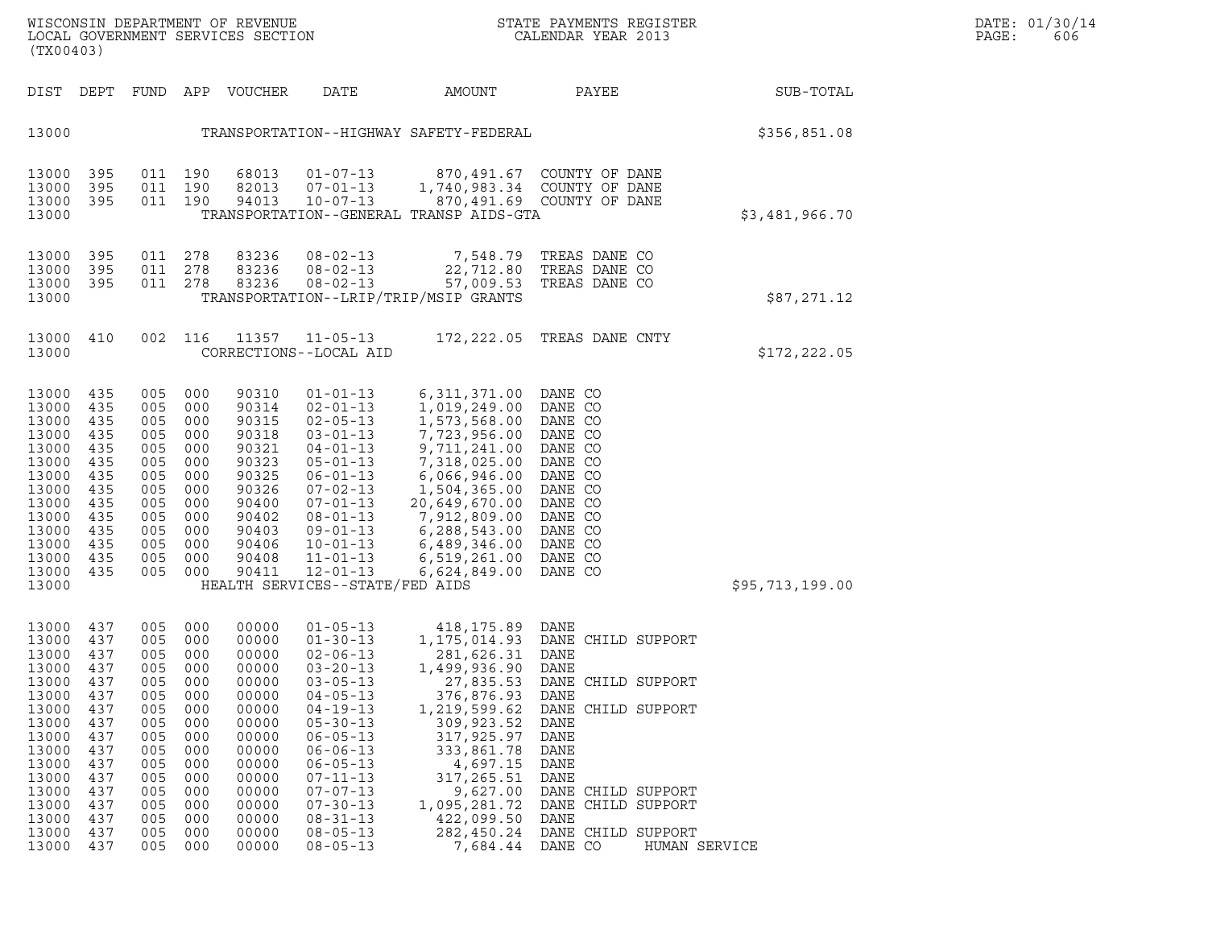WISCONSIN DEPARTMENT OF REVENUE
LOCAL GOVERNMENT SERVICES SECTION
(TX00403)

STATE PAYMENTS REGISTER
CALENDAR YEAR 2013

DATE: 01/30/14
PAGE: 606

| DIST | DEPT | FUND | APP | VOUCHER | DATE | AMOUNT | PAYEE | SUB-TOTAL |
|---|---|---|---|---|---|---|---|---|
| 13000 | | | | | TRANSPORTATION--HIGHWAY SAFETY-FEDERAL | | | $356,851.08 |
| 13000 | 395 | 011 | 190 | 68013 | 01-07-13 | 870,491.67 | COUNTY OF DANE | |
| 13000 | 395 | 011 | 190 | 82013 | 07-01-13 | 1,740,983.34 | COUNTY OF DANE | |
| 13000 | 395 | 011 | 190 | 94013 | 10-07-13 | 870,491.69 | COUNTY OF DANE | |
| 13000 | | | | | TRANSPORTATION--GENERAL TRANSP AIDS-GTA | | | $3,481,966.70 |
| 13000 | 395 | 011 | 278 | 83236 | 08-02-13 | 7,548.79 | TREAS DANE CO | |
| 13000 | 395 | 011 | 278 | 83236 | 08-02-13 | 22,712.80 | TREAS DANE CO | |
| 13000 | 395 | 011 | 278 | 83236 | 08-02-13 | 57,009.53 | TREAS DANE CO | |
| 13000 | | | | | TRANSPORTATION--LRIP/TRIP/MSIP GRANTS | | | $87,271.12 |
| 13000 | 410 | 002 | 116 | 11357 | 11-05-13 | 172,222.05 | TREAS DANE CNTY | |
| 13000 | | | | | CORRECTIONS--LOCAL AID | | | $172,222.05 |
| 13000 | 435 | 005 | 000 | 90310 | 01-01-13 | 6,311,371.00 | DANE CO | |
| 13000 | 435 | 005 | 000 | 90314 | 02-01-13 | 1,019,249.00 | DANE CO | |
| 13000 | 435 | 005 | 000 | 90315 | 02-05-13 | 1,573,568.00 | DANE CO | |
| 13000 | 435 | 005 | 000 | 90318 | 03-01-13 | 7,723,956.00 | DANE CO | |
| 13000 | 435 | 005 | 000 | 90321 | 04-01-13 | 9,711,241.00 | DANE CO | |
| 13000 | 435 | 005 | 000 | 90323 | 05-01-13 | 7,318,025.00 | DANE CO | |
| 13000 | 435 | 005 | 000 | 90325 | 06-01-13 | 6,066,946.00 | DANE CO | |
| 13000 | 435 | 005 | 000 | 90326 | 07-02-13 | 1,504,365.00 | DANE CO | |
| 13000 | 435 | 005 | 000 | 90400 | 07-01-13 | 20,649,670.00 | DANE CO | |
| 13000 | 435 | 005 | 000 | 90402 | 08-01-13 | 7,912,809.00 | DANE CO | |
| 13000 | 435 | 005 | 000 | 90403 | 09-01-13 | 6,288,543.00 | DANE CO | |
| 13000 | 435 | 005 | 000 | 90406 | 10-01-13 | 6,489,346.00 | DANE CO | |
| 13000 | 435 | 005 | 000 | 90408 | 11-01-13 | 6,519,261.00 | DANE CO | |
| 13000 | 435 | 005 | 000 | 90411 | 12-01-13 | 6,624,849.00 | DANE CO | |
| 13000 | | | | | HEALTH SERVICES--STATE/FED AIDS | | | $95,713,199.00 |
| 13000 | 437 | 005 | 000 | 00000 | 01-05-13 | 418,175.89 | DANE | |
| 13000 | 437 | 005 | 000 | 00000 | 01-30-13 | 1,175,014.93 | DANE CHILD SUPPORT | |
| 13000 | 437 | 005 | 000 | 00000 | 02-06-13 | 281,626.31 | DANE | |
| 13000 | 437 | 005 | 000 | 00000 | 03-20-13 | 1,499,936.90 | DANE | |
| 13000 | 437 | 005 | 000 | 00000 | 03-05-13 | 27,835.53 | DANE CHILD SUPPORT | |
| 13000 | 437 | 005 | 000 | 00000 | 04-05-13 | 376,876.93 | DANE | |
| 13000 | 437 | 005 | 000 | 00000 | 04-19-13 | 1,219,599.62 | DANE CHILD SUPPORT | |
| 13000 | 437 | 005 | 000 | 00000 | 05-30-13 | 309,923.52 | DANE | |
| 13000 | 437 | 005 | 000 | 00000 | 06-05-13 | 317,925.97 | DANE | |
| 13000 | 437 | 005 | 000 | 00000 | 06-06-13 | 333,861.78 | DANE | |
| 13000 | 437 | 005 | 000 | 00000 | 06-05-13 | 4,697.15 | DANE | |
| 13000 | 437 | 005 | 000 | 00000 | 07-11-13 | 317,265.51 | DANE | |
| 13000 | 437 | 005 | 000 | 00000 | 07-07-13 | 9,627.00 | DANE CHILD SUPPORT | |
| 13000 | 437 | 005 | 000 | 00000 | 07-30-13 | 1,095,281.72 | DANE CHILD SUPPORT | |
| 13000 | 437 | 005 | 000 | 00000 | 08-31-13 | 422,099.50 | DANE | |
| 13000 | 437 | 005 | 000 | 00000 | 08-05-13 | 282,450.24 | DANE CHILD SUPPORT | |
| 13000 | 437 | 005 | 000 | 00000 | 08-05-13 | 7,684.44 | DANE CO HUMAN SERVICE | |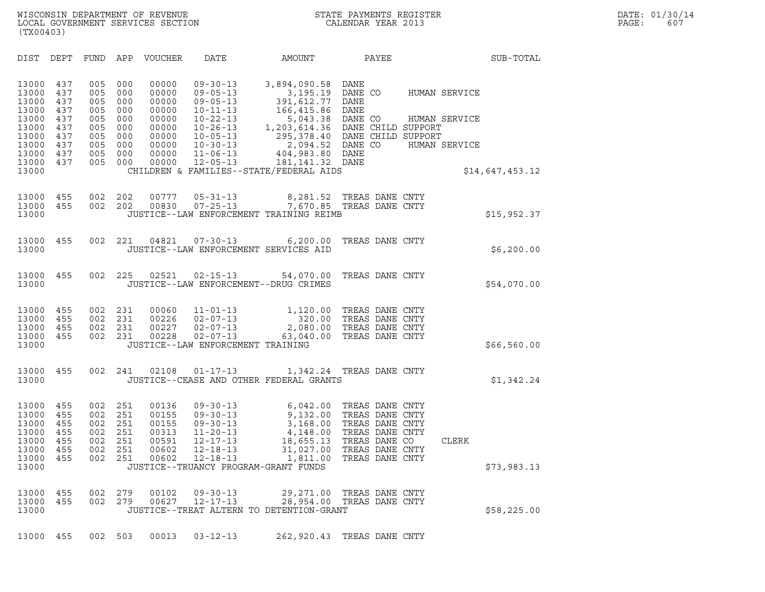WISCONSIN DEPARTMENT OF REVENUE
LOCAL GOVERNMENT SERVICES SECTION
(TX00403)

STATE PAYMENTS REGISTER
CALENDAR YEAR 2013

| DIST | DEPT | FUND | APP | VOUCHER | DATE | AMOUNT | PAYEE | SUB-TOTAL |
|---|---|---|---|---|---|---|---|---|
| 13000 | 437 | 005 | 000 | 00000 | 09-30-13 | 3,894,090.58 | DANE | |
| 13000 | 437 | 005 | 000 | 00000 | 09-05-13 | 3,195.19 | DANE CO HUMAN SERVICE | |
| 13000 | 437 | 005 | 000 | 00000 | 09-05-13 | 391,612.77 | DANE | |
| 13000 | 437 | 005 | 000 | 00000 | 10-11-13 | 166,415.86 | DANE | |
| 13000 | 437 | 005 | 000 | 00000 | 10-22-13 | 5,043.38 | DANE CO HUMAN SERVICE | |
| 13000 | 437 | 005 | 000 | 00000 | 10-26-13 | 1,203,614.36 | DANE CHILD SUPPORT | |
| 13000 | 437 | 005 | 000 | 00000 | 10-05-13 | 295,378.40 | DANE CHILD SUPPORT | |
| 13000 | 437 | 005 | 000 | 00000 | 10-30-13 | 2,094.52 | DANE CO HUMAN SERVICE | |
| 13000 | 437 | 005 | 000 | 00000 | 11-06-13 | 404,983.80 | DANE | |
| 13000 | 437 | 005 | 000 | 00000 | 12-05-13 | 181,141.32 | DANE | |
| 13000 | | | | | CHILDREN & FAMILIES--STATE/FEDERAL AIDS | | | $14,647,453.12 |
| 13000 | 455 | 002 | 202 | 00777 | 05-31-13 | 8,281.52 | TREAS DANE CNTY | |
| 13000 | 455 | 002 | 202 | 00830 | 07-25-13 | 7,670.85 | TREAS DANE CNTY | |
| 13000 | | | | | JUSTICE--LAW ENFORCEMENT TRAINING REIMB | | | $15,952.37 |
| 13000 | 455 | 002 | 221 | 04821 | 07-30-13 | 6,200.00 | TREAS DANE CNTY | |
| 13000 | | | | | JUSTICE--LAW ENFORCEMENT SERVICES AID | | | $6,200.00 |
| 13000 | 455 | 002 | 225 | 02521 | 02-15-13 | 54,070.00 | TREAS DANE CNTY | |
| 13000 | | | | | JUSTICE--LAW ENFORCEMENT--DRUG CRIMES | | | $54,070.00 |
| 13000 | 455 | 002 | 231 | 00060 | 11-01-13 | 1,120.00 | TREAS DANE CNTY | |
| 13000 | 455 | 002 | 231 | 00226 | 02-07-13 | 320.00 | TREAS DANE CNTY | |
| 13000 | 455 | 002 | 231 | 00227 | 02-07-13 | 2,080.00 | TREAS DANE CNTY | |
| 13000 | 455 | 002 | 231 | 00228 | 02-07-13 | 63,040.00 | TREAS DANE CNTY | |
| 13000 | | | | | JUSTICE--LAW ENFORCEMENT TRAINING | | | $66,560.00 |
| 13000 | 455 | 002 | 241 | 02108 | 01-17-13 | 1,342.24 | TREAS DANE CNTY | |
| 13000 | | | | | JUSTICE--CEASE AND OTHER FEDERAL GRANTS | | | $1,342.24 |
| 13000 | 455 | 002 | 251 | 00136 | 09-30-13 | 6,042.00 | TREAS DANE CNTY | |
| 13000 | 455 | 002 | 251 | 00155 | 09-30-13 | 9,132.00 | TREAS DANE CNTY | |
| 13000 | 455 | 002 | 251 | 00155 | 09-30-13 | 3,168.00 | TREAS DANE CNTY | |
| 13000 | 455 | 002 | 251 | 00313 | 11-20-13 | 4,148.00 | TREAS DANE CNTY | |
| 13000 | 455 | 002 | 251 | 00591 | 12-17-13 | 18,655.13 | TREAS DANE CO CLERK | |
| 13000 | 455 | 002 | 251 | 00602 | 12-18-13 | 31,027.00 | TREAS DANE CNTY | |
| 13000 | 455 | 002 | 251 | 00602 | 12-18-13 | 1,811.00 | TREAS DANE CNTY | |
| 13000 | | | | | JUSTICE--TRUANCY PROGRAM-GRANT FUNDS | | | $73,983.13 |
| 13000 | 455 | 002 | 279 | 00102 | 09-30-13 | 29,271.00 | TREAS DANE CNTY | |
| 13000 | 455 | 002 | 279 | 00627 | 12-17-13 | 28,954.00 | TREAS DANE CNTY | |
| 13000 | | | | | JUSTICE--TREAT ALTERN TO DETENTION-GRANT | | | $58,225.00 |
| 13000 | 455 | 002 | 503 | 00013 | 03-12-13 | 262,920.43 | TREAS DANE CNTY | |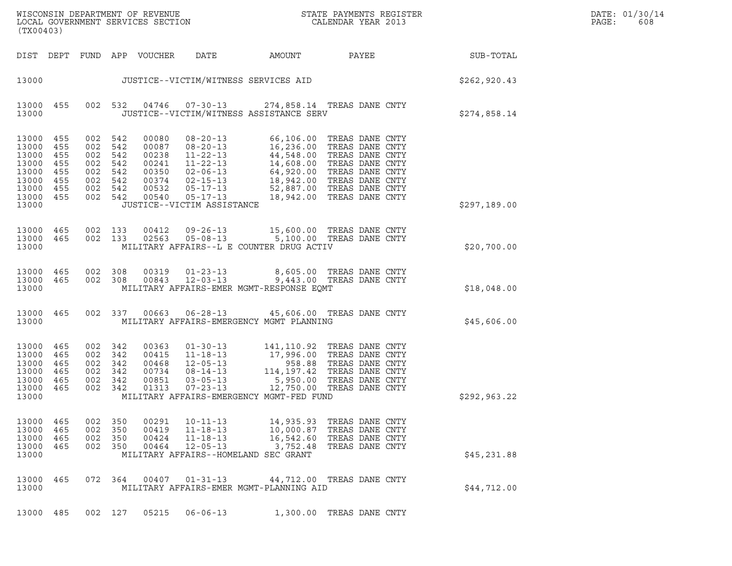WISCONSIN DEPARTMENT OF REVENUE
LOCAL GOVERNMENT SERVICES SECTION
(TX00403)

STATE PAYMENTS REGISTER
CALENDAR YEAR 2013

DATE: 01/30/14
PAGE: 608

| DIST | DEPT | FUND | APP | VOUCHER | DATE | AMOUNT | PAYEE | SUB-TOTAL |
|---|---|---|---|---|---|---|---|---|
| 13000 | | | | | JUSTICE--VICTIM/WITNESS SERVICES AID | | | $262,920.43 |
| 13000 | 455 | 002 | 532 | 04746 | 07-30-13 | 274,858.14 | TREAS DANE CNTY | |
| 13000 | | | | | JUSTICE--VICTIM/WITNESS ASSISTANCE SERV | | | $274,858.14 |
| 13000 | 455 | 002 | 542 | 00080 | 08-20-13 | 66,106.00 | TREAS DANE CNTY | |
| 13000 | 455 | 002 | 542 | 00087 | 08-20-13 | 16,236.00 | TREAS DANE CNTY | |
| 13000 | 455 | 002 | 542 | 00238 | 11-22-13 | 44,548.00 | TREAS DANE CNTY | |
| 13000 | 455 | 002 | 542 | 00241 | 11-22-13 | 14,608.00 | TREAS DANE CNTY | |
| 13000 | 455 | 002 | 542 | 00350 | 02-06-13 | 64,920.00 | TREAS DANE CNTY | |
| 13000 | 455 | 002 | 542 | 00374 | 02-15-13 | 18,942.00 | TREAS DANE CNTY | |
| 13000 | 455 | 002 | 542 | 00532 | 05-17-13 | 52,887.00 | TREAS DANE CNTY | |
| 13000 | 455 | 002 | 542 | 00540 | 05-17-13 | 18,942.00 | TREAS DANE CNTY | |
| 13000 | | | | | JUSTICE--VICTIM ASSISTANCE | | | $297,189.00 |
| 13000 | 465 | 002 | 133 | 00412 | 09-26-13 | 15,600.00 | TREAS DANE CNTY | |
| 13000 | 465 | 002 | 133 | 02563 | 05-08-13 | 5,100.00 | TREAS DANE CNTY | |
| 13000 | | | | | MILITARY AFFAIRS--L E COUNTER DRUG ACTIV | | | $20,700.00 |
| 13000 | 465 | 002 | 308 | 00319 | 01-23-13 | 8,605.00 | TREAS DANE CNTY | |
| 13000 | 465 | 002 | 308 | 00843 | 12-03-13 | 9,443.00 | TREAS DANE CNTY | |
| 13000 | | | | | MILITARY AFFAIRS-EMER MGMT-RESPONSE EQMT | | | $18,048.00 |
| 13000 | 465 | 002 | 337 | 00663 | 06-28-13 | 45,606.00 | TREAS DANE CNTY | |
| 13000 | | | | | MILITARY AFFAIRS-EMERGENCY MGMT PLANNING | | | $45,606.00 |
| 13000 | 465 | 002 | 342 | 00363 | 01-30-13 | 141,110.92 | TREAS DANE CNTY | |
| 13000 | 465 | 002 | 342 | 00415 | 11-18-13 | 17,996.00 | TREAS DANE CNTY | |
| 13000 | 465 | 002 | 342 | 00468 | 12-05-13 | 958.88 | TREAS DANE CNTY | |
| 13000 | 465 | 002 | 342 | 00734 | 08-14-13 | 114,197.42 | TREAS DANE CNTY | |
| 13000 | 465 | 002 | 342 | 00851 | 03-05-13 | 5,950.00 | TREAS DANE CNTY | |
| 13000 | 465 | 002 | 342 | 01313 | 07-23-13 | 12,750.00 | TREAS DANE CNTY | |
| 13000 | | | | | MILITARY AFFAIRS-EMERGENCY MGMT-FED FUND | | | $292,963.22 |
| 13000 | 465 | 002 | 350 | 00291 | 10-11-13 | 14,935.93 | TREAS DANE CNTY | |
| 13000 | 465 | 002 | 350 | 00419 | 11-18-13 | 10,000.87 | TREAS DANE CNTY | |
| 13000 | 465 | 002 | 350 | 00424 | 11-18-13 | 16,542.60 | TREAS DANE CNTY | |
| 13000 | 465 | 002 | 350 | 00464 | 12-05-13 | 3,752.48 | TREAS DANE CNTY | |
| 13000 | | | | | MILITARY AFFAIRS--HOMELAND SEC GRANT | | | $45,231.88 |
| 13000 | 465 | 072 | 364 | 00407 | 01-31-13 | 44,712.00 | TREAS DANE CNTY | |
| 13000 | | | | | MILITARY AFFAIRS-EMER MGMT-PLANNING AID | | | $44,712.00 |
| 13000 | 485 | 002 | 127 | 05215 | 06-06-13 | 1,300.00 | TREAS DANE CNTY | |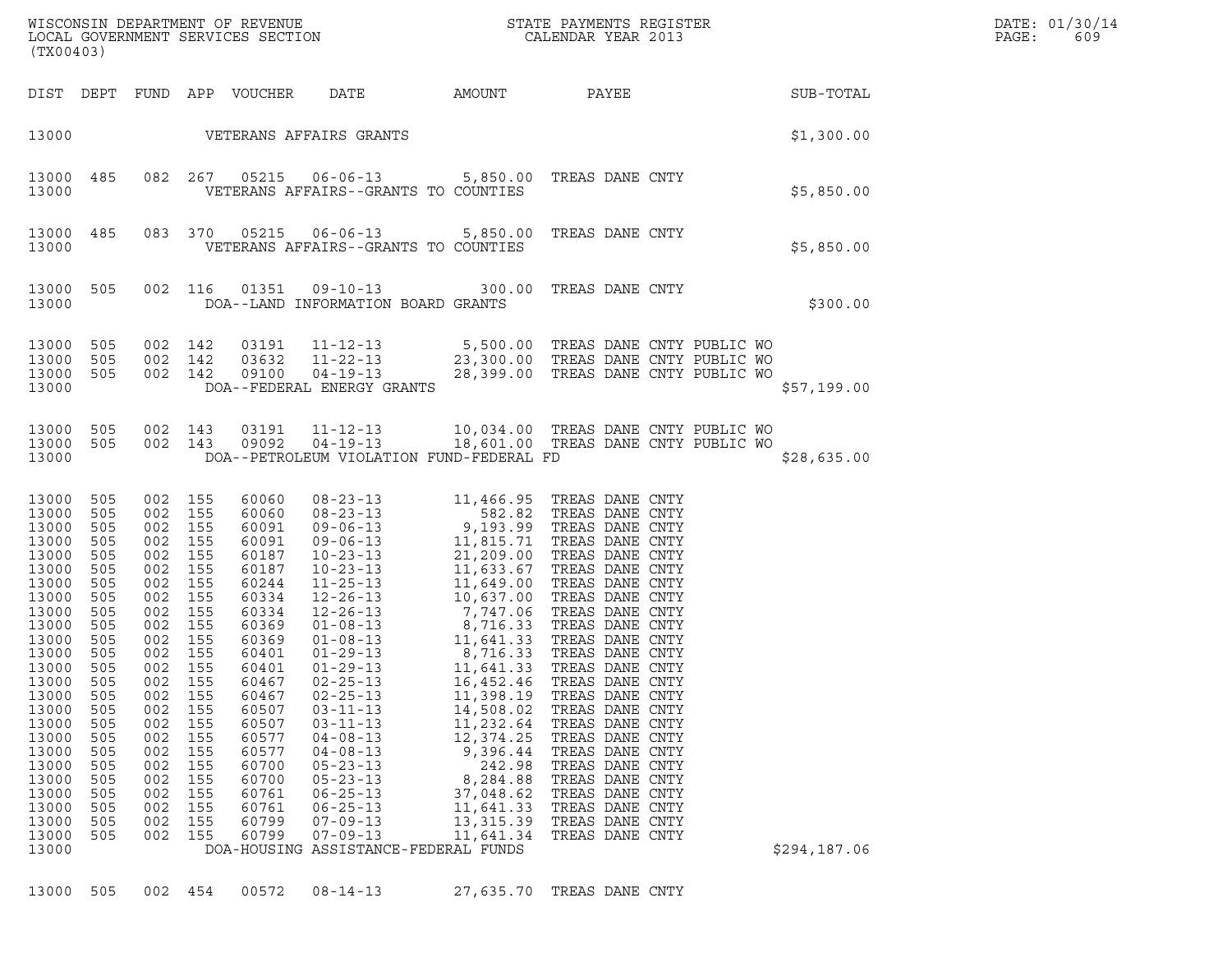| DIST | DEPT | FUND | APP | VOUCHER | DATE | AMOUNT | PAYEE | SUB-TOTAL |
|---|---|---|---|---|---|---|---|---|
| 13000 | | | | VETERANS AFFAIRS GRANTS | | | | $1,300.00 |
| 13000 | 485 | 082 | 267 | 05215 | 06-06-13 | 5,850.00 | TREAS DANE CNTY | |
| 13000 | | | | VETERANS AFFAIRS--GRANTS TO COUNTIES | | | | $5,850.00 |
| 13000 | 485 | 083 | 370 | 05215 | 06-06-13 | 5,850.00 | TREAS DANE CNTY | |
| 13000 | | | | VETERANS AFFAIRS--GRANTS TO COUNTIES | | | | $5,850.00 |
| 13000 | 505 | 002 | 116 | 01351 | 09-10-13 | 300.00 | TREAS DANE CNTY | |
| 13000 | | | | DOA--LAND INFORMATION BOARD GRANTS | | | | $300.00 |
| 13000 | 505 | 002 | 142 | 03191 | 11-12-13 | 5,500.00 | TREAS DANE CNTY PUBLIC WO | |
| 13000 | 505 | 002 | 142 | 03632 | 11-22-13 | 23,300.00 | TREAS DANE CNTY PUBLIC WO | |
| 13000 | 505 | 002 | 142 | 09100 | 04-19-13 | 28,399.00 | TREAS DANE CNTY PUBLIC WO | |
| 13000 | | | | DOA--FEDERAL ENERGY GRANTS | | | | $57,199.00 |
| 13000 | 505 | 002 | 143 | 03191 | 11-12-13 | 10,034.00 | TREAS DANE CNTY PUBLIC WO | |
| 13000 | 505 | 002 | 143 | 09092 | 04-19-13 | 18,601.00 | TREAS DANE CNTY PUBLIC WO | |
| 13000 | | | | DOA--PETROLEUM VIOLATION FUND-FEDERAL FD | | | | $28,635.00 |
| 13000 | 505 | 002 | 155 | 60060 | 08-23-13 | 11,466.95 | TREAS DANE CNTY | |
| 13000 | 505 | 002 | 155 | 60060 | 08-23-13 | 582.82 | TREAS DANE CNTY | |
| 13000 | 505 | 002 | 155 | 60091 | 09-06-13 | 9,193.99 | TREAS DANE CNTY | |
| 13000 | 505 | 002 | 155 | 60091 | 09-06-13 | 11,815.71 | TREAS DANE CNTY | |
| 13000 | 505 | 002 | 155 | 60187 | 10-23-13 | 21,209.00 | TREAS DANE CNTY | |
| 13000 | 505 | 002 | 155 | 60187 | 10-23-13 | 11,633.67 | TREAS DANE CNTY | |
| 13000 | 505 | 002 | 155 | 60244 | 11-25-13 | 11,649.00 | TREAS DANE CNTY | |
| 13000 | 505 | 002 | 155 | 60334 | 12-26-13 | 10,637.00 | TREAS DANE CNTY | |
| 13000 | 505 | 002 | 155 | 60334 | 12-26-13 | 7,747.06 | TREAS DANE CNTY | |
| 13000 | 505 | 002 | 155 | 60369 | 01-08-13 | 8,716.33 | TREAS DANE CNTY | |
| 13000 | 505 | 002 | 155 | 60369 | 01-08-13 | 11,641.33 | TREAS DANE CNTY | |
| 13000 | 505 | 002 | 155 | 60401 | 01-29-13 | 8,716.33 | TREAS DANE CNTY | |
| 13000 | 505 | 002 | 155 | 60401 | 01-29-13 | 11,641.33 | TREAS DANE CNTY | |
| 13000 | 505 | 002 | 155 | 60467 | 02-25-13 | 16,452.46 | TREAS DANE CNTY | |
| 13000 | 505 | 002 | 155 | 60467 | 02-25-13 | 11,398.19 | TREAS DANE CNTY | |
| 13000 | 505 | 002 | 155 | 60507 | 03-11-13 | 14,508.02 | TREAS DANE CNTY | |
| 13000 | 505 | 002 | 155 | 60507 | 03-11-13 | 11,232.64 | TREAS DANE CNTY | |
| 13000 | 505 | 002 | 155 | 60577 | 04-08-13 | 12,374.25 | TREAS DANE CNTY | |
| 13000 | 505 | 002 | 155 | 60577 | 04-08-13 | 9,396.44 | TREAS DANE CNTY | |
| 13000 | 505 | 002 | 155 | 60700 | 05-23-13 | 242.98 | TREAS DANE CNTY | |
| 13000 | 505 | 002 | 155 | 60700 | 05-23-13 | 8,284.88 | TREAS DANE CNTY | |
| 13000 | 505 | 002 | 155 | 60761 | 06-25-13 | 37,048.62 | TREAS DANE CNTY | |
| 13000 | 505 | 002 | 155 | 60761 | 06-25-13 | 11,641.33 | TREAS DANE CNTY | |
| 13000 | 505 | 002 | 155 | 60799 | 07-09-13 | 13,315.39 | TREAS DANE CNTY | |
| 13000 | 505 | 002 | 155 | 60799 | 07-09-13 | 11,641.34 | TREAS DANE CNTY | |
| 13000 | | | | DOA-HOUSING ASSISTANCE-FEDERAL FUNDS | | | | $294,187.06 |
| 13000 | 505 | 002 | 454 | 00572 | 08-14-13 | 27,635.70 | TREAS DANE CNTY | |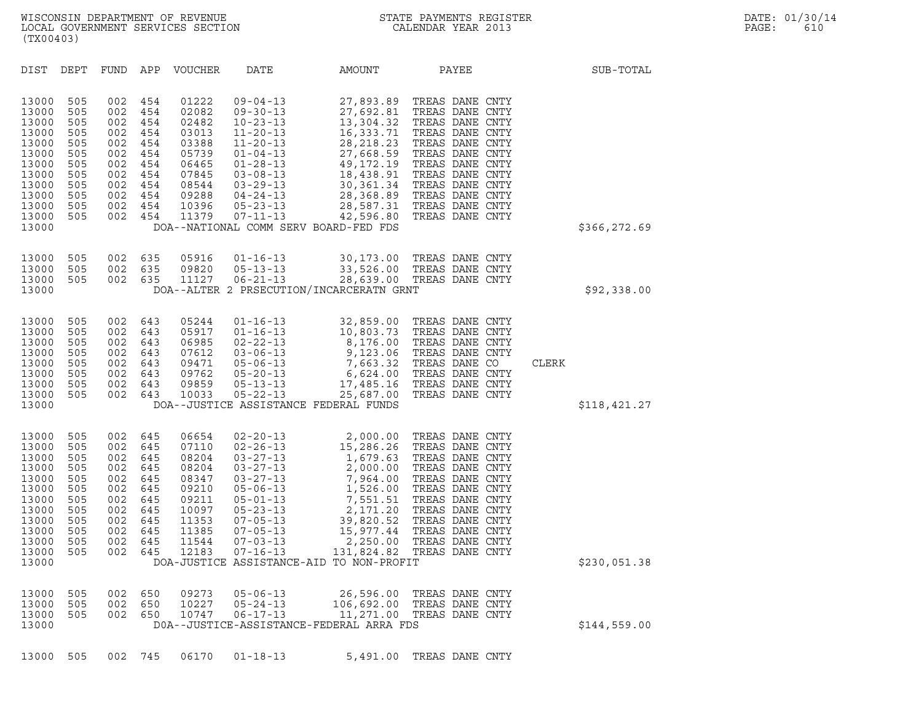WISCONSIN DEPARTMENT OF REVENUE
LOCAL GOVERNMENT SERVICES SECTION
(TX00403)

STATE PAYMENTS REGISTER
CALENDAR YEAR 2013

DATE: 01/30/14

| DIST | DEPT | FUND | APP | VOUCHER | DATE | AMOUNT | PAYEE | | SUB-TOTAL |
|---|---|---|---|---|---|---|---|---|---|
| 13000 | 505 | 002 | 454 | 01222 | 09-04-13 | 27,893.89 | TREAS DANE CNTY | | |
| 13000 | 505 | 002 | 454 | 02082 | 09-30-13 | 27,692.81 | TREAS DANE CNTY | | |
| 13000 | 505 | 002 | 454 | 02482 | 10-23-13 | 13,304.32 | TREAS DANE CNTY | | |
| 13000 | 505 | 002 | 454 | 03013 | 11-20-13 | 16,333.71 | TREAS DANE CNTY | | |
| 13000 | 505 | 002 | 454 | 03388 | 11-20-13 | 28,218.23 | TREAS DANE CNTY | | |
| 13000 | 505 | 002 | 454 | 05739 | 01-04-13 | 27,668.59 | TREAS DANE CNTY | | |
| 13000 | 505 | 002 | 454 | 06465 | 01-28-13 | 49,172.19 | TREAS DANE CNTY | | |
| 13000 | 505 | 002 | 454 | 07845 | 03-08-13 | 18,438.91 | TREAS DANE CNTY | | |
| 13000 | 505 | 002 | 454 | 08544 | 03-29-13 | 30,361.34 | TREAS DANE CNTY | | |
| 13000 | 505 | 002 | 454 | 09288 | 04-24-13 | 28,368.89 | TREAS DANE CNTY | | |
| 13000 | 505 | 002 | 454 | 10396 | 05-23-13 | 28,587.31 | TREAS DANE CNTY | | |
| 13000 | 505 | 002 | 454 | 11379 | 07-11-13 | 42,596.80 | TREAS DANE CNTY | | |
| 13000 | | | | | DOA--NATIONAL COMM SERV BOARD-FED FDS | | | | $366,272.69 |
| 13000 | 505 | 002 | 635 | 05916 | 01-16-13 | 30,173.00 | TREAS DANE CNTY | | |
| 13000 | 505 | 002 | 635 | 09820 | 05-13-13 | 33,526.00 | TREAS DANE CNTY | | |
| 13000 | 505 | 002 | 635 | 11127 | 06-21-13 | 28,639.00 | TREAS DANE CNTY | | |
| 13000 | | | | | DOA--ALTER 2 PRSECUTION/INCARCERATN GRNT | | | | $92,338.00 |
| 13000 | 505 | 002 | 643 | 05244 | 01-16-13 | 32,859.00 | TREAS DANE CNTY | | |
| 13000 | 505 | 002 | 643 | 05917 | 01-16-13 | 10,803.73 | TREAS DANE CNTY | | |
| 13000 | 505 | 002 | 643 | 06985 | 02-22-13 | 8,176.00 | TREAS DANE CNTY | | |
| 13000 | 505 | 002 | 643 | 07612 | 03-06-13 | 9,123.06 | TREAS DANE CNTY | | |
| 13000 | 505 | 002 | 643 | 09471 | 05-06-13 | 7,663.32 | TREAS DANE CO | CLERK | |
| 13000 | 505 | 002 | 643 | 09762 | 05-20-13 | 6,624.00 | TREAS DANE CNTY | | |
| 13000 | 505 | 002 | 643 | 09859 | 05-13-13 | 17,485.16 | TREAS DANE CNTY | | |
| 13000 | 505 | 002 | 643 | 10033 | 05-22-13 | 25,687.00 | TREAS DANE CNTY | | |
| 13000 | | | | | DOA--JUSTICE ASSISTANCE FEDERAL FUNDS | | | | $118,421.27 |
| 13000 | 505 | 002 | 645 | 06654 | 02-20-13 | 2,000.00 | TREAS DANE CNTY | | |
| 13000 | 505 | 002 | 645 | 07110 | 02-26-13 | 15,286.26 | TREAS DANE CNTY | | |
| 13000 | 505 | 002 | 645 | 08204 | 03-27-13 | 1,679.63 | TREAS DANE CNTY | | |
| 13000 | 505 | 002 | 645 | 08204 | 03-27-13 | 2,000.00 | TREAS DANE CNTY | | |
| 13000 | 505 | 002 | 645 | 08347 | 03-27-13 | 7,964.00 | TREAS DANE CNTY | | |
| 13000 | 505 | 002 | 645 | 09210 | 05-06-13 | 1,526.00 | TREAS DANE CNTY | | |
| 13000 | 505 | 002 | 645 | 09211 | 05-01-13 | 7,551.51 | TREAS DANE CNTY | | |
| 13000 | 505 | 002 | 645 | 10097 | 05-23-13 | 2,171.20 | TREAS DANE CNTY | | |
| 13000 | 505 | 002 | 645 | 11353 | 07-05-13 | 39,820.52 | TREAS DANE CNTY | | |
| 13000 | 505 | 002 | 645 | 11385 | 07-05-13 | 15,977.44 | TREAS DANE CNTY | | |
| 13000 | 505 | 002 | 645 | 11544 | 07-03-13 | 2,250.00 | TREAS DANE CNTY | | |
| 13000 | 505 | 002 | 645 | 12183 | 07-16-13 | 131,824.82 | TREAS DANE CNTY | | |
| 13000 | | | | | DOA-JUSTICE ASSISTANCE-AID TO NON-PROFIT | | | | $230,051.38 |
| 13000 | 505 | 002 | 650 | 09273 | 05-06-13 | 26,596.00 | TREAS DANE CNTY | | |
| 13000 | 505 | 002 | 650 | 10227 | 05-24-13 | 106,692.00 | TREAS DANE CNTY | | |
| 13000 | 505 | 002 | 650 | 10747 | 06-17-13 | 11,271.00 | TREAS DANE CNTY | | |
| 13000 | | | | | D0A--JUSTICE-ASSISTANCE-FEDERAL ARRA FDS | | | | $144,559.00 |
| 13000 | 505 | 002 | 745 | 06170 | 01-18-13 | 5,491.00 | TREAS DANE CNTY | | |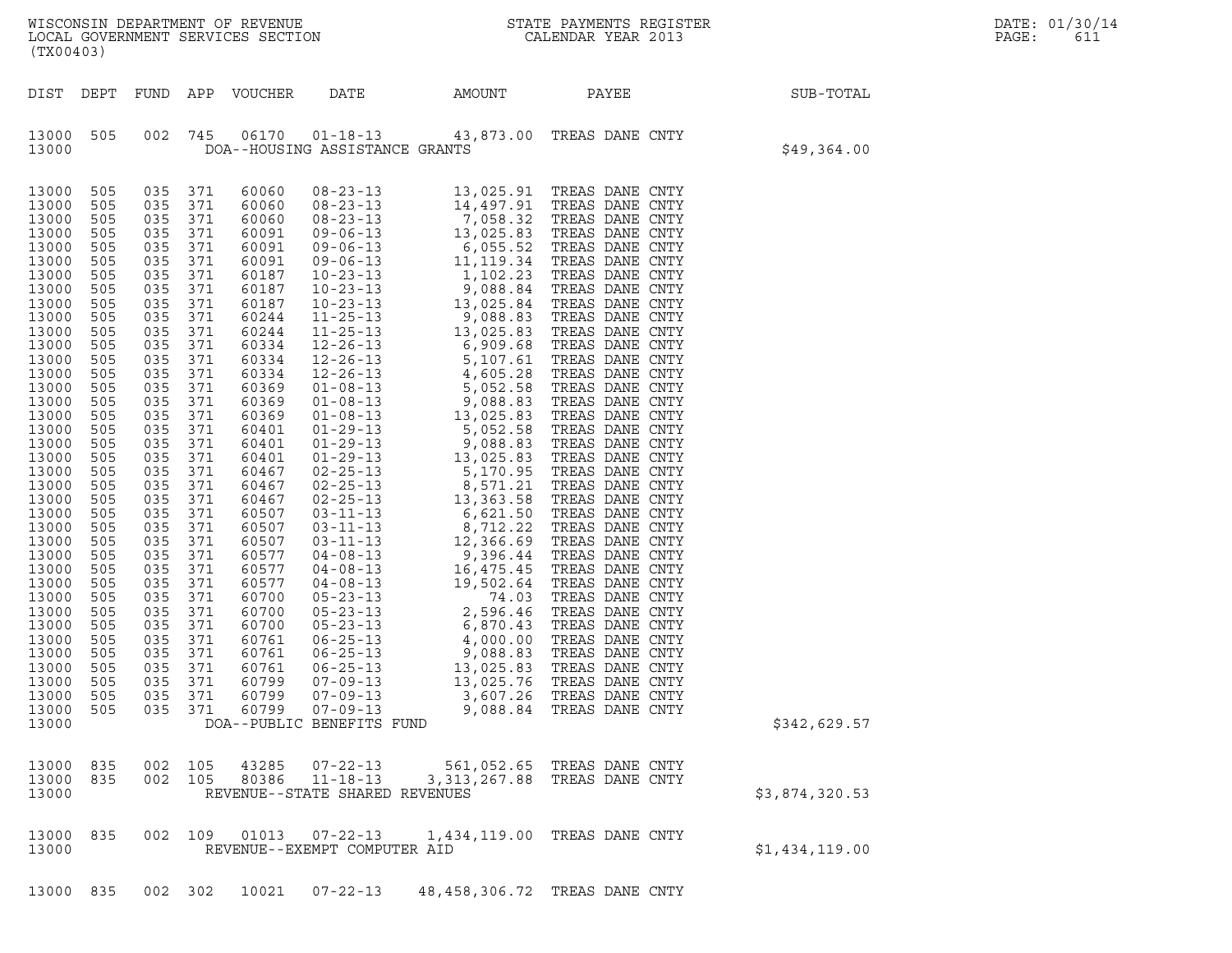| DIST | DEPT | FUND | APP | VOUCHER | DATE | AMOUNT | PAYEE | SUB-TOTAL |
|---|---|---|---|---|---|---|---|---|
| 13000 | 505 | 002 | 745 | 06170 | 01-18-13 | 43,873.00 | TREAS DANE CNTY | |
| 13000 | | | | DOA--HOUSING ASSISTANCE GRANTS | | | | $49,364.00 |
| 13000 | 505 | 035 | 371 | 60060 | 08-23-13 | 13,025.91 | TREAS DANE CNTY | |
| 13000 | 505 | 035 | 371 | 60060 | 08-23-13 | 14,497.91 | TREAS DANE CNTY | |
| 13000 | 505 | 035 | 371 | 60060 | 08-23-13 | 7,058.32 | TREAS DANE CNTY | |
| 13000 | 505 | 035 | 371 | 60091 | 09-06-13 | 13,025.83 | TREAS DANE CNTY | |
| 13000 | 505 | 035 | 371 | 60091 | 09-06-13 | 6,055.52 | TREAS DANE CNTY | |
| 13000 | 505 | 035 | 371 | 60091 | 09-06-13 | 11,119.34 | TREAS DANE CNTY | |
| 13000 | 505 | 035 | 371 | 60187 | 10-23-13 | 1,102.23 | TREAS DANE CNTY | |
| 13000 | 505 | 035 | 371 | 60187 | 10-23-13 | 9,088.84 | TREAS DANE CNTY | |
| 13000 | 505 | 035 | 371 | 60187 | 10-23-13 | 13,025.84 | TREAS DANE CNTY | |
| 13000 | 505 | 035 | 371 | 60244 | 11-25-13 | 9,088.83 | TREAS DANE CNTY | |
| 13000 | 505 | 035 | 371 | 60244 | 11-25-13 | 13,025.83 | TREAS DANE CNTY | |
| 13000 | 505 | 035 | 371 | 60334 | 12-26-13 | 6,909.68 | TREAS DANE CNTY | |
| 13000 | 505 | 035 | 371 | 60334 | 12-26-13 | 5,107.61 | TREAS DANE CNTY | |
| 13000 | 505 | 035 | 371 | 60334 | 12-26-13 | 4,605.28 | TREAS DANE CNTY | |
| 13000 | 505 | 035 | 371 | 60369 | 01-08-13 | 5,052.58 | TREAS DANE CNTY | |
| 13000 | 505 | 035 | 371 | 60369 | 01-08-13 | 9,088.83 | TREAS DANE CNTY | |
| 13000 | 505 | 035 | 371 | 60369 | 01-08-13 | 13,025.83 | TREAS DANE CNTY | |
| 13000 | 505 | 035 | 371 | 60401 | 01-29-13 | 5,052.58 | TREAS DANE CNTY | |
| 13000 | 505 | 035 | 371 | 60401 | 01-29-13 | 9,088.83 | TREAS DANE CNTY | |
| 13000 | 505 | 035 | 371 | 60401 | 01-29-13 | 13,025.83 | TREAS DANE CNTY | |
| 13000 | 505 | 035 | 371 | 60467 | 02-25-13 | 5,170.95 | TREAS DANE CNTY | |
| 13000 | 505 | 035 | 371 | 60467 | 02-25-13 | 8,571.21 | TREAS DANE CNTY | |
| 13000 | 505 | 035 | 371 | 60467 | 02-25-13 | 13,363.58 | TREAS DANE CNTY | |
| 13000 | 505 | 035 | 371 | 60507 | 03-11-13 | 6,621.50 | TREAS DANE CNTY | |
| 13000 | 505 | 035 | 371 | 60507 | 03-11-13 | 8,712.22 | TREAS DANE CNTY | |
| 13000 | 505 | 035 | 371 | 60507 | 03-11-13 | 12,366.69 | TREAS DANE CNTY | |
| 13000 | 505 | 035 | 371 | 60577 | 04-08-13 | 9,396.44 | TREAS DANE CNTY | |
| 13000 | 505 | 035 | 371 | 60577 | 04-08-13 | 16,475.45 | TREAS DANE CNTY | |
| 13000 | 505 | 035 | 371 | 60577 | 04-08-13 | 19,502.64 | TREAS DANE CNTY | |
| 13000 | 505 | 035 | 371 | 60700 | 05-23-13 | 74.03 | TREAS DANE CNTY | |
| 13000 | 505 | 035 | 371 | 60700 | 05-23-13 | 2,596.46 | TREAS DANE CNTY | |
| 13000 | 505 | 035 | 371 | 60700 | 05-23-13 | 6,870.43 | TREAS DANE CNTY | |
| 13000 | 505 | 035 | 371 | 60761 | 06-25-13 | 4,000.00 | TREAS DANE CNTY | |
| 13000 | 505 | 035 | 371 | 60761 | 06-25-13 | 9,088.83 | TREAS DANE CNTY | |
| 13000 | 505 | 035 | 371 | 60761 | 06-25-13 | 13,025.83 | TREAS DANE CNTY | |
| 13000 | 505 | 035 | 371 | 60799 | 07-09-13 | 13,025.76 | TREAS DANE CNTY | |
| 13000 | 505 | 035 | 371 | 60799 | 07-09-13 | 3,607.26 | TREAS DANE CNTY | |
| 13000 | 505 | 035 | 371 | 60799 | 07-09-13 | 9,088.84 | TREAS DANE CNTY | |
| 13000 | | | | DOA--PUBLIC BENEFITS FUND | | | | $342,629.57 |
| 13000 | 835 | 002 | 105 | 43285 | 07-22-13 | 561,052.65 | TREAS DANE CNTY | |
| 13000 | 835 | 002 | 105 | 80386 | 11-18-13 | 3,313,267.88 | TREAS DANE CNTY | |
| 13000 | | | | REVENUE--STATE SHARED REVENUES | | | | $3,874,320.53 |
| 13000 | 835 | 002 | 109 | 01013 | 07-22-13 | 1,434,119.00 | TREAS DANE CNTY | |
| 13000 | | | | REVENUE--EXEMPT COMPUTER AID | | | | $1,434,119.00 |
| 13000 | 835 | 002 | 302 | 10021 | 07-22-13 | 48,458,306.72 | TREAS DANE CNTY | |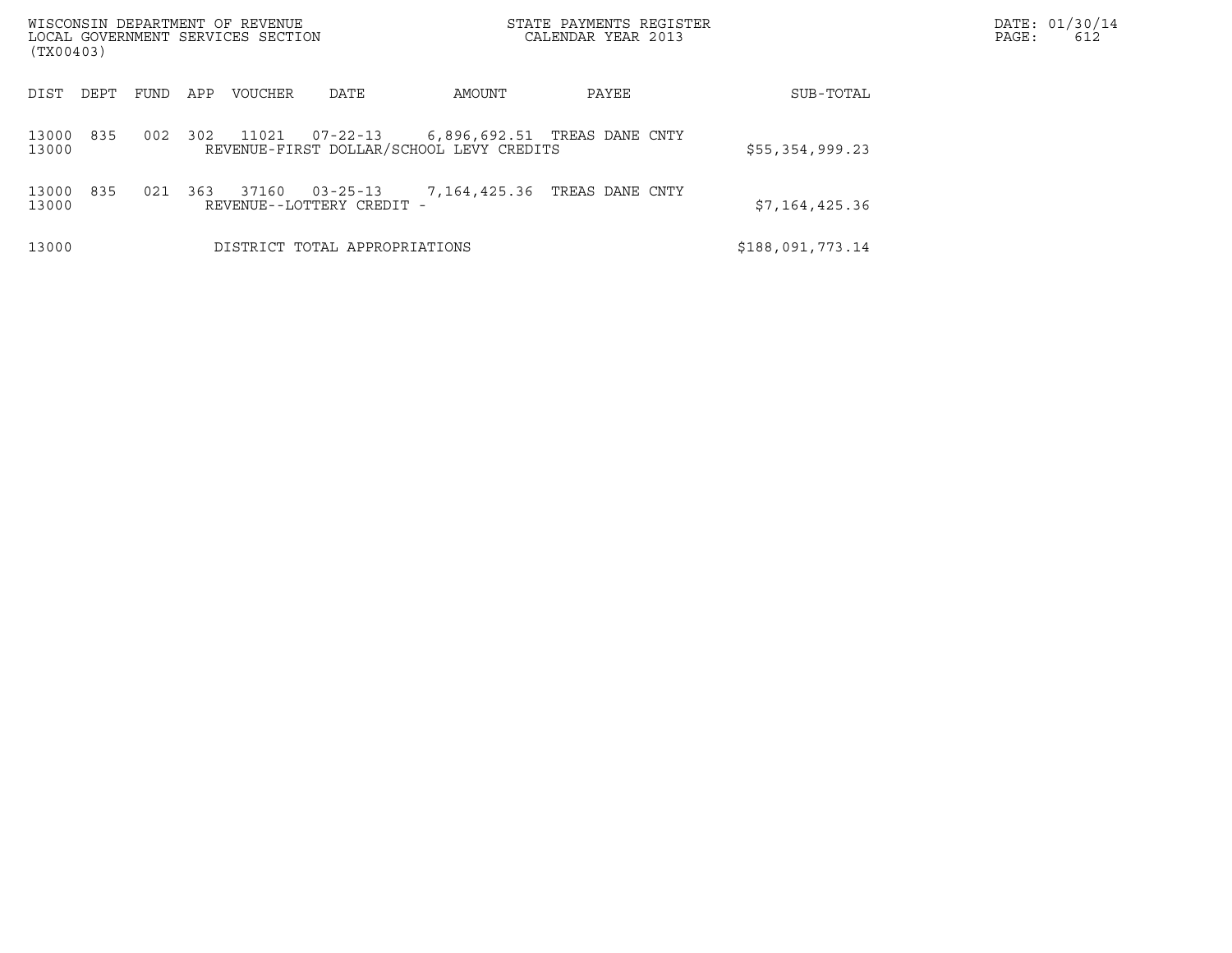WISCONSIN DEPARTMENT OF REVENUE
LOCAL GOVERNMENT SERVICES SECTION
(TX00403)

STATE PAYMENTS REGISTER
CALENDAR YEAR 2013

DATE: 01/30/14
PAGE: 612

| DIST | DEPT | FUND | APP | VOUCHER | DATE | AMOUNT | PAYEE | SUB-TOTAL |
|---|---|---|---|---|---|---|---|---|
| 13000 | 835 | 002 | 302 | 11021 | 07-22-13 | 6,896,692.51 | TREAS DANE CNTY | |
| 13000 | | | | REVENUE-FIRST DOLLAR/SCHOOL LEVY CREDITS | | | | $55,354,999.23 |
| 13000 | 835 | 021 | 363 | 37160 | 03-25-13 | 7,164,425.36 | TREAS DANE CNTY | |
| 13000 | | | | REVENUE--LOTTERY CREDIT - | | | | $7,164,425.36 |
| 13000 | | | | DISTRICT TOTAL APPROPRIATIONS | | | | $188,091,773.14 |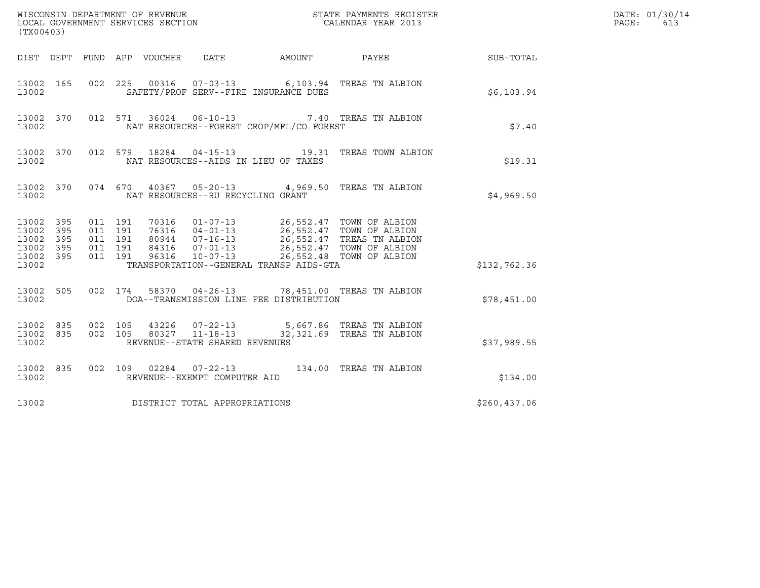WISCONSIN DEPARTMENT OF REVENUE
LOCAL GOVERNMENT SERVICES SECTION
(TX00403)

STATE PAYMENTS REGISTER
CALENDAR YEAR 2013

| DIST | DEPT | FUND | APP | VOUCHER | DATE | AMOUNT | PAYEE | SUB-TOTAL |
|---|---|---|---|---|---|---|---|---|
| 13002 | 165 | 002 | 225 | 00316 | 07-03-13 | 6,103.94 | TREAS TN ALBION | |
| 13002 | | | | SAFETY/PROF SERV--FIRE INSURANCE DUES | | | | $6,103.94 |
| 13002 | 370 | 012 | 571 | 36024 | 06-10-13 | 7.40 | TREAS TN ALBION | |
| 13002 | | | | NAT RESOURCES--FOREST CROP/MFL/CO FOREST | | | | $7.40 |
| 13002 | 370 | 012 | 579 | 18284 | 04-15-13 | 19.31 | TREAS TOWN ALBION | |
| 13002 | | | | NAT RESOURCES--AIDS IN LIEU OF TAXES | | | | $19.31 |
| 13002 | 370 | 074 | 670 | 40367 | 05-20-13 | 4,969.50 | TREAS TN ALBION | |
| 13002 | | | | NAT RESOURCES--RU RECYCLING GRANT | | | | $4,969.50 |
| 13002 | 395 | 011 | 191 | 70316 | 01-07-13 | 26,552.47 | TOWN OF ALBION | |
| 13002 | 395 | 011 | 191 | 76316 | 04-01-13 | 26,552.47 | TOWN OF ALBION | |
| 13002 | 395 | 011 | 191 | 80944 | 07-16-13 | 26,552.47 | TREAS TN ALBION | |
| 13002 | 395 | 011 | 191 | 84316 | 07-01-13 | 26,552.47 | TOWN OF ALBION | |
| 13002 | 395 | 011 | 191 | 96316 | 10-07-13 | 26,552.48 | TOWN OF ALBION | |
| 13002 | | | | TRANSPORTATION--GENERAL TRANSP AIDS-GTA | | | | $132,762.36 |
| 13002 | 505 | 002 | 174 | 58370 | 04-26-13 | 78,451.00 | TREAS TN ALBION | |
| 13002 | | | | DOA--TRANSMISSION LINE FEE DISTRIBUTION | | | | $78,451.00 |
| 13002 | 835 | 002 | 105 | 43226 | 07-22-13 | 5,667.86 | TREAS TN ALBION | |
| 13002 | 835 | 002 | 105 | 80327 | 11-18-13 | 32,321.69 | TREAS TN ALBION | |
| 13002 | | | | REVENUE--STATE SHARED REVENUES | | | | $37,989.55 |
| 13002 | 835 | 002 | 109 | 02284 | 07-22-13 | 134.00 | TREAS TN ALBION | |
| 13002 | | | | REVENUE--EXEMPT COMPUTER AID | | | | $134.00 |
| 13002 | | | | DISTRICT TOTAL APPROPRIATIONS | | | | $260,437.06 |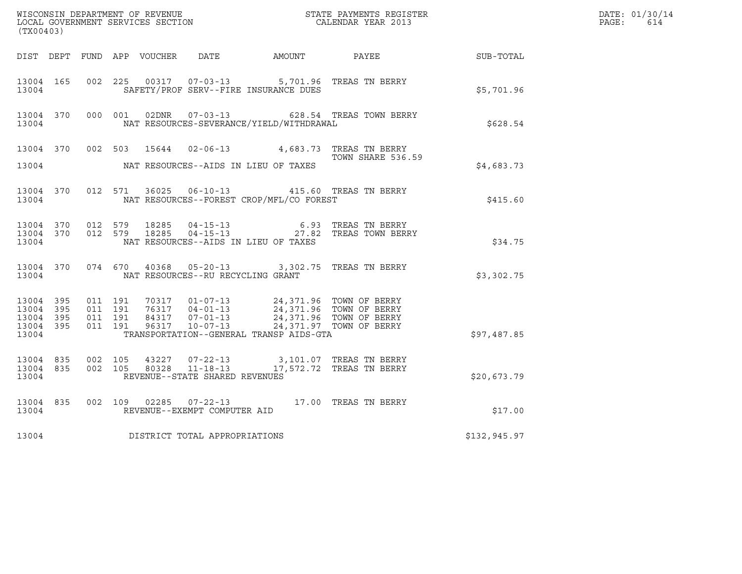WISCONSIN DEPARTMENT OF REVENUE
LOCAL GOVERNMENT SERVICES SECTION
(TX00403)

STATE PAYMENTS REGISTER
CALENDAR YEAR 2013

DATE: 01/30/14
PAGE: 614

| DIST | DEPT | FUND | APP | VOUCHER | DATE | AMOUNT | PAYEE | SUB-TOTAL |
|---|---|---|---|---|---|---|---|---|
| 13004 | 165 | 002 | 225 | 00317 | 07-03-13 | 5,701.96 | TREAS TN BERRY | |
| 13004 | | | | | SAFETY/PROF SERV--FIRE INSURANCE DUES | | | $5,701.96 |
| 13004 | 370 | 000 | 001 | 02DNR | 07-03-13 | 628.54 | TREAS TOWN BERRY | |
| 13004 | | | | | NAT RESOURCES-SEVERANCE/YIELD/WITHDRAWAL | | | $628.54 |
| 13004 | 370 | 002 | 503 | 15644 | 02-06-13 | 4,683.73 | TREAS TN BERRY TOWN SHARE 536.59 | |
| 13004 | | | | | NAT RESOURCES--AIDS IN LIEU OF TAXES | | | $4,683.73 |
| 13004 | 370 | 012 | 571 | 36025 | 06-10-13 | 415.60 | TREAS TN BERRY | |
| 13004 | | | | | NAT RESOURCES--FOREST CROP/MFL/CO FOREST | | | $415.60 |
| 13004 | 370 | 012 | 579 | 18285 | 04-15-13 | 6.93 | TREAS TN BERRY | |
| 13004 | 370 | 012 | 579 | 18285 | 04-15-13 | 27.82 | TREAS TOWN BERRY | |
| 13004 | | | | | NAT RESOURCES--AIDS IN LIEU OF TAXES | | | $34.75 |
| 13004 | 370 | 074 | 670 | 40368 | 05-20-13 | 3,302.75 | TREAS TN BERRY | |
| 13004 | | | | | NAT RESOURCES--RU RECYCLING GRANT | | | $3,302.75 |
| 13004 | 395 | 011 | 191 | 70317 | 01-07-13 | 24,371.96 | TOWN OF BERRY | |
| 13004 | 395 | 011 | 191 | 76317 | 04-01-13 | 24,371.96 | TOWN OF BERRY | |
| 13004 | 395 | 011 | 191 | 84317 | 07-01-13 | 24,371.96 | TOWN OF BERRY | |
| 13004 | 395 | 011 | 191 | 96317 | 10-07-13 | 24,371.97 | TOWN OF BERRY | |
| 13004 | | | | | TRANSPORTATION--GENERAL TRANSP AIDS-GTA | | | $97,487.85 |
| 13004 | 835 | 002 | 105 | 43227 | 07-22-13 | 3,101.07 | TREAS TN BERRY | |
| 13004 | 835 | 002 | 105 | 80328 | 11-18-13 | 17,572.72 | TREAS TN BERRY | |
| 13004 | | | | | REVENUE--STATE SHARED REVENUES | | | $20,673.79 |
| 13004 | 835 | 002 | 109 | 02285 | 07-22-13 | 17.00 | TREAS TN BERRY | |
| 13004 | | | | | REVENUE--EXEMPT COMPUTER AID | | | $17.00 |
| 13004 | | | | | DISTRICT TOTAL APPROPRIATIONS | | | $132,945.97 |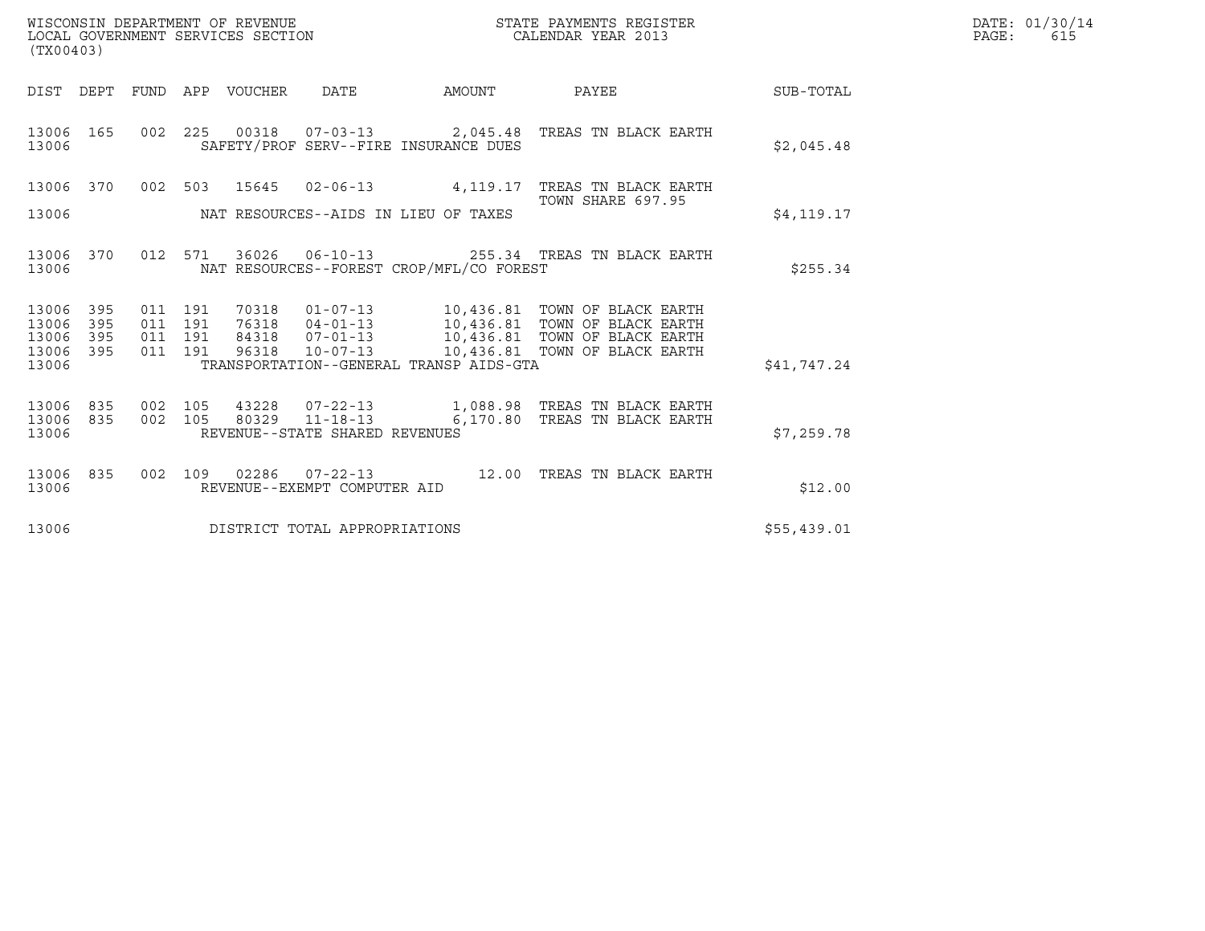WISCONSIN DEPARTMENT OF REVENUE
LOCAL GOVERNMENT SERVICES SECTION
(TX00403)

STATE PAYMENTS REGISTER
CALENDAR YEAR 2013

DATE: 01/30/14
PAGE: 615

| DIST | DEPT | FUND | APP | VOUCHER | DATE | AMOUNT | PAYEE | SUB-TOTAL |
|---|---|---|---|---|---|---|---|---|
| 13006 | 165 | 002 | 225 | 00318 | 07-03-13 | 2,045.48 | TREAS TN BLACK EARTH | |
| 13006 | | | | SAFETY/PROF SERV--FIRE INSURANCE DUES | | | | $2,045.48 |
| 13006 | 370 | 002 | 503 | 15645 | 02-06-13 | 4,119.17 | TREAS TN BLACK EARTH TOWN SHARE 697.95 | |
| 13006 | | | | NAT RESOURCES--AIDS IN LIEU OF TAXES | | | | $4,119.17 |
| 13006 | 370 | 012 | 571 | 36026 | 06-10-13 | 255.34 | TREAS TN BLACK EARTH | |
| 13006 | | | | NAT RESOURCES--FOREST CROP/MFL/CO FOREST | | | | $255.34 |
| 13006 | 395 | 011 | 191 | 70318 | 01-07-13 | 10,436.81 | TOWN OF BLACK EARTH | |
| 13006 | 395 | 011 | 191 | 76318 | 04-01-13 | 10,436.81 | TOWN OF BLACK EARTH | |
| 13006 | 395 | 011 | 191 | 84318 | 07-01-13 | 10,436.81 | TOWN OF BLACK EARTH | |
| 13006 | 395 | 011 | 191 | 96318 | 10-07-13 | 10,436.81 | TOWN OF BLACK EARTH | |
| 13006 | | | | TRANSPORTATION--GENERAL TRANSP AIDS-GTA | | | | $41,747.24 |
| 13006 | 835 | 002 | 105 | 43228 | 07-22-13 | 1,088.98 | TREAS TN BLACK EARTH | |
| 13006 | 835 | 002 | 105 | 80329 | 11-18-13 | 6,170.80 | TREAS TN BLACK EARTH | |
| 13006 | | | | REVENUE--STATE SHARED REVENUES | | | | $7,259.78 |
| 13006 | 835 | 002 | 109 | 02286 | 07-22-13 | 12.00 | TREAS TN BLACK EARTH | |
| 13006 | | | | REVENUE--EXEMPT COMPUTER AID | | | | $12.00 |
| 13006 | | | | DISTRICT TOTAL APPROPRIATIONS | | | | $55,439.01 |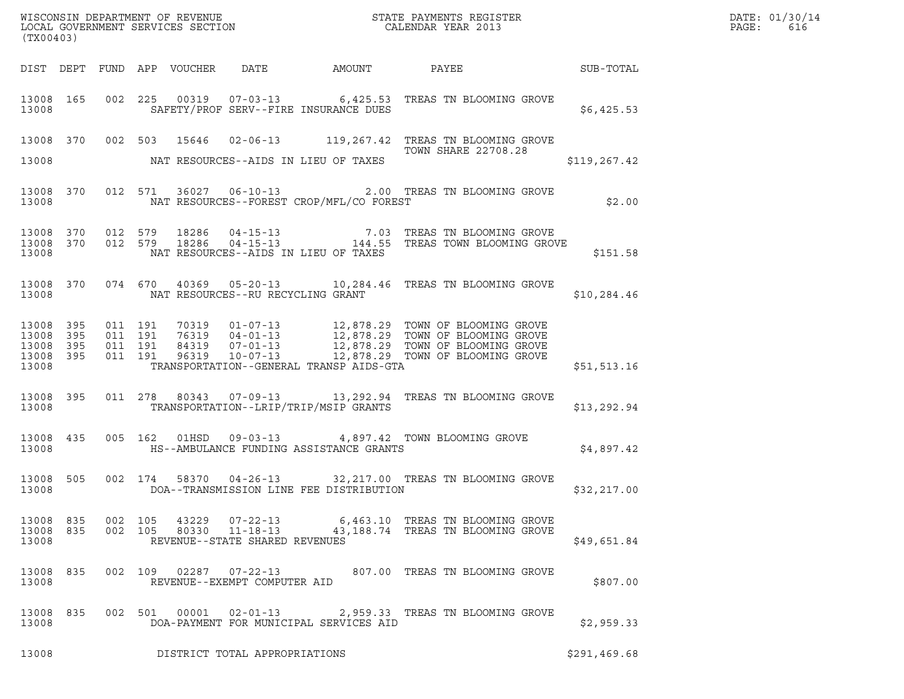WISCONSIN DEPARTMENT OF REVENUE
LOCAL GOVERNMENT SERVICES SECTION
(TX00403)

STATE PAYMENTS REGISTER
CALENDAR YEAR 2013

DATE: 01/30/14
PAGE: 616

| DIST | DEPT | FUND | APP | VOUCHER | DATE | AMOUNT | PAYEE | SUB-TOTAL |
|---|---|---|---|---|---|---|---|---|
| 13008 | 165 | 002 | 225 | 00319 | 07-03-13 | 6,425.53 | TREAS TN BLOOMING GROVE | |
| 13008 | | | | SAFETY/PROF SERV--FIRE INSURANCE DUES | | | | $6,425.53 |
| 13008 | 370 | 002 | 503 | 15646 | 02-06-13 | 119,267.42 | TREAS TN BLOOMING GROVE TOWN SHARE 22708.28 | |
| 13008 | | | | NAT RESOURCES--AIDS IN LIEU OF TAXES | | | | $119,267.42 |
| 13008 | 370 | 012 | 571 | 36027 | 06-10-13 | 2.00 | TREAS TN BLOOMING GROVE | |
| 13008 | | | | NAT RESOURCES--FOREST CROP/MFL/CO FOREST | | | | $2.00 |
| 13008 | 370 | 012 | 579 | 18286 | 04-15-13 | 7.03 | TREAS TN BLOOMING GROVE | |
| 13008 | 370 | 012 | 579 | 18286 | 04-15-13 | 144.55 | TREAS TOWN BLOOMING GROVE | |
| 13008 | | | | NAT RESOURCES--AIDS IN LIEU OF TAXES | | | | $151.58 |
| 13008 | 370 | 074 | 670 | 40369 | 05-20-13 | 10,284.46 | TREAS TN BLOOMING GROVE | |
| 13008 | | | | NAT RESOURCES--RU RECYCLING GRANT | | | | $10,284.46 |
| 13008 | 395 | 011 | 191 | 70319 | 01-07-13 | 12,878.29 | TOWN OF BLOOMING GROVE | |
| 13008 | 395 | 011 | 191 | 76319 | 04-01-13 | 12,878.29 | TOWN OF BLOOMING GROVE | |
| 13008 | 395 | 011 | 191 | 84319 | 07-01-13 | 12,878.29 | TOWN OF BLOOMING GROVE | |
| 13008 | 395 | 011 | 191 | 96319 | 10-07-13 | 12,878.29 | TOWN OF BLOOMING GROVE | |
| 13008 | | | | TRANSPORTATION--GENERAL TRANSP AIDS-GTA | | | | $51,513.16 |
| 13008 | 395 | 011 | 278 | 80343 | 07-09-13 | 13,292.94 | TREAS TN BLOOMING GROVE | |
| 13008 | | | | TRANSPORTATION--LRIP/TRIP/MSIP GRANTS | | | | $13,292.94 |
| 13008 | 435 | 005 | 162 | 01HSD | 09-03-13 | 4,897.42 | TOWN BLOOMING GROVE | |
| 13008 | | | | HS--AMBULANCE FUNDING ASSISTANCE GRANTS | | | | $4,897.42 |
| 13008 | 505 | 002 | 174 | 58370 | 04-26-13 | 32,217.00 | TREAS TN BLOOMING GROVE | |
| 13008 | | | | DOA--TRANSMISSION LINE FEE DISTRIBUTION | | | | $32,217.00 |
| 13008 | 835 | 002 | 105 | 43229 | 07-22-13 | 6,463.10 | TREAS TN BLOOMING GROVE | |
| 13008 | 835 | 002 | 105 | 80330 | 11-18-13 | 43,188.74 | TREAS TN BLOOMING GROVE | |
| 13008 | | | | REVENUE--STATE SHARED REVENUES | | | | $49,651.84 |
| 13008 | 835 | 002 | 109 | 02287 | 07-22-13 | 807.00 | TREAS TN BLOOMING GROVE | |
| 13008 | | | | REVENUE--EXEMPT COMPUTER AID | | | | $807.00 |
| 13008 | 835 | 002 | 501 | 00001 | 02-01-13 | 2,959.33 | TREAS TN BLOOMING GROVE | |
| 13008 | | | | DOA-PAYMENT FOR MUNICIPAL SERVICES AID | | | | $2,959.33 |
| 13008 | | | | DISTRICT TOTAL APPROPRIATIONS | | | | $291,469.68 |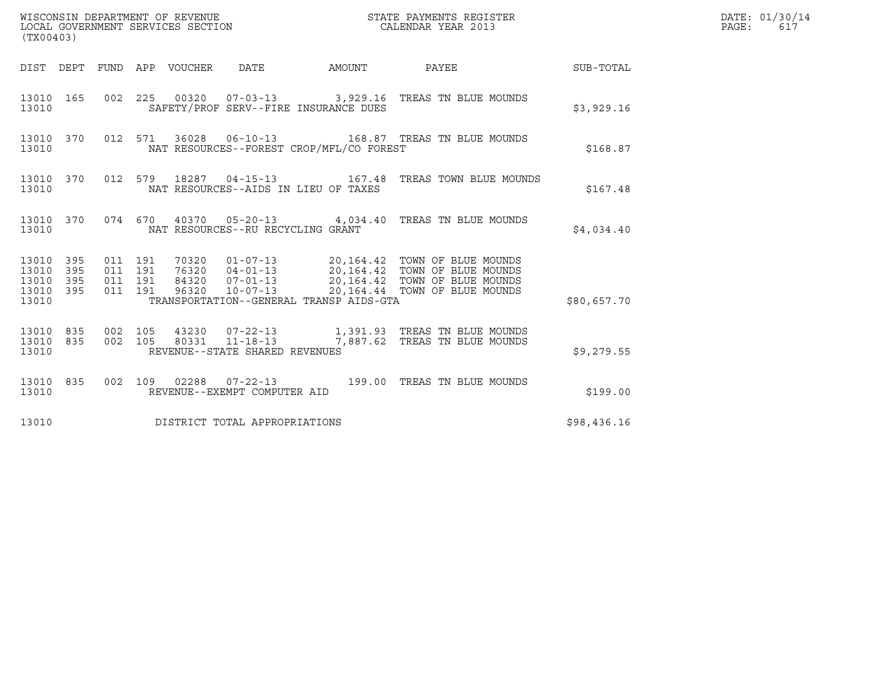WISCONSIN DEPARTMENT OF REVENUE
LOCAL GOVERNMENT SERVICES SECTION
(TX00403)

STATE PAYMENTS REGISTER
CALENDAR YEAR 2013

DATE: 01/30/14
PAGE: 617

| DIST | DEPT | FUND | APP | VOUCHER | DATE | AMOUNT | PAYEE | SUB-TOTAL |
|---|---|---|---|---|---|---|---|---|
| 13010 | 165 | 002 | 225 | 00320 | 07-03-13 | 3,929.16 | TREAS TN BLUE MOUNDS | |
| 13010 | | | | SAFETY/PROF SERV--FIRE INSURANCE DUES | | | | $3,929.16 |
| 13010 | 370 | 012 | 571 | 36028 | 06-10-13 | 168.87 | TREAS TN BLUE MOUNDS | |
| 13010 | | | | NAT RESOURCES--FOREST CROP/MFL/CO FOREST | | | | $168.87 |
| 13010 | 370 | 012 | 579 | 18287 | 04-15-13 | 167.48 | TREAS TOWN BLUE MOUNDS | |
| 13010 | | | | NAT RESOURCES--AIDS IN LIEU OF TAXES | | | | $167.48 |
| 13010 | 370 | 074 | 670 | 40370 | 05-20-13 | 4,034.40 | TREAS TN BLUE MOUNDS | |
| 13010 | | | | NAT RESOURCES--RU RECYCLING GRANT | | | | $4,034.40 |
| 13010 | 395 | 011 | 191 | 70320 | 01-07-13 | 20,164.42 | TOWN OF BLUE MOUNDS | |
| 13010 | 395 | 011 | 191 | 76320 | 04-01-13 | 20,164.42 | TOWN OF BLUE MOUNDS | |
| 13010 | 395 | 011 | 191 | 84320 | 07-01-13 | 20,164.42 | TOWN OF BLUE MOUNDS | |
| 13010 | 395 | 011 | 191 | 96320 | 10-07-13 | 20,164.44 | TOWN OF BLUE MOUNDS | |
| 13010 | | | | TRANSPORTATION--GENERAL TRANSP AIDS-GTA | | | | $80,657.70 |
| 13010 | 835 | 002 | 105 | 43230 | 07-22-13 | 1,391.93 | TREAS TN BLUE MOUNDS | |
| 13010 | 835 | 002 | 105 | 80331 | 11-18-13 | 7,887.62 | TREAS TN BLUE MOUNDS | |
| 13010 | | | | REVENUE--STATE SHARED REVENUES | | | | $9,279.55 |
| 13010 | 835 | 002 | 109 | 02288 | 07-22-13 | 199.00 | TREAS TN BLUE MOUNDS | |
| 13010 | | | | REVENUE--EXEMPT COMPUTER AID | | | | $199.00 |
| 13010 | | | | DISTRICT TOTAL APPROPRIATIONS | | | | $98,436.16 |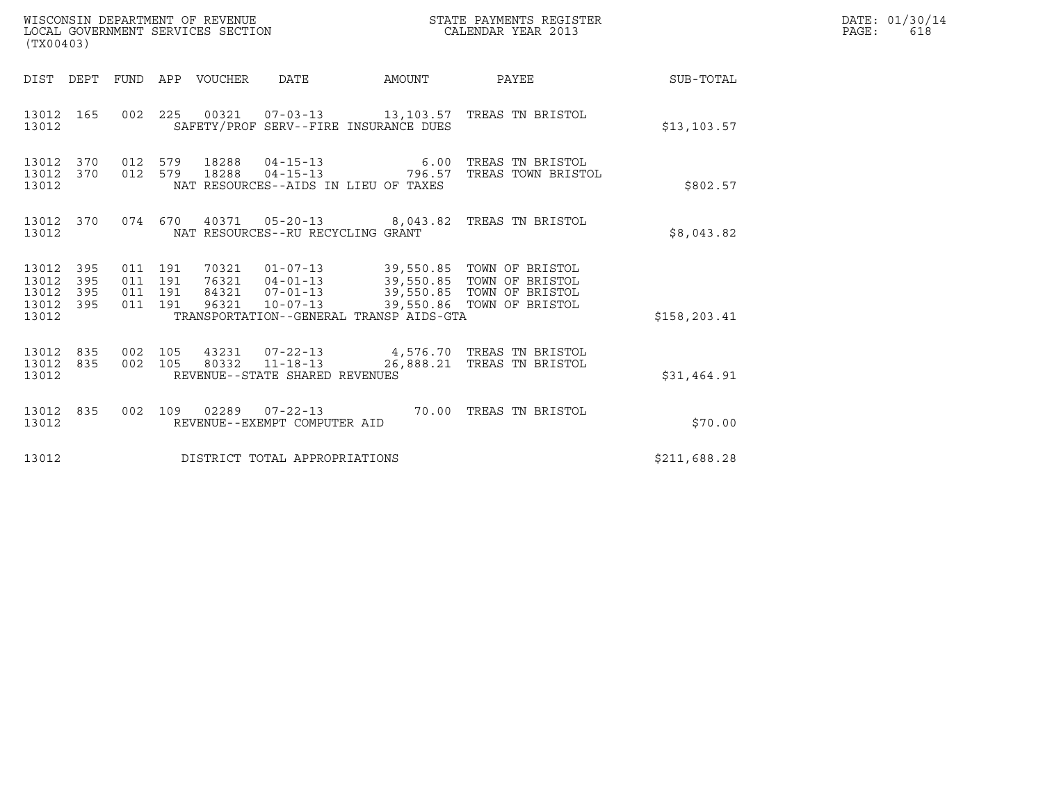WISCONSIN DEPARTMENT OF REVENUE
LOCAL GOVERNMENT SERVICES SECTION
(TX00403)

STATE PAYMENTS REGISTER
CALENDAR YEAR 2013

DATE: 01/30/14
PAGE: 618

| DIST | DEPT | FUND | APP | VOUCHER | DATE | AMOUNT | PAYEE | SUB-TOTAL |
|---|---|---|---|---|---|---|---|---|
| 13012 | 165 | 002 | 225 | 00321 | 07-03-13 | 13,103.57 | TREAS TN BRISTOL | |
| 13012 | | | | SAFETY/PROF SERV--FIRE INSURANCE DUES | | | | $13,103.57 |
| 13012 | 370 | 012 | 579 | 18288 | 04-15-13 | 6.00 | TREAS TN BRISTOL | |
| 13012 | 370 | 012 | 579 | 18288 | 04-15-13 | 796.57 | TREAS TOWN BRISTOL | |
| 13012 | | | | NAT RESOURCES--AIDS IN LIEU OF TAXES | | | | $802.57 |
| 13012 | 370 | 074 | 670 | 40371 | 05-20-13 | 8,043.82 | TREAS TN BRISTOL | |
| 13012 | | | | NAT RESOURCES--RU RECYCLING GRANT | | | | $8,043.82 |
| 13012 | 395 | 011 | 191 | 70321 | 01-07-13 | 39,550.85 | TOWN OF BRISTOL | |
| 13012 | 395 | 011 | 191 | 76321 | 04-01-13 | 39,550.85 | TOWN OF BRISTOL | |
| 13012 | 395 | 011 | 191 | 84321 | 07-01-13 | 39,550.85 | TOWN OF BRISTOL | |
| 13012 | 395 | 011 | 191 | 96321 | 10-07-13 | 39,550.86 | TOWN OF BRISTOL | |
| 13012 | | | | TRANSPORTATION--GENERAL TRANSP AIDS-GTA | | | | $158,203.41 |
| 13012 | 835 | 002 | 105 | 43231 | 07-22-13 | 4,576.70 | TREAS TN BRISTOL | |
| 13012 | 835 | 002 | 105 | 80332 | 11-18-13 | 26,888.21 | TREAS TN BRISTOL | |
| 13012 | | | | REVENUE--STATE SHARED REVENUES | | | | $31,464.91 |
| 13012 | 835 | 002 | 109 | 02289 | 07-22-13 | 70.00 | TREAS TN BRISTOL | |
| 13012 | | | | REVENUE--EXEMPT COMPUTER AID | | | | $70.00 |
| 13012 | | | | DISTRICT TOTAL APPROPRIATIONS | | | | $211,688.28 |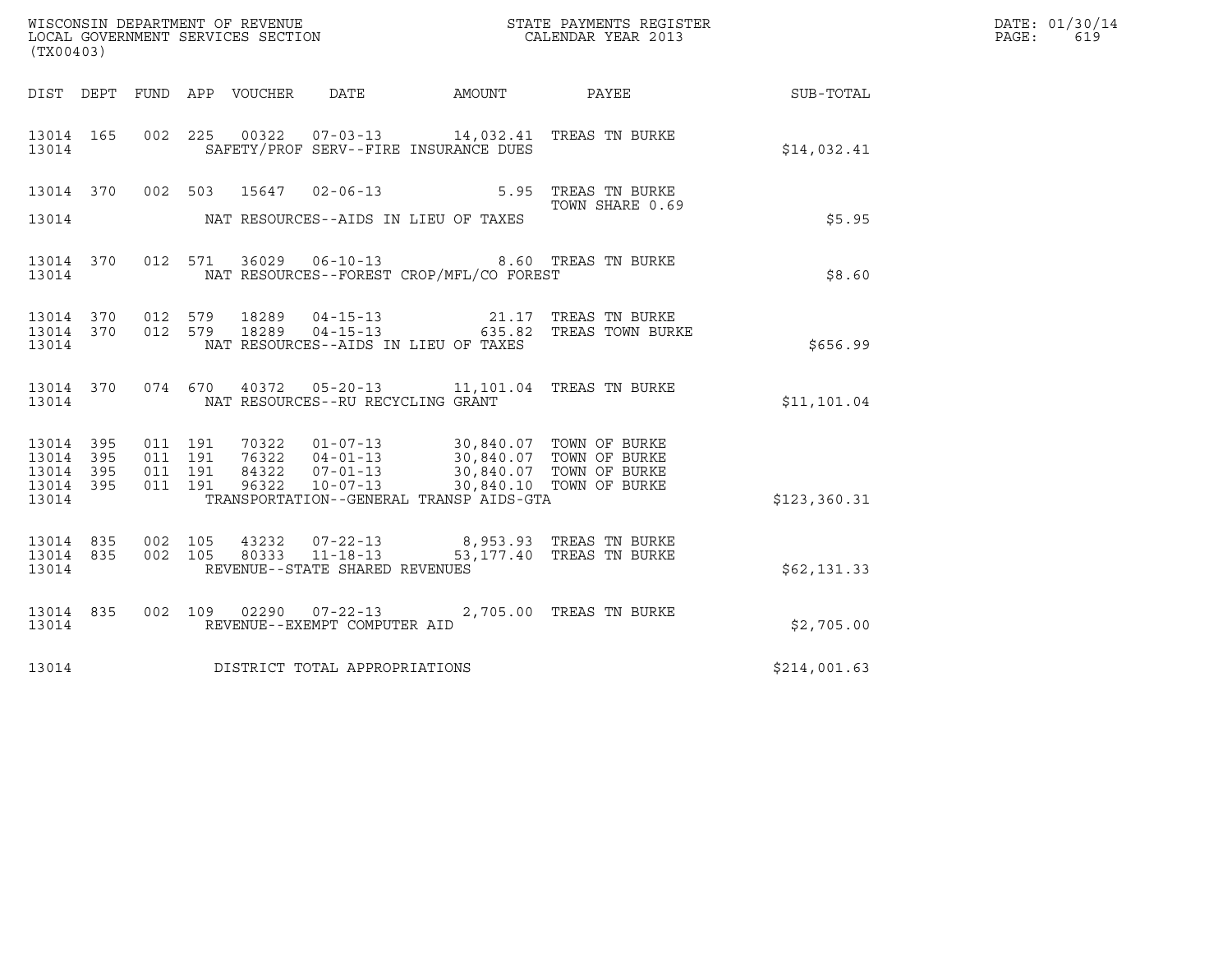WISCONSIN DEPARTMENT OF REVENUE
LOCAL GOVERNMENT SERVICES SECTION
(TX00403)

STATE PAYMENTS REGISTER
CALENDAR YEAR 2013

DATE: 01/30/14
PAGE: 619

| DIST | DEPT | FUND | APP | VOUCHER | DATE | AMOUNT | PAYEE | SUB-TOTAL |
|---|---|---|---|---|---|---|---|---|
| 13014 | 165 | 002 | 225 | 00322 | 07-03-13 | 14,032.41 | TREAS TN BURKE | |
| 13014 | | | | | SAFETY/PROF SERV--FIRE INSURANCE DUES | | | $14,032.41 |
| 13014 | 370 | 002 | 503 | 15647 | 02-06-13 | 5.95 | TREAS TN BURKE<br>TOWN SHARE 0.69 | |
| 13014 | | | | | NAT RESOURCES--AIDS IN LIEU OF TAXES | | | $5.95 |
| 13014 | 370 | 012 | 571 | 36029 | 06-10-13 | 8.60 | TREAS TN BURKE | |
| 13014 | | | | | NAT RESOURCES--FOREST CROP/MFL/CO FOREST | | | $8.60 |
| 13014 | 370 | 012 | 579 | 18289 | 04-15-13 | 21.17 | TREAS TN BURKE | |
| 13014 | 370 | 012 | 579 | 18289 | 04-15-13 | 635.82 | TREAS TOWN BURKE | |
| 13014 | | | | | NAT RESOURCES--AIDS IN LIEU OF TAXES | | | $656.99 |
| 13014 | 370 | 074 | 670 | 40372 | 05-20-13 | 11,101.04 | TREAS TN BURKE | |
| 13014 | | | | | NAT RESOURCES--RU RECYCLING GRANT | | | $11,101.04 |
| 13014 | 395 | 011 | 191 | 70322 | 01-07-13 | 30,840.07 | TOWN OF BURKE | |
| 13014 | 395 | 011 | 191 | 76322 | 04-01-13 | 30,840.07 | TOWN OF BURKE | |
| 13014 | 395 | 011 | 191 | 84322 | 07-01-13 | 30,840.07 | TOWN OF BURKE | |
| 13014 | 395 | 011 | 191 | 96322 | 10-07-13 | 30,840.10 | TOWN OF BURKE | |
| 13014 | | | | | TRANSPORTATION--GENERAL TRANSP AIDS-GTA | | | $123,360.31 |
| 13014 | 835 | 002 | 105 | 43232 | 07-22-13 | 8,953.93 | TREAS TN BURKE | |
| 13014 | 835 | 002 | 105 | 80333 | 11-18-13 | 53,177.40 | TREAS TN BURKE | |
| 13014 | | | | | REVENUE--STATE SHARED REVENUES | | | $62,131.33 |
| 13014 | 835 | 002 | 109 | 02290 | 07-22-13 | 2,705.00 | TREAS TN BURKE | |
| 13014 | | | | | REVENUE--EXEMPT COMPUTER AID | | | $2,705.00 |
| 13014 | | | | | DISTRICT TOTAL APPROPRIATIONS | | | $214,001.63 |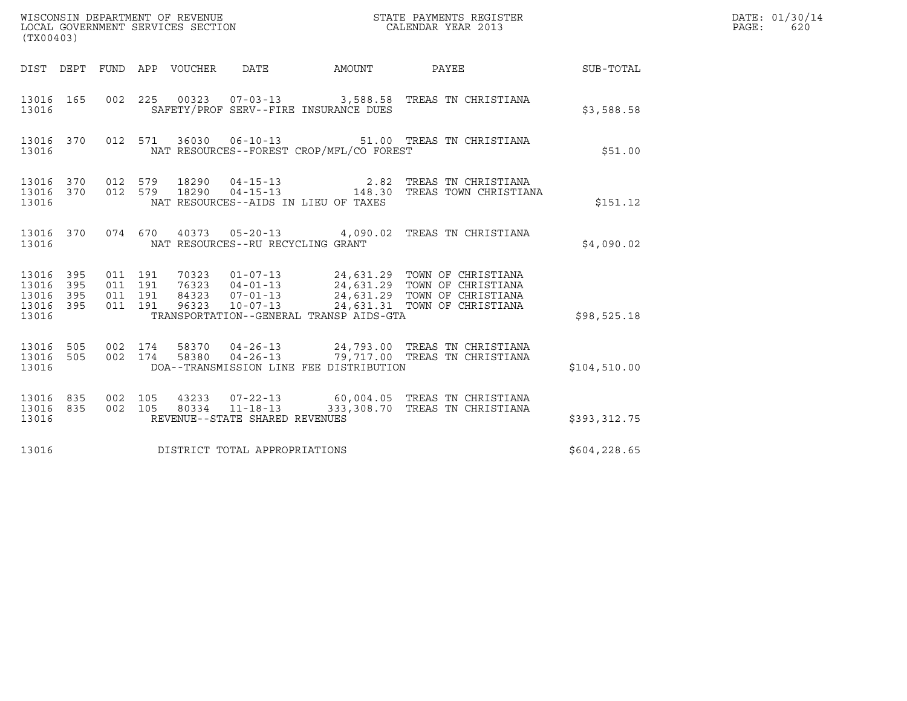WISCONSIN DEPARTMENT OF REVENUE
LOCAL GOVERNMENT SERVICES SECTION
(TX00403)

STATE PAYMENTS REGISTER
CALENDAR YEAR 2013

DATE: 01/30/14
PAGE: 620

| DIST | DEPT | FUND | APP | VOUCHER | DATE | AMOUNT | PAYEE | SUB-TOTAL |
|---|---|---|---|---|---|---|---|---|
| 13016 | 165 | 002 | 225 | 00323 | 07-03-13 | 3,588.58 | TREAS TN CHRISTIANA | |
| 13016 | | | | | SAFETY/PROF SERV--FIRE INSURANCE DUES | | | $3,588.58 |
| 13016 | 370 | 012 | 571 | 36030 | 06-10-13 | 51.00 | TREAS TN CHRISTIANA | |
| 13016 | | | | | NAT RESOURCES--FOREST CROP/MFL/CO FOREST | | | $51.00 |
| 13016 | 370 | 012 | 579 | 18290 | 04-15-13 | 2.82 | TREAS TN CHRISTIANA | |
| 13016 | 370 | 012 | 579 | 18290 | 04-15-13 | 148.30 | TREAS TOWN CHRISTIANA | |
| 13016 | | | | | NAT RESOURCES--AIDS IN LIEU OF TAXES | | | $151.12 |
| 13016 | 370 | 074 | 670 | 40373 | 05-20-13 | 4,090.02 | TREAS TN CHRISTIANA | |
| 13016 | | | | | NAT RESOURCES--RU RECYCLING GRANT | | | $4,090.02 |
| 13016 | 395 | 011 | 191 | 70323 | 01-07-13 | 24,631.29 | TOWN OF CHRISTIANA | |
| 13016 | 395 | 011 | 191 | 76323 | 04-01-13 | 24,631.29 | TOWN OF CHRISTIANA | |
| 13016 | 395 | 011 | 191 | 84323 | 07-01-13 | 24,631.29 | TOWN OF CHRISTIANA | |
| 13016 | 395 | 011 | 191 | 96323 | 10-07-13 | 24,631.31 | TOWN OF CHRISTIANA | |
| 13016 | | | | | TRANSPORTATION--GENERAL TRANSP AIDS-GTA | | | $98,525.18 |
| 13016 | 505 | 002 | 174 | 58370 | 04-26-13 | 24,793.00 | TREAS TN CHRISTIANA | |
| 13016 | 505 | 002 | 174 | 58380 | 04-26-13 | 79,717.00 | TREAS TN CHRISTIANA | |
| 13016 | | | | | DOA--TRANSMISSION LINE FEE DISTRIBUTION | | | $104,510.00 |
| 13016 | 835 | 002 | 105 | 43233 | 07-22-13 | 60,004.05 | TREAS TN CHRISTIANA | |
| 13016 | 835 | 002 | 105 | 80334 | 11-18-13 | 333,308.70 | TREAS TN CHRISTIANA | |
| 13016 | | | | | REVENUE--STATE SHARED REVENUES | | | $393,312.75 |
| 13016 | | | | | DISTRICT TOTAL APPROPRIATIONS | | | $604,228.65 |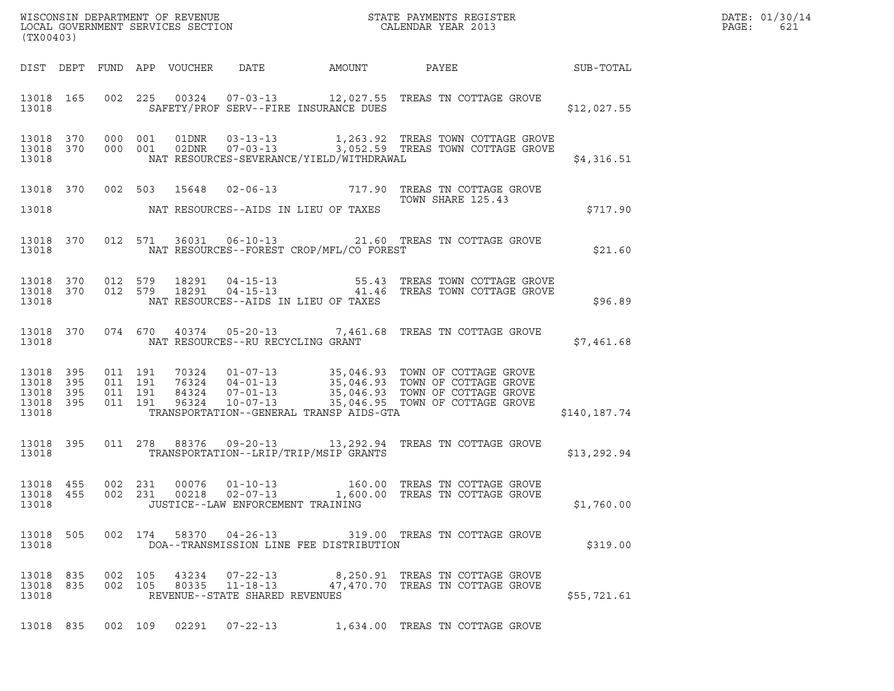WISCONSIN DEPARTMENT OF REVENUE
LOCAL GOVERNMENT SERVICES SECTION
(TX00403)

STATE PAYMENTS REGISTER
CALENDAR YEAR 2013

DATE: 01/30/14
PAGE: 621

| DIST | DEPT | FUND | APP | VOUCHER | DATE | AMOUNT | PAYEE | SUB-TOTAL |
|---|---|---|---|---|---|---|---|---|
| 13018 | 165 | 002 | 225 | 00324 | 07-03-13 | 12,027.55 | TREAS TN COTTAGE GROVE | |
| 13018 | | | | | SAFETY/PROF SERV--FIRE INSURANCE DUES | | | $12,027.55 |
| 13018 | 370 | 000 | 001 | 01DNR | 03-13-13 | 1,263.92 | TREAS TOWN COTTAGE GROVE | |
| 13018 | 370 | 000 | 001 | 02DNR | 07-03-13 | 3,052.59 | TREAS TOWN COTTAGE GROVE | |
| 13018 | | | | | NAT RESOURCES-SEVERANCE/YIELD/WITHDRAWAL | | | $4,316.51 |
| 13018 | 370 | 002 | 503 | 15648 | 02-06-13 | 717.90 | TREAS TN COTTAGE GROVE TOWN SHARE 125.43 | |
| 13018 | | | | | NAT RESOURCES--AIDS IN LIEU OF TAXES | | | $717.90 |
| 13018 | 370 | 012 | 571 | 36031 | 06-10-13 | 21.60 | TREAS TN COTTAGE GROVE | |
| 13018 | | | | | NAT RESOURCES--FOREST CROP/MFL/CO FOREST | | | $21.60 |
| 13018 | 370 | 012 | 579 | 18291 | 04-15-13 | 55.43 | TREAS TOWN COTTAGE GROVE | |
| 13018 | 370 | 012 | 579 | 18291 | 04-15-13 | 41.46 | TREAS TOWN COTTAGE GROVE | |
| 13018 | | | | | NAT RESOURCES--AIDS IN LIEU OF TAXES | | | $96.89 |
| 13018 | 370 | 074 | 670 | 40374 | 05-20-13 | 7,461.68 | TREAS TN COTTAGE GROVE | |
| 13018 | | | | | NAT RESOURCES--RU RECYCLING GRANT | | | $7,461.68 |
| 13018 | 395 | 011 | 191 | 70324 | 01-07-13 | 35,046.93 | TOWN OF COTTAGE GROVE | |
| 13018 | 395 | 011 | 191 | 76324 | 04-01-13 | 35,046.93 | TOWN OF COTTAGE GROVE | |
| 13018 | 395 | 011 | 191 | 84324 | 07-01-13 | 35,046.93 | TOWN OF COTTAGE GROVE | |
| 13018 | 395 | 011 | 191 | 96324 | 10-07-13 | 35,046.95 | TOWN OF COTTAGE GROVE | |
| 13018 | | | | | TRANSPORTATION--GENERAL TRANSP AIDS-GTA | | | $140,187.74 |
| 13018 | 395 | 011 | 278 | 88376 | 09-20-13 | 13,292.94 | TREAS TN COTTAGE GROVE | |
| 13018 | | | | | TRANSPORTATION--LRIP/TRIP/MSIP GRANTS | | | $13,292.94 |
| 13018 | 455 | 002 | 231 | 00076 | 01-10-13 | 160.00 | TREAS TN COTTAGE GROVE | |
| 13018 | 455 | 002 | 231 | 00218 | 02-07-13 | 1,600.00 | TREAS TN COTTAGE GROVE | |
| 13018 | | | | | JUSTICE--LAW ENFORCEMENT TRAINING | | | $1,760.00 |
| 13018 | 505 | 002 | 174 | 58370 | 04-26-13 | 319.00 | TREAS TN COTTAGE GROVE | |
| 13018 | | | | | DOA--TRANSMISSION LINE FEE DISTRIBUTION | | | $319.00 |
| 13018 | 835 | 002 | 105 | 43234 | 07-22-13 | 8,250.91 | TREAS TN COTTAGE GROVE | |
| 13018 | 835 | 002 | 105 | 80335 | 11-18-13 | 47,470.70 | TREAS TN COTTAGE GROVE | |
| 13018 | | | | | REVENUE--STATE SHARED REVENUES | | | $55,721.61 |
| 13018 | 835 | 002 | 109 | 02291 | 07-22-13 | 1,634.00 | TREAS TN COTTAGE GROVE | |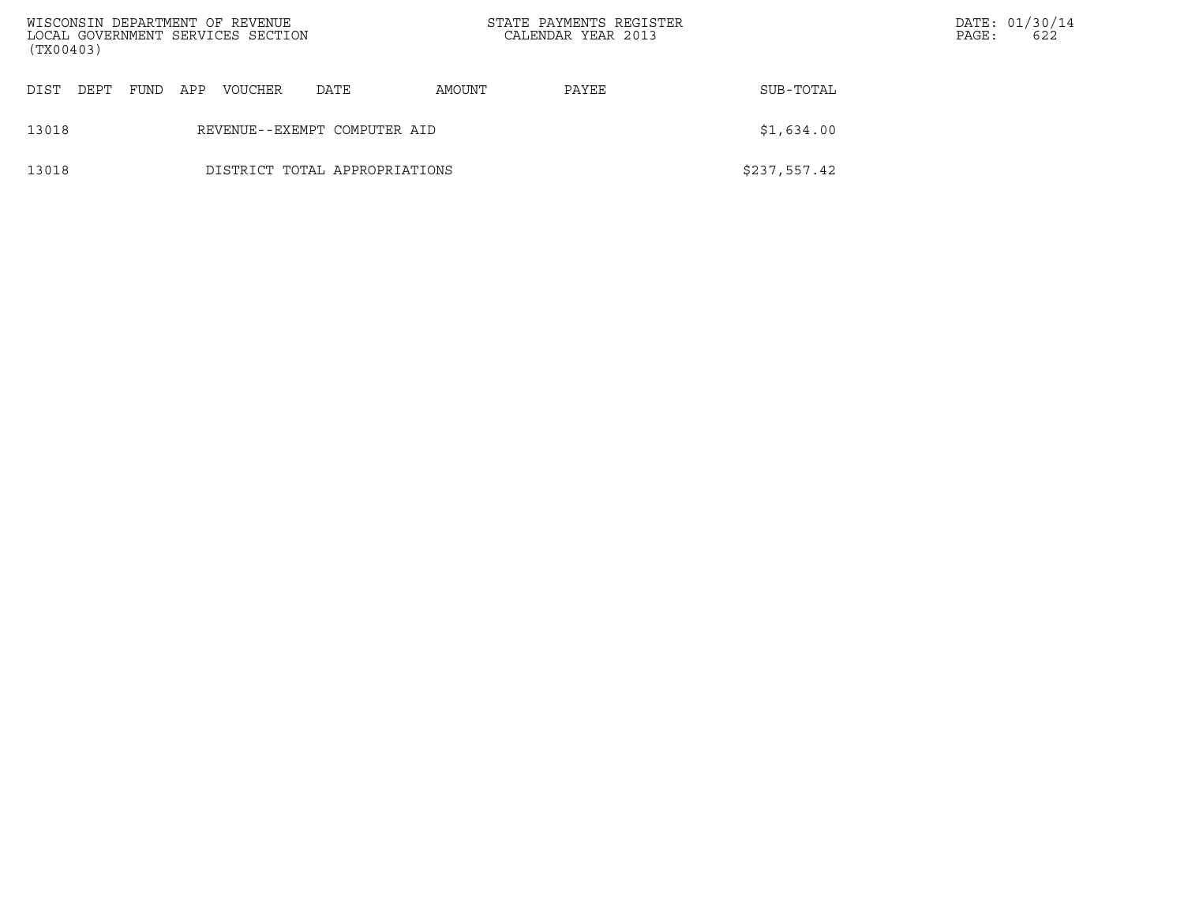| DIST | DEPT | FUND | APP | VOUCHER | DATE | AMOUNT | PAYEE | SUB-TOTAL |
|---|---|---|---|---|---|---|---|---|
| 13018 | | | REVENUE--EXEMPT COMPUTER AID | | | | | $1,634.00 |
| 13018 | | | DISTRICT TOTAL APPROPRIATIONS | | | | | $237,557.42 |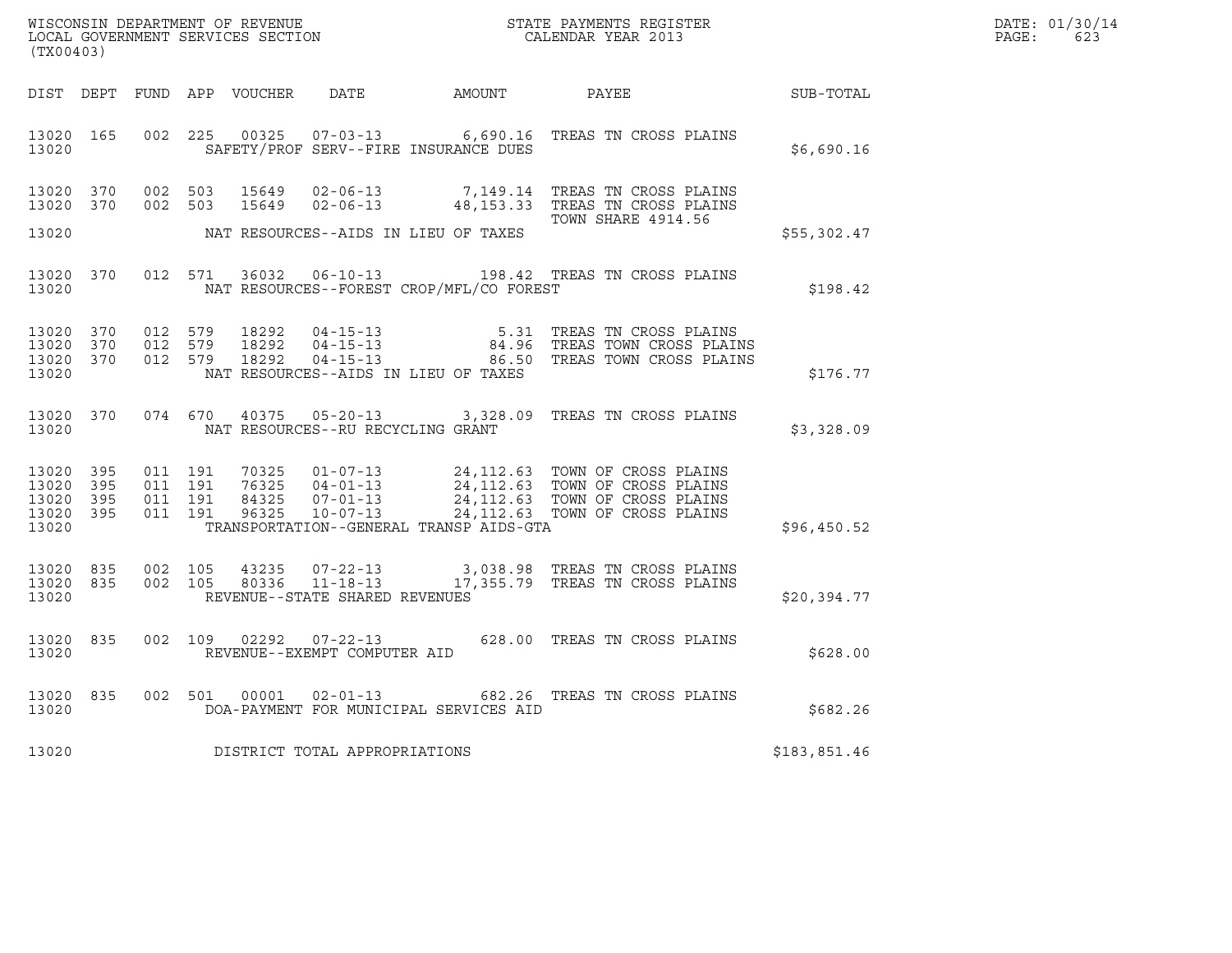WISCONSIN DEPARTMENT OF REVENUE
LOCAL GOVERNMENT SERVICES SECTION
(TX00403)

STATE PAYMENTS REGISTER
CALENDAR YEAR 2013

DATE: 01/30/14
PAGE: 623

| DIST | DEPT | FUND | APP | VOUCHER | DATE | AMOUNT | PAYEE | SUB-TOTAL |
|---|---|---|---|---|---|---|---|---|
| 13020 | 165 | 002 | 225 | 00325 | 07-03-13 | 6,690.16 | TREAS TN CROSS PLAINS | |
| 13020 | | | | | SAFETY/PROF SERV--FIRE INSURANCE DUES | | | $6,690.16 |
| 13020 | 370 | 002 | 503 | 15649 | 02-06-13 | 7,149.14 | TREAS TN CROSS PLAINS | |
| 13020 | 370 | 002 | 503 | 15649 | 02-06-13 | 48,153.33 | TREAS TN CROSS PLAINS TOWN SHARE 4914.56 | |
| 13020 | | | | | NAT RESOURCES--AIDS IN LIEU OF TAXES | | | $55,302.47 |
| 13020 | 370 | 012 | 571 | 36032 | 06-10-13 | 198.42 | TREAS TN CROSS PLAINS | |
| 13020 | | | | | NAT RESOURCES--FOREST CROP/MFL/CO FOREST | | | $198.42 |
| 13020 | 370 | 012 | 579 | 18292 | 04-15-13 | 5.31 | TREAS TN CROSS PLAINS | |
| 13020 | 370 | 012 | 579 | 18292 | 04-15-13 | 84.96 | TREAS TOWN CROSS PLAINS | |
| 13020 | 370 | 012 | 579 | 18292 | 04-15-13 | 86.50 | TREAS TOWN CROSS PLAINS | |
| 13020 | | | | | NAT RESOURCES--AIDS IN LIEU OF TAXES | | | $176.77 |
| 13020 | 370 | 074 | 670 | 40375 | 05-20-13 | 3,328.09 | TREAS TN CROSS PLAINS | |
| 13020 | | | | | NAT RESOURCES--RU RECYCLING GRANT | | | $3,328.09 |
| 13020 | 395 | 011 | 191 | 70325 | 01-07-13 | 24,112.63 | TOWN OF CROSS PLAINS | |
| 13020 | 395 | 011 | 191 | 76325 | 04-01-13 | 24,112.63 | TOWN OF CROSS PLAINS | |
| 13020 | 395 | 011 | 191 | 84325 | 07-01-13 | 24,112.63 | TOWN OF CROSS PLAINS | |
| 13020 | 395 | 011 | 191 | 96325 | 10-07-13 | 24,112.63 | TOWN OF CROSS PLAINS | |
| 13020 | | | | | TRANSPORTATION--GENERAL TRANSP AIDS-GTA | | | $96,450.52 |
| 13020 | 835 | 002 | 105 | 43235 | 07-22-13 | 3,038.98 | TREAS TN CROSS PLAINS | |
| 13020 | 835 | 002 | 105 | 80336 | 11-18-13 | 17,355.79 | TREAS TN CROSS PLAINS | |
| 13020 | | | | | REVENUE--STATE SHARED REVENUES | | | $20,394.77 |
| 13020 | 835 | 002 | 109 | 02292 | 07-22-13 | 628.00 | TREAS TN CROSS PLAINS | |
| 13020 | | | | | REVENUE--EXEMPT COMPUTER AID | | | $628.00 |
| 13020 | 835 | 002 | 501 | 00001 | 02-01-13 | 682.26 | TREAS TN CROSS PLAINS | |
| 13020 | | | | | DOA-PAYMENT FOR MUNICIPAL SERVICES AID | | | $682.26 |
| 13020 | | | | | DISTRICT TOTAL APPROPRIATIONS | | | $183,851.46 |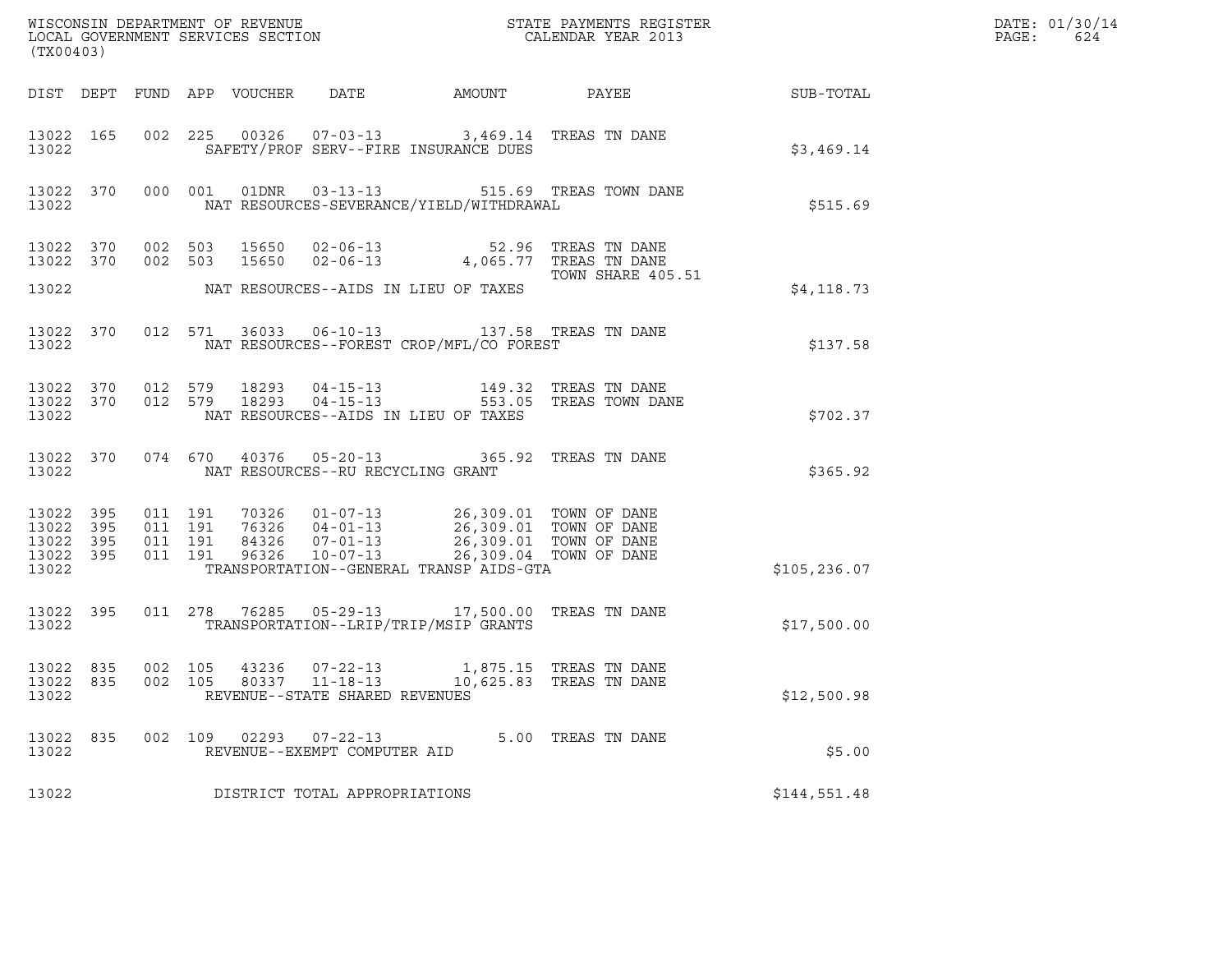WISCONSIN DEPARTMENT OF REVENUE
LOCAL GOVERNMENT SERVICES SECTION
(TX00403)

STATE PAYMENTS REGISTER
CALENDAR YEAR 2013

DATE: 01/30/14
PAGE: 624

| DIST | DEPT | FUND | APP | VOUCHER | DATE | AMOUNT | PAYEE | SUB-TOTAL |
|---|---|---|---|---|---|---|---|---|
| 13022 | 165 | 002 | 225 | 00326 | 07-03-13 | 3,469.14 | TREAS TN DANE | |
| 13022 | | | | | SAFETY/PROF SERV--FIRE INSURANCE DUES | | | $3,469.14 |
| 13022 | 370 | 000 | 001 | 01DNR | 03-13-13 | 515.69 | TREAS TOWN DANE | |
| 13022 | | | | | NAT RESOURCES-SEVERANCE/YIELD/WITHDRAWAL | | | $515.69 |
| 13022 | 370 | 002 | 503 | 15650 | 02-06-13 | 52.96 | TREAS TN DANE | |
| 13022 | 370 | 002 | 503 | 15650 | 02-06-13 | 4,065.77 | TREAS TN DANE TOWN SHARE 405.51 | |
| 13022 | | | | | NAT RESOURCES--AIDS IN LIEU OF TAXES | | | $4,118.73 |
| 13022 | 370 | 012 | 571 | 36033 | 06-10-13 | 137.58 | TREAS TN DANE | |
| 13022 | | | | | NAT RESOURCES--FOREST CROP/MFL/CO FOREST | | | $137.58 |
| 13022 | 370 | 012 | 579 | 18293 | 04-15-13 | 149.32 | TREAS TN DANE | |
| 13022 | 370 | 012 | 579 | 18293 | 04-15-13 | 553.05 | TREAS TOWN DANE | |
| 13022 | | | | | NAT RESOURCES--AIDS IN LIEU OF TAXES | | | $702.37 |
| 13022 | 370 | 074 | 670 | 40376 | 05-20-13 | 365.92 | TREAS TN DANE | |
| 13022 | | | | | NAT RESOURCES--RU RECYCLING GRANT | | | $365.92 |
| 13022 | 395 | 011 | 191 | 70326 | 01-07-13 | 26,309.01 | TOWN OF DANE | |
| 13022 | 395 | 011 | 191 | 76326 | 04-01-13 | 26,309.01 | TOWN OF DANE | |
| 13022 | 395 | 011 | 191 | 84326 | 07-01-13 | 26,309.01 | TOWN OF DANE | |
| 13022 | 395 | 011 | 191 | 96326 | 10-07-13 | 26,309.04 | TOWN OF DANE | |
| 13022 | | | | | TRANSPORTATION--GENERAL TRANSP AIDS-GTA | | | $105,236.07 |
| 13022 | 395 | 011 | 278 | 76285 | 05-29-13 | 17,500.00 | TREAS TN DANE | |
| 13022 | | | | | TRANSPORTATION--LRIP/TRIP/MSIP GRANTS | | | $17,500.00 |
| 13022 | 835 | 002 | 105 | 43236 | 07-22-13 | 1,875.15 | TREAS TN DANE | |
| 13022 | 835 | 002 | 105 | 80337 | 11-18-13 | 10,625.83 | TREAS TN DANE | |
| 13022 | | | | | REVENUE--STATE SHARED REVENUES | | | $12,500.98 |
| 13022 | 835 | 002 | 109 | 02293 | 07-22-13 | 5.00 | TREAS TN DANE | |
| 13022 | | | | | REVENUE--EXEMPT COMPUTER AID | | | $5.00 |
| 13022 | | | | | DISTRICT TOTAL APPROPRIATIONS | | | $144,551.48 |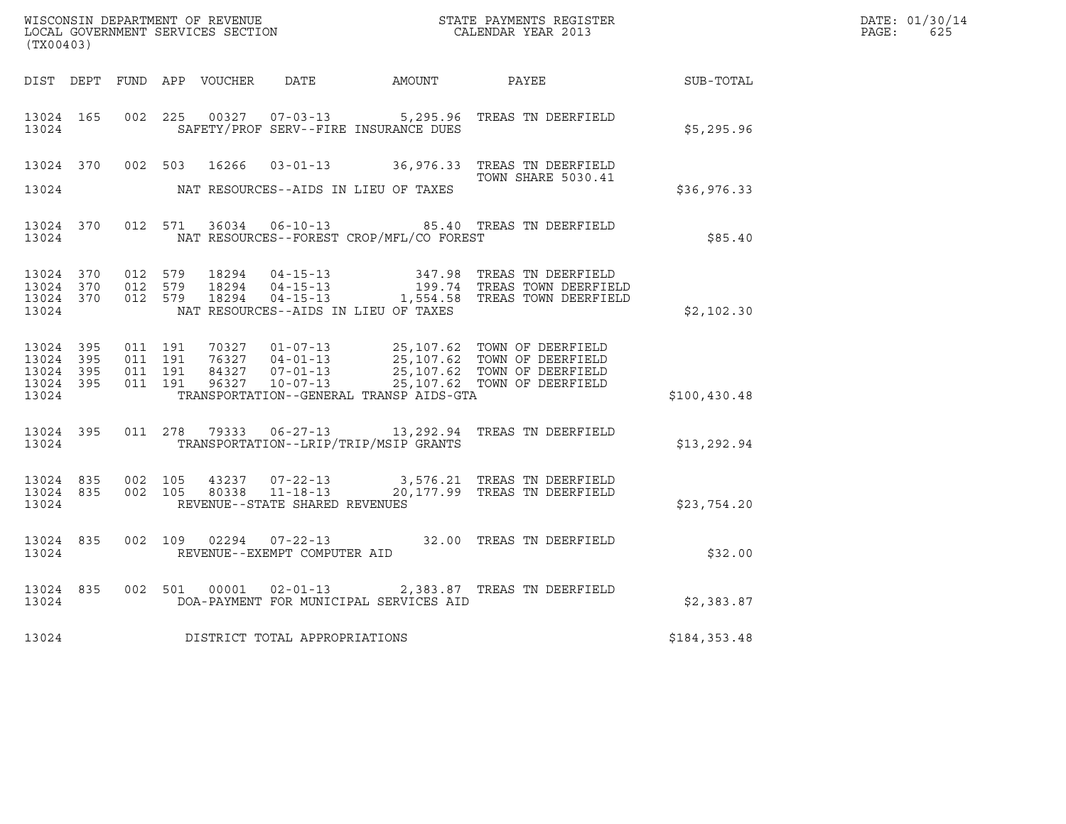WISCONSIN DEPARTMENT OF REVENUE
LOCAL GOVERNMENT SERVICES SECTION
(TX00403)

STATE PAYMENTS REGISTER
CALENDAR YEAR 2013

DATE: 01/30/14
PAGE: 625

| DIST | DEPT | FUND | APP | VOUCHER | DATE | AMOUNT | PAYEE | SUB-TOTAL |
|---|---|---|---|---|---|---|---|---|
| 13024 | 165 | 002 | 225 | 00327 | 07-03-13 | 5,295.96 | TREAS TN DEERFIELD | |
| 13024 | | | | | SAFETY/PROF SERV--FIRE INSURANCE DUES | | | $5,295.96 |
| 13024 | 370 | 002 | 503 | 16266 | 03-01-13 | 36,976.33 | TREAS TN DEERFIELD TOWN SHARE 5030.41 | |
| 13024 | | | | | NAT RESOURCES--AIDS IN LIEU OF TAXES | | | $36,976.33 |
| 13024 | 370 | 012 | 571 | 36034 | 06-10-13 | 85.40 | TREAS TN DEERFIELD | |
| 13024 | | | | | NAT RESOURCES--FOREST CROP/MFL/CO FOREST | | | $85.40 |
| 13024 | 370 | 012 | 579 | 18294 | 04-15-13 | 347.98 | TREAS TN DEERFIELD | |
| 13024 | 370 | 012 | 579 | 18294 | 04-15-13 | 199.74 | TREAS TOWN DEERFIELD | |
| 13024 | 370 | 012 | 579 | 18294 | 04-15-13 | 1,554.58 | TREAS TOWN DEERFIELD | |
| 13024 | | | | | NAT RESOURCES--AIDS IN LIEU OF TAXES | | | $2,102.30 |
| 13024 | 395 | 011 | 191 | 70327 | 01-07-13 | 25,107.62 | TOWN OF DEERFIELD | |
| 13024 | 395 | 011 | 191 | 76327 | 04-01-13 | 25,107.62 | TOWN OF DEERFIELD | |
| 13024 | 395 | 011 | 191 | 84327 | 07-01-13 | 25,107.62 | TOWN OF DEERFIELD | |
| 13024 | 395 | 011 | 191 | 96327 | 10-07-13 | 25,107.62 | TOWN OF DEERFIELD | |
| 13024 | | | | | TRANSPORTATION--GENERAL TRANSP AIDS-GTA | | | $100,430.48 |
| 13024 | 395 | 011 | 278 | 79333 | 06-27-13 | 13,292.94 | TREAS TN DEERFIELD | |
| 13024 | | | | | TRANSPORTATION--LRIP/TRIP/MSIP GRANTS | | | $13,292.94 |
| 13024 | 835 | 002 | 105 | 43237 | 07-22-13 | 3,576.21 | TREAS TN DEERFIELD | |
| 13024 | 835 | 002 | 105 | 80338 | 11-18-13 | 20,177.99 | TREAS TN DEERFIELD | |
| 13024 | | | | | REVENUE--STATE SHARED REVENUES | | | $23,754.20 |
| 13024 | 835 | 002 | 109 | 02294 | 07-22-13 | 32.00 | TREAS TN DEERFIELD | |
| 13024 | | | | | REVENUE--EXEMPT COMPUTER AID | | | $32.00 |
| 13024 | 835 | 002 | 501 | 00001 | 02-01-13 | 2,383.87 | TREAS TN DEERFIELD | |
| 13024 | | | | | DOA-PAYMENT FOR MUNICIPAL SERVICES AID | | | $2,383.87 |
| 13024 | | | | | DISTRICT TOTAL APPROPRIATIONS | | | $184,353.48 |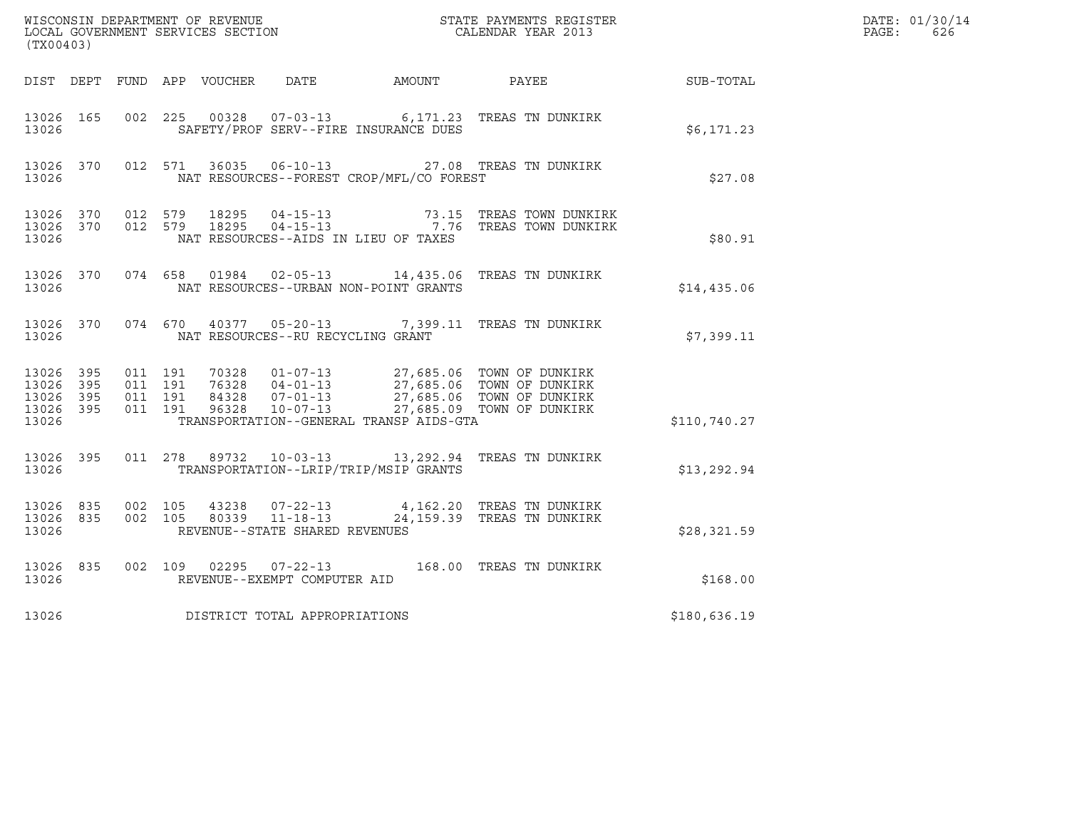WISCONSIN DEPARTMENT OF REVENUE
LOCAL GOVERNMENT SERVICES SECTION
(TX00403)

STATE PAYMENTS REGISTER
CALENDAR YEAR 2013

DATE: 01/30/14

| DIST | DEPT | FUND | APP | VOUCHER | DATE | AMOUNT | PAYEE | SUB-TOTAL |
|---|---|---|---|---|---|---|---|---|
| 13026 | 165 | 002 | 225 | 00328 | 07-03-13 | 6,171.23 | TREAS TN DUNKIRK | |
| 13026 | | | | SAFETY/PROF SERV--FIRE INSURANCE DUES | | | | $6,171.23 |
| 13026 | 370 | 012 | 571 | 36035 | 06-10-13 | 27.08 | TREAS TN DUNKIRK | |
| 13026 | | | | NAT RESOURCES--FOREST CROP/MFL/CO FOREST | | | | $27.08 |
| 13026 | 370 | 012 | 579 | 18295 | 04-15-13 | 73.15 | TREAS TOWN DUNKIRK | |
| 13026 | 370 | 012 | 579 | 18295 | 04-15-13 | 7.76 | TREAS TOWN DUNKIRK | |
| 13026 | | | | NAT RESOURCES--AIDS IN LIEU OF TAXES | | | | $80.91 |
| 13026 | 370 | 074 | 658 | 01984 | 02-05-13 | 14,435.06 | TREAS TN DUNKIRK | |
| 13026 | | | | NAT RESOURCES--URBAN NON-POINT GRANTS | | | | $14,435.06 |
| 13026 | 370 | 074 | 670 | 40377 | 05-20-13 | 7,399.11 | TREAS TN DUNKIRK | |
| 13026 | | | | NAT RESOURCES--RU RECYCLING GRANT | | | | $7,399.11 |
| 13026 | 395 | 011 | 191 | 70328 | 01-07-13 | 27,685.06 | TOWN OF DUNKIRK | |
| 13026 | 395 | 011 | 191 | 76328 | 04-01-13 | 27,685.06 | TOWN OF DUNKIRK | |
| 13026 | 395 | 011 | 191 | 84328 | 07-01-13 | 27,685.06 | TOWN OF DUNKIRK | |
| 13026 | 395 | 011 | 191 | 96328 | 10-07-13 | 27,685.09 | TOWN OF DUNKIRK | |
| 13026 | | | | TRANSPORTATION--GENERAL TRANSP AIDS-GTA | | | | $110,740.27 |
| 13026 | 395 | 011 | 278 | 89732 | 10-03-13 | 13,292.94 | TREAS TN DUNKIRK | |
| 13026 | | | | TRANSPORTATION--LRIP/TRIP/MSIP GRANTS | | | | $13,292.94 |
| 13026 | 835 | 002 | 105 | 43238 | 07-22-13 | 4,162.20 | TREAS TN DUNKIRK | |
| 13026 | 835 | 002 | 105 | 80339 | 11-18-13 | 24,159.39 | TREAS TN DUNKIRK | |
| 13026 | | | | REVENUE--STATE SHARED REVENUES | | | | $28,321.59 |
| 13026 | 835 | 002 | 109 | 02295 | 07-22-13 | 168.00 | TREAS TN DUNKIRK | |
| 13026 | | | | REVENUE--EXEMPT COMPUTER AID | | | | $168.00 |
| 13026 | | | | DISTRICT TOTAL APPROPRIATIONS | | | | $180,636.19 |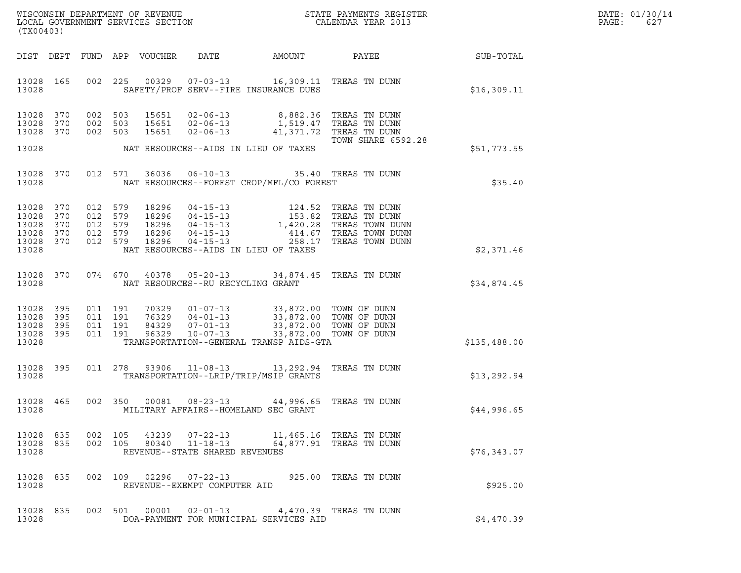WISCONSIN DEPARTMENT OF REVENUE
LOCAL GOVERNMENT SERVICES SECTION
(TX00403)

STATE PAYMENTS REGISTER
CALENDAR YEAR 2013

DATE: 01/30/14
PAGE: 627

| DIST | DEPT | FUND | APP | VOUCHER | DATE | AMOUNT | PAYEE | SUB-TOTAL |
|---|---|---|---|---|---|---|---|---|
| 13028 | 165 | 002 | 225 | 00329 | 07-03-13 | 16,309.11 | TREAS TN DUNN | |
| 13028 | | | | | SAFETY/PROF SERV--FIRE INSURANCE DUES | | | $16,309.11 |
| 13028 | 370 | 002 | 503 | 15651 | 02-06-13 | 8,882.36 | TREAS TN DUNN | |
| 13028 | 370 | 002 | 503 | 15651 | 02-06-13 | 1,519.47 | TREAS TN DUNN | |
| 13028 | 370 | 002 | 503 | 15651 | 02-06-13 | 41,371.72 | TREAS TN DUNN | |
| | | | | | | | TOWN SHARE 6592.28 | |
| 13028 | | | | | NAT RESOURCES--AIDS IN LIEU OF TAXES | | | $51,773.55 |
| 13028 | 370 | 012 | 571 | 36036 | 06-10-13 | 35.40 | TREAS TN DUNN | |
| 13028 | | | | | NAT RESOURCES--FOREST CROP/MFL/CO FOREST | | | $35.40 |
| 13028 | 370 | 012 | 579 | 18296 | 04-15-13 | 124.52 | TREAS TN DUNN | |
| 13028 | 370 | 012 | 579 | 18296 | 04-15-13 | 153.82 | TREAS TN DUNN | |
| 13028 | 370 | 012 | 579 | 18296 | 04-15-13 | 1,420.28 | TREAS TOWN DUNN | |
| 13028 | 370 | 012 | 579 | 18296 | 04-15-13 | 414.67 | TREAS TOWN DUNN | |
| 13028 | 370 | 012 | 579 | 18296 | 04-15-13 | 258.17 | TREAS TOWN DUNN | |
| 13028 | | | | | NAT RESOURCES--AIDS IN LIEU OF TAXES | | | $2,371.46 |
| 13028 | 370 | 074 | 670 | 40378 | 05-20-13 | 34,874.45 | TREAS TN DUNN | |
| 13028 | | | | | NAT RESOURCES--RU RECYCLING GRANT | | | $34,874.45 |
| 13028 | 395 | 011 | 191 | 70329 | 01-07-13 | 33,872.00 | TOWN OF DUNN | |
| 13028 | 395 | 011 | 191 | 76329 | 04-01-13 | 33,872.00 | TOWN OF DUNN | |
| 13028 | 395 | 011 | 191 | 84329 | 07-01-13 | 33,872.00 | TOWN OF DUNN | |
| 13028 | 395 | 011 | 191 | 96329 | 10-07-13 | 33,872.00 | TOWN OF DUNN | |
| 13028 | | | | | TRANSPORTATION--GENERAL TRANSP AIDS-GTA | | | $135,488.00 |
| 13028 | 395 | 011 | 278 | 93906 | 11-08-13 | 13,292.94 | TREAS TN DUNN | |
| 13028 | | | | | TRANSPORTATION--LRIP/TRIP/MSIP GRANTS | | | $13,292.94 |
| 13028 | 465 | 002 | 350 | 00081 | 08-23-13 | 44,996.65 | TREAS TN DUNN | |
| 13028 | | | | | MILITARY AFFAIRS--HOMELAND SEC GRANT | | | $44,996.65 |
| 13028 | 835 | 002 | 105 | 43239 | 07-22-13 | 11,465.16 | TREAS TN DUNN | |
| 13028 | 835 | 002 | 105 | 80340 | 11-18-13 | 64,877.91 | TREAS TN DUNN | |
| 13028 | | | | | REVENUE--STATE SHARED REVENUES | | | $76,343.07 |
| 13028 | 835 | 002 | 109 | 02296 | 07-22-13 | 925.00 | TREAS TN DUNN | |
| 13028 | | | | | REVENUE--EXEMPT COMPUTER AID | | | $925.00 |
| 13028 | 835 | 002 | 501 | 00001 | 02-01-13 | 4,470.39 | TREAS TN DUNN | |
| 13028 | | | | | DOA-PAYMENT FOR MUNICIPAL SERVICES AID | | | $4,470.39 |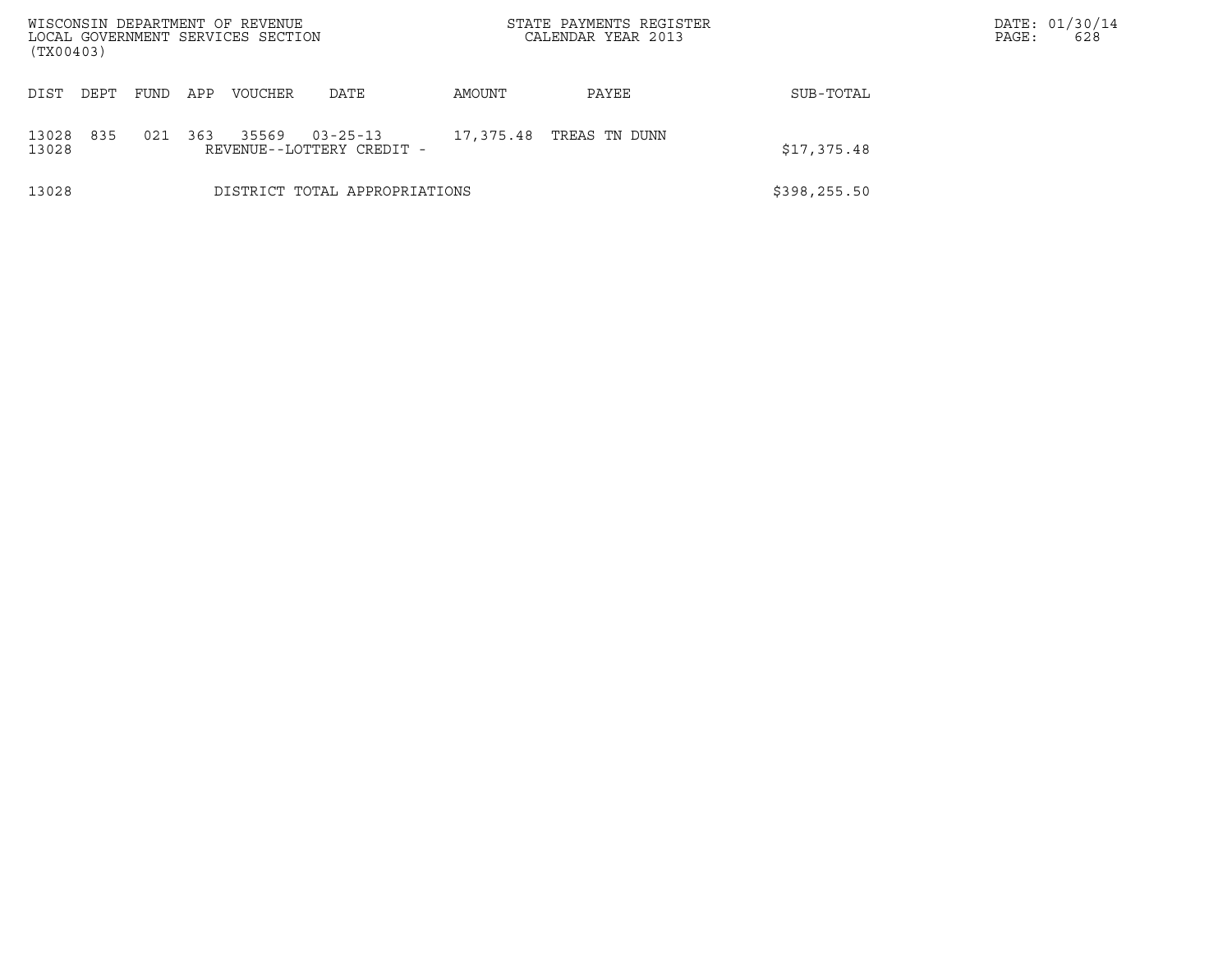| DIST | DEPT | FUND | APP | VOUCHER | DATE | AMOUNT | PAYEE | SUB-TOTAL |
|---|---|---|---|---|---|---|---|---|
| 13028 | 835 | 021 | 363 | 35569 | 03-25-13 | 17,375.48 | TREAS TN DUNN | |
| 13028 | | | | REVENUE--LOTTERY CREDIT - | | | | $17,375.48 |
| 13028 | | | | DISTRICT TOTAL APPROPRIATIONS | | | | $398,255.50 |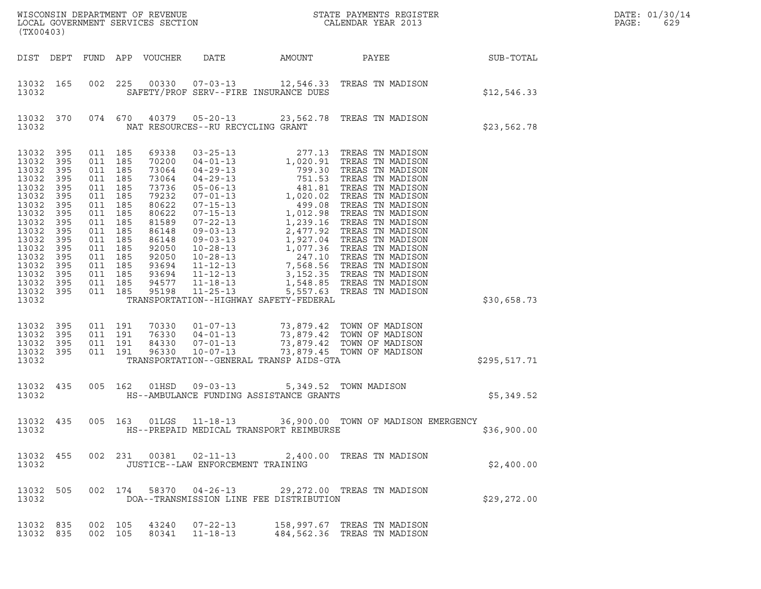WISCONSIN DEPARTMENT OF REVENUE
LOCAL GOVERNMENT SERVICES SECTION
(TX00403)

STATE PAYMENTS REGISTER
CALENDAR YEAR 2013

DATE: 01/30/14
PAGE: 629

| DIST | DEPT | FUND | APP | VOUCHER | DATE | AMOUNT | PAYEE | SUB-TOTAL |
|---|---|---|---|---|---|---|---|---|
| 13032 | 165 | 002 | 225 | 00330 | 07-03-13 | 12,546.33 | TREAS TN MADISON | |
| 13032 | | | | | SAFETY/PROF SERV--FIRE INSURANCE DUES | | | $12,546.33 |
| 13032 | 370 | 074 | 670 | 40379 | 05-20-13 | 23,562.78 | TREAS TN MADISON | |
| 13032 | | | | | NAT RESOURCES--RU RECYCLING GRANT | | | $23,562.78 |
| 13032 | 395 | 011 | 185 | 69338 | 03-25-13 | 277.13 | TREAS TN MADISON | |
| 13032 | 395 | 011 | 185 | 70200 | 04-01-13 | 1,020.91 | TREAS TN MADISON | |
| 13032 | 395 | 011 | 185 | 73064 | 04-29-13 | 799.30 | TREAS TN MADISON | |
| 13032 | 395 | 011 | 185 | 73064 | 04-29-13 | 751.53 | TREAS TN MADISON | |
| 13032 | 395 | 011 | 185 | 73736 | 05-06-13 | 481.81 | TREAS TN MADISON | |
| 13032 | 395 | 011 | 185 | 79232 | 07-01-13 | 1,020.02 | TREAS TN MADISON | |
| 13032 | 395 | 011 | 185 | 80622 | 07-15-13 | 499.08 | TREAS TN MADISON | |
| 13032 | 395 | 011 | 185 | 80622 | 07-15-13 | 1,012.98 | TREAS TN MADISON | |
| 13032 | 395 | 011 | 185 | 81589 | 07-22-13 | 1,239.16 | TREAS TN MADISON | |
| 13032 | 395 | 011 | 185 | 86148 | 09-03-13 | 2,477.92 | TREAS TN MADISON | |
| 13032 | 395 | 011 | 185 | 86148 | 09-03-13 | 1,927.04 | TREAS TN MADISON | |
| 13032 | 395 | 011 | 185 | 92050 | 10-28-13 | 1,077.36 | TREAS TN MADISON | |
| 13032 | 395 | 011 | 185 | 92050 | 10-28-13 | 247.10 | TREAS TN MADISON | |
| 13032 | 395 | 011 | 185 | 93694 | 11-12-13 | 7,568.56 | TREAS TN MADISON | |
| 13032 | 395 | 011 | 185 | 93694 | 11-12-13 | 3,152.35 | TREAS TN MADISON | |
| 13032 | 395 | 011 | 185 | 94577 | 11-18-13 | 1,548.85 | TREAS TN MADISON | |
| 13032 | 395 | 011 | 185 | 95198 | 11-25-13 | 5,557.63 | TREAS TN MADISON | |
| 13032 | | | | | TRANSPORTATION--HIGHWAY SAFETY-FEDERAL | | | $30,658.73 |
| 13032 | 395 | 011 | 191 | 70330 | 01-07-13 | 73,879.42 | TOWN OF MADISON | |
| 13032 | 395 | 011 | 191 | 76330 | 04-01-13 | 73,879.42 | TOWN OF MADISON | |
| 13032 | 395 | 011 | 191 | 84330 | 07-01-13 | 73,879.42 | TOWN OF MADISON | |
| 13032 | 395 | 011 | 191 | 96330 | 10-07-13 | 73,879.45 | TOWN OF MADISON | |
| 13032 | | | | | TRANSPORTATION--GENERAL TRANSP AIDS-GTA | | | $295,517.71 |
| 13032 | 435 | 005 | 162 | 01HSD | 09-03-13 | 5,349.52 | TOWN MADISON | |
| 13032 | | | | | HS--AMBULANCE FUNDING ASSISTANCE GRANTS | | | $5,349.52 |
| 13032 | 435 | 005 | 163 | 01LGS | 11-18-13 | 36,900.00 | TOWN OF MADISON EMERGENCY | |
| 13032 | | | | | HS--PREPAID MEDICAL TRANSPORT REIMBURSE | | | $36,900.00 |
| 13032 | 455 | 002 | 231 | 00381 | 02-11-13 | 2,400.00 | TREAS TN MADISON | |
| 13032 | | | | | JUSTICE--LAW ENFORCEMENT TRAINING | | | $2,400.00 |
| 13032 | 505 | 002 | 174 | 58370 | 04-26-13 | 29,272.00 | TREAS TN MADISON | |
| 13032 | | | | | DOA--TRANSMISSION LINE FEE DISTRIBUTION | | | $29,272.00 |
| 13032 | 835 | 002 | 105 | 43240 | 07-22-13 | 158,997.67 | TREAS TN MADISON | |
| 13032 | 835 | 002 | 105 | 80341 | 11-18-13 | 484,562.36 | TREAS TN MADISON | |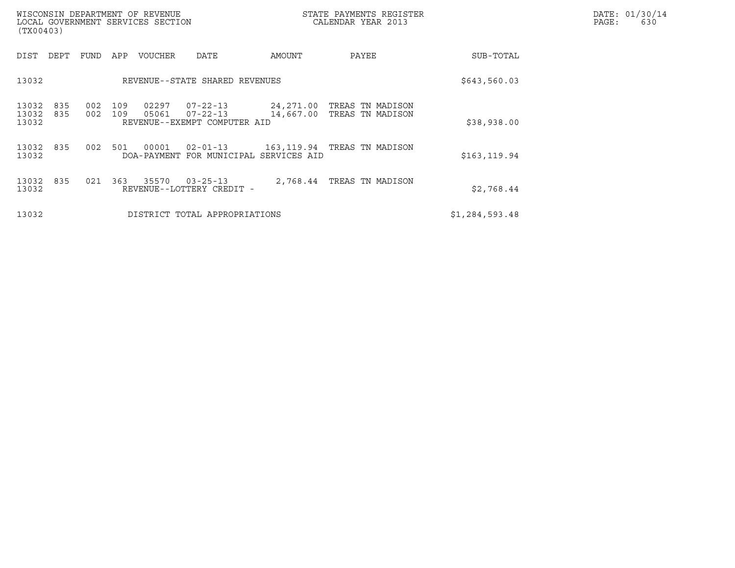WISCONSIN DEPARTMENT OF REVENUE
LOCAL GOVERNMENT SERVICES SECTION
(TX00403)

STATE PAYMENTS REGISTER
CALENDAR YEAR 2013

DATE: 01/30/14

| DIST | DEPT | FUND | APP | VOUCHER | DATE | AMOUNT | PAYEE | SUB-TOTAL |
|---|---|---|---|---|---|---|---|---|
| 13032 | | | | REVENUE--STATE SHARED REVENUES | | | | $643,560.03 |
| 13032 | 835 | 002 | 109 | 02297 | 07-22-13 | 24,271.00 | TREAS TN MADISON | |
| 13032 | 835 | 002 | 109 | 05061 | 07-22-13 | 14,667.00 | TREAS TN MADISON | |
| 13032 | | | | REVENUE--EXEMPT COMPUTER AID | | | | $38,938.00 |
| 13032 | 835 | 002 | 501 | 00001 | 02-01-13 | 163,119.94 | TREAS TN MADISON | |
| 13032 | | | | DOA-PAYMENT FOR MUNICIPAL SERVICES AID | | | | $163,119.94 |
| 13032 | 835 | 021 | 363 | 35570 | 03-25-13 | 2,768.44 | TREAS TN MADISON | |
| 13032 | | | | REVENUE--LOTTERY CREDIT - | | | | $2,768.44 |
| 13032 | | | | DISTRICT TOTAL APPROPRIATIONS | | | | $1,284,593.48 |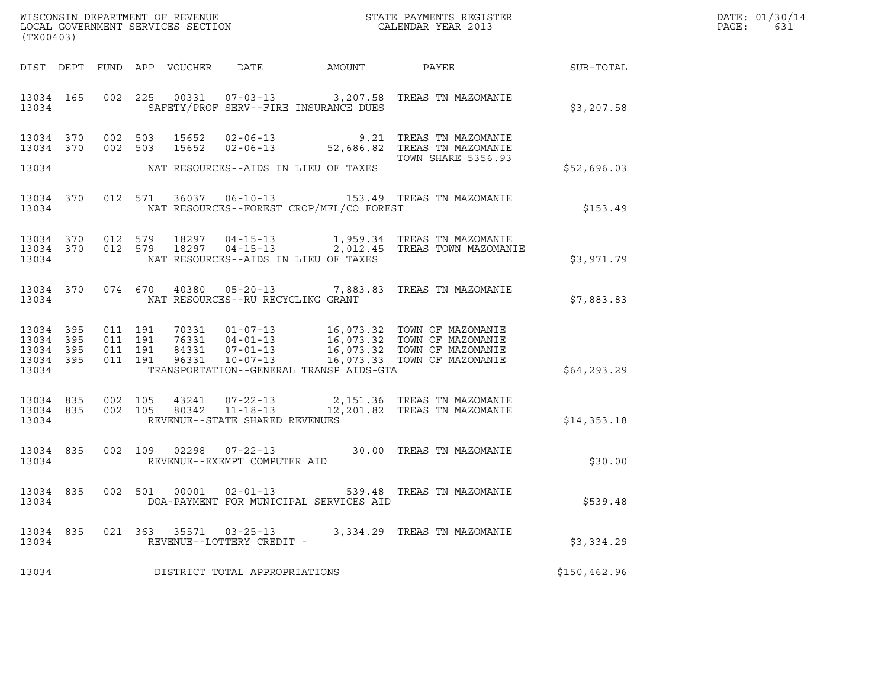WISCONSIN DEPARTMENT OF REVENUE
LOCAL GOVERNMENT SERVICES SECTION
(TX00403)

STATE PAYMENTS REGISTER
CALENDAR YEAR 2013

DATE: 01/30/14
PAGE: 631

| DIST | DEPT | FUND | APP | VOUCHER | DATE | AMOUNT | PAYEE | SUB-TOTAL |
|---|---|---|---|---|---|---|---|---|
| 13034 | 165 | 002 | 225 | 00331 | 07-03-13 | 3,207.58 | TREAS TN MAZOMANIE | |
| 13034 | | | | | SAFETY/PROF SERV--FIRE INSURANCE DUES | | | $3,207.58 |
| 13034 | 370 | 002 | 503 | 15652 | 02-06-13 | 9.21 | TREAS TN MAZOMANIE | |
| 13034 | 370 | 002 | 503 | 15652 | 02-06-13 | 52,686.82 | TREAS TN MAZOMANIE | |
| | | | | | | | TOWN SHARE 5356.93 | |
| 13034 | | | | | NAT RESOURCES--AIDS IN LIEU OF TAXES | | | $52,696.03 |
| 13034 | 370 | 012 | 571 | 36037 | 06-10-13 | 153.49 | TREAS TN MAZOMANIE | |
| 13034 | | | | | NAT RESOURCES--FOREST CROP/MFL/CO FOREST | | | $153.49 |
| 13034 | 370 | 012 | 579 | 18297 | 04-15-13 | 1,959.34 | TREAS TN MAZOMANIE | |
| 13034 | 370 | 012 | 579 | 18297 | 04-15-13 | 2,012.45 | TREAS TOWN MAZOMANIE | |
| 13034 | | | | | NAT RESOURCES--AIDS IN LIEU OF TAXES | | | $3,971.79 |
| 13034 | 370 | 074 | 670 | 40380 | 05-20-13 | 7,883.83 | TREAS TN MAZOMANIE | |
| 13034 | | | | | NAT RESOURCES--RU RECYCLING GRANT | | | $7,883.83 |
| 13034 | 395 | 011 | 191 | 70331 | 01-07-13 | 16,073.32 | TOWN OF MAZOMANIE | |
| 13034 | 395 | 011 | 191 | 76331 | 04-01-13 | 16,073.32 | TOWN OF MAZOMANIE | |
| 13034 | 395 | 011 | 191 | 84331 | 07-01-13 | 16,073.32 | TOWN OF MAZOMANIE | |
| 13034 | 395 | 011 | 191 | 96331 | 10-07-13 | 16,073.33 | TOWN OF MAZOMANIE | |
| 13034 | | | | | TRANSPORTATION--GENERAL TRANSP AIDS-GTA | | | $64,293.29 |
| 13034 | 835 | 002 | 105 | 43241 | 07-22-13 | 2,151.36 | TREAS TN MAZOMANIE | |
| 13034 | 835 | 002 | 105 | 80342 | 11-18-13 | 12,201.82 | TREAS TN MAZOMANIE | |
| 13034 | | | | | REVENUE--STATE SHARED REVENUES | | | $14,353.18 |
| 13034 | 835 | 002 | 109 | 02298 | 07-22-13 | 30.00 | TREAS TN MAZOMANIE | |
| 13034 | | | | | REVENUE--EXEMPT COMPUTER AID | | | $30.00 |
| 13034 | 835 | 002 | 501 | 00001 | 02-01-13 | 539.48 | TREAS TN MAZOMANIE | |
| 13034 | | | | | DOA-PAYMENT FOR MUNICIPAL SERVICES AID | | | $539.48 |
| 13034 | 835 | 021 | 363 | 35571 | 03-25-13 | 3,334.29 | TREAS TN MAZOMANIE | |
| 13034 | | | | | REVENUE--LOTTERY CREDIT - | | | $3,334.29 |
| 13034 | | | | | DISTRICT TOTAL APPROPRIATIONS | | | $150,462.96 |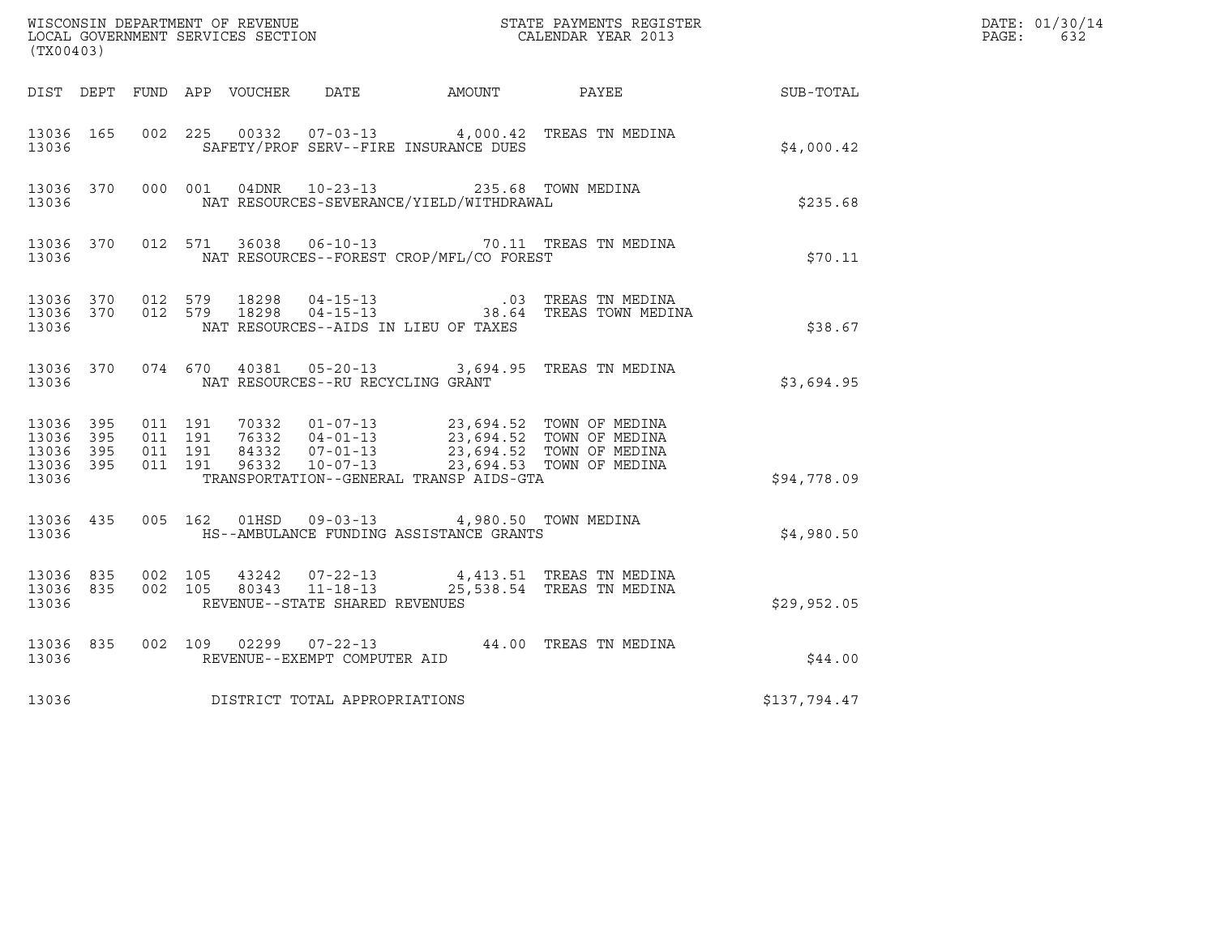WISCONSIN DEPARTMENT OF REVENUE
LOCAL GOVERNMENT SERVICES SECTION
(TX00403)

STATE PAYMENTS REGISTER
CALENDAR YEAR 2013

DATE: 01/30/14

| DIST | DEPT | FUND | APP | VOUCHER | DATE | AMOUNT | PAYEE | SUB-TOTAL |
|---|---|---|---|---|---|---|---|---|
| 13036 | 165 | 002 | 225 | 00332 | 07-03-13 | 4,000.42 | TREAS TN MEDINA | |
| 13036 | | | | SAFETY/PROF SERV--FIRE INSURANCE DUES | | | | $4,000.42 |
| 13036 | 370 | 000 | 001 | 04DNR | 10-23-13 | 235.68 | TOWN MEDINA | |
| 13036 | | | | NAT RESOURCES-SEVERANCE/YIELD/WITHDRAWAL | | | | $235.68 |
| 13036 | 370 | 012 | 571 | 36038 | 06-10-13 | 70.11 | TREAS TN MEDINA | |
| 13036 | | | | NAT RESOURCES--FOREST CROP/MFL/CO FOREST | | | | $70.11 |
| 13036 | 370 | 012 | 579 | 18298 | 04-15-13 | .03 | TREAS TN MEDINA | |
| 13036 | 370 | 012 | 579 | 18298 | 04-15-13 | 38.64 | TREAS TOWN MEDINA | |
| 13036 | | | | NAT RESOURCES--AIDS IN LIEU OF TAXES | | | | $38.67 |
| 13036 | 370 | 074 | 670 | 40381 | 05-20-13 | 3,694.95 | TREAS TN MEDINA | |
| 13036 | | | | NAT RESOURCES--RU RECYCLING GRANT | | | | $3,694.95 |
| 13036 | 395 | 011 | 191 | 70332 | 01-07-13 | 23,694.52 | TOWN OF MEDINA | |
| 13036 | 395 | 011 | 191 | 76332 | 04-01-13 | 23,694.52 | TOWN OF MEDINA | |
| 13036 | 395 | 011 | 191 | 84332 | 07-01-13 | 23,694.52 | TOWN OF MEDINA | |
| 13036 | 395 | 011 | 191 | 96332 | 10-07-13 | 23,694.53 | TOWN OF MEDINA | |
| 13036 | | | | TRANSPORTATION--GENERAL TRANSP AIDS-GTA | | | | $94,778.09 |
| 13036 | 435 | 005 | 162 | 01HSD | 09-03-13 | 4,980.50 | TOWN MEDINA | |
| 13036 | | | | HS--AMBULANCE FUNDING ASSISTANCE GRANTS | | | | $4,980.50 |
| 13036 | 835 | 002 | 105 | 43242 | 07-22-13 | 4,413.51 | TREAS TN MEDINA | |
| 13036 | 835 | 002 | 105 | 80343 | 11-18-13 | 25,538.54 | TREAS TN MEDINA | |
| 13036 | | | | REVENUE--STATE SHARED REVENUES | | | | $29,952.05 |
| 13036 | 835 | 002 | 109 | 02299 | 07-22-13 | 44.00 | TREAS TN MEDINA | |
| 13036 | | | | REVENUE--EXEMPT COMPUTER AID | | | | $44.00 |
| 13036 | | | | DISTRICT TOTAL APPROPRIATIONS | | | | $137,794.47 |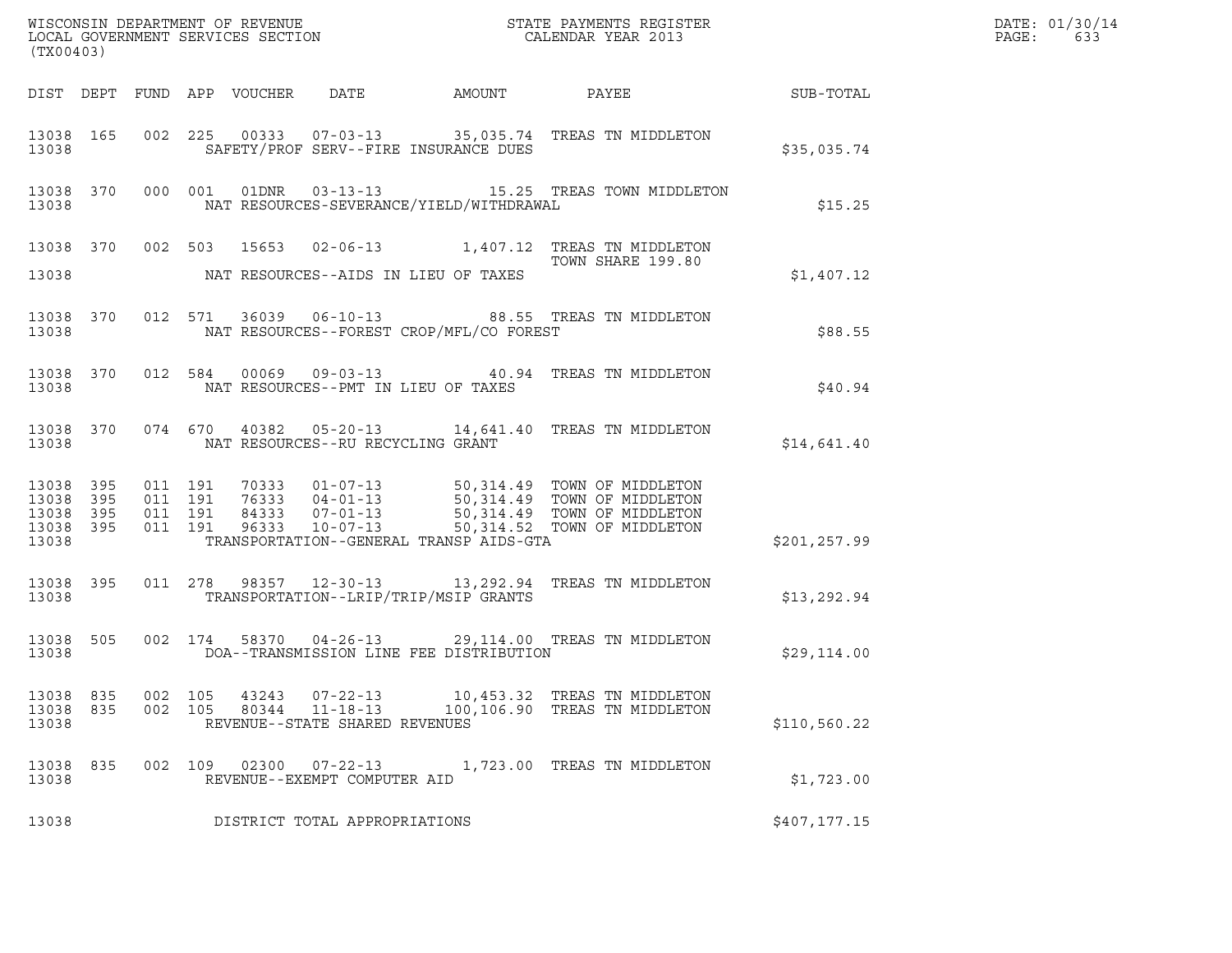WISCONSIN DEPARTMENT OF REVENUE
LOCAL GOVERNMENT SERVICES SECTION
(TX00403)

STATE PAYMENTS REGISTER
CALENDAR YEAR 2013

DATE: 01/30/14
PAGE: 633

| DIST | DEPT | FUND | APP | VOUCHER | DATE | AMOUNT | PAYEE | SUB-TOTAL |
|---|---|---|---|---|---|---|---|---|
| 13038 | 165 | 002 | 225 | 00333 | 07-03-13 | 35,035.74 | TREAS TN MIDDLETON | |
| 13038 | | | | SAFETY/PROF SERV--FIRE INSURANCE DUES | | | | $35,035.74 |
| 13038 | 370 | 000 | 001 | 01DNR | 03-13-13 | 15.25 | TREAS TOWN MIDDLETON | |
| 13038 | | | | NAT RESOURCES-SEVERANCE/YIELD/WITHDRAWAL | | | | $15.25 |
| 13038 | 370 | 002 | 503 | 15653 | 02-06-13 | 1,407.12 | TREAS TN MIDDLETON TOWN SHARE 199.80 | |
| 13038 | | | | NAT RESOURCES--AIDS IN LIEU OF TAXES | | | | $1,407.12 |
| 13038 | 370 | 012 | 571 | 36039 | 06-10-13 | 88.55 | TREAS TN MIDDLETON | |
| 13038 | | | | NAT RESOURCES--FOREST CROP/MFL/CO FOREST | | | | $88.55 |
| 13038 | 370 | 012 | 584 | 00069 | 09-03-13 | 40.94 | TREAS TN MIDDLETON | |
| 13038 | | | | NAT RESOURCES--PMT IN LIEU OF TAXES | | | | $40.94 |
| 13038 | 370 | 074 | 670 | 40382 | 05-20-13 | 14,641.40 | TREAS TN MIDDLETON | |
| 13038 | | | | NAT RESOURCES--RU RECYCLING GRANT | | | | $14,641.40 |
| 13038 | 395 | 011 | 191 | 70333 | 01-07-13 | 50,314.49 | TOWN OF MIDDLETON | |
| 13038 | 395 | 011 | 191 | 76333 | 04-01-13 | 50,314.49 | TOWN OF MIDDLETON | |
| 13038 | 395 | 011 | 191 | 84333 | 07-01-13 | 50,314.49 | TOWN OF MIDDLETON | |
| 13038 | 395 | 011 | 191 | 96333 | 10-07-13 | 50,314.52 | TOWN OF MIDDLETON | |
| 13038 | | | | TRANSPORTATION--GENERAL TRANSP AIDS-GTA | | | | $201,257.99 |
| 13038 | 395 | 011 | 278 | 98357 | 12-30-13 | 13,292.94 | TREAS TN MIDDLETON | |
| 13038 | | | | TRANSPORTATION--LRIP/TRIP/MSIP GRANTS | | | | $13,292.94 |
| 13038 | 505 | 002 | 174 | 58370 | 04-26-13 | 29,114.00 | TREAS TN MIDDLETON | |
| 13038 | | | | DOA--TRANSMISSION LINE FEE DISTRIBUTION | | | | $29,114.00 |
| 13038 | 835 | 002 | 105 | 43243 | 07-22-13 | 10,453.32 | TREAS TN MIDDLETON | |
| 13038 | 835 | 002 | 105 | 80344 | 11-18-13 | 100,106.90 | TREAS TN MIDDLETON | |
| 13038 | | | | REVENUE--STATE SHARED REVENUES | | | | $110,560.22 |
| 13038 | 835 | 002 | 109 | 02300 | 07-22-13 | 1,723.00 | TREAS TN MIDDLETON | |
| 13038 | | | | REVENUE--EXEMPT COMPUTER AID | | | | $1,723.00 |
| 13038 | | | | DISTRICT TOTAL APPROPRIATIONS | | | | $407,177.15 |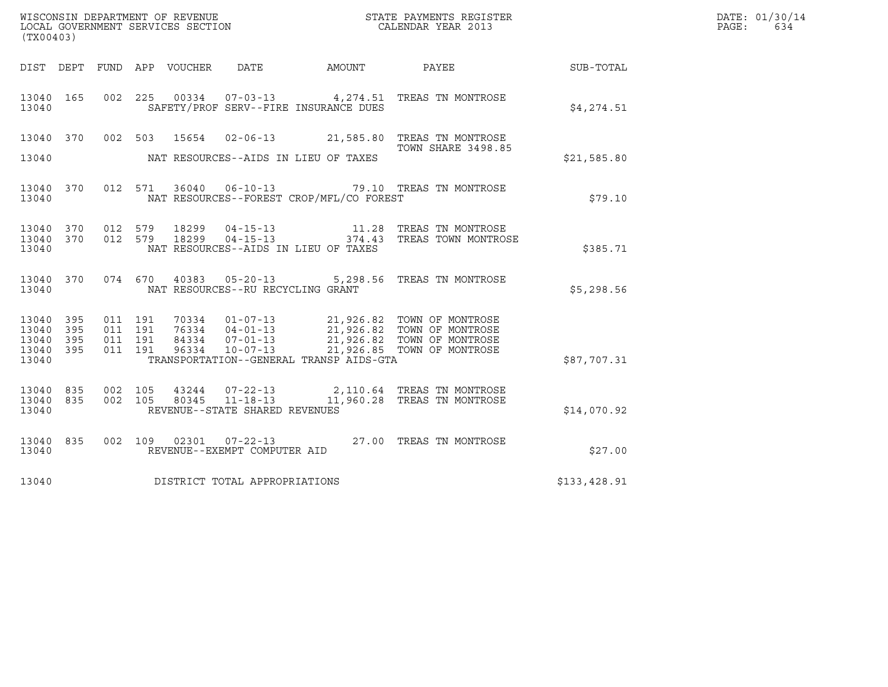WISCONSIN DEPARTMENT OF REVENUE
LOCAL GOVERNMENT SERVICES SECTION
(TX00403)

STATE PAYMENTS REGISTER
CALENDAR YEAR 2013

DATE: 01/30/14
PAGE: 634

| DIST | DEPT | FUND | APP | VOUCHER | DATE | AMOUNT | PAYEE | SUB-TOTAL |
|---|---|---|---|---|---|---|---|---|
| 13040 | 165 | 002 | 225 | 00334 | 07-03-13 | 4,274.51 | TREAS TN MONTROSE | |
| 13040 | | | | | SAFETY/PROF SERV--FIRE INSURANCE DUES | | | $4,274.51 |
| 13040 | 370 | 002 | 503 | 15654 | 02-06-13 | 21,585.80 | TREAS TN MONTROSE TOWN SHARE 3498.85 | |
| 13040 | | | | | NAT RESOURCES--AIDS IN LIEU OF TAXES | | | $21,585.80 |
| 13040 | 370 | 012 | 571 | 36040 | 06-10-13 | 79.10 | TREAS TN MONTROSE | |
| 13040 | | | | | NAT RESOURCES--FOREST CROP/MFL/CO FOREST | | | $79.10 |
| 13040 | 370 | 012 | 579 | 18299 | 04-15-13 | 11.28 | TREAS TN MONTROSE | |
| 13040 | 370 | 012 | 579 | 18299 | 04-15-13 | 374.43 | TREAS TOWN MONTROSE | |
| 13040 | | | | | NAT RESOURCES--AIDS IN LIEU OF TAXES | | | $385.71 |
| 13040 | 370 | 074 | 670 | 40383 | 05-20-13 | 5,298.56 | TREAS TN MONTROSE | |
| 13040 | | | | | NAT RESOURCES--RU RECYCLING GRANT | | | $5,298.56 |
| 13040 | 395 | 011 | 191 | 70334 | 01-07-13 | 21,926.82 | TOWN OF MONTROSE | |
| 13040 | 395 | 011 | 191 | 76334 | 04-01-13 | 21,926.82 | TOWN OF MONTROSE | |
| 13040 | 395 | 011 | 191 | 84334 | 07-01-13 | 21,926.82 | TOWN OF MONTROSE | |
| 13040 | 395 | 011 | 191 | 96334 | 10-07-13 | 21,926.85 | TOWN OF MONTROSE | |
| 13040 | | | | | TRANSPORTATION--GENERAL TRANSP AIDS-GTA | | | $87,707.31 |
| 13040 | 835 | 002 | 105 | 43244 | 07-22-13 | 2,110.64 | TREAS TN MONTROSE | |
| 13040 | 835 | 002 | 105 | 80345 | 11-18-13 | 11,960.28 | TREAS TN MONTROSE | |
| 13040 | | | | | REVENUE--STATE SHARED REVENUES | | | $14,070.92 |
| 13040 | 835 | 002 | 109 | 02301 | 07-22-13 | 27.00 | TREAS TN MONTROSE | |
| 13040 | | | | | REVENUE--EXEMPT COMPUTER AID | | | $27.00 |
| 13040 | | | | | DISTRICT TOTAL APPROPRIATIONS | | | $133,428.91 |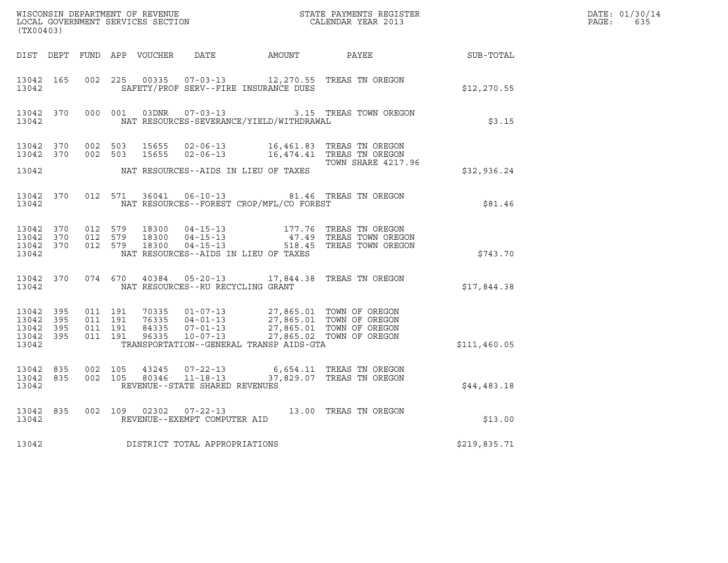WISCONSIN DEPARTMENT OF REVENUE
LOCAL GOVERNMENT SERVICES SECTION
(TX00403)

STATE PAYMENTS REGISTER
CALENDAR YEAR 2013

DATE: 01/30/14
PAGE: 635

| DIST | DEPT | FUND | APP | VOUCHER | DATE | AMOUNT | PAYEE | SUB-TOTAL |
|---|---|---|---|---|---|---|---|---|
| 13042 | 165 | 002 | 225 | 00335 | 07-03-13 | 12,270.55 | TREAS TN OREGON | |
| 13042 | | | | | SAFETY/PROF SERV--FIRE INSURANCE DUES | | | $12,270.55 |
| 13042 | 370 | 000 | 001 | 03DNR | 07-03-13 | 3.15 | TREAS TOWN OREGON | |
| 13042 | | | | | NAT RESOURCES-SEVERANCE/YIELD/WITHDRAWAL | | | $3.15 |
| 13042 | 370 | 002 | 503 | 15655 | 02-06-13 | 16,461.83 | TREAS TN OREGON | |
| 13042 | 370 | 002 | 503 | 15655 | 02-06-13 | 16,474.41 | TREAS TN OREGON TOWN SHARE 4217.96 | |
| 13042 | | | | | NAT RESOURCES--AIDS IN LIEU OF TAXES | | | $32,936.24 |
| 13042 | 370 | 012 | 571 | 36041 | 06-10-13 | 81.46 | TREAS TN OREGON | |
| 13042 | | | | | NAT RESOURCES--FOREST CROP/MFL/CO FOREST | | | $81.46 |
| 13042 | 370 | 012 | 579 | 18300 | 04-15-13 | 177.76 | TREAS TN OREGON | |
| 13042 | 370 | 012 | 579 | 18300 | 04-15-13 | 47.49 | TREAS TOWN OREGON | |
| 13042 | 370 | 012 | 579 | 18300 | 04-15-13 | 518.45 | TREAS TOWN OREGON | |
| 13042 | | | | | NAT RESOURCES--AIDS IN LIEU OF TAXES | | | $743.70 |
| 13042 | 370 | 074 | 670 | 40384 | 05-20-13 | 17,844.38 | TREAS TN OREGON | |
| 13042 | | | | | NAT RESOURCES--RU RECYCLING GRANT | | | $17,844.38 |
| 13042 | 395 | 011 | 191 | 70335 | 01-07-13 | 27,865.01 | TOWN OF OREGON | |
| 13042 | 395 | 011 | 191 | 76335 | 04-01-13 | 27,865.01 | TOWN OF OREGON | |
| 13042 | 395 | 011 | 191 | 84335 | 07-01-13 | 27,865.01 | TOWN OF OREGON | |
| 13042 | 395 | 011 | 191 | 96335 | 10-07-13 | 27,865.02 | TOWN OF OREGON | |
| 13042 | | | | | TRANSPORTATION--GENERAL TRANSP AIDS-GTA | | | $111,460.05 |
| 13042 | 835 | 002 | 105 | 43245 | 07-22-13 | 6,654.11 | TREAS TN OREGON | |
| 13042 | 835 | 002 | 105 | 80346 | 11-18-13 | 37,829.07 | TREAS TN OREGON | |
| 13042 | | | | | REVENUE--STATE SHARED REVENUES | | | $44,483.18 |
| 13042 | 835 | 002 | 109 | 02302 | 07-22-13 | 13.00 | TREAS TN OREGON | |
| 13042 | | | | | REVENUE--EXEMPT COMPUTER AID | | | $13.00 |
| 13042 | | | | | DISTRICT TOTAL APPROPRIATIONS | | | $219,835.71 |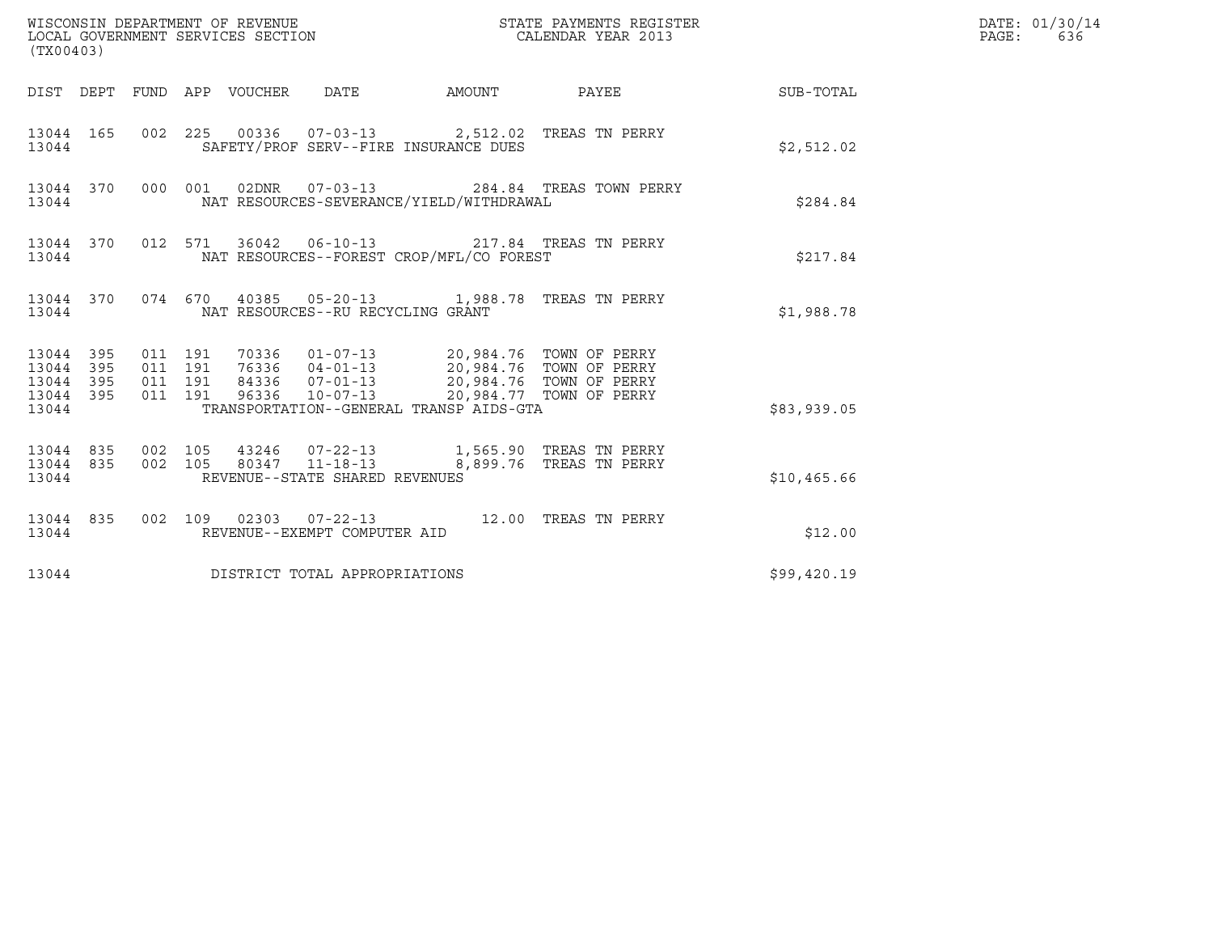WISCONSIN DEPARTMENT OF REVENUE
LOCAL GOVERNMENT SERVICES SECTION
(TX00403)

STATE PAYMENTS REGISTER
CALENDAR YEAR 2013

DATE: 01/30/14
PAGE: 636

| DIST | DEPT | FUND | APP | VOUCHER | DATE | AMOUNT | PAYEE | SUB-TOTAL |
|---|---|---|---|---|---|---|---|---|
| 13044 | 165 | 002 | 225 | 00336 | 07-03-13 | 2,512.02 | TREAS TN PERRY | |
| 13044 | | | | SAFETY/PROF SERV--FIRE INSURANCE DUES | | | | $2,512.02 |
| 13044 | 370 | 000 | 001 | 02DNR | 07-03-13 | 284.84 | TREAS TOWN PERRY | |
| 13044 | | | | NAT RESOURCES-SEVERANCE/YIELD/WITHDRAWAL | | | | $284.84 |
| 13044 | 370 | 012 | 571 | 36042 | 06-10-13 | 217.84 | TREAS TN PERRY | |
| 13044 | | | | NAT RESOURCES--FOREST CROP/MFL/CO FOREST | | | | $217.84 |
| 13044 | 370 | 074 | 670 | 40385 | 05-20-13 | 1,988.78 | TREAS TN PERRY | |
| 13044 | | | | NAT RESOURCES--RU RECYCLING GRANT | | | | $1,988.78 |
| 13044 | 395 | 011 | 191 | 70336 | 01-07-13 | 20,984.76 | TOWN OF PERRY | |
| 13044 | 395 | 011 | 191 | 76336 | 04-01-13 | 20,984.76 | TOWN OF PERRY | |
| 13044 | 395 | 011 | 191 | 84336 | 07-01-13 | 20,984.76 | TOWN OF PERRY | |
| 13044 | 395 | 011 | 191 | 96336 | 10-07-13 | 20,984.77 | TOWN OF PERRY | |
| 13044 | | | | TRANSPORTATION--GENERAL TRANSP AIDS-GTA | | | | $83,939.05 |
| 13044 | 835 | 002 | 105 | 43246 | 07-22-13 | 1,565.90 | TREAS TN PERRY | |
| 13044 | 835 | 002 | 105 | 80347 | 11-18-13 | 8,899.76 | TREAS TN PERRY | |
| 13044 | | | | REVENUE--STATE SHARED REVENUES | | | | $10,465.66 |
| 13044 | 835 | 002 | 109 | 02303 | 07-22-13 | 12.00 | TREAS TN PERRY | |
| 13044 | | | | REVENUE--EXEMPT COMPUTER AID | | | | $12.00 |
| 13044 | | | | DISTRICT TOTAL APPROPRIATIONS | | | | $99,420.19 |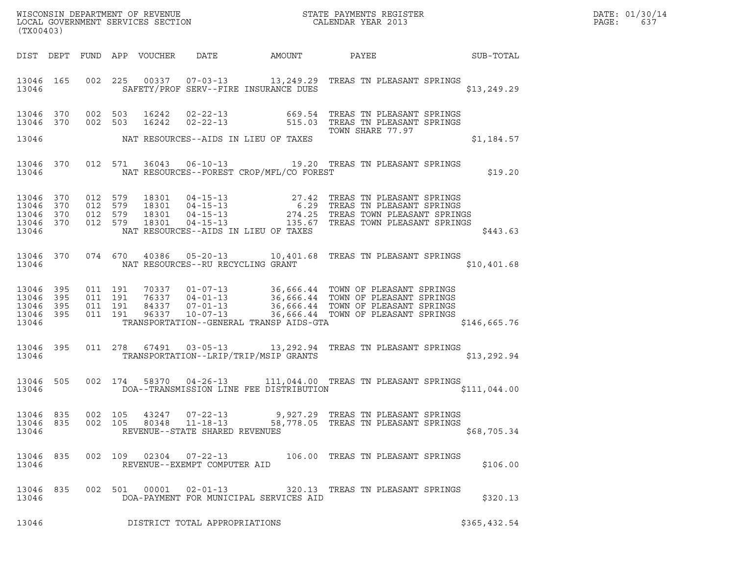WISCONSIN DEPARTMENT OF REVENUE
LOCAL GOVERNMENT SERVICES SECTION
(TX00403)

STATE PAYMENTS REGISTER
CALENDAR YEAR 2013

DATE: 01/30/14
PAGE: 637

| DIST | DEPT | FUND | APP | VOUCHER | DATE | AMOUNT | PAYEE | SUB-TOTAL |
|---|---|---|---|---|---|---|---|---|
| 13046 | 165 | 002 | 225 | 00337 | 07-03-13 | 13,249.29 | TREAS TN PLEASANT SPRINGS | |
| 13046 | | | | | SAFETY/PROF SERV--FIRE INSURANCE DUES | | | $13,249.29 |
| 13046 | 370 | 002 | 503 | 16242 | 02-22-13 | 669.54 | TREAS TN PLEASANT SPRINGS | |
| 13046 | 370 | 002 | 503 | 16242 | 02-22-13 | 515.03 | TREAS TN PLEASANT SPRINGS | |
| | | | | | | | TOWN SHARE 77.97 | |
| 13046 | | | | | NAT RESOURCES--AIDS IN LIEU OF TAXES | | | $1,184.57 |
| 13046 | 370 | 012 | 571 | 36043 | 06-10-13 | 19.20 | TREAS TN PLEASANT SPRINGS | |
| 13046 | | | | | NAT RESOURCES--FOREST CROP/MFL/CO FOREST | | | $19.20 |
| 13046 | 370 | 012 | 579 | 18301 | 04-15-13 | 27.42 | TREAS TN PLEASANT SPRINGS | |
| 13046 | 370 | 012 | 579 | 18301 | 04-15-13 | 6.29 | TREAS TN PLEASANT SPRINGS | |
| 13046 | 370 | 012 | 579 | 18301 | 04-15-13 | 274.25 | TREAS TOWN PLEASANT SPRINGS | |
| 13046 | 370 | 012 | 579 | 18301 | 04-15-13 | 135.67 | TREAS TOWN PLEASANT SPRINGS | |
| 13046 | | | | | NAT RESOURCES--AIDS IN LIEU OF TAXES | | | $443.63 |
| 13046 | 370 | 074 | 670 | 40386 | 05-20-13 | 10,401.68 | TREAS TN PLEASANT SPRINGS | |
| 13046 | | | | | NAT RESOURCES--RU RECYCLING GRANT | | | $10,401.68 |
| 13046 | 395 | 011 | 191 | 70337 | 01-07-13 | 36,666.44 | TOWN OF PLEASANT SPRINGS | |
| 13046 | 395 | 011 | 191 | 76337 | 04-01-13 | 36,666.44 | TOWN OF PLEASANT SPRINGS | |
| 13046 | 395 | 011 | 191 | 84337 | 07-01-13 | 36,666.44 | TOWN OF PLEASANT SPRINGS | |
| 13046 | 395 | 011 | 191 | 96337 | 10-07-13 | 36,666.44 | TOWN OF PLEASANT SPRINGS | |
| 13046 | | | | | TRANSPORTATION--GENERAL TRANSP AIDS-GTA | | | $146,665.76 |
| 13046 | 395 | 011 | 278 | 67491 | 03-05-13 | 13,292.94 | TREAS TN PLEASANT SPRINGS | |
| 13046 | | | | | TRANSPORTATION--LRIP/TRIP/MSIP GRANTS | | | $13,292.94 |
| 13046 | 505 | 002 | 174 | 58370 | 04-26-13 | 111,044.00 | TREAS TN PLEASANT SPRINGS | |
| 13046 | | | | | DOA--TRANSMISSION LINE FEE DISTRIBUTION | | | $111,044.00 |
| 13046 | 835 | 002 | 105 | 43247 | 07-22-13 | 9,927.29 | TREAS TN PLEASANT SPRINGS | |
| 13046 | 835 | 002 | 105 | 80348 | 11-18-13 | 58,778.05 | TREAS TN PLEASANT SPRINGS | |
| 13046 | | | | | REVENUE--STATE SHARED REVENUES | | | $68,705.34 |
| 13046 | 835 | 002 | 109 | 02304 | 07-22-13 | 106.00 | TREAS TN PLEASANT SPRINGS | |
| 13046 | | | | | REVENUE--EXEMPT COMPUTER AID | | | $106.00 |
| 13046 | 835 | 002 | 501 | 00001 | 02-01-13 | 320.13 | TREAS TN PLEASANT SPRINGS | |
| 13046 | | | | | DOA-PAYMENT FOR MUNICIPAL SERVICES AID | | | $320.13 |
| 13046 | | | | | DISTRICT TOTAL APPROPRIATIONS | | | $365,432.54 |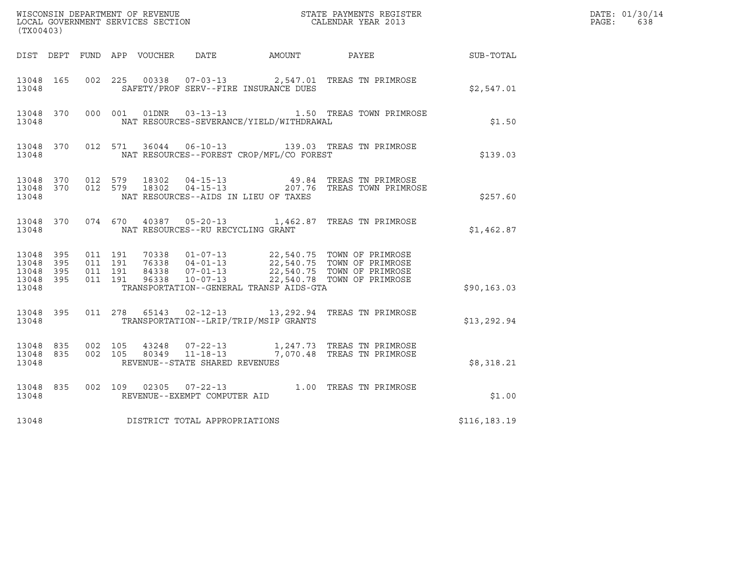WISCONSIN DEPARTMENT OF REVENUE
LOCAL GOVERNMENT SERVICES SECTION
(TX00403)

STATE PAYMENTS REGISTER
CALENDAR YEAR 2013

DATE: 01/30/14
PAGE: 638

| DIST | DEPT | FUND | APP | VOUCHER | DATE | AMOUNT | PAYEE | SUB-TOTAL |
|---|---|---|---|---|---|---|---|---|
| 13048 | 165 | 002 | 225 | 00338 | 07-03-13 | 2,547.01 | TREAS TN PRIMROSE | |
| 13048 | | | | SAFETY/PROF SERV--FIRE INSURANCE DUES | | | | $2,547.01 |
| 13048 | 370 | 000 | 001 | 01DNR | 03-13-13 | 1.50 | TREAS TOWN PRIMROSE | |
| 13048 | | | | NAT RESOURCES-SEVERANCE/YIELD/WITHDRAWAL | | | | $1.50 |
| 13048 | 370 | 012 | 571 | 36044 | 06-10-13 | 139.03 | TREAS TN PRIMROSE | |
| 13048 | | | | NAT RESOURCES--FOREST CROP/MFL/CO FOREST | | | | $139.03 |
| 13048 | 370 | 012 | 579 | 18302 | 04-15-13 | 49.84 | TREAS TN PRIMROSE | |
| 13048 | 370 | 012 | 579 | 18302 | 04-15-13 | 207.76 | TREAS TOWN PRIMROSE | |
| 13048 | | | | NAT RESOURCES--AIDS IN LIEU OF TAXES | | | | $257.60 |
| 13048 | 370 | 074 | 670 | 40387 | 05-20-13 | 1,462.87 | TREAS TN PRIMROSE | |
| 13048 | | | | NAT RESOURCES--RU RECYCLING GRANT | | | | $1,462.87 |
| 13048 | 395 | 011 | 191 | 70338 | 01-07-13 | 22,540.75 | TOWN OF PRIMROSE | |
| 13048 | 395 | 011 | 191 | 76338 | 04-01-13 | 22,540.75 | TOWN OF PRIMROSE | |
| 13048 | 395 | 011 | 191 | 84338 | 07-01-13 | 22,540.75 | TOWN OF PRIMROSE | |
| 13048 | 395 | 011 | 191 | 96338 | 10-07-13 | 22,540.78 | TOWN OF PRIMROSE | |
| 13048 | | | | TRANSPORTATION--GENERAL TRANSP AIDS-GTA | | | | $90,163.03 |
| 13048 | 395 | 011 | 278 | 65143 | 02-12-13 | 13,292.94 | TREAS TN PRIMROSE | |
| 13048 | | | | TRANSPORTATION--LRIP/TRIP/MSIP GRANTS | | | | $13,292.94 |
| 13048 | 835 | 002 | 105 | 43248 | 07-22-13 | 1,247.73 | TREAS TN PRIMROSE | |
| 13048 | 835 | 002 | 105 | 80349 | 11-18-13 | 7,070.48 | TREAS TN PRIMROSE | |
| 13048 | | | | REVENUE--STATE SHARED REVENUES | | | | $8,318.21 |
| 13048 | 835 | 002 | 109 | 02305 | 07-22-13 | 1.00 | TREAS TN PRIMROSE | |
| 13048 | | | | REVENUE--EXEMPT COMPUTER AID | | | | $1.00 |
| 13048 | | | | DISTRICT TOTAL APPROPRIATIONS | | | | $116,183.19 |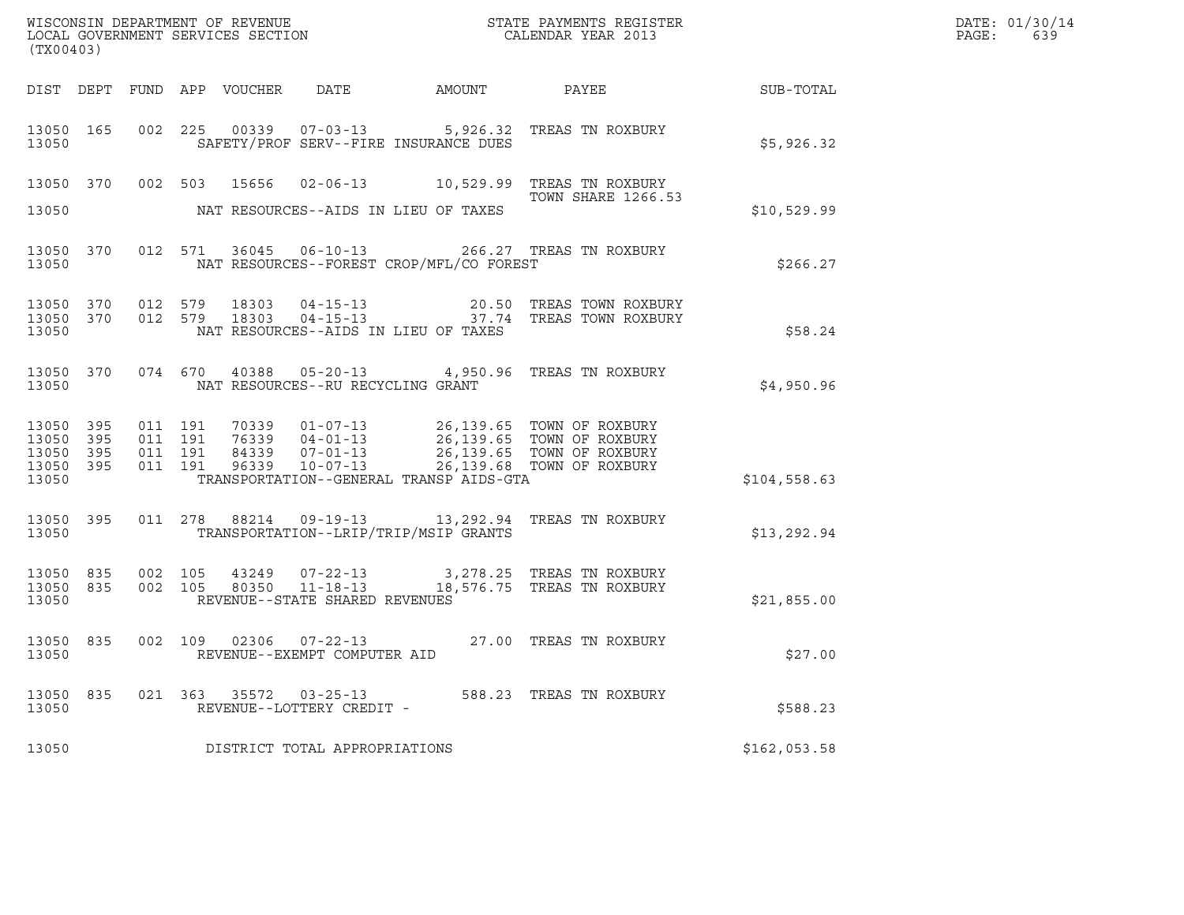WISCONSIN DEPARTMENT OF REVENUE
LOCAL GOVERNMENT SERVICES SECTION
(TX00403)

STATE PAYMENTS REGISTER
CALENDAR YEAR 2013

DATE: 01/30/14
PAGE: 639

| DIST | DEPT | FUND | APP | VOUCHER | DATE | AMOUNT | PAYEE | SUB-TOTAL |
|---|---|---|---|---|---|---|---|---|
| 13050 | 165 | 002 | 225 | 00339 | 07-03-13 | 5,926.32 | TREAS TN ROXBURY | |
| 13050 | | | | SAFETY/PROF SERV--FIRE INSURANCE DUES | | | | $5,926.32 |
| 13050 | 370 | 002 | 503 | 15656 | 02-06-13 | 10,529.99 | TREAS TN ROXBURY TOWN SHARE 1266.53 | |
| 13050 | | | | NAT RESOURCES--AIDS IN LIEU OF TAXES | | | | $10,529.99 |
| 13050 | 370 | 012 | 571 | 36045 | 06-10-13 | 266.27 | TREAS TN ROXBURY | |
| 13050 | | | | NAT RESOURCES--FOREST CROP/MFL/CO FOREST | | | | $266.27 |
| 13050 | 370 | 012 | 579 | 18303 | 04-15-13 | 20.50 | TREAS TOWN ROXBURY | |
| 13050 | 370 | 012 | 579 | 18303 | 04-15-13 | 37.74 | TREAS TOWN ROXBURY | |
| 13050 | | | | NAT RESOURCES--AIDS IN LIEU OF TAXES | | | | $58.24 |
| 13050 | 370 | 074 | 670 | 40388 | 05-20-13 | 4,950.96 | TREAS TN ROXBURY | |
| 13050 | | | | NAT RESOURCES--RU RECYCLING GRANT | | | | $4,950.96 |
| 13050 | 395 | 011 | 191 | 70339 | 01-07-13 | 26,139.65 | TOWN OF ROXBURY | |
| 13050 | 395 | 011 | 191 | 76339 | 04-01-13 | 26,139.65 | TOWN OF ROXBURY | |
| 13050 | 395 | 011 | 191 | 84339 | 07-01-13 | 26,139.65 | TOWN OF ROXBURY | |
| 13050 | 395 | 011 | 191 | 96339 | 10-07-13 | 26,139.68 | TOWN OF ROXBURY | |
| 13050 | | | | TRANSPORTATION--GENERAL TRANSP AIDS-GTA | | | | $104,558.63 |
| 13050 | 395 | 011 | 278 | 88214 | 09-19-13 | 13,292.94 | TREAS TN ROXBURY | |
| 13050 | | | | TRANSPORTATION--LRIP/TRIP/MSIP GRANTS | | | | $13,292.94 |
| 13050 | 835 | 002 | 105 | 43249 | 07-22-13 | 3,278.25 | TREAS TN ROXBURY | |
| 13050 | 835 | 002 | 105 | 80350 | 11-18-13 | 18,576.75 | TREAS TN ROXBURY | |
| 13050 | | | | REVENUE--STATE SHARED REVENUES | | | | $21,855.00 |
| 13050 | 835 | 002 | 109 | 02306 | 07-22-13 | 27.00 | TREAS TN ROXBURY | |
| 13050 | | | | REVENUE--EXEMPT COMPUTER AID | | | | $27.00 |
| 13050 | 835 | 021 | 363 | 35572 | 03-25-13 | 588.23 | TREAS TN ROXBURY | |
| 13050 | | | | REVENUE--LOTTERY CREDIT - | | | | $588.23 |
| 13050 | | | | DISTRICT TOTAL APPROPRIATIONS | | | | $162,053.58 |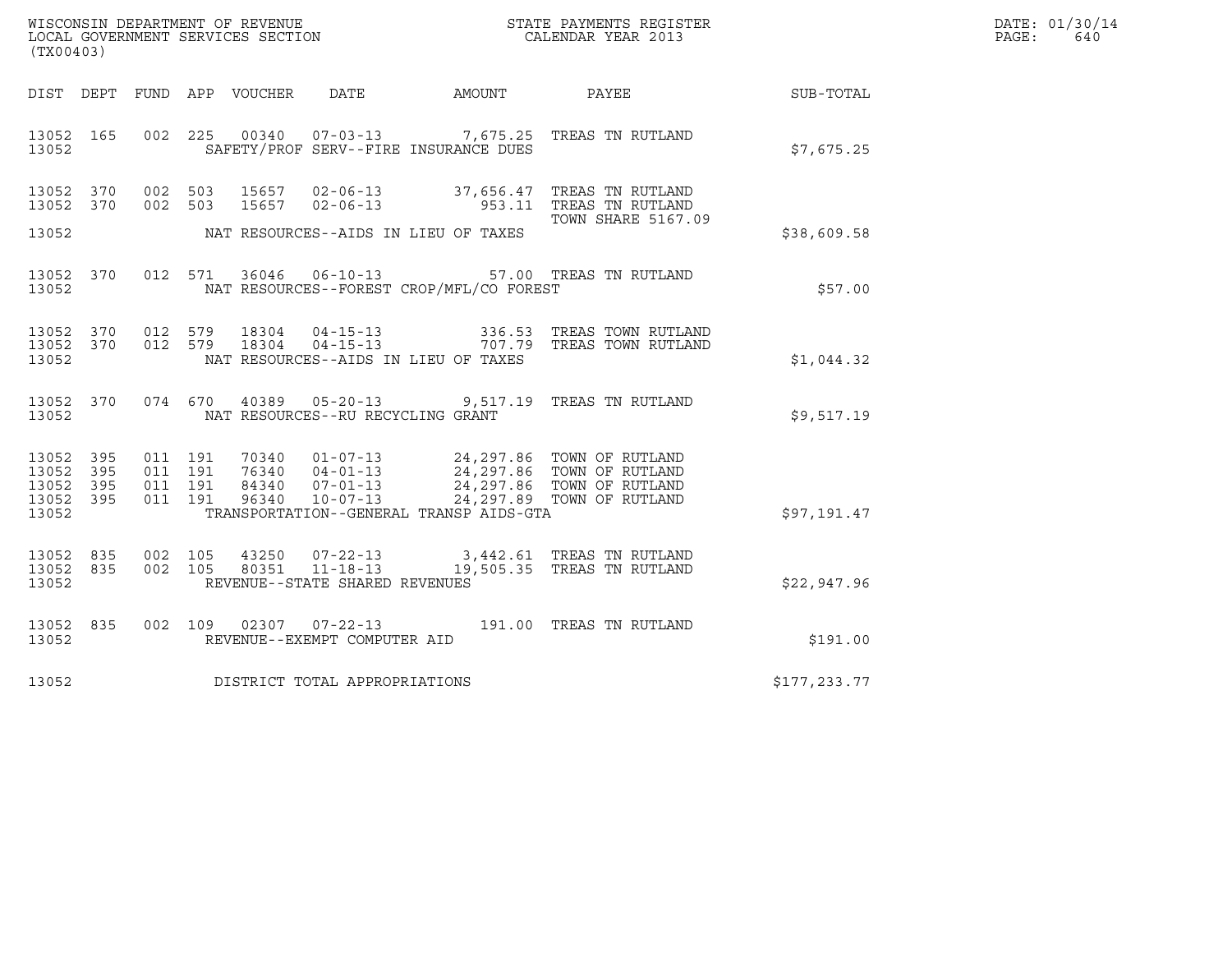WISCONSIN DEPARTMENT OF REVENUE
LOCAL GOVERNMENT SERVICES SECTION
(TX00403)

STATE PAYMENTS REGISTER
CALENDAR YEAR 2013

DATE: 01/30/14
PAGE: 640

| DIST | DEPT | FUND | APP | VOUCHER | DATE | AMOUNT | PAYEE | SUB-TOTAL |
|---|---|---|---|---|---|---|---|---|
| 13052 | 165 | 002 | 225 | 00340 | 07-03-13 | 7,675.25 | TREAS TN RUTLAND | |
| 13052 | | | | SAFETY/PROF SERV--FIRE INSURANCE DUES | | | | $7,675.25 |
| 13052 | 370 | 002 | 503 | 15657 | 02-06-13 | 37,656.47 | TREAS TN RUTLAND | |
| 13052 | 370 | 002 | 503 | 15657 | 02-06-13 | 953.11 | TREAS TN RUTLAND TOWN SHARE 5167.09 | |
| 13052 | | | | NAT RESOURCES--AIDS IN LIEU OF TAXES | | | | $38,609.58 |
| 13052 | 370 | 012 | 571 | 36046 | 06-10-13 | 57.00 | TREAS TN RUTLAND | |
| 13052 | | | | NAT RESOURCES--FOREST CROP/MFL/CO FOREST | | | | $57.00 |
| 13052 | 370 | 012 | 579 | 18304 | 04-15-13 | 336.53 | TREAS TOWN RUTLAND | |
| 13052 | 370 | 012 | 579 | 18304 | 04-15-13 | 707.79 | TREAS TOWN RUTLAND | |
| 13052 | | | | NAT RESOURCES--AIDS IN LIEU OF TAXES | | | | $1,044.32 |
| 13052 | 370 | 074 | 670 | 40389 | 05-20-13 | 9,517.19 | TREAS TN RUTLAND | |
| 13052 | | | | NAT RESOURCES--RU RECYCLING GRANT | | | | $9,517.19 |
| 13052 | 395 | 011 | 191 | 70340 | 01-07-13 | 24,297.86 | TOWN OF RUTLAND | |
| 13052 | 395 | 011 | 191 | 76340 | 04-01-13 | 24,297.86 | TOWN OF RUTLAND | |
| 13052 | 395 | 011 | 191 | 84340 | 07-01-13 | 24,297.86 | TOWN OF RUTLAND | |
| 13052 | 395 | 011 | 191 | 96340 | 10-07-13 | 24,297.89 | TOWN OF RUTLAND | |
| 13052 | | | | TRANSPORTATION--GENERAL TRANSP AIDS-GTA | | | | $97,191.47 |
| 13052 | 835 | 002 | 105 | 43250 | 07-22-13 | 3,442.61 | TREAS TN RUTLAND | |
| 13052 | 835 | 002 | 105 | 80351 | 11-18-13 | 19,505.35 | TREAS TN RUTLAND | |
| 13052 | | | | REVENUE--STATE SHARED REVENUES | | | | $22,947.96 |
| 13052 | 835 | 002 | 109 | 02307 | 07-22-13 | 191.00 | TREAS TN RUTLAND | |
| 13052 | | | | REVENUE--EXEMPT COMPUTER AID | | | | $191.00 |
| 13052 | | | | DISTRICT TOTAL APPROPRIATIONS | | | | $177,233.77 |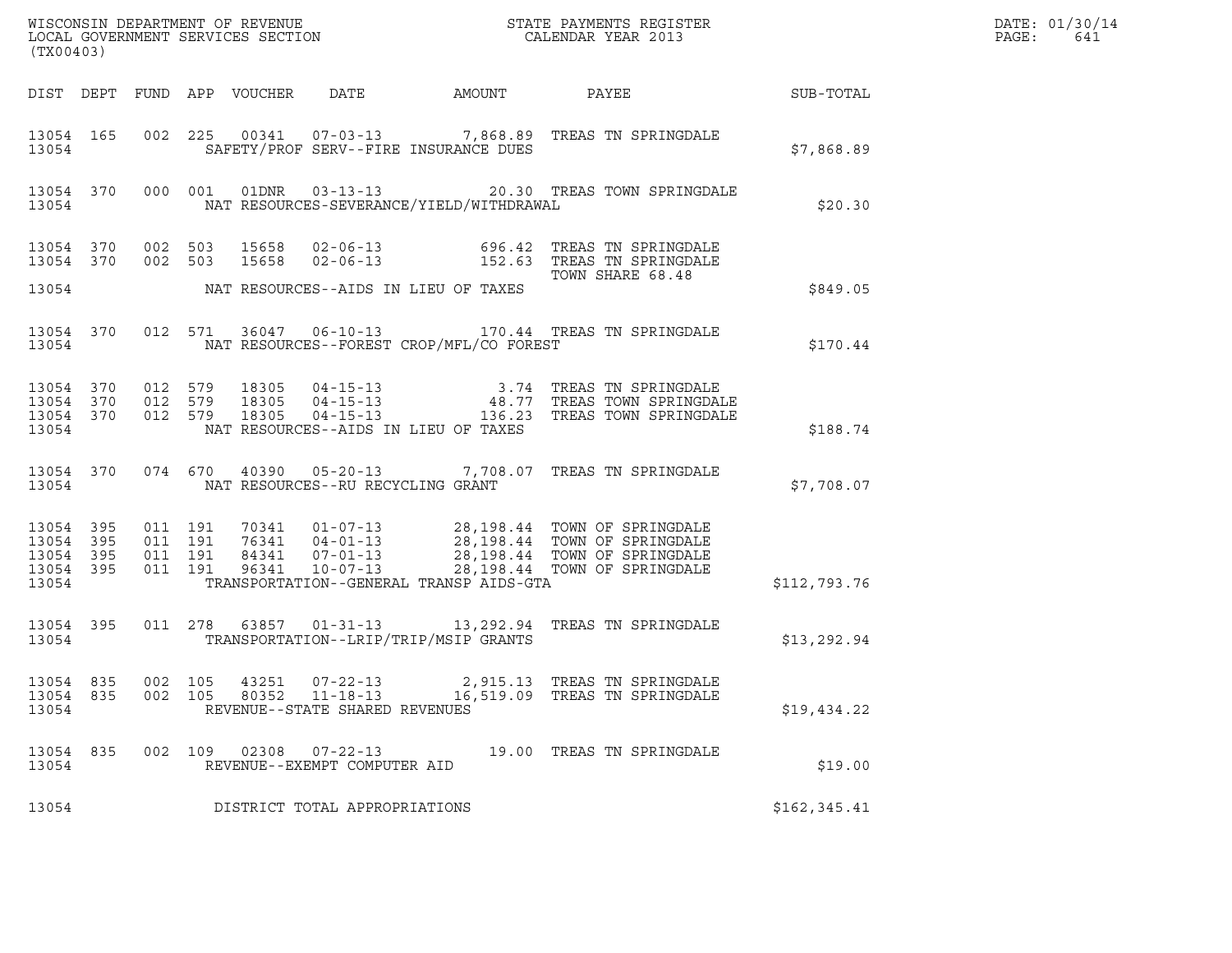WISCONSIN DEPARTMENT OF REVENUE
LOCAL GOVERNMENT SERVICES SECTION
(TX00403)

STATE PAYMENTS REGISTER
CALENDAR YEAR 2013

DATE: 01/30/14
PAGE: 641

| DIST | DEPT | FUND | APP | VOUCHER | DATE | AMOUNT | PAYEE | SUB-TOTAL |
|---|---|---|---|---|---|---|---|---|
| 13054 | 165 | 002 | 225 | 00341 | 07-03-13 | 7,868.89 | TREAS TN SPRINGDALE | |
| 13054 | | | | | SAFETY/PROF SERV--FIRE INSURANCE DUES | | | $7,868.89 |
| 13054 | 370 | 000 | 001 | 01DNR | 03-13-13 | 20.30 | TREAS TOWN SPRINGDALE | |
| 13054 | | | | | NAT RESOURCES-SEVERANCE/YIELD/WITHDRAWAL | | | $20.30 |
| 13054 | 370 | 002 | 503 | 15658 | 02-06-13 | 696.42 | TREAS TN SPRINGDALE | |
| 13054 | 370 | 002 | 503 | 15658 | 02-06-13 | 152.63 | TREAS TN SPRINGDALE TOWN SHARE 68.48 | |
| 13054 | | | | | NAT RESOURCES--AIDS IN LIEU OF TAXES | | | $849.05 |
| 13054 | 370 | 012 | 571 | 36047 | 06-10-13 | 170.44 | TREAS TN SPRINGDALE | |
| 13054 | | | | | NAT RESOURCES--FOREST CROP/MFL/CO FOREST | | | $170.44 |
| 13054 | 370 | 012 | 579 | 18305 | 04-15-13 | 3.74 | TREAS TN SPRINGDALE | |
| 13054 | 370 | 012 | 579 | 18305 | 04-15-13 | 48.77 | TREAS TOWN SPRINGDALE | |
| 13054 | 370 | 012 | 579 | 18305 | 04-15-13 | 136.23 | TREAS TOWN SPRINGDALE | |
| 13054 | | | | | NAT RESOURCES--AIDS IN LIEU OF TAXES | | | $188.74 |
| 13054 | 370 | 074 | 670 | 40390 | 05-20-13 | 7,708.07 | TREAS TN SPRINGDALE | |
| 13054 | | | | | NAT RESOURCES--RU RECYCLING GRANT | | | $7,708.07 |
| 13054 | 395 | 011 | 191 | 70341 | 01-07-13 | 28,198.44 | TOWN OF SPRINGDALE | |
| 13054 | 395 | 011 | 191 | 76341 | 04-01-13 | 28,198.44 | TOWN OF SPRINGDALE | |
| 13054 | 395 | 011 | 191 | 84341 | 07-01-13 | 28,198.44 | TOWN OF SPRINGDALE | |
| 13054 | 395 | 011 | 191 | 96341 | 10-07-13 | 28,198.44 | TOWN OF SPRINGDALE | |
| 13054 | | | | | TRANSPORTATION--GENERAL TRANSP AIDS-GTA | | | $112,793.76 |
| 13054 | 395 | 011 | 278 | 63857 | 01-31-13 | 13,292.94 | TREAS TN SPRINGDALE | |
| 13054 | | | | | TRANSPORTATION--LRIP/TRIP/MSIP GRANTS | | | $13,292.94 |
| 13054 | 835 | 002 | 105 | 43251 | 07-22-13 | 2,915.13 | TREAS TN SPRINGDALE | |
| 13054 | 835 | 002 | 105 | 80352 | 11-18-13 | 16,519.09 | TREAS TN SPRINGDALE | |
| 13054 | | | | | REVENUE--STATE SHARED REVENUES | | | $19,434.22 |
| 13054 | 835 | 002 | 109 | 02308 | 07-22-13 | 19.00 | TREAS TN SPRINGDALE | |
| 13054 | | | | | REVENUE--EXEMPT COMPUTER AID | | | $19.00 |
| 13054 | | | | | DISTRICT TOTAL APPROPRIATIONS | | | $162,345.41 |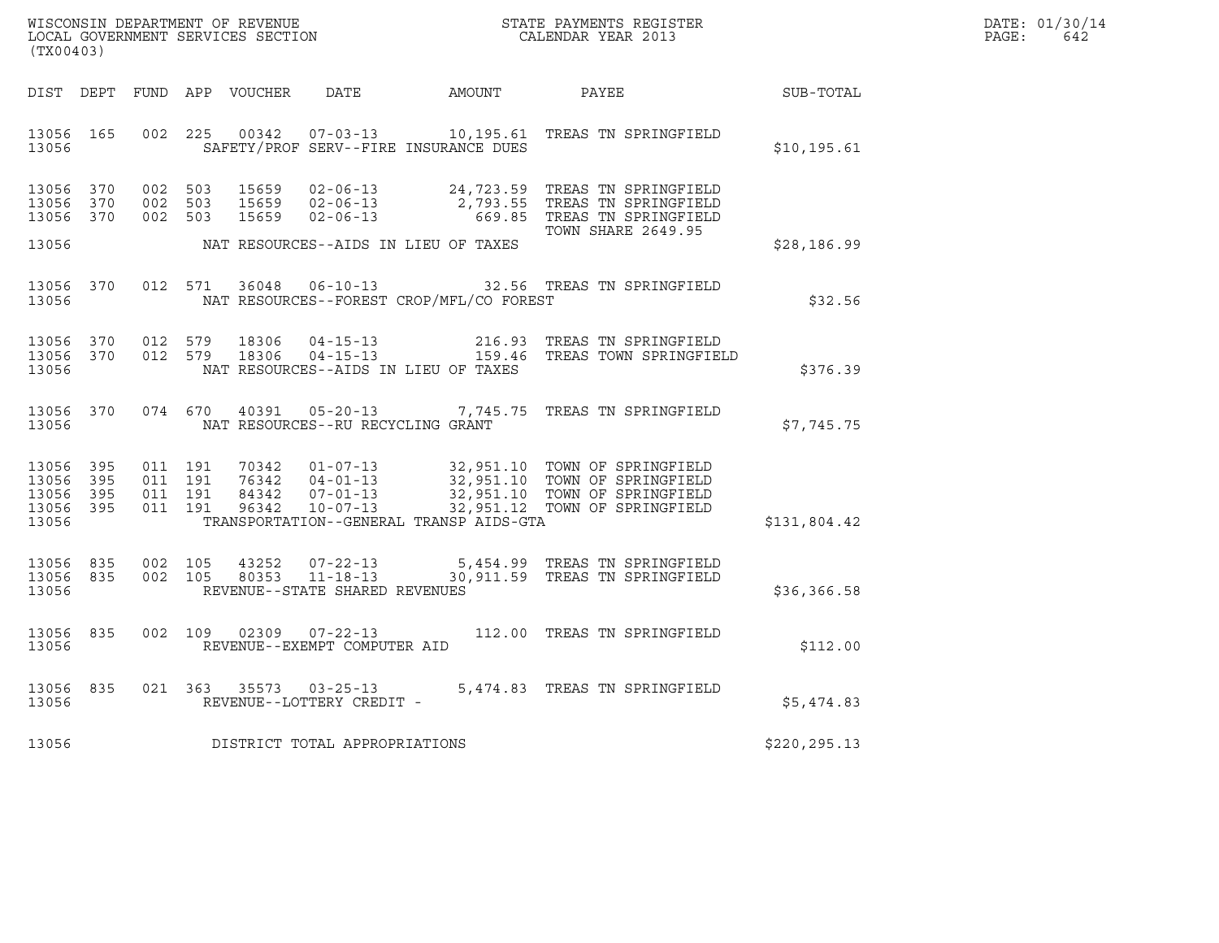WISCONSIN DEPARTMENT OF REVENUE
LOCAL GOVERNMENT SERVICES SECTION
(TX00403)

STATE PAYMENTS REGISTER
CALENDAR YEAR 2013

DATE: 01/30/14
PAGE: 642

| DIST | DEPT | FUND | APP | VOUCHER | DATE | AMOUNT | PAYEE | SUB-TOTAL |
|---|---|---|---|---|---|---|---|---|
| 13056 | 165 | 002 | 225 | 00342 | 07-03-13 | 10,195.61 | TREAS TN SPRINGFIELD | |
| 13056 | | | | | SAFETY/PROF SERV--FIRE INSURANCE DUES | | | $10,195.61 |
| 13056 | 370 | 002 | 503 | 15659 | 02-06-13 | 24,723.59 | TREAS TN SPRINGFIELD | |
| 13056 | 370 | 002 | 503 | 15659 | 02-06-13 | 2,793.55 | TREAS TN SPRINGFIELD | |
| 13056 | 370 | 002 | 503 | 15659 | 02-06-13 | 669.85 | TREAS TN SPRINGFIELD TOWN SHARE 2649.95 | |
| 13056 | | | | | NAT RESOURCES--AIDS IN LIEU OF TAXES | | | $28,186.99 |
| 13056 | 370 | 012 | 571 | 36048 | 06-10-13 | 32.56 | TREAS TN SPRINGFIELD | |
| 13056 | | | | | NAT RESOURCES--FOREST CROP/MFL/CO FOREST | | | $32.56 |
| 13056 | 370 | 012 | 579 | 18306 | 04-15-13 | 216.93 | TREAS TN SPRINGFIELD | |
| 13056 | 370 | 012 | 579 | 18306 | 04-15-13 | 159.46 | TREAS TOWN SPRINGFIELD | |
| 13056 | | | | | NAT RESOURCES--AIDS IN LIEU OF TAXES | | | $376.39 |
| 13056 | 370 | 074 | 670 | 40391 | 05-20-13 | 7,745.75 | TREAS TN SPRINGFIELD | |
| 13056 | | | | | NAT RESOURCES--RU RECYCLING GRANT | | | $7,745.75 |
| 13056 | 395 | 011 | 191 | 70342 | 01-07-13 | 32,951.10 | TOWN OF SPRINGFIELD | |
| 13056 | 395 | 011 | 191 | 76342 | 04-01-13 | 32,951.10 | TOWN OF SPRINGFIELD | |
| 13056 | 395 | 011 | 191 | 84342 | 07-01-13 | 32,951.10 | TOWN OF SPRINGFIELD | |
| 13056 | 395 | 011 | 191 | 96342 | 10-07-13 | 32,951.12 | TOWN OF SPRINGFIELD | |
| 13056 | | | | | TRANSPORTATION--GENERAL TRANSP AIDS-GTA | | | $131,804.42 |
| 13056 | 835 | 002 | 105 | 43252 | 07-22-13 | 5,454.99 | TREAS TN SPRINGFIELD | |
| 13056 | 835 | 002 | 105 | 80353 | 11-18-13 | 30,911.59 | TREAS TN SPRINGFIELD | |
| 13056 | | | | | REVENUE--STATE SHARED REVENUES | | | $36,366.58 |
| 13056 | 835 | 002 | 109 | 02309 | 07-22-13 | 112.00 | TREAS TN SPRINGFIELD | |
| 13056 | | | | | REVENUE--EXEMPT COMPUTER AID | | | $112.00 |
| 13056 | 835 | 021 | 363 | 35573 | 03-25-13 | 5,474.83 | TREAS TN SPRINGFIELD | |
| 13056 | | | | | REVENUE--LOTTERY CREDIT - | | | $5,474.83 |
| 13056 | | | | | DISTRICT TOTAL APPROPRIATIONS | | | $220,295.13 |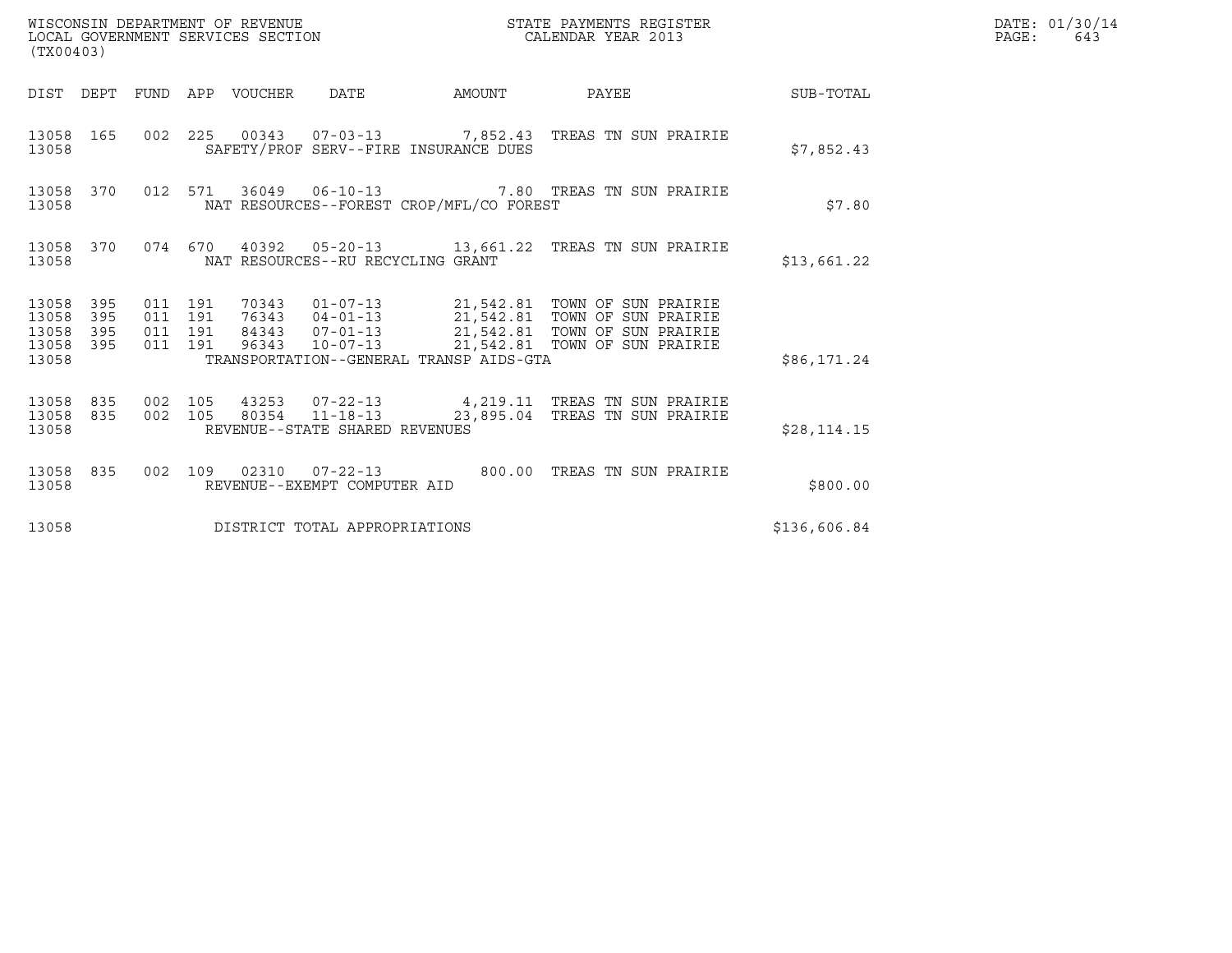WISCONSIN DEPARTMENT OF REVENUE
LOCAL GOVERNMENT SERVICES SECTION
(TX00403)

STATE PAYMENTS REGISTER
CALENDAR YEAR 2013

DATE: 01/30/14
PAGE: 643

| DIST | DEPT | FUND | APP | VOUCHER | DATE | AMOUNT | PAYEE | SUB-TOTAL |
|---|---|---|---|---|---|---|---|---|
| 13058 | 165 | 002 | 225 | 00343 | 07-03-13 | 7,852.43 | TREAS TN SUN PRAIRIE | |
| 13058 | | | | SAFETY/PROF SERV--FIRE INSURANCE DUES | | | | $7,852.43 |
| 13058 | 370 | 012 | 571 | 36049 | 06-10-13 | 7.80 | TREAS TN SUN PRAIRIE | |
| 13058 | | | | NAT RESOURCES--FOREST CROP/MFL/CO FOREST | | | | $7.80 |
| 13058 | 370 | 074 | 670 | 40392 | 05-20-13 | 13,661.22 | TREAS TN SUN PRAIRIE | |
| 13058 | | | | NAT RESOURCES--RU RECYCLING GRANT | | | | $13,661.22 |
| 13058 | 395 | 011 | 191 | 70343 | 01-07-13 | 21,542.81 | TOWN OF SUN PRAIRIE | |
| 13058 | 395 | 011 | 191 | 76343 | 04-01-13 | 21,542.81 | TOWN OF SUN PRAIRIE | |
| 13058 | 395 | 011 | 191 | 84343 | 07-01-13 | 21,542.81 | TOWN OF SUN PRAIRIE | |
| 13058 | 395 | 011 | 191 | 96343 | 10-07-13 | 21,542.81 | TOWN OF SUN PRAIRIE | |
| 13058 | | | | TRANSPORTATION--GENERAL TRANSP AIDS-GTA | | | | $86,171.24 |
| 13058 | 835 | 002 | 105 | 43253 | 07-22-13 | 4,219.11 | TREAS TN SUN PRAIRIE | |
| 13058 | 835 | 002 | 105 | 80354 | 11-18-13 | 23,895.04 | TREAS TN SUN PRAIRIE | |
| 13058 | | | | REVENUE--STATE SHARED REVENUES | | | | $28,114.15 |
| 13058 | 835 | 002 | 109 | 02310 | 07-22-13 | 800.00 | TREAS TN SUN PRAIRIE | |
| 13058 | | | | REVENUE--EXEMPT COMPUTER AID | | | | $800.00 |
| 13058 | | | | DISTRICT TOTAL APPROPRIATIONS | | | | $136,606.84 |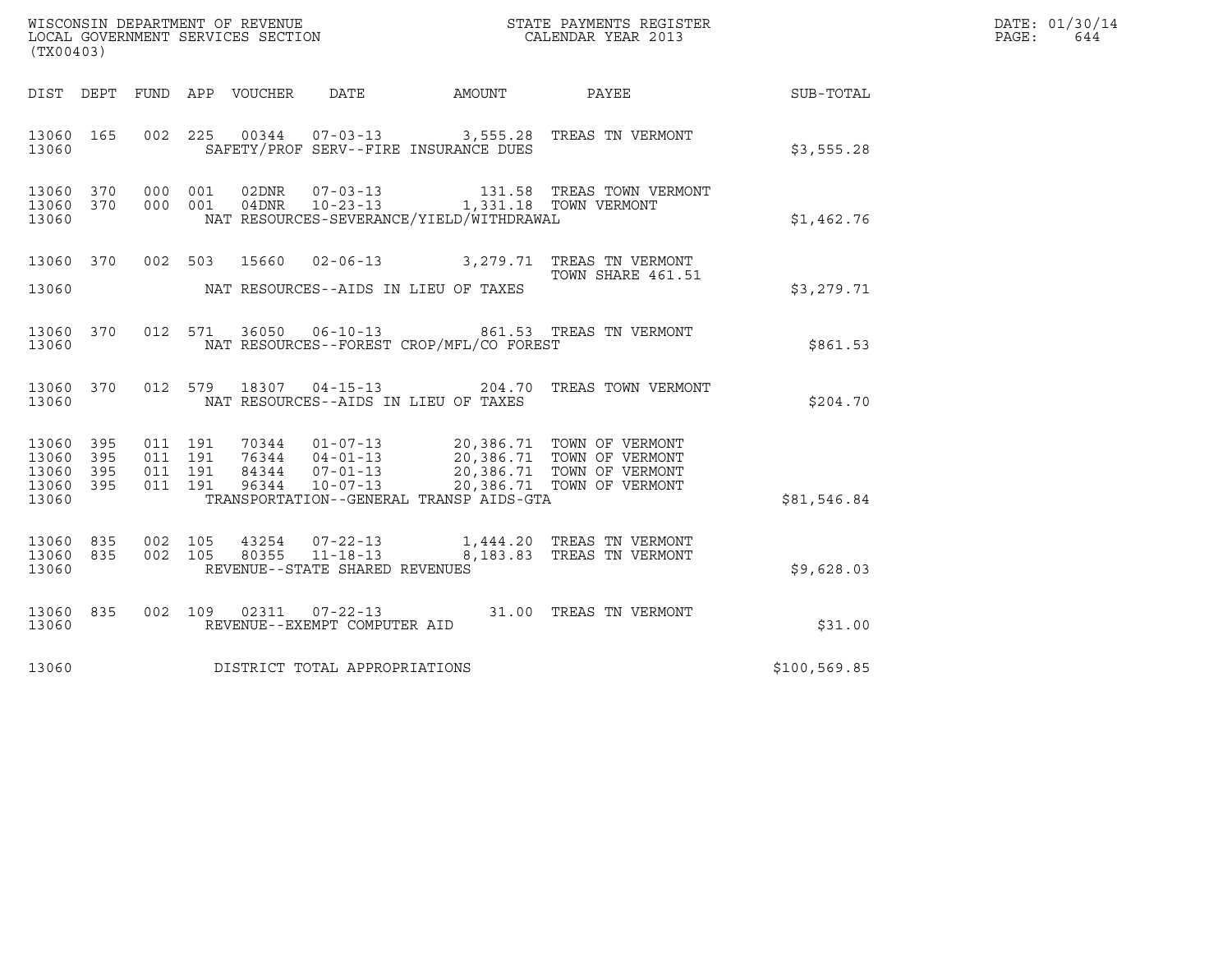WISCONSIN DEPARTMENT OF REVENUE
LOCAL GOVERNMENT SERVICES SECTION
(TX00403)

STATE PAYMENTS REGISTER
CALENDAR YEAR 2013

DATE: 01/30/14
PAGE: 644

| DIST | DEPT | FUND | APP | VOUCHER | DATE | AMOUNT | PAYEE | SUB-TOTAL |
|---|---|---|---|---|---|---|---|---|
| 13060 | 165 | 002 | 225 | 00344 | 07-03-13 | 3,555.28 | TREAS TN VERMONT | |
| 13060 | | | | SAFETY/PROF SERV--FIRE INSURANCE DUES | | | | $3,555.28 |
| 13060 | 370 | 000 | 001 | 02DNR | 07-03-13 | 131.58 | TREAS TOWN VERMONT | |
| 13060 | 370 | 000 | 001 | 04DNR | 10-23-13 | 1,331.18 | TOWN VERMONT | |
| 13060 | | | | NAT RESOURCES-SEVERANCE/YIELD/WITHDRAWAL | | | | $1,462.76 |
| 13060 | 370 | 002 | 503 | 15660 | 02-06-13 | 3,279.71 | TREAS TN VERMONT TOWN SHARE 461.51 | |
| 13060 | | | | NAT RESOURCES--AIDS IN LIEU OF TAXES | | | | $3,279.71 |
| 13060 | 370 | 012 | 571 | 36050 | 06-10-13 | 861.53 | TREAS TN VERMONT | |
| 13060 | | | | NAT RESOURCES--FOREST CROP/MFL/CO FOREST | | | | $861.53 |
| 13060 | 370 | 012 | 579 | 18307 | 04-15-13 | 204.70 | TREAS TOWN VERMONT | |
| 13060 | | | | NAT RESOURCES--AIDS IN LIEU OF TAXES | | | | $204.70 |
| 13060 | 395 | 011 | 191 | 70344 | 01-07-13 | 20,386.71 | TOWN OF VERMONT | |
| 13060 | 395 | 011 | 191 | 76344 | 04-01-13 | 20,386.71 | TOWN OF VERMONT | |
| 13060 | 395 | 011 | 191 | 84344 | 07-01-13 | 20,386.71 | TOWN OF VERMONT | |
| 13060 | 395 | 011 | 191 | 96344 | 10-07-13 | 20,386.71 | TOWN OF VERMONT | |
| 13060 | | | | TRANSPORTATION--GENERAL TRANSP AIDS-GTA | | | | $81,546.84 |
| 13060 | 835 | 002 | 105 | 43254 | 07-22-13 | 1,444.20 | TREAS TN VERMONT | |
| 13060 | 835 | 002 | 105 | 80355 | 11-18-13 | 8,183.83 | TREAS TN VERMONT | |
| 13060 | | | | REVENUE--STATE SHARED REVENUES | | | | $9,628.03 |
| 13060 | 835 | 002 | 109 | 02311 | 07-22-13 | 31.00 | TREAS TN VERMONT | |
| 13060 | | | | REVENUE--EXEMPT COMPUTER AID | | | | $31.00 |
| 13060 | | | | DISTRICT TOTAL APPROPRIATIONS | | | | $100,569.85 |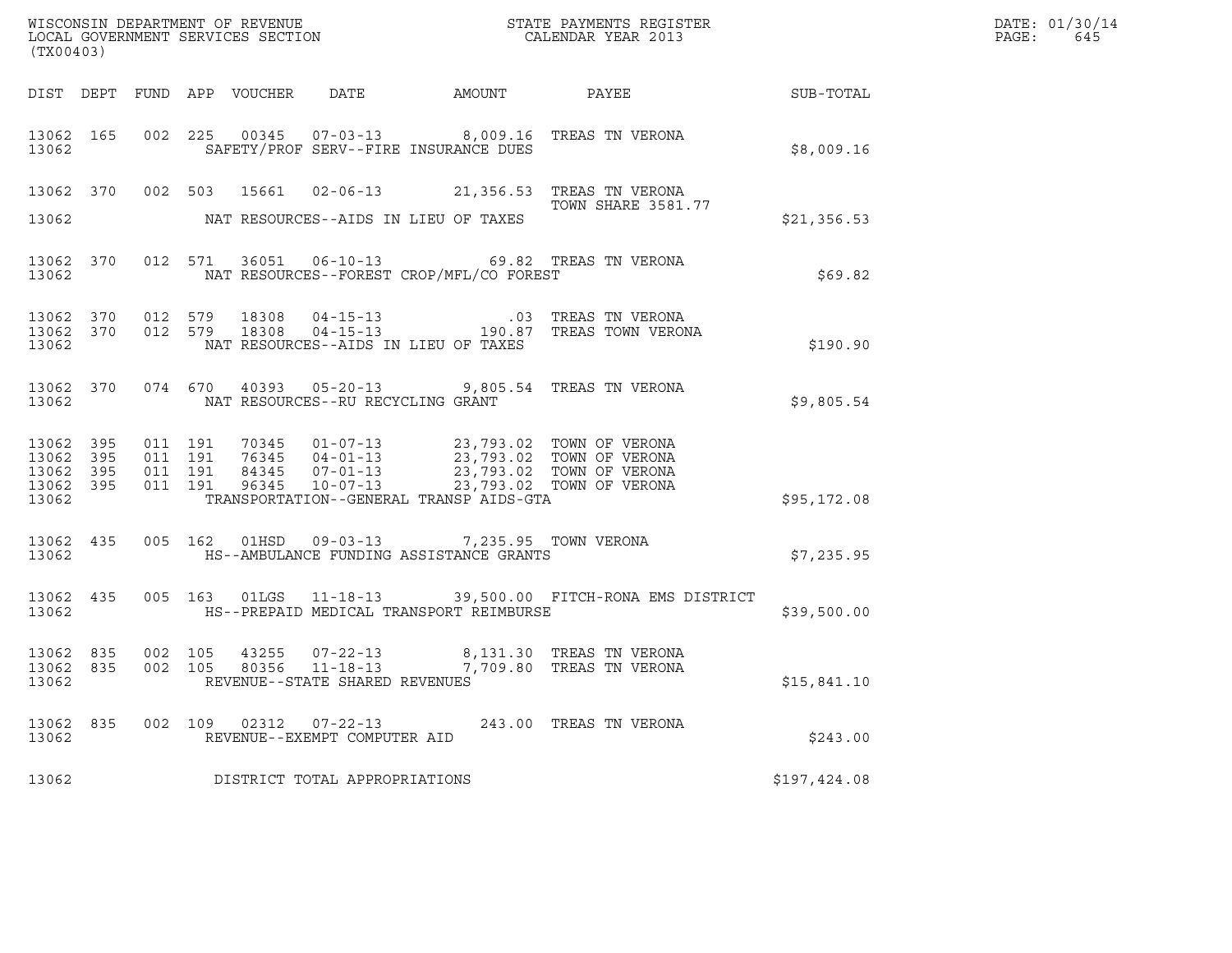WISCONSIN DEPARTMENT OF REVENUE
LOCAL GOVERNMENT SERVICES SECTION
(TX00403)

STATE PAYMENTS REGISTER
CALENDAR YEAR 2013

DATE: 01/30/14
PAGE: 645

| DIST | DEPT | FUND | APP | VOUCHER | DATE | AMOUNT | PAYEE | SUB-TOTAL |
|---|---|---|---|---|---|---|---|---|
| 13062 | 165 | 002 | 225 | 00345 | 07-03-13 | 8,009.16 | TREAS TN VERONA | |
| 13062 | | | | | SAFETY/PROF SERV--FIRE INSURANCE DUES | | | $8,009.16 |
| 13062 | 370 | 002 | 503 | 15661 | 02-06-13 | 21,356.53 | TREAS TN VERONA TOWN SHARE 3581.77 | |
| 13062 | | | | | NAT RESOURCES--AIDS IN LIEU OF TAXES | | | $21,356.53 |
| 13062 | 370 | 012 | 571 | 36051 | 06-10-13 | 69.82 | TREAS TN VERONA | |
| 13062 | | | | | NAT RESOURCES--FOREST CROP/MFL/CO FOREST | | | $69.82 |
| 13062 | 370 | 012 | 579 | 18308 | 04-15-13 | .03 | TREAS TN VERONA | |
| 13062 | 370 | 012 | 579 | 18308 | 04-15-13 | 190.87 | TREAS TOWN VERONA | |
| 13062 | | | | | NAT RESOURCES--AIDS IN LIEU OF TAXES | | | $190.90 |
| 13062 | 370 | 074 | 670 | 40393 | 05-20-13 | 9,805.54 | TREAS TN VERONA | |
| 13062 | | | | | NAT RESOURCES--RU RECYCLING GRANT | | | $9,805.54 |
| 13062 | 395 | 011 | 191 | 70345 | 01-07-13 | 23,793.02 | TOWN OF VERONA | |
| 13062 | 395 | 011 | 191 | 76345 | 04-01-13 | 23,793.02 | TOWN OF VERONA | |
| 13062 | 395 | 011 | 191 | 84345 | 07-01-13 | 23,793.02 | TOWN OF VERONA | |
| 13062 | 395 | 011 | 191 | 96345 | 10-07-13 | 23,793.02 | TOWN OF VERONA | |
| 13062 | | | | | TRANSPORTATION--GENERAL TRANSP AIDS-GTA | | | $95,172.08 |
| 13062 | 435 | 005 | 162 | 01HSD | 09-03-13 | 7,235.95 | TOWN VERONA | |
| 13062 | | | | | HS--AMBULANCE FUNDING ASSISTANCE GRANTS | | | $7,235.95 |
| 13062 | 435 | 005 | 163 | 01LGS | 11-18-13 | 39,500.00 | FITCH-RONA EMS DISTRICT | |
| 13062 | | | | | HS--PREPAID MEDICAL TRANSPORT REIMBURSE | | | $39,500.00 |
| 13062 | 835 | 002 | 105 | 43255 | 07-22-13 | 8,131.30 | TREAS TN VERONA | |
| 13062 | 835 | 002 | 105 | 80356 | 11-18-13 | 7,709.80 | TREAS TN VERONA | |
| 13062 | | | | | REVENUE--STATE SHARED REVENUES | | | $15,841.10 |
| 13062 | 835 | 002 | 109 | 02312 | 07-22-13 | 243.00 | TREAS TN VERONA | |
| 13062 | | | | | REVENUE--EXEMPT COMPUTER AID | | | $243.00 |
| 13062 | | | | | DISTRICT TOTAL APPROPRIATIONS | | | $197,424.08 |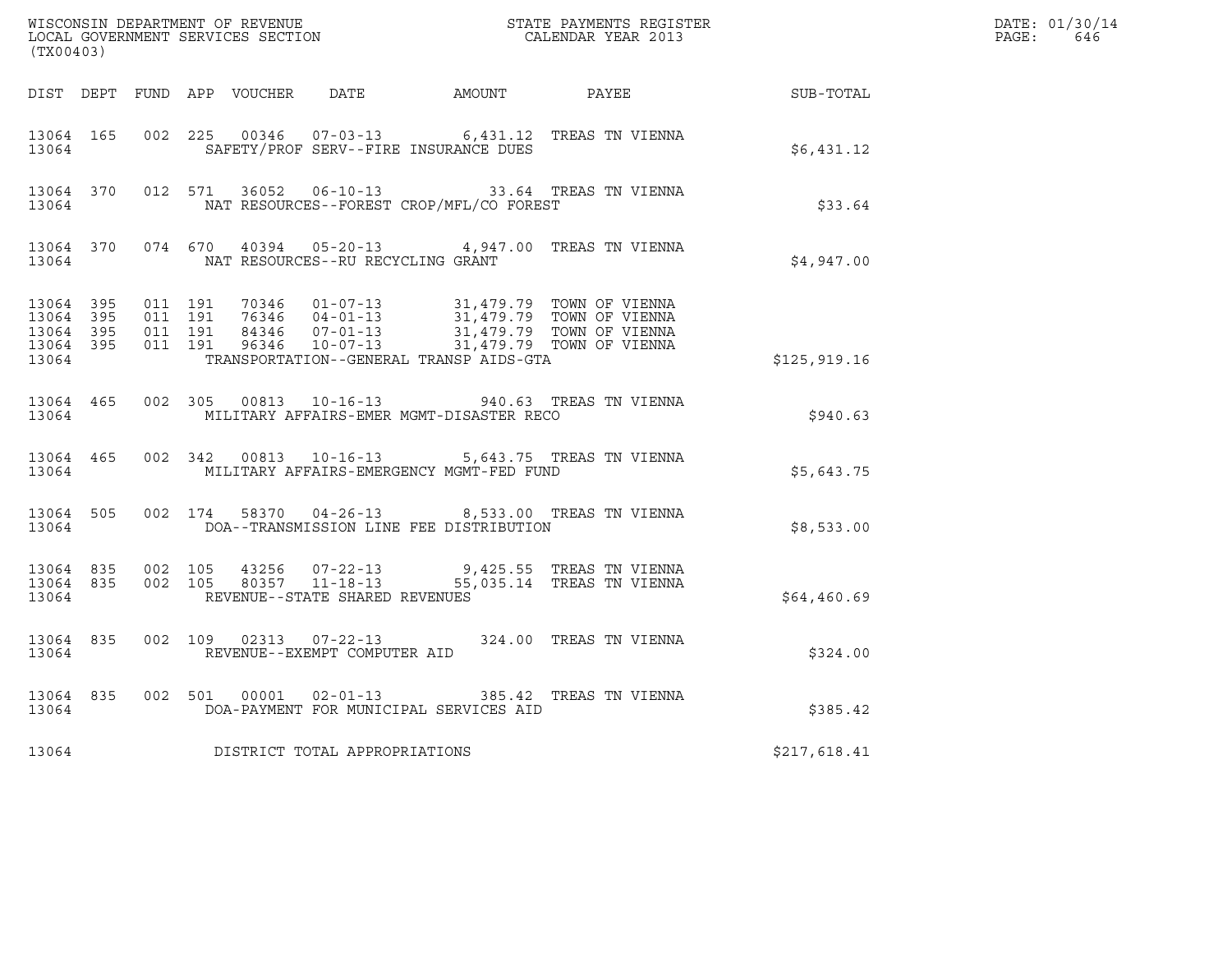WISCONSIN DEPARTMENT OF REVENUE
LOCAL GOVERNMENT SERVICES SECTION
(TX00403)

STATE PAYMENTS REGISTER
CALENDAR YEAR 2013

DATE: 01/30/14
PAGE: 646

| DIST | DEPT | FUND | APP | VOUCHER | DATE | AMOUNT | PAYEE | SUB-TOTAL |
|---|---|---|---|---|---|---|---|---|
| 13064 | 165 | 002 | 225 | 00346 | 07-03-13 | 6,431.12 | TREAS TN VIENNA | |
| 13064 | | | | SAFETY/PROF SERV--FIRE INSURANCE DUES | | | | $6,431.12 |
| 13064 | 370 | 012 | 571 | 36052 | 06-10-13 | 33.64 | TREAS TN VIENNA | |
| 13064 | | | | NAT RESOURCES--FOREST CROP/MFL/CO FOREST | | | | $33.64 |
| 13064 | 370 | 074 | 670 | 40394 | 05-20-13 | 4,947.00 | TREAS TN VIENNA | |
| 13064 | | | | NAT RESOURCES--RU RECYCLING GRANT | | | | $4,947.00 |
| 13064 | 395 | 011 | 191 | 70346 | 01-07-13 | 31,479.79 | TOWN OF VIENNA | |
| 13064 | 395 | 011 | 191 | 76346 | 04-01-13 | 31,479.79 | TOWN OF VIENNA | |
| 13064 | 395 | 011 | 191 | 84346 | 07-01-13 | 31,479.79 | TOWN OF VIENNA | |
| 13064 | 395 | 011 | 191 | 96346 | 10-07-13 | 31,479.79 | TOWN OF VIENNA | |
| 13064 | | | | TRANSPORTATION--GENERAL TRANSP AIDS-GTA | | | | $125,919.16 |
| 13064 | 465 | 002 | 305 | 00813 | 10-16-13 | 940.63 | TREAS TN VIENNA | |
| 13064 | | | | MILITARY AFFAIRS-EMER MGMT-DISASTER RECO | | | | $940.63 |
| 13064 | 465 | 002 | 342 | 00813 | 10-16-13 | 5,643.75 | TREAS TN VIENNA | |
| 13064 | | | | MILITARY AFFAIRS-EMERGENCY MGMT-FED FUND | | | | $5,643.75 |
| 13064 | 505 | 002 | 174 | 58370 | 04-26-13 | 8,533.00 | TREAS TN VIENNA | |
| 13064 | | | | DOA--TRANSMISSION LINE FEE DISTRIBUTION | | | | $8,533.00 |
| 13064 | 835 | 002 | 105 | 43256 | 07-22-13 | 9,425.55 | TREAS TN VIENNA | |
| 13064 | 835 | 002 | 105 | 80357 | 11-18-13 | 55,035.14 | TREAS TN VIENNA | |
| 13064 | | | | REVENUE--STATE SHARED REVENUES | | | | $64,460.69 |
| 13064 | 835 | 002 | 109 | 02313 | 07-22-13 | 324.00 | TREAS TN VIENNA | |
| 13064 | | | | REVENUE--EXEMPT COMPUTER AID | | | | $324.00 |
| 13064 | 835 | 002 | 501 | 00001 | 02-01-13 | 385.42 | TREAS TN VIENNA | |
| 13064 | | | | DOA-PAYMENT FOR MUNICIPAL SERVICES AID | | | | $385.42 |
| 13064 | | | | DISTRICT TOTAL APPROPRIATIONS | | | | $217,618.41 |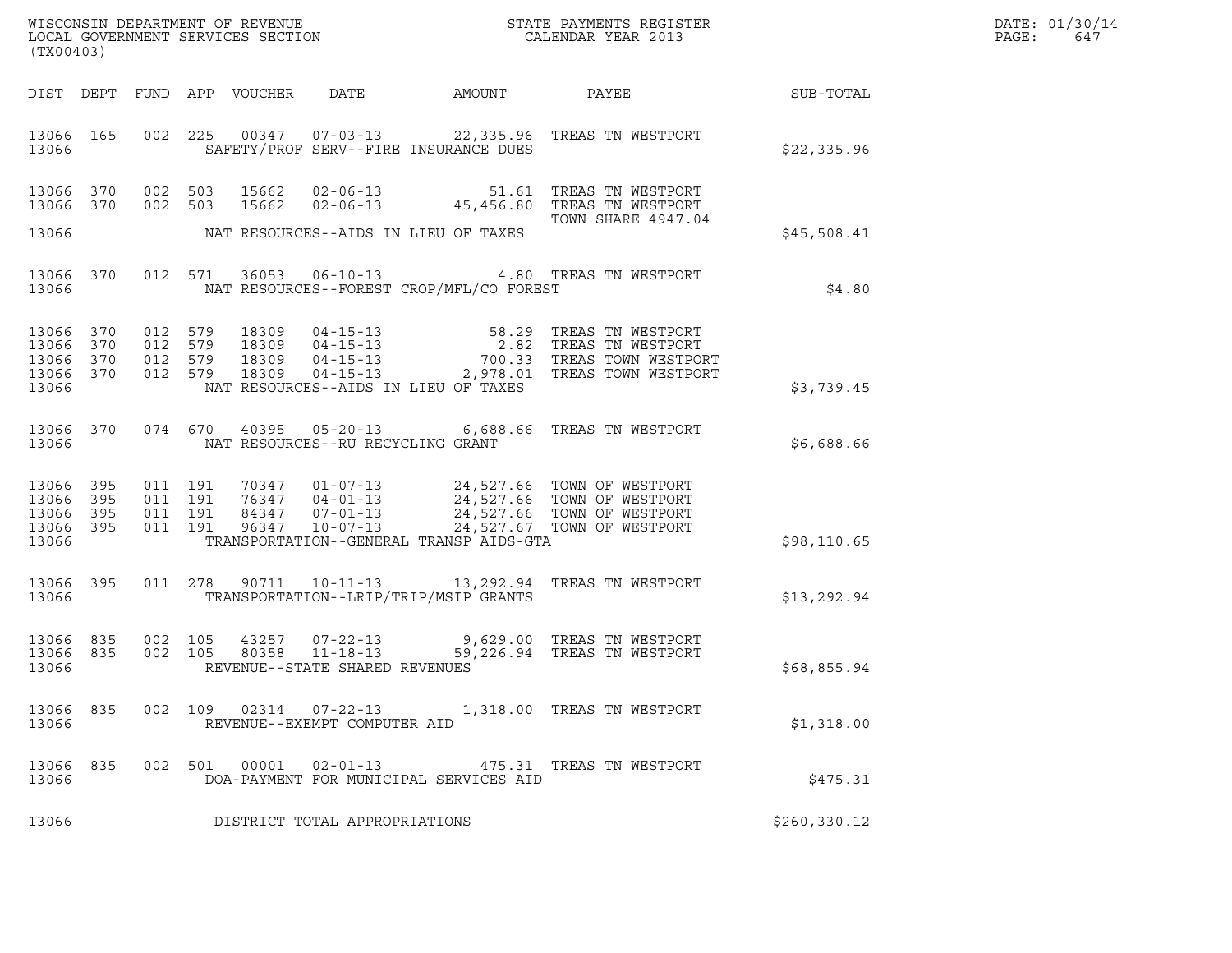WISCONSIN DEPARTMENT OF REVENUE
LOCAL GOVERNMENT SERVICES SECTION
(TX00403)

STATE PAYMENTS REGISTER
CALENDAR YEAR 2013

DATE: 01/30/14
PAGE: 647

| DIST | DEPT | FUND | APP | VOUCHER | DATE | AMOUNT | PAYEE | SUB-TOTAL |
|---|---|---|---|---|---|---|---|---|
| 13066 | 165 | 002 | 225 | 00347 | 07-03-13 | 22,335.96 | TREAS TN WESTPORT | |
| 13066 | | | | SAFETY/PROF SERV--FIRE INSURANCE DUES | | | | $22,335.96 |
| 13066 | 370 | 002 | 503 | 15662 | 02-06-13 | 51.61 | TREAS TN WESTPORT | |
| 13066 | 370 | 002 | 503 | 15662 | 02-06-13 | 45,456.80 | TREAS TN WESTPORT TOWN SHARE 4947.04 | |
| 13066 | | | | NAT RESOURCES--AIDS IN LIEU OF TAXES | | | | $45,508.41 |
| 13066 | 370 | 012 | 571 | 36053 | 06-10-13 | 4.80 | TREAS TN WESTPORT | |
| 13066 | | | | NAT RESOURCES--FOREST CROP/MFL/CO FOREST | | | | $4.80 |
| 13066 | 370 | 012 | 579 | 18309 | 04-15-13 | 58.29 | TREAS TN WESTPORT | |
| 13066 | 370 | 012 | 579 | 18309 | 04-15-13 | 2.82 | TREAS TN WESTPORT | |
| 13066 | 370 | 012 | 579 | 18309 | 04-15-13 | 700.33 | TREAS TOWN WESTPORT | |
| 13066 | 370 | 012 | 579 | 18309 | 04-15-13 | 2,978.01 | TREAS TOWN WESTPORT | |
| 13066 | | | | NAT RESOURCES--AIDS IN LIEU OF TAXES | | | | $3,739.45 |
| 13066 | 370 | 074 | 670 | 40395 | 05-20-13 | 6,688.66 | TREAS TN WESTPORT | |
| 13066 | | | | NAT RESOURCES--RU RECYCLING GRANT | | | | $6,688.66 |
| 13066 | 395 | 011 | 191 | 70347 | 01-07-13 | 24,527.66 | TOWN OF WESTPORT | |
| 13066 | 395 | 011 | 191 | 76347 | 04-01-13 | 24,527.66 | TOWN OF WESTPORT | |
| 13066 | 395 | 011 | 191 | 84347 | 07-01-13 | 24,527.66 | TOWN OF WESTPORT | |
| 13066 | 395 | 011 | 191 | 96347 | 10-07-13 | 24,527.67 | TOWN OF WESTPORT | |
| 13066 | | | | TRANSPORTATION--GENERAL TRANSP AIDS-GTA | | | | $98,110.65 |
| 13066 | 395 | 011 | 278 | 90711 | 10-11-13 | 13,292.94 | TREAS TN WESTPORT | |
| 13066 | | | | TRANSPORTATION--LRIP/TRIP/MSIP GRANTS | | | | $13,292.94 |
| 13066 | 835 | 002 | 105 | 43257 | 07-22-13 | 9,629.00 | TREAS TN WESTPORT | |
| 13066 | 835 | 002 | 105 | 80358 | 11-18-13 | 59,226.94 | TREAS TN WESTPORT | |
| 13066 | | | | REVENUE--STATE SHARED REVENUES | | | | $68,855.94 |
| 13066 | 835 | 002 | 109 | 02314 | 07-22-13 | 1,318.00 | TREAS TN WESTPORT | |
| 13066 | | | | REVENUE--EXEMPT COMPUTER AID | | | | $1,318.00 |
| 13066 | 835 | 002 | 501 | 00001 | 02-01-13 | 475.31 | TREAS TN WESTPORT | |
| 13066 | | | | DOA-PAYMENT FOR MUNICIPAL SERVICES AID | | | | $475.31 |
| 13066 | | | | DISTRICT TOTAL APPROPRIATIONS | | | | $260,330.12 |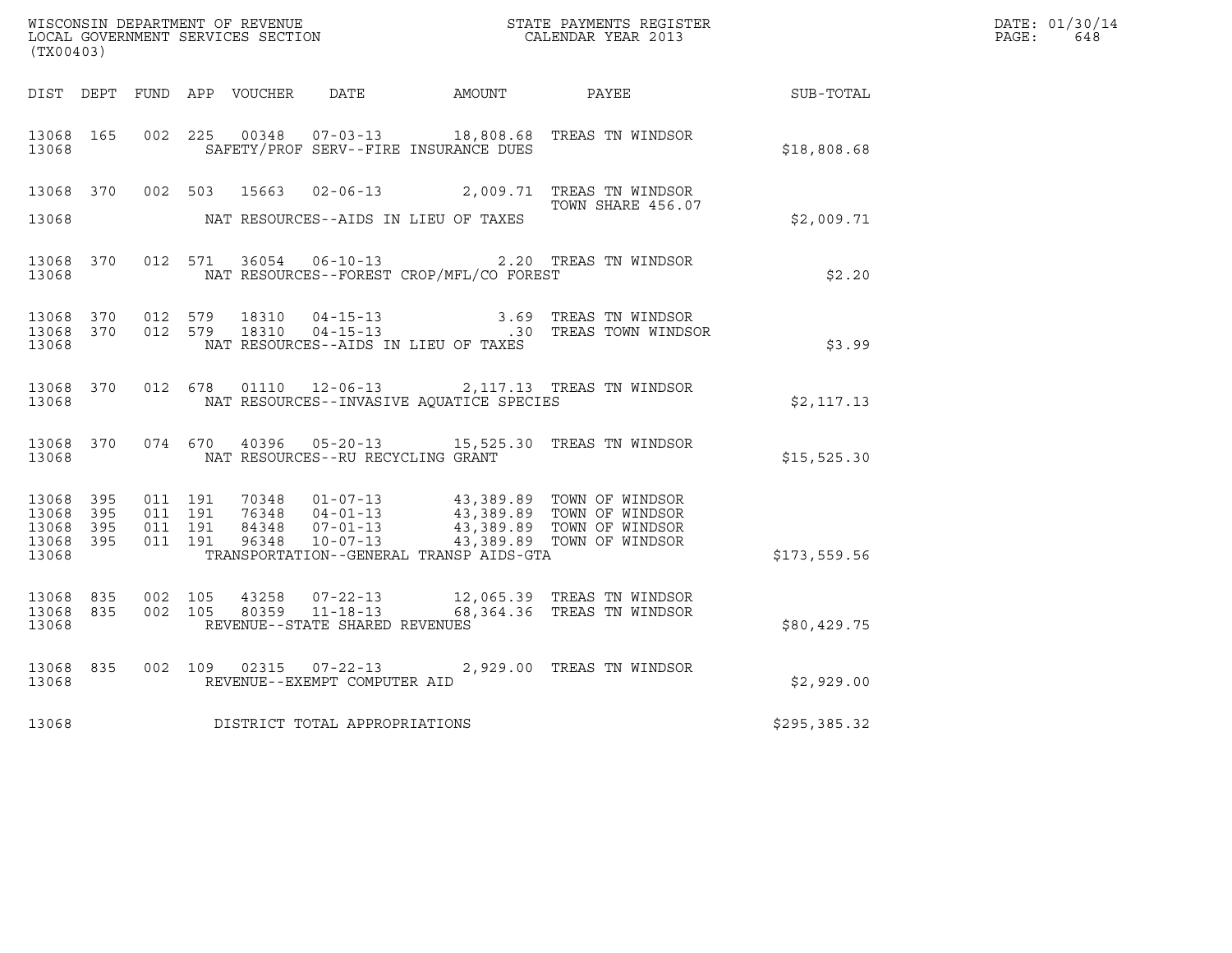WISCONSIN DEPARTMENT OF REVENUE
LOCAL GOVERNMENT SERVICES SECTION
(TX00403)

STATE PAYMENTS REGISTER
CALENDAR YEAR 2013

DATE: 01/30/14
PAGE: 648

| DIST | DEPT | FUND | APP | VOUCHER | DATE | AMOUNT | PAYEE | SUB-TOTAL |
|---|---|---|---|---|---|---|---|---|
| 13068 | 165 | 002 | 225 | 00348 | 07-03-13 | 18,808.68 | TREAS TN WINDSOR | |
| 13068 | | | | SAFETY/PROF SERV--FIRE INSURANCE DUES | | | | $18,808.68 |
| 13068 | 370 | 002 | 503 | 15663 | 02-06-13 | 2,009.71 | TREAS TN WINDSOR TOWN SHARE 456.07 | |
| 13068 | | | | NAT RESOURCES--AIDS IN LIEU OF TAXES | | | | $2,009.71 |
| 13068 | 370 | 012 | 571 | 36054 | 06-10-13 | 2.20 | TREAS TN WINDSOR | |
| 13068 | | | | NAT RESOURCES--FOREST CROP/MFL/CO FOREST | | | | $2.20 |
| 13068 | 370 | 012 | 579 | 18310 | 04-15-13 | 3.69 | TREAS TN WINDSOR | |
| 13068 | 370 | 012 | 579 | 18310 | 04-15-13 | .30 | TREAS TOWN WINDSOR | |
| 13068 | | | | NAT RESOURCES--AIDS IN LIEU OF TAXES | | | | $3.99 |
| 13068 | 370 | 012 | 678 | 01110 | 12-06-13 | 2,117.13 | TREAS TN WINDSOR | |
| 13068 | | | | NAT RESOURCES--INVASIVE AQUATICE SPECIES | | | | $2,117.13 |
| 13068 | 370 | 074 | 670 | 40396 | 05-20-13 | 15,525.30 | TREAS TN WINDSOR | |
| 13068 | | | | NAT RESOURCES--RU RECYCLING GRANT | | | | $15,525.30 |
| 13068 | 395 | 011 | 191 | 70348 | 01-07-13 | 43,389.89 | TOWN OF WINDSOR | |
| 13068 | 395 | 011 | 191 | 76348 | 04-01-13 | 43,389.89 | TOWN OF WINDSOR | |
| 13068 | 395 | 011 | 191 | 84348 | 07-01-13 | 43,389.89 | TOWN OF WINDSOR | |
| 13068 | 395 | 011 | 191 | 96348 | 10-07-13 | 43,389.89 | TOWN OF WINDSOR | |
| 13068 | | | | TRANSPORTATION--GENERAL TRANSP AIDS-GTA | | | | $173,559.56 |
| 13068 | 835 | 002 | 105 | 43258 | 07-22-13 | 12,065.39 | TREAS TN WINDSOR | |
| 13068 | 835 | 002 | 105 | 80359 | 11-18-13 | 68,364.36 | TREAS TN WINDSOR | |
| 13068 | | | | REVENUE--STATE SHARED REVENUES | | | | $80,429.75 |
| 13068 | 835 | 002 | 109 | 02315 | 07-22-13 | 2,929.00 | TREAS TN WINDSOR | |
| 13068 | | | | REVENUE--EXEMPT COMPUTER AID | | | | $2,929.00 |
| 13068 | | | | DISTRICT TOTAL APPROPRIATIONS | | | | $295,385.32 |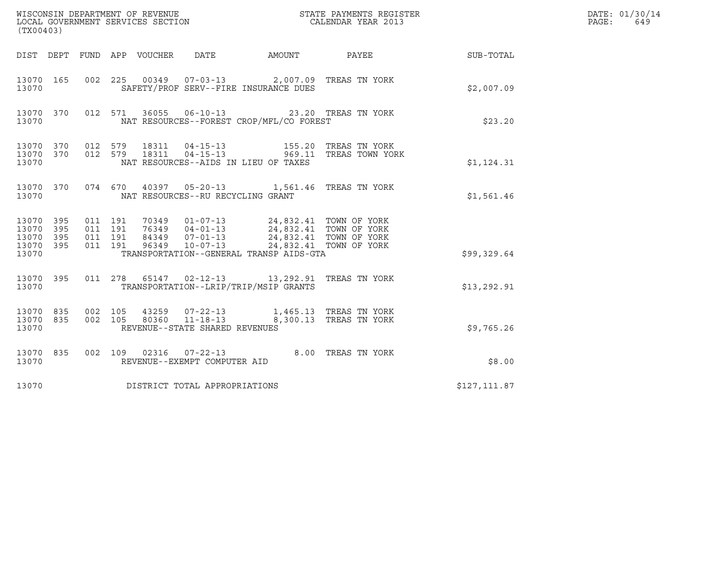WISCONSIN DEPARTMENT OF REVENUE
LOCAL GOVERNMENT SERVICES SECTION
(TX00403)

STATE PAYMENTS REGISTER
CALENDAR YEAR 2013

DATE: 01/30/14
PAGE: 649

| DIST | DEPT | FUND | APP | VOUCHER | DATE | AMOUNT | PAYEE | SUB-TOTAL |
|---|---|---|---|---|---|---|---|---|
| 13070 | 165 | 002 | 225 | 00349 | 07-03-13 | 2,007.09 | TREAS TN YORK | |
| 13070 | | | | SAFETY/PROF SERV--FIRE INSURANCE DUES | | | | $2,007.09 |
| 13070 | 370 | 012 | 571 | 36055 | 06-10-13 | 23.20 | TREAS TN YORK | |
| 13070 | | | | NAT RESOURCES--FOREST CROP/MFL/CO FOREST | | | | $23.20 |
| 13070 | 370 | 012 | 579 | 18311 | 04-15-13 | 155.20 | TREAS TN YORK | |
| 13070 | 370 | 012 | 579 | 18311 | 04-15-13 | 969.11 | TREAS TOWN YORK | |
| 13070 | | | | NAT RESOURCES--AIDS IN LIEU OF TAXES | | | | $1,124.31 |
| 13070 | 370 | 074 | 670 | 40397 | 05-20-13 | 1,561.46 | TREAS TN YORK | |
| 13070 | | | | NAT RESOURCES--RU RECYCLING GRANT | | | | $1,561.46 |
| 13070 | 395 | 011 | 191 | 70349 | 01-07-13 | 24,832.41 | TOWN OF YORK | |
| 13070 | 395 | 011 | 191 | 76349 | 04-01-13 | 24,832.41 | TOWN OF YORK | |
| 13070 | 395 | 011 | 191 | 84349 | 07-01-13 | 24,832.41 | TOWN OF YORK | |
| 13070 | 395 | 011 | 191 | 96349 | 10-07-13 | 24,832.41 | TOWN OF YORK | |
| 13070 | | | | TRANSPORTATION--GENERAL TRANSP AIDS-GTA | | | | $99,329.64 |
| 13070 | 395 | 011 | 278 | 65147 | 02-12-13 | 13,292.91 | TREAS TN YORK | |
| 13070 | | | | TRANSPORTATION--LRIP/TRIP/MSIP GRANTS | | | | $13,292.91 |
| 13070 | 835 | 002 | 105 | 43259 | 07-22-13 | 1,465.13 | TREAS TN YORK | |
| 13070 | 835 | 002 | 105 | 80360 | 11-18-13 | 8,300.13 | TREAS TN YORK | |
| 13070 | | | | REVENUE--STATE SHARED REVENUES | | | | $9,765.26 |
| 13070 | 835 | 002 | 109 | 02316 | 07-22-13 | 8.00 | TREAS TN YORK | |
| 13070 | | | | REVENUE--EXEMPT COMPUTER AID | | | | $8.00 |
| 13070 | | | | DISTRICT TOTAL APPROPRIATIONS | | | | $127,111.87 |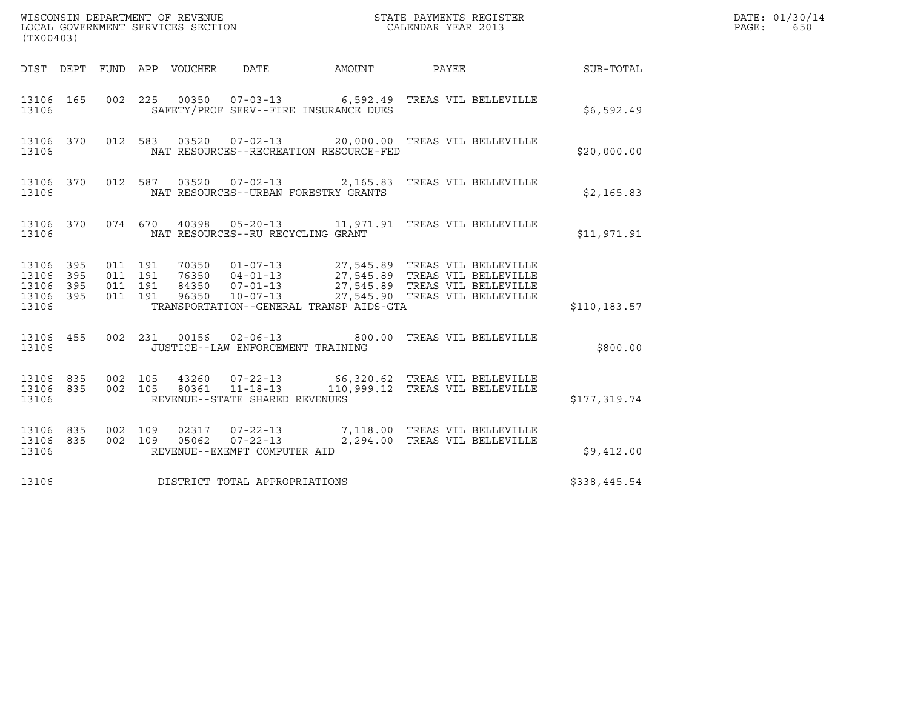WISCONSIN DEPARTMENT OF REVENUE
LOCAL GOVERNMENT SERVICES SECTION
(TX00403)

STATE PAYMENTS REGISTER
CALENDAR YEAR 2013

DATE: 01/30/14
PAGE: 650

| DIST | DEPT | FUND | APP | VOUCHER | DATE | AMOUNT | PAYEE | SUB-TOTAL |
|---|---|---|---|---|---|---|---|---|
| 13106 | 165 | 002 | 225 | 00350 | 07-03-13 | 6,592.49 | TREAS VIL BELLEVILLE | |
| 13106 | | | | | SAFETY/PROF SERV--FIRE INSURANCE DUES | | | $6,592.49 |
| 13106 | 370 | 012 | 583 | 03520 | 07-02-13 | 20,000.00 | TREAS VIL BELLEVILLE | |
| 13106 | | | | | NAT RESOURCES--RECREATION RESOURCE-FED | | | $20,000.00 |
| 13106 | 370 | 012 | 587 | 03520 | 07-02-13 | 2,165.83 | TREAS VIL BELLEVILLE | |
| 13106 | | | | | NAT RESOURCES--URBAN FORESTRY GRANTS | | | $2,165.83 |
| 13106 | 370 | 074 | 670 | 40398 | 05-20-13 | 11,971.91 | TREAS VIL BELLEVILLE | |
| 13106 | | | | | NAT RESOURCES--RU RECYCLING GRANT | | | $11,971.91 |
| 13106 | 395 | 011 | 191 | 70350 | 01-07-13 | 27,545.89 | TREAS VIL BELLEVILLE | |
| 13106 | 395 | 011 | 191 | 76350 | 04-01-13 | 27,545.89 | TREAS VIL BELLEVILLE | |
| 13106 | 395 | 011 | 191 | 84350 | 07-01-13 | 27,545.89 | TREAS VIL BELLEVILLE | |
| 13106 | 395 | 011 | 191 | 96350 | 10-07-13 | 27,545.90 | TREAS VIL BELLEVILLE | |
| 13106 | | | | | TRANSPORTATION--GENERAL TRANSP AIDS-GTA | | | $110,183.57 |
| 13106 | 455 | 002 | 231 | 00156 | 02-06-13 | 800.00 | TREAS VIL BELLEVILLE | |
| 13106 | | | | | JUSTICE--LAW ENFORCEMENT TRAINING | | | $800.00 |
| 13106 | 835 | 002 | 105 | 43260 | 07-22-13 | 66,320.62 | TREAS VIL BELLEVILLE | |
| 13106 | 835 | 002 | 105 | 80361 | 11-18-13 | 110,999.12 | TREAS VIL BELLEVILLE | |
| 13106 | | | | | REVENUE--STATE SHARED REVENUES | | | $177,319.74 |
| 13106 | 835 | 002 | 109 | 02317 | 07-22-13 | 7,118.00 | TREAS VIL BELLEVILLE | |
| 13106 | 835 | 002 | 109 | 05062 | 07-22-13 | 2,294.00 | TREAS VIL BELLEVILLE | |
| 13106 | | | | | REVENUE--EXEMPT COMPUTER AID | | | $9,412.00 |
| 13106 | | | | | DISTRICT TOTAL APPROPRIATIONS | | | $338,445.54 |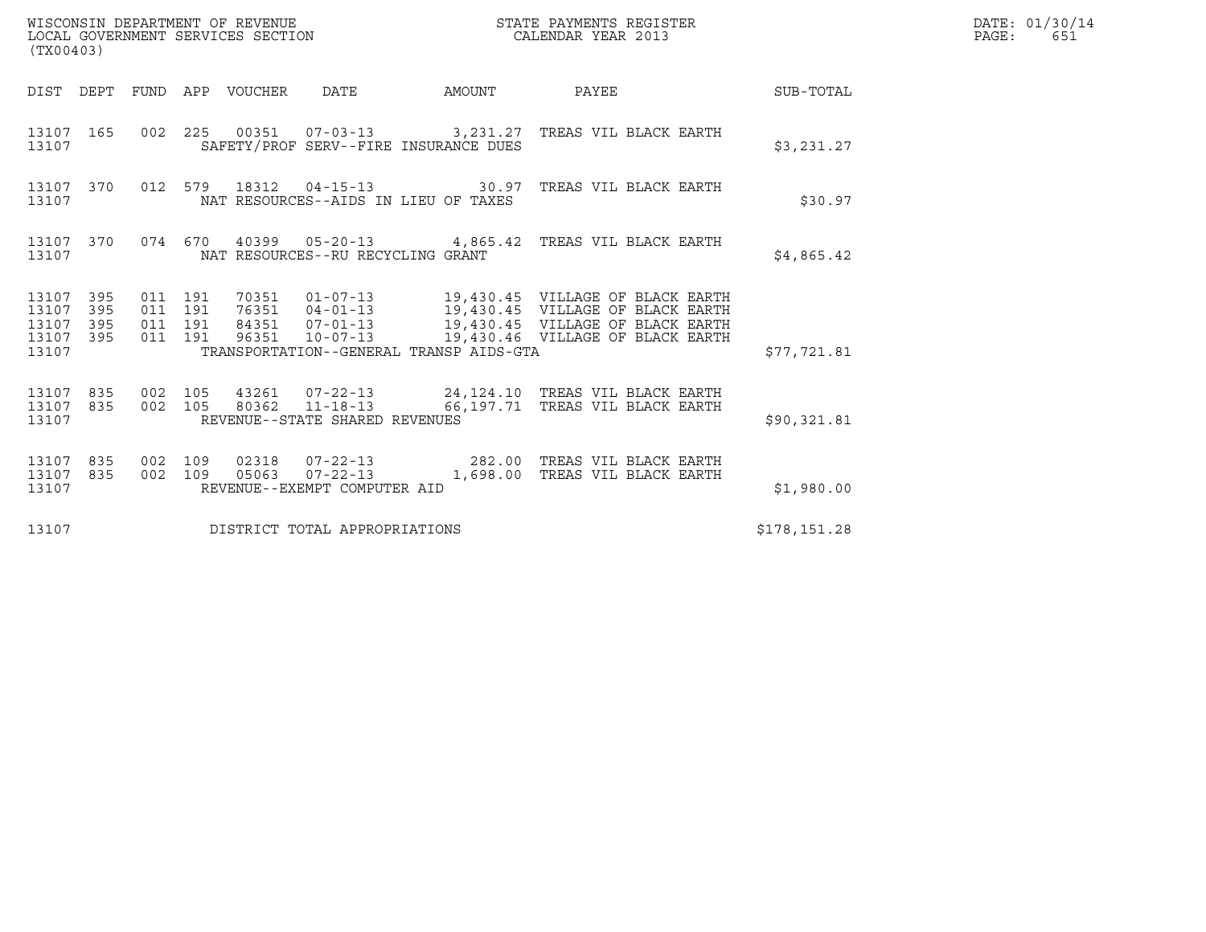WISCONSIN DEPARTMENT OF REVENUE
LOCAL GOVERNMENT SERVICES SECTION
(TX00403)

STATE PAYMENTS REGISTER
CALENDAR YEAR 2013

DATE: 01/30/14
PAGE: 651

| DIST | DEPT | FUND | APP | VOUCHER | DATE | AMOUNT | PAYEE | SUB-TOTAL |
|---|---|---|---|---|---|---|---|---|
| 13107 | 165 | 002 | 225 | 00351 | 07-03-13 | 3,231.27 | TREAS VIL BLACK EARTH | |
| 13107 | | | | SAFETY/PROF SERV--FIRE INSURANCE DUES | | | | $3,231.27 |
| 13107 | 370 | 012 | 579 | 18312 | 04-15-13 | 30.97 | TREAS VIL BLACK EARTH | |
| 13107 | | | | NAT RESOURCES--AIDS IN LIEU OF TAXES | | | | $30.97 |
| 13107 | 370 | 074 | 670 | 40399 | 05-20-13 | 4,865.42 | TREAS VIL BLACK EARTH | |
| 13107 | | | | NAT RESOURCES--RU RECYCLING GRANT | | | | $4,865.42 |
| 13107 | 395 | 011 | 191 | 70351 | 01-07-13 | 19,430.45 | VILLAGE OF BLACK EARTH | |
| 13107 | 395 | 011 | 191 | 76351 | 04-01-13 | 19,430.45 | VILLAGE OF BLACK EARTH | |
| 13107 | 395 | 011 | 191 | 84351 | 07-01-13 | 19,430.45 | VILLAGE OF BLACK EARTH | |
| 13107 | 395 | 011 | 191 | 96351 | 10-07-13 | 19,430.46 | VILLAGE OF BLACK EARTH | |
| 13107 | | | | TRANSPORTATION--GENERAL TRANSP AIDS-GTA | | | | $77,721.81 |
| 13107 | 835 | 002 | 105 | 43261 | 07-22-13 | 24,124.10 | TREAS VIL BLACK EARTH | |
| 13107 | 835 | 002 | 105 | 80362 | 11-18-13 | 66,197.71 | TREAS VIL BLACK EARTH | |
| 13107 | | | | REVENUE--STATE SHARED REVENUES | | | | $90,321.81 |
| 13107 | 835 | 002 | 109 | 02318 | 07-22-13 | 282.00 | TREAS VIL BLACK EARTH | |
| 13107 | 835 | 002 | 109 | 05063 | 07-22-13 | 1,698.00 | TREAS VIL BLACK EARTH | |
| 13107 | | | | REVENUE--EXEMPT COMPUTER AID | | | | $1,980.00 |
| 13107 | | | | DISTRICT TOTAL APPROPRIATIONS | | | | $178,151.28 |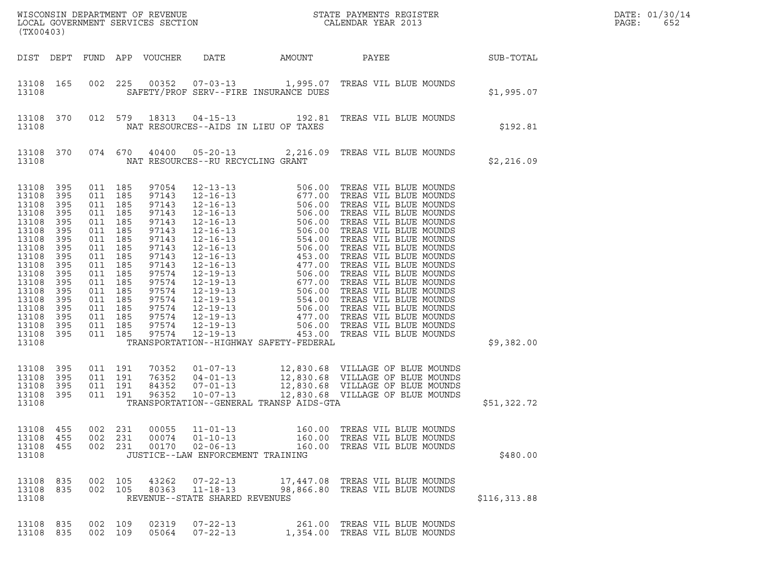WISCONSIN DEPARTMENT OF REVENUE
LOCAL GOVERNMENT SERVICES SECTION
(TX00403)

STATE PAYMENTS REGISTER
CALENDAR YEAR 2013

DATE: 01/30/14
PAGE: 652

| DIST | DEPT | FUND | APP | VOUCHER | DATE | AMOUNT | PAYEE | SUB-TOTAL |
|---|---|---|---|---|---|---|---|---|
| 13108 | 165 | 002 | 225 | 00352 | 07-03-13 | 1,995.07 | TREAS VIL BLUE MOUNDS | |
| 13108 | | | | | SAFETY/PROF SERV--FIRE INSURANCE DUES | | | $1,995.07 |
| 13108 | 370 | 012 | 579 | 18313 | 04-15-13 | 192.81 | TREAS VIL BLUE MOUNDS | |
| 13108 | | | | | NAT RESOURCES--AIDS IN LIEU OF TAXES | | | $192.81 |
| 13108 | 370 | 074 | 670 | 40400 | 05-20-13 | 2,216.09 | TREAS VIL BLUE MOUNDS | |
| 13108 | | | | | NAT RESOURCES--RU RECYCLING GRANT | | | $2,216.09 |
| 13108 | 395 | 011 | 185 | 97054 | 12-13-13 | 506.00 | TREAS VIL BLUE MOUNDS | |
| 13108 | 395 | 011 | 185 | 97143 | 12-16-13 | 677.00 | TREAS VIL BLUE MOUNDS | |
| 13108 | 395 | 011 | 185 | 97143 | 12-16-13 | 506.00 | TREAS VIL BLUE MOUNDS | |
| 13108 | 395 | 011 | 185 | 97143 | 12-16-13 | 506.00 | TREAS VIL BLUE MOUNDS | |
| 13108 | 395 | 011 | 185 | 97143 | 12-16-13 | 506.00 | TREAS VIL BLUE MOUNDS | |
| 13108 | 395 | 011 | 185 | 97143 | 12-16-13 | 506.00 | TREAS VIL BLUE MOUNDS | |
| 13108 | 395 | 011 | 185 | 97143 | 12-16-13 | 554.00 | TREAS VIL BLUE MOUNDS | |
| 13108 | 395 | 011 | 185 | 97143 | 12-16-13 | 506.00 | TREAS VIL BLUE MOUNDS | |
| 13108 | 395 | 011 | 185 | 97143 | 12-16-13 | 453.00 | TREAS VIL BLUE MOUNDS | |
| 13108 | 395 | 011 | 185 | 97143 | 12-16-13 | 477.00 | TREAS VIL BLUE MOUNDS | |
| 13108 | 395 | 011 | 185 | 97574 | 12-19-13 | 506.00 | TREAS VIL BLUE MOUNDS | |
| 13108 | 395 | 011 | 185 | 97574 | 12-19-13 | 677.00 | TREAS VIL BLUE MOUNDS | |
| 13108 | 395 | 011 | 185 | 97574 | 12-19-13 | 506.00 | TREAS VIL BLUE MOUNDS | |
| 13108 | 395 | 011 | 185 | 97574 | 12-19-13 | 554.00 | TREAS VIL BLUE MOUNDS | |
| 13108 | 395 | 011 | 185 | 97574 | 12-19-13 | 506.00 | TREAS VIL BLUE MOUNDS | |
| 13108 | 395 | 011 | 185 | 97574 | 12-19-13 | 477.00 | TREAS VIL BLUE MOUNDS | |
| 13108 | 395 | 011 | 185 | 97574 | 12-19-13 | 506.00 | TREAS VIL BLUE MOUNDS | |
| 13108 | 395 | 011 | 185 | 97574 | 12-19-13 | 453.00 | TREAS VIL BLUE MOUNDS | |
| 13108 | | | | | TRANSPORTATION--HIGHWAY SAFETY-FEDERAL | | | $9,382.00 |
| 13108 | 395 | 011 | 191 | 70352 | 01-07-13 | 12,830.68 | VILLAGE OF BLUE MOUNDS | |
| 13108 | 395 | 011 | 191 | 76352 | 04-01-13 | 12,830.68 | VILLAGE OF BLUE MOUNDS | |
| 13108 | 395 | 011 | 191 | 84352 | 07-01-13 | 12,830.68 | VILLAGE OF BLUE MOUNDS | |
| 13108 | 395 | 011 | 191 | 96352 | 10-07-13 | 12,830.68 | VILLAGE OF BLUE MOUNDS | |
| 13108 | | | | | TRANSPORTATION--GENERAL TRANSP AIDS-GTA | | | $51,322.72 |
| 13108 | 455 | 002 | 231 | 00055 | 11-01-13 | 160.00 | TREAS VIL BLUE MOUNDS | |
| 13108 | 455 | 002 | 231 | 00074 | 01-10-13 | 160.00 | TREAS VIL BLUE MOUNDS | |
| 13108 | 455 | 002 | 231 | 00170 | 02-06-13 | 160.00 | TREAS VIL BLUE MOUNDS | |
| 13108 | | | | | JUSTICE--LAW ENFORCEMENT TRAINING | | | $480.00 |
| 13108 | 835 | 002 | 105 | 43262 | 07-22-13 | 17,447.08 | TREAS VIL BLUE MOUNDS | |
| 13108 | 835 | 002 | 105 | 80363 | 11-18-13 | 98,866.80 | TREAS VIL BLUE MOUNDS | |
| 13108 | | | | | REVENUE--STATE SHARED REVENUES | | | $116,313.88 |
| 13108 | 835 | 002 | 109 | 02319 | 07-22-13 | 261.00 | TREAS VIL BLUE MOUNDS | |
| 13108 | 835 | 002 | 109 | 05064 | 07-22-13 | 1,354.00 | TREAS VIL BLUE MOUNDS | |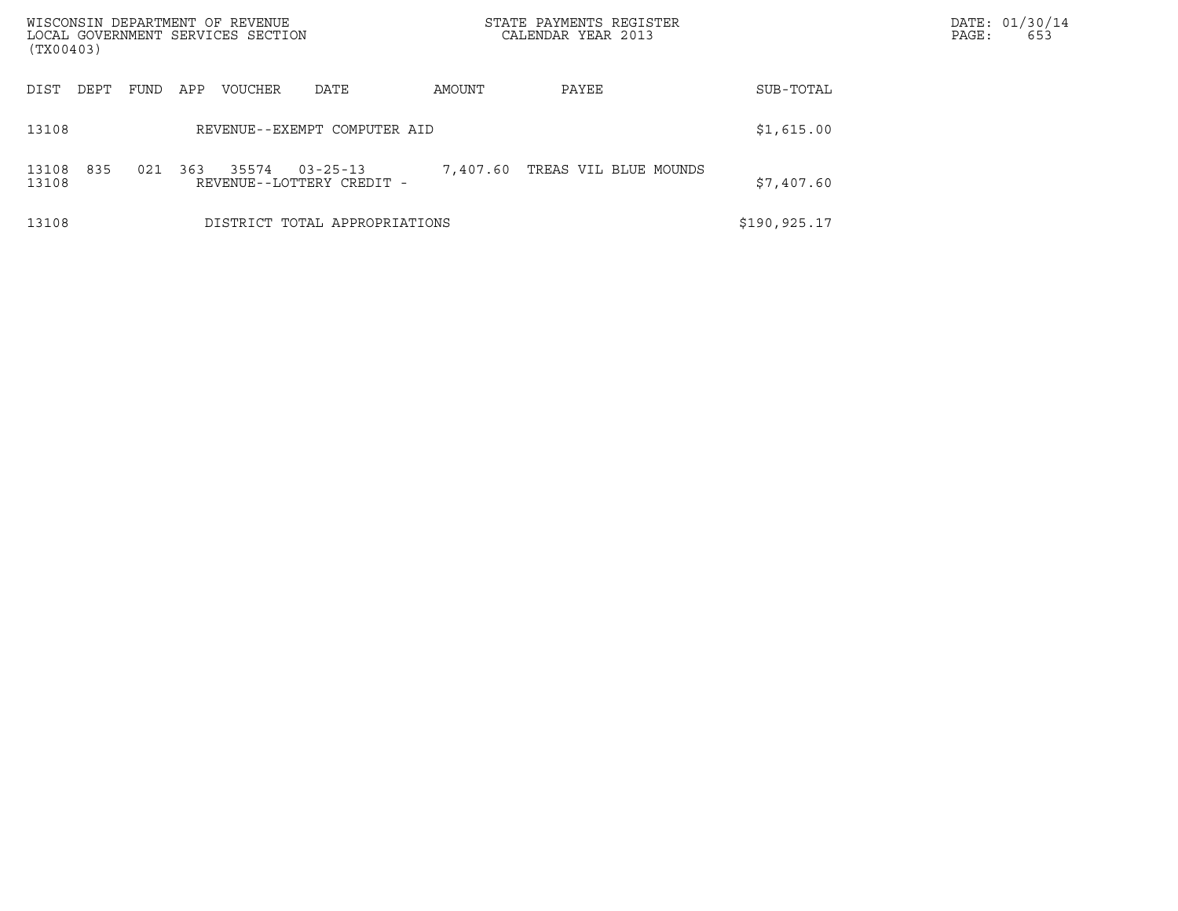| DIST | DEPT | FUND | APP | VOUCHER | DATE | AMOUNT | PAYEE | SUB-TOTAL |
|---|---|---|---|---|---|---|---|---|
| 13108 | | | | REVENUE--EXEMPT COMPUTER AID | | | | $1,615.00 |
| 13108 | 835 | 021 | 363 | 35574 | 03-25-13 | 7,407.60 | TREAS VIL BLUE MOUNDS | |
| 13108 | | | | REVENUE--LOTTERY CREDIT - | | | | $7,407.60 |
| 13108 | | | | DISTRICT TOTAL APPROPRIATIONS | | | | $190,925.17 |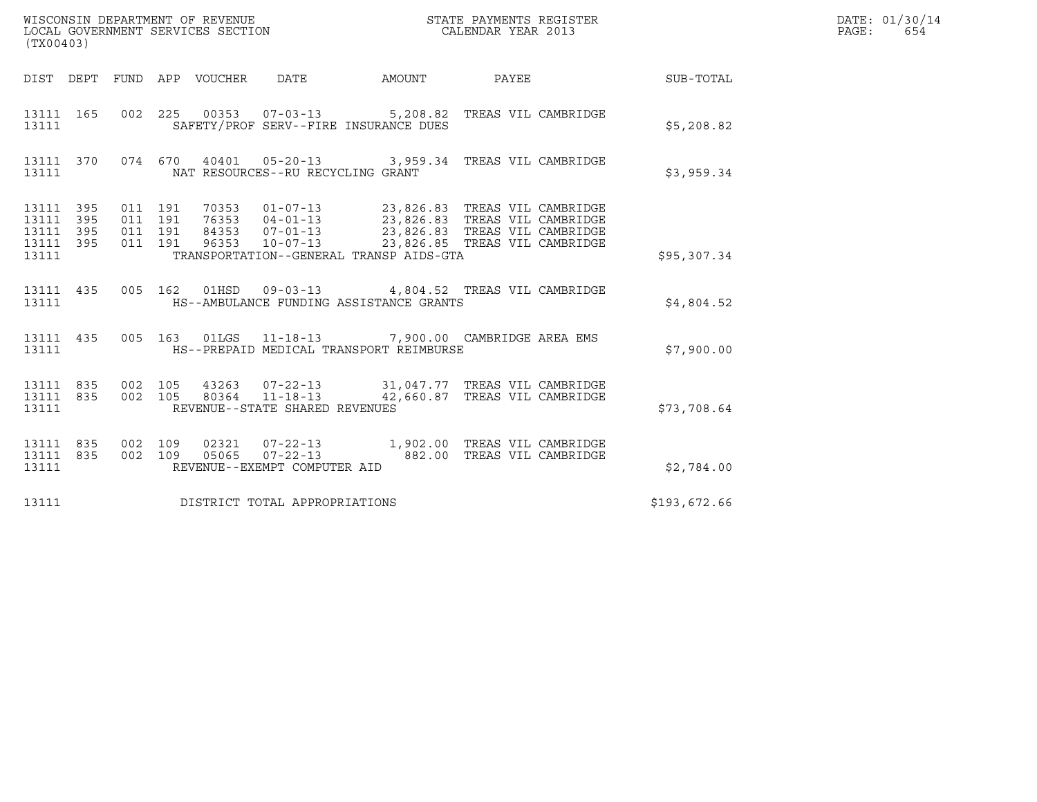WISCONSIN DEPARTMENT OF REVENUE
LOCAL GOVERNMENT SERVICES SECTION
(TX00403)

STATE PAYMENTS REGISTER
CALENDAR YEAR 2013

DATE: 01/30/14

| DIST | DEPT | FUND | APP | VOUCHER | DATE | AMOUNT | PAYEE | SUB-TOTAL |
|---|---|---|---|---|---|---|---|---|
| 13111 | 165 | 002 | 225 | 00353 | 07-03-13 | 5,208.82 | TREAS VIL CAMBRIDGE | |
| 13111 | | | | SAFETY/PROF SERV--FIRE INSURANCE DUES | | | | $5,208.82 |
| 13111 | 370 | 074 | 670 | 40401 | 05-20-13 | 3,959.34 | TREAS VIL CAMBRIDGE | |
| 13111 | | | | NAT RESOURCES--RU RECYCLING GRANT | | | | $3,959.34 |
| 13111 | 395 | 011 | 191 | 70353 | 01-07-13 | 23,826.83 | TREAS VIL CAMBRIDGE | |
| 13111 | 395 | 011 | 191 | 76353 | 04-01-13 | 23,826.83 | TREAS VIL CAMBRIDGE | |
| 13111 | 395 | 011 | 191 | 84353 | 07-01-13 | 23,826.83 | TREAS VIL CAMBRIDGE | |
| 13111 | 395 | 011 | 191 | 96353 | 10-07-13 | 23,826.85 | TREAS VIL CAMBRIDGE | |
| 13111 | | | | TRANSPORTATION--GENERAL TRANSP AIDS-GTA | | | | $95,307.34 |
| 13111 | 435 | 005 | 162 | 01HSD | 09-03-13 | 4,804.52 | TREAS VIL CAMBRIDGE | |
| 13111 | | | | HS--AMBULANCE FUNDING ASSISTANCE GRANTS | | | | $4,804.52 |
| 13111 | 435 | 005 | 163 | 01LGS | 11-18-13 | 7,900.00 | CAMBRIDGE AREA EMS | |
| 13111 | | | | HS--PREPAID MEDICAL TRANSPORT REIMBURSE | | | | $7,900.00 |
| 13111 | 835 | 002 | 105 | 43263 | 07-22-13 | 31,047.77 | TREAS VIL CAMBRIDGE | |
| 13111 | 835 | 002 | 105 | 80364 | 11-18-13 | 42,660.87 | TREAS VIL CAMBRIDGE | |
| 13111 | | | | REVENUE--STATE SHARED REVENUES | | | | $73,708.64 |
| 13111 | 835 | 002 | 109 | 02321 | 07-22-13 | 1,902.00 | TREAS VIL CAMBRIDGE | |
| 13111 | 835 | 002 | 109 | 05065 | 07-22-13 | 882.00 | TREAS VIL CAMBRIDGE | |
| 13111 | | | | REVENUE--EXEMPT COMPUTER AID | | | | $2,784.00 |
| 13111 | | | | DISTRICT TOTAL APPROPRIATIONS | | | | $193,672.66 |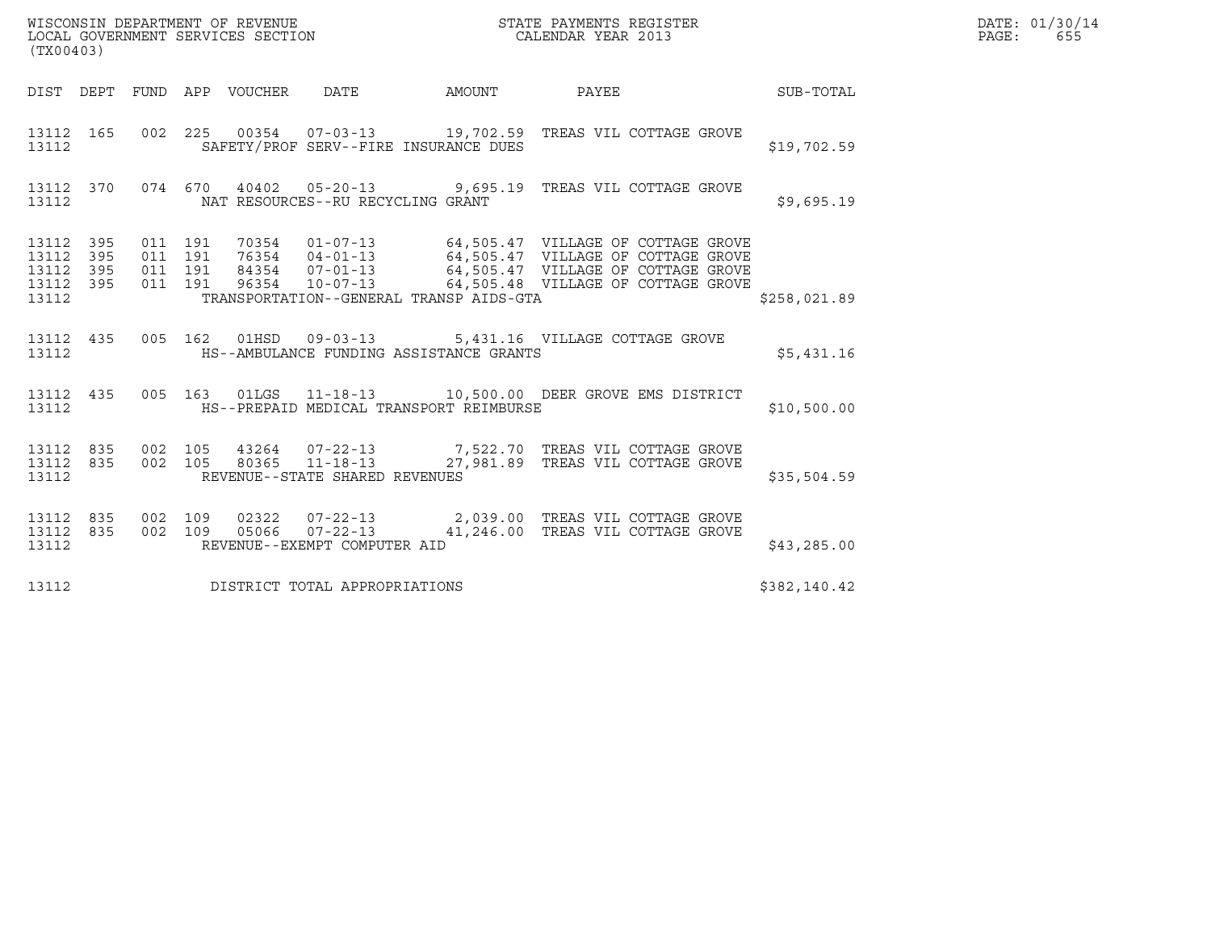WISCONSIN DEPARTMENT OF REVENUE
LOCAL GOVERNMENT SERVICES SECTION
(TX00403)

STATE PAYMENTS REGISTER
CALENDAR YEAR 2013

| DIST | DEPT | FUND | APP | VOUCHER | DATE | AMOUNT | PAYEE | SUB-TOTAL |
|---|---|---|---|---|---|---|---|---|
| 13112 | 165 | 002 | 225 | 00354 | 07-03-13 | 19,702.59 | TREAS VIL COTTAGE GROVE | |
| 13112 | | | | | SAFETY/PROF SERV--FIRE INSURANCE DUES | | | $19,702.59 |
| 13112 | 370 | 074 | 670 | 40402 | 05-20-13 | 9,695.19 | TREAS VIL COTTAGE GROVE | |
| 13112 | | | | | NAT RESOURCES--RU RECYCLING GRANT | | | $9,695.19 |
| 13112 | 395 | 011 | 191 | 70354 | 01-07-13 | 64,505.47 | VILLAGE OF COTTAGE GROVE | |
| 13112 | 395 | 011 | 191 | 76354 | 04-01-13 | 64,505.47 | VILLAGE OF COTTAGE GROVE | |
| 13112 | 395 | 011 | 191 | 84354 | 07-01-13 | 64,505.47 | VILLAGE OF COTTAGE GROVE | |
| 13112 | 395 | 011 | 191 | 96354 | 10-07-13 | 64,505.48 | VILLAGE OF COTTAGE GROVE | |
| 13112 | | | | | TRANSPORTATION--GENERAL TRANSP AIDS-GTA | | | $258,021.89 |
| 13112 | 435 | 005 | 162 | 01HSD | 09-03-13 | 5,431.16 | VILLAGE COTTAGE GROVE | |
| 13112 | | | | | HS--AMBULANCE FUNDING ASSISTANCE GRANTS | | | $5,431.16 |
| 13112 | 435 | 005 | 163 | 01LGS | 11-18-13 | 10,500.00 | DEER GROVE EMS DISTRICT | |
| 13112 | | | | | HS--PREPAID MEDICAL TRANSPORT REIMBURSE | | | $10,500.00 |
| 13112 | 835 | 002 | 105 | 43264 | 07-22-13 | 7,522.70 | TREAS VIL COTTAGE GROVE | |
| 13112 | 835 | 002 | 105 | 80365 | 11-18-13 | 27,981.89 | TREAS VIL COTTAGE GROVE | |
| 13112 | | | | | REVENUE--STATE SHARED REVENUES | | | $35,504.59 |
| 13112 | 835 | 002 | 109 | 02322 | 07-22-13 | 2,039.00 | TREAS VIL COTTAGE GROVE | |
| 13112 | 835 | 002 | 109 | 05066 | 07-22-13 | 41,246.00 | TREAS VIL COTTAGE GROVE | |
| 13112 | | | | | REVENUE--EXEMPT COMPUTER AID | | | $43,285.00 |
| 13112 | | | | | DISTRICT TOTAL APPROPRIATIONS | | | $382,140.42 |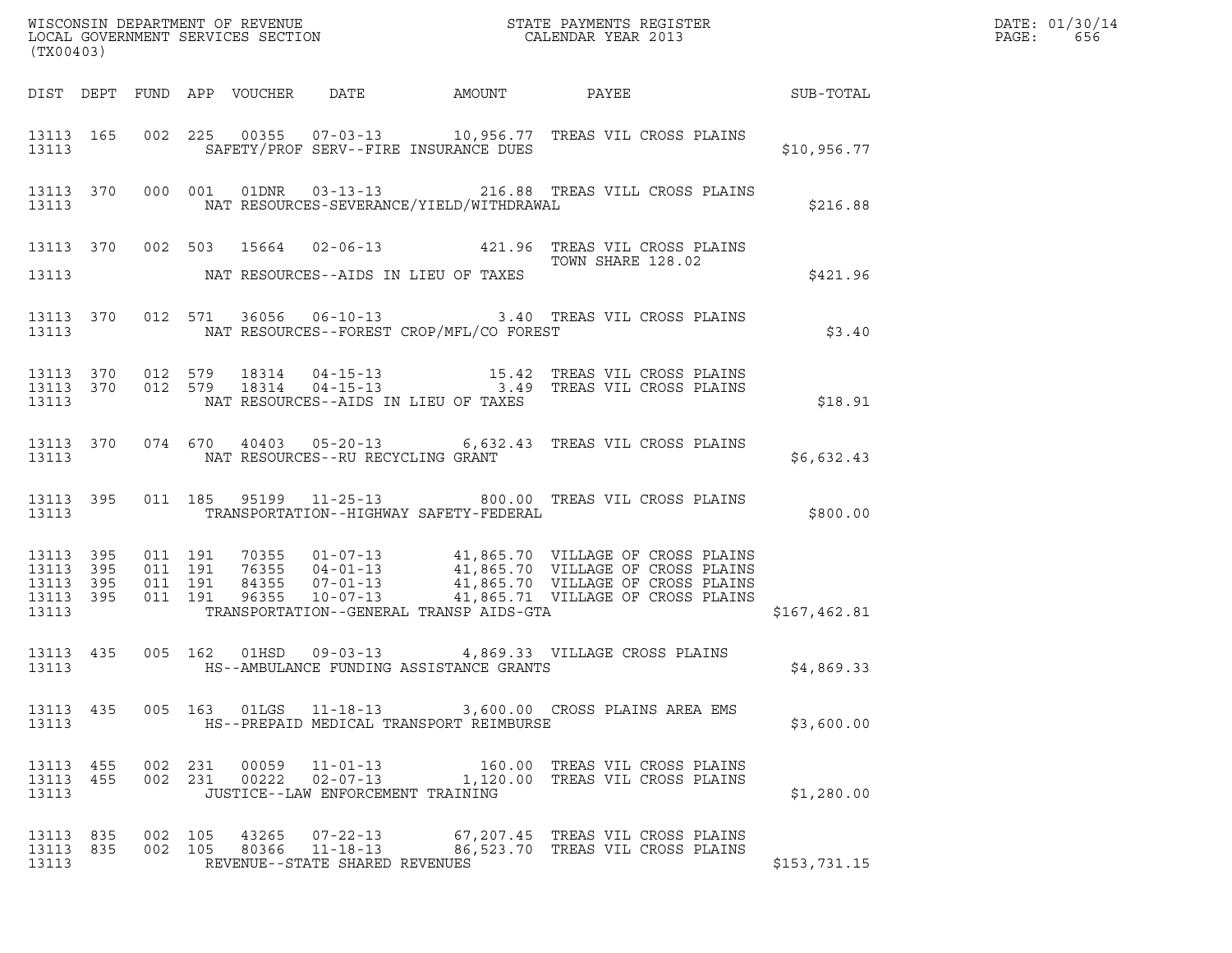WISCONSIN DEPARTMENT OF REVENUE
LOCAL GOVERNMENT SERVICES SECTION
(TX00403)

STATE PAYMENTS REGISTER
CALENDAR YEAR 2013

DATE: 01/30/14

| DIST | DEPT | FUND | APP | VOUCHER | DATE | AMOUNT | PAYEE | SUB-TOTAL |
|---|---|---|---|---|---|---|---|---|
| 13113 | 165 | 002 | 225 | 00355 | 07-03-13 | 10,956.77 | TREAS VIL CROSS PLAINS | |
| 13113 | | | | | SAFETY/PROF SERV--FIRE INSURANCE DUES | | | $10,956.77 |
| 13113 | 370 | 000 | 001 | 01DNR | 03-13-13 | 216.88 | TREAS VILL CROSS PLAINS | |
| 13113 | | | | | NAT RESOURCES-SEVERANCE/YIELD/WITHDRAWAL | | | $216.88 |
| 13113 | 370 | 002 | 503 | 15664 | 02-06-13 | 421.96 | TREAS VIL CROSS PLAINS TOWN SHARE 128.02 | |
| 13113 | | | | | NAT RESOURCES--AIDS IN LIEU OF TAXES | | | $421.96 |
| 13113 | 370 | 012 | 571 | 36056 | 06-10-13 | 3.40 | TREAS VIL CROSS PLAINS | |
| 13113 | | | | | NAT RESOURCES--FOREST CROP/MFL/CO FOREST | | | $3.40 |
| 13113 | 370 | 012 | 579 | 18314 | 04-15-13 | 15.42 | TREAS VIL CROSS PLAINS | |
| 13113 | 370 | 012 | 579 | 18314 | 04-15-13 | 3.49 | TREAS VIL CROSS PLAINS | |
| 13113 | | | | | NAT RESOURCES--AIDS IN LIEU OF TAXES | | | $18.91 |
| 13113 | 370 | 074 | 670 | 40403 | 05-20-13 | 6,632.43 | TREAS VIL CROSS PLAINS | |
| 13113 | | | | | NAT RESOURCES--RU RECYCLING GRANT | | | $6,632.43 |
| 13113 | 395 | 011 | 185 | 95199 | 11-25-13 | 800.00 | TREAS VIL CROSS PLAINS | |
| 13113 | | | | | TRANSPORTATION--HIGHWAY SAFETY-FEDERAL | | | $800.00 |
| 13113 | 395 | 011 | 191 | 70355 | 01-07-13 | 41,865.70 | VILLAGE OF CROSS PLAINS | |
| 13113 | 395 | 011 | 191 | 76355 | 04-01-13 | 41,865.70 | VILLAGE OF CROSS PLAINS | |
| 13113 | 395 | 011 | 191 | 84355 | 07-01-13 | 41,865.70 | VILLAGE OF CROSS PLAINS | |
| 13113 | 395 | 011 | 191 | 96355 | 10-07-13 | 41,865.71 | VILLAGE OF CROSS PLAINS | |
| 13113 | | | | | TRANSPORTATION--GENERAL TRANSP AIDS-GTA | | | $167,462.81 |
| 13113 | 435 | 005 | 162 | 01HSD | 09-03-13 | 4,869.33 | VILLAGE CROSS PLAINS | |
| 13113 | | | | | HS--AMBULANCE FUNDING ASSISTANCE GRANTS | | | $4,869.33 |
| 13113 | 435 | 005 | 163 | 01LGS | 11-18-13 | 3,600.00 | CROSS PLAINS AREA EMS | |
| 13113 | | | | | HS--PREPAID MEDICAL TRANSPORT REIMBURSE | | | $3,600.00 |
| 13113 | 455 | 002 | 231 | 00059 | 11-01-13 | 160.00 | TREAS VIL CROSS PLAINS | |
| 13113 | 455 | 002 | 231 | 00222 | 02-07-13 | 1,120.00 | TREAS VIL CROSS PLAINS | |
| 13113 | | | | | JUSTICE--LAW ENFORCEMENT TRAINING | | | $1,280.00 |
| 13113 | 835 | 002 | 105 | 43265 | 07-22-13 | 67,207.45 | TREAS VIL CROSS PLAINS | |
| 13113 | 835 | 002 | 105 | 80366 | 11-18-13 | 86,523.70 | TREAS VIL CROSS PLAINS | |
| 13113 | | | | | REVENUE--STATE SHARED REVENUES | | | $153,731.15 |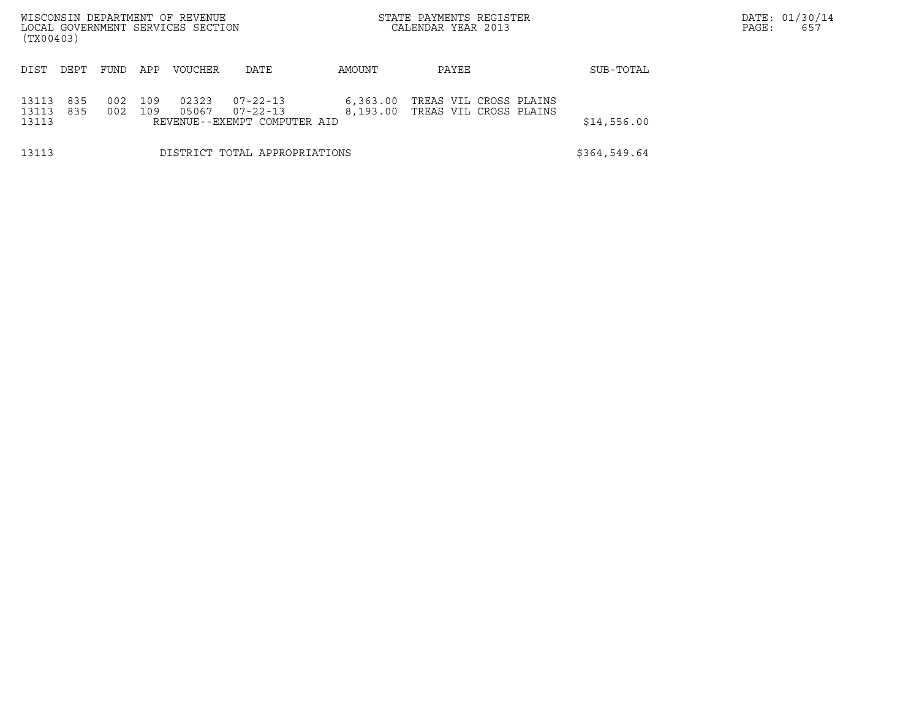| DIST | DEPT | FUND | APP | VOUCHER | DATE | AMOUNT | PAYEE | SUB-TOTAL |
|---|---|---|---|---|---|---|---|---|
| 13113 | 835 | 002 | 109 | 02323 | 07-22-13 | 6,363.00 | TREAS VIL CROSS PLAINS | |
| 13113 | 835 | 002 | 109 | 05067 | 07-22-13 | 8,193.00 | TREAS VIL CROSS PLAINS | |
| 13113 | | | | REVENUE--EXEMPT COMPUTER AID | | | | $14,556.00 |
| 13113 | | | | DISTRICT TOTAL APPROPRIATIONS | | | | $364,549.64 |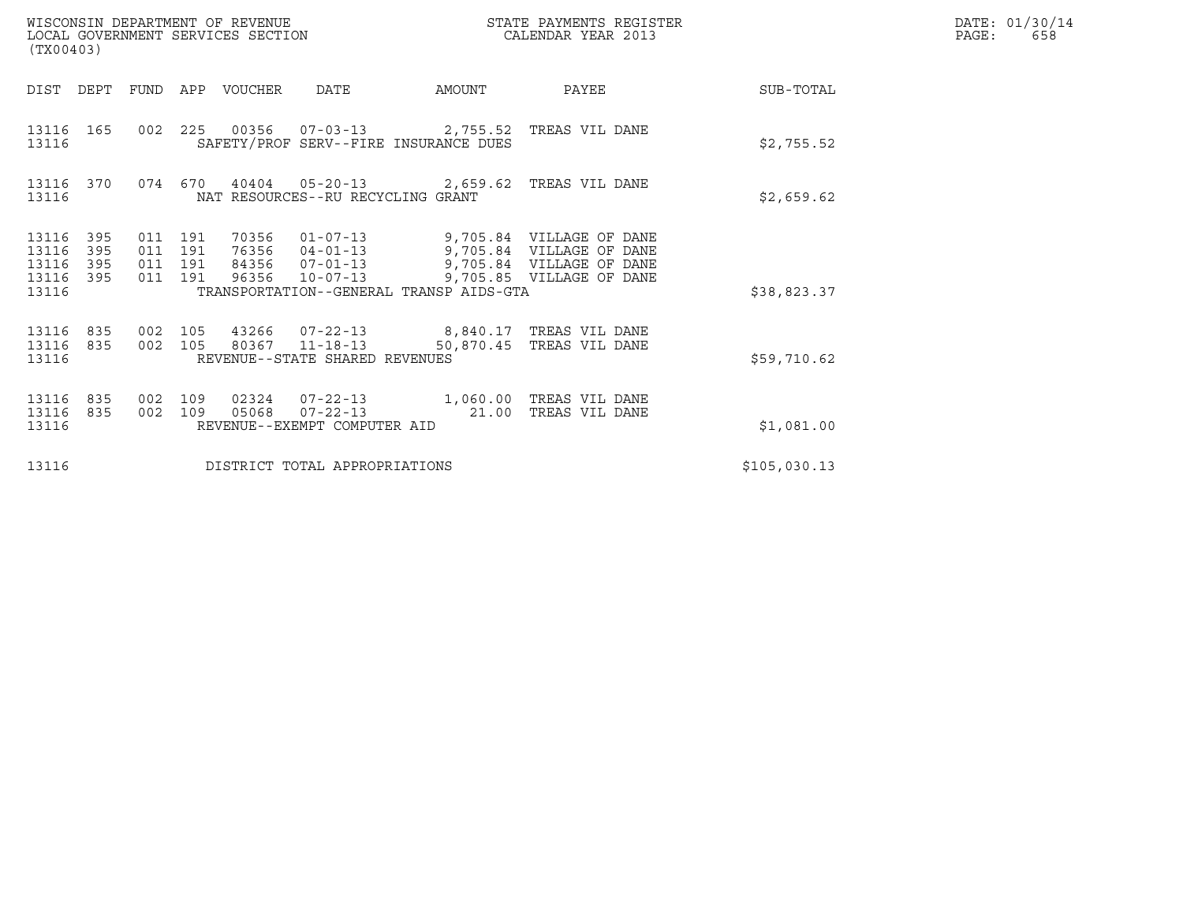WISCONSIN DEPARTMENT OF REVENUE
LOCAL GOVERNMENT SERVICES SECTION
(TX00403)

STATE PAYMENTS REGISTER
CALENDAR YEAR 2013

DATE: 01/30/14

| DIST | DEPT | FUND | APP | VOUCHER | DATE | AMOUNT | PAYEE | SUB-TOTAL |
|---|---|---|---|---|---|---|---|---|
| 13116 | 165 | 002 | 225 | 00356 | 07-03-13 | 2,755.52 | TREAS VIL DANE | |
| 13116 | | | | | SAFETY/PROF SERV--FIRE INSURANCE DUES | | | $2,755.52 |
| 13116 | 370 | 074 | 670 | 40404 | 05-20-13 | 2,659.62 | TREAS VIL DANE | |
| 13116 | | | | | NAT RESOURCES--RU RECYCLING GRANT | | | $2,659.62 |
| 13116 | 395 | 011 | 191 | 70356 | 01-07-13 | 9,705.84 | VILLAGE OF DANE | |
| 13116 | 395 | 011 | 191 | 76356 | 04-01-13 | 9,705.84 | VILLAGE OF DANE | |
| 13116 | 395 | 011 | 191 | 84356 | 07-01-13 | 9,705.84 | VILLAGE OF DANE | |
| 13116 | 395 | 011 | 191 | 96356 | 10-07-13 | 9,705.85 | VILLAGE OF DANE | |
| 13116 | | | | | TRANSPORTATION--GENERAL TRANSP AIDS-GTA | | | $38,823.37 |
| 13116 | 835 | 002 | 105 | 43266 | 07-22-13 | 8,840.17 | TREAS VIL DANE | |
| 13116 | 835 | 002 | 105 | 80367 | 11-18-13 | 50,870.45 | TREAS VIL DANE | |
| 13116 | | | | | REVENUE--STATE SHARED REVENUES | | | $59,710.62 |
| 13116 | 835 | 002 | 109 | 02324 | 07-22-13 | 1,060.00 | TREAS VIL DANE | |
| 13116 | 835 | 002 | 109 | 05068 | 07-22-13 | 21.00 | TREAS VIL DANE | |
| 13116 | | | | | REVENUE--EXEMPT COMPUTER AID | | | $1,081.00 |
| 13116 | | | | | DISTRICT TOTAL APPROPRIATIONS | | | $105,030.13 |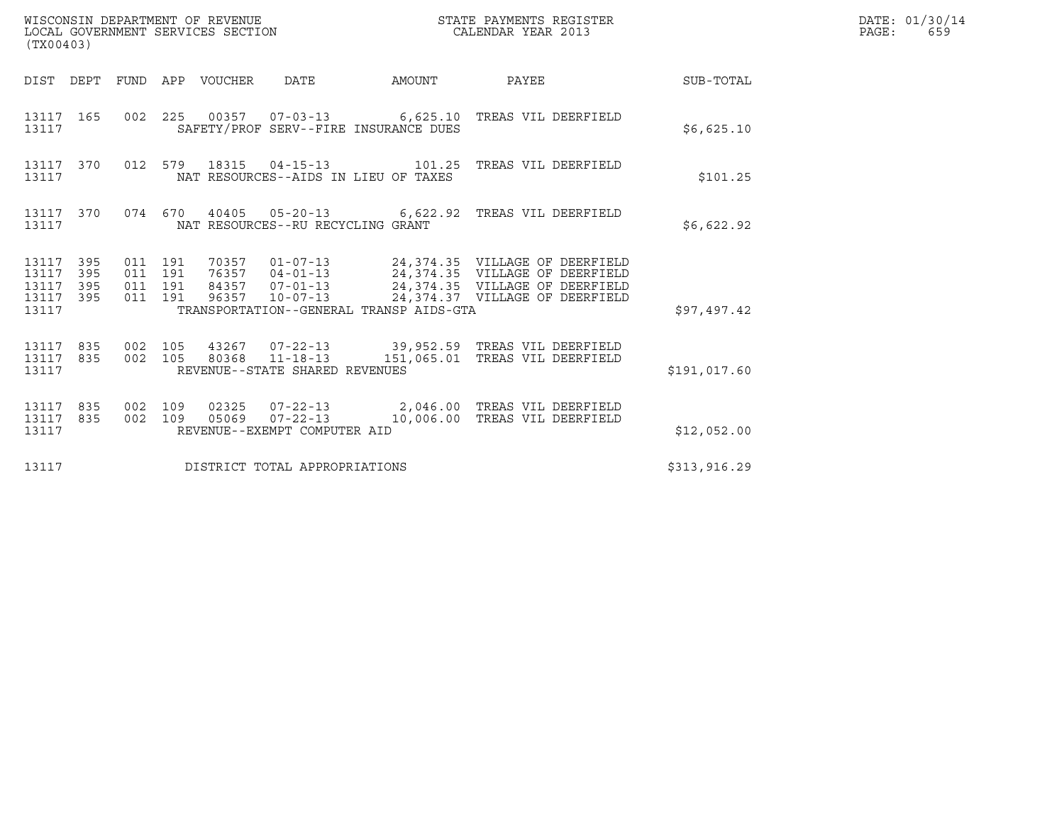WISCONSIN DEPARTMENT OF REVENUE
LOCAL GOVERNMENT SERVICES SECTION
(TX00403)

STATE PAYMENTS REGISTER
CALENDAR YEAR 2013

DATE: 01/30/14
PAGE: 659

| DIST | DEPT | FUND | APP | VOUCHER | DATE | AMOUNT | PAYEE | SUB-TOTAL |
|---|---|---|---|---|---|---|---|---|
| 13117 | 165 | 002 | 225 | 00357 | 07-03-13 | 6,625.10 | TREAS VIL DEERFIELD | |
| 13117 | | | | | SAFETY/PROF SERV--FIRE INSURANCE DUES | | | $6,625.10 |
| 13117 | 370 | 012 | 579 | 18315 | 04-15-13 | 101.25 | TREAS VIL DEERFIELD | |
| 13117 | | | | | NAT RESOURCES--AIDS IN LIEU OF TAXES | | | $101.25 |
| 13117 | 370 | 074 | 670 | 40405 | 05-20-13 | 6,622.92 | TREAS VIL DEERFIELD | |
| 13117 | | | | | NAT RESOURCES--RU RECYCLING GRANT | | | $6,622.92 |
| 13117 | 395 | 011 | 191 | 70357 | 01-07-13 | 24,374.35 | VILLAGE OF DEERFIELD | |
| 13117 | 395 | 011 | 191 | 76357 | 04-01-13 | 24,374.35 | VILLAGE OF DEERFIELD | |
| 13117 | 395 | 011 | 191 | 84357 | 07-01-13 | 24,374.35 | VILLAGE OF DEERFIELD | |
| 13117 | 395 | 011 | 191 | 96357 | 10-07-13 | 24,374.37 | VILLAGE OF DEERFIELD | |
| 13117 | | | | | TRANSPORTATION--GENERAL TRANSP AIDS-GTA | | | $97,497.42 |
| 13117 | 835 | 002 | 105 | 43267 | 07-22-13 | 39,952.59 | TREAS VIL DEERFIELD | |
| 13117 | 835 | 002 | 105 | 80368 | 11-18-13 | 151,065.01 | TREAS VIL DEERFIELD | |
| 13117 | | | | | REVENUE--STATE SHARED REVENUES | | | $191,017.60 |
| 13117 | 835 | 002 | 109 | 02325 | 07-22-13 | 2,046.00 | TREAS VIL DEERFIELD | |
| 13117 | 835 | 002 | 109 | 05069 | 07-22-13 | 10,006.00 | TREAS VIL DEERFIELD | |
| 13117 | | | | | REVENUE--EXEMPT COMPUTER AID | | | $12,052.00 |
| 13117 | | | | | DISTRICT TOTAL APPROPRIATIONS | | | $313,916.29 |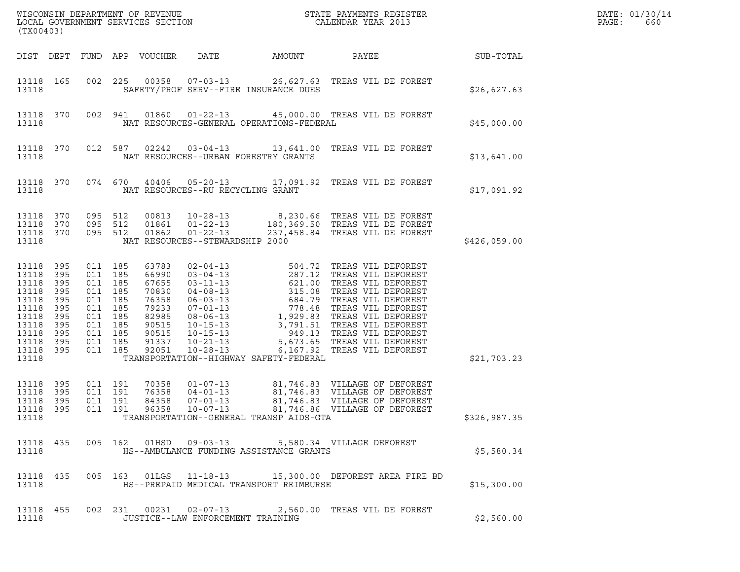WISCONSIN DEPARTMENT OF REVENUE
LOCAL GOVERNMENT SERVICES SECTION
(TX00403)

STATE PAYMENTS REGISTER
CALENDAR YEAR 2013

DATE: 01/30/14
PAGE: 660

| DIST | DEPT | FUND | APP | VOUCHER | DATE | AMOUNT | PAYEE | SUB-TOTAL |
|---|---|---|---|---|---|---|---|---|
| 13118 | 165 | 002 | 225 | 00358 | 07-03-13 | 26,627.63 | TREAS VIL DE FOREST | |
| 13118 | | | | | SAFETY/PROF SERV--FIRE INSURANCE DUES | | | $26,627.63 |
| 13118 | 370 | 002 | 941 | 01860 | 01-22-13 | 45,000.00 | TREAS VIL DE FOREST | |
| 13118 | | | | | NAT RESOURCES-GENERAL OPERATIONS-FEDERAL | | | $45,000.00 |
| 13118 | 370 | 012 | 587 | 02242 | 03-04-13 | 13,641.00 | TREAS VIL DE FOREST | |
| 13118 | | | | | NAT RESOURCES--URBAN FORESTRY GRANTS | | | $13,641.00 |
| 13118 | 370 | 074 | 670 | 40406 | 05-20-13 | 17,091.92 | TREAS VIL DE FOREST | |
| 13118 | | | | | NAT RESOURCES--RU RECYCLING GRANT | | | $17,091.92 |
| 13118 | 370 | 095 | 512 | 00813 | 10-28-13 | 8,230.66 | TREAS VIL DE FOREST | |
| 13118 | 370 | 095 | 512 | 01861 | 01-22-13 | 180,369.50 | TREAS VIL DE FOREST | |
| 13118 | 370 | 095 | 512 | 01862 | 01-22-13 | 237,458.84 | TREAS VIL DE FOREST | |
| 13118 | | | | | NAT RESOURCES--STEWARDSHIP 2000 | | | $426,059.00 |
| 13118 | 395 | 011 | 185 | 63783 | 02-04-13 | 504.72 | TREAS VIL DEFOREST | |
| 13118 | 395 | 011 | 185 | 66990 | 03-04-13 | 287.12 | TREAS VIL DEFOREST | |
| 13118 | 395 | 011 | 185 | 67655 | 03-11-13 | 621.00 | TREAS VIL DEFOREST | |
| 13118 | 395 | 011 | 185 | 70830 | 04-08-13 | 315.08 | TREAS VIL DEFOREST | |
| 13118 | 395 | 011 | 185 | 76358 | 06-03-13 | 684.79 | TREAS VIL DEFOREST | |
| 13118 | 395 | 011 | 185 | 79233 | 07-01-13 | 778.48 | TREAS VIL DEFOREST | |
| 13118 | 395 | 011 | 185 | 82985 | 08-06-13 | 1,929.83 | TREAS VIL DEFOREST | |
| 13118 | 395 | 011 | 185 | 90515 | 10-15-13 | 3,791.51 | TREAS VIL DEFOREST | |
| 13118 | 395 | 011 | 185 | 90515 | 10-15-13 | 949.13 | TREAS VIL DEFOREST | |
| 13118 | 395 | 011 | 185 | 91337 | 10-21-13 | 5,673.65 | TREAS VIL DEFOREST | |
| 13118 | 395 | 011 | 185 | 92051 | 10-28-13 | 6,167.92 | TREAS VIL DEFOREST | |
| 13118 | | | | | TRANSPORTATION--HIGHWAY SAFETY-FEDERAL | | | $21,703.23 |
| 13118 | 395 | 011 | 191 | 70358 | 01-07-13 | 81,746.83 | VILLAGE OF DEFOREST | |
| 13118 | 395 | 011 | 191 | 76358 | 04-01-13 | 81,746.83 | VILLAGE OF DEFOREST | |
| 13118 | 395 | 011 | 191 | 84358 | 07-01-13 | 81,746.83 | VILLAGE OF DEFOREST | |
| 13118 | 395 | 011 | 191 | 96358 | 10-07-13 | 81,746.86 | VILLAGE OF DEFOREST | |
| 13118 | | | | | TRANSPORTATION--GENERAL TRANSP AIDS-GTA | | | $326,987.35 |
| 13118 | 435 | 005 | 162 | 01HSD | 09-03-13 | 5,580.34 | VILLAGE DEFOREST | |
| 13118 | | | | | HS--AMBULANCE FUNDING ASSISTANCE GRANTS | | | $5,580.34 |
| 13118 | 435 | 005 | 163 | 01LGS | 11-18-13 | 15,300.00 | DEFOREST AREA FIRE BD | |
| 13118 | | | | | HS--PREPAID MEDICAL TRANSPORT REIMBURSE | | | $15,300.00 |
| 13118 | 455 | 002 | 231 | 00231 | 02-07-13 | 2,560.00 | TREAS VIL DE FOREST | |
| 13118 | | | | | JUSTICE--LAW ENFORCEMENT TRAINING | | | $2,560.00 |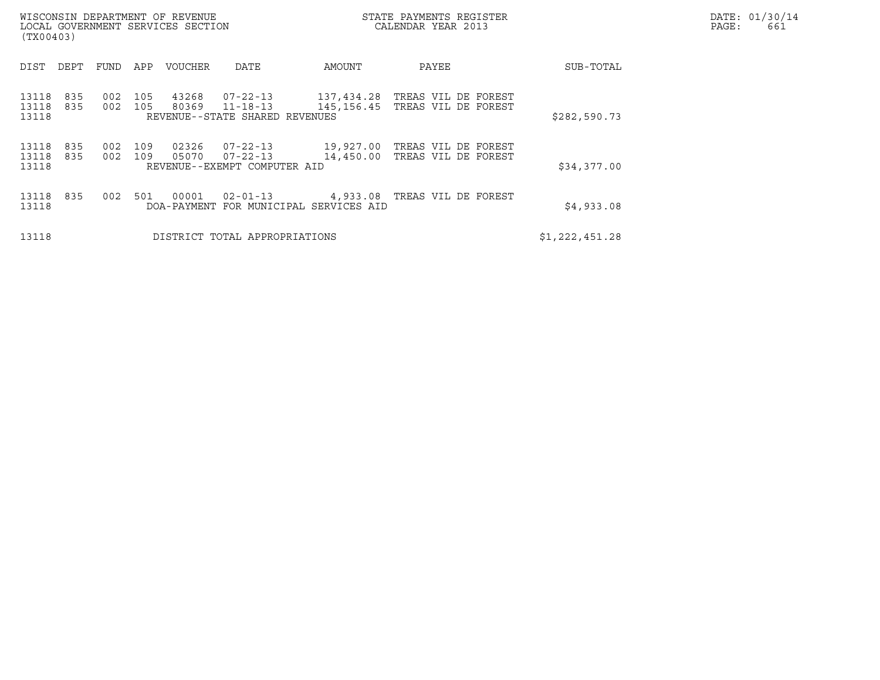WISCONSIN DEPARTMENT OF REVENUE
LOCAL GOVERNMENT SERVICES SECTION
(TX00403)

STATE PAYMENTS REGISTER
CALENDAR YEAR 2013

DATE: 01/30/14
PAGE: 661

| DIST | DEPT | FUND | APP | VOUCHER | DATE | AMOUNT | PAYEE | SUB-TOTAL |
|---|---|---|---|---|---|---|---|---|
| 13118 | 835 | 002 | 105 | 43268 | 07-22-13 | 137,434.28 | TREAS VIL DE FOREST | |
| 13118 | 835 | 002 | 105 | 80369 | 11-18-13 | 145,156.45 | TREAS VIL DE FOREST | |
| 13118 | | | | | REVENUE--STATE SHARED REVENUES | | | $282,590.73 |
| 13118 | 835 | 002 | 109 | 02326 | 07-22-13 | 19,927.00 | TREAS VIL DE FOREST | |
| 13118 | 835 | 002 | 109 | 05070 | 07-22-13 | 14,450.00 | TREAS VIL DE FOREST | |
| 13118 | | | | | REVENUE--EXEMPT COMPUTER AID | | | $34,377.00 |
| 13118 | 835 | 002 | 501 | 00001 | 02-01-13 | 4,933.08 | TREAS VIL DE FOREST | |
| 13118 | | | | | DOA-PAYMENT FOR MUNICIPAL SERVICES AID | | | $4,933.08 |
| 13118 | | | | | DISTRICT TOTAL APPROPRIATIONS | | | $1,222,451.28 |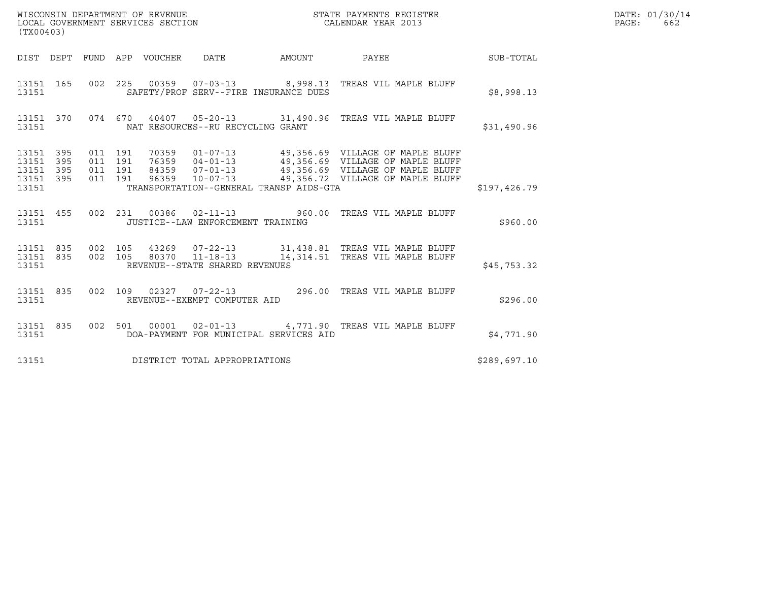WISCONSIN DEPARTMENT OF REVENUE
LOCAL GOVERNMENT SERVICES SECTION
(TX00403)

STATE PAYMENTS REGISTER
CALENDAR YEAR 2013

DATE: 01/30/14

| DIST | DEPT | FUND | APP | VOUCHER | DATE | AMOUNT | PAYEE | SUB-TOTAL |
|---|---|---|---|---|---|---|---|---|
| 13151 | 165 | 002 | 225 | 00359 | 07-03-13 | 8,998.13 | TREAS VIL MAPLE BLUFF | |
| 13151 | | | | SAFETY/PROF SERV--FIRE INSURANCE DUES | | | | $8,998.13 |
| 13151 | 370 | 074 | 670 | 40407 | 05-20-13 | 31,490.96 | TREAS VIL MAPLE BLUFF | |
| 13151 | | | | NAT RESOURCES--RU RECYCLING GRANT | | | | $31,490.96 |
| 13151 | 395 | 011 | 191 | 70359 | 01-07-13 | 49,356.69 | VILLAGE OF MAPLE BLUFF | |
| 13151 | 395 | 011 | 191 | 76359 | 04-01-13 | 49,356.69 | VILLAGE OF MAPLE BLUFF | |
| 13151 | 395 | 011 | 191 | 84359 | 07-01-13 | 49,356.69 | VILLAGE OF MAPLE BLUFF | |
| 13151 | 395 | 011 | 191 | 96359 | 10-07-13 | 49,356.72 | VILLAGE OF MAPLE BLUFF | |
| 13151 | | | | TRANSPORTATION--GENERAL TRANSP AIDS-GTA | | | | $197,426.79 |
| 13151 | 455 | 002 | 231 | 00386 | 02-11-13 | 960.00 | TREAS VIL MAPLE BLUFF | |
| 13151 | | | | JUSTICE--LAW ENFORCEMENT TRAINING | | | | $960.00 |
| 13151 | 835 | 002 | 105 | 43269 | 07-22-13 | 31,438.81 | TREAS VIL MAPLE BLUFF | |
| 13151 | 835 | 002 | 105 | 80370 | 11-18-13 | 14,314.51 | TREAS VIL MAPLE BLUFF | |
| 13151 | | | | REVENUE--STATE SHARED REVENUES | | | | $45,753.32 |
| 13151 | 835 | 002 | 109 | 02327 | 07-22-13 | 296.00 | TREAS VIL MAPLE BLUFF | |
| 13151 | | | | REVENUE--EXEMPT COMPUTER AID | | | | $296.00 |
| 13151 | 835 | 002 | 501 | 00001 | 02-01-13 | 4,771.90 | TREAS VIL MAPLE BLUFF | |
| 13151 | | | | DOA-PAYMENT FOR MUNICIPAL SERVICES AID | | | | $4,771.90 |
| 13151 | | | | DISTRICT TOTAL APPROPRIATIONS | | | | $289,697.10 |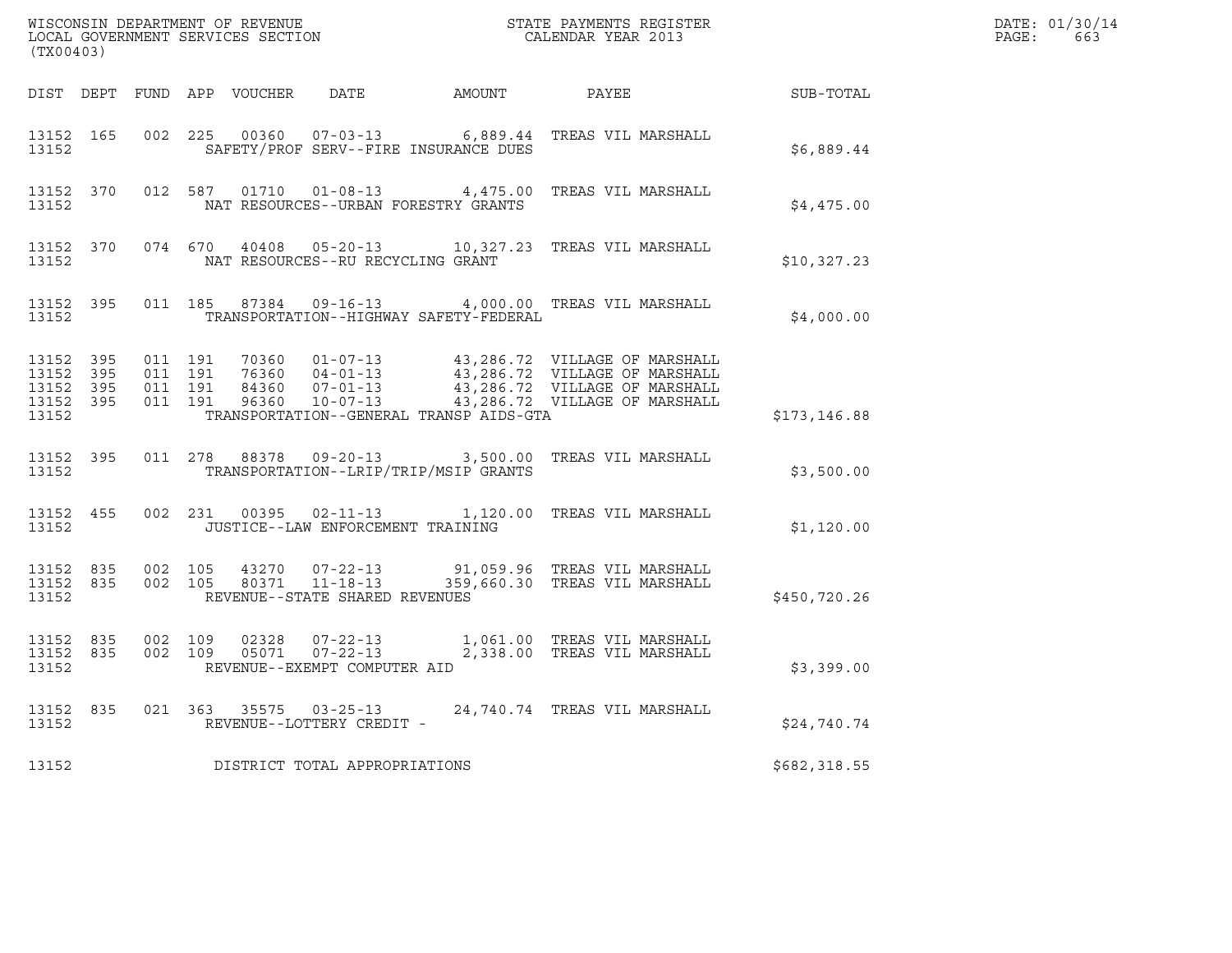WISCONSIN DEPARTMENT OF REVENUE
LOCAL GOVERNMENT SERVICES SECTION
(TX00403)

STATE PAYMENTS REGISTER
CALENDAR YEAR 2013

DATE: 01/30/14

| DIST | DEPT | FUND | APP | VOUCHER | DATE | AMOUNT | PAYEE | SUB-TOTAL |
|---|---|---|---|---|---|---|---|---|
| 13152 | 165 | 002 | 225 | 00360 | 07-03-13 | 6,889.44 | TREAS VIL MARSHALL | |
| 13152 | | | | | SAFETY/PROF SERV--FIRE INSURANCE DUES | | | $6,889.44 |
| 13152 | 370 | 012 | 587 | 01710 | 01-08-13 | 4,475.00 | TREAS VIL MARSHALL | |
| 13152 | | | | | NAT RESOURCES--URBAN FORESTRY GRANTS | | | $4,475.00 |
| 13152 | 370 | 074 | 670 | 40408 | 05-20-13 | 10,327.23 | TREAS VIL MARSHALL | |
| 13152 | | | | | NAT RESOURCES--RU RECYCLING GRANT | | | $10,327.23 |
| 13152 | 395 | 011 | 185 | 87384 | 09-16-13 | 4,000.00 | TREAS VIL MARSHALL | |
| 13152 | | | | | TRANSPORTATION--HIGHWAY SAFETY-FEDERAL | | | $4,000.00 |
| 13152 | 395 | 011 | 191 | 70360 | 01-07-13 | 43,286.72 | VILLAGE OF MARSHALL | |
| 13152 | 395 | 011 | 191 | 76360 | 04-01-13 | 43,286.72 | VILLAGE OF MARSHALL | |
| 13152 | 395 | 011 | 191 | 84360 | 07-01-13 | 43,286.72 | VILLAGE OF MARSHALL | |
| 13152 | 395 | 011 | 191 | 96360 | 10-07-13 | 43,286.72 | VILLAGE OF MARSHALL | |
| 13152 | | | | | TRANSPORTATION--GENERAL TRANSP AIDS-GTA | | | $173,146.88 |
| 13152 | 395 | 011 | 278 | 88378 | 09-20-13 | 3,500.00 | TREAS VIL MARSHALL | |
| 13152 | | | | | TRANSPORTATION--LRIP/TRIP/MSIP GRANTS | | | $3,500.00 |
| 13152 | 455 | 002 | 231 | 00395 | 02-11-13 | 1,120.00 | TREAS VIL MARSHALL | |
| 13152 | | | | | JUSTICE--LAW ENFORCEMENT TRAINING | | | $1,120.00 |
| 13152 | 835 | 002 | 105 | 43270 | 07-22-13 | 91,059.96 | TREAS VIL MARSHALL | |
| 13152 | 835 | 002 | 105 | 80371 | 11-18-13 | 359,660.30 | TREAS VIL MARSHALL | |
| 13152 | | | | | REVENUE--STATE SHARED REVENUES | | | $450,720.26 |
| 13152 | 835 | 002 | 109 | 02328 | 07-22-13 | 1,061.00 | TREAS VIL MARSHALL | |
| 13152 | 835 | 002 | 109 | 05071 | 07-22-13 | 2,338.00 | TREAS VIL MARSHALL | |
| 13152 | | | | | REVENUE--EXEMPT COMPUTER AID | | | $3,399.00 |
| 13152 | 835 | 021 | 363 | 35575 | 03-25-13 | 24,740.74 | TREAS VIL MARSHALL | |
| 13152 | | | | | REVENUE--LOTTERY CREDIT - | | | $24,740.74 |
| 13152 | | | | | DISTRICT TOTAL APPROPRIATIONS | | | $682,318.55 |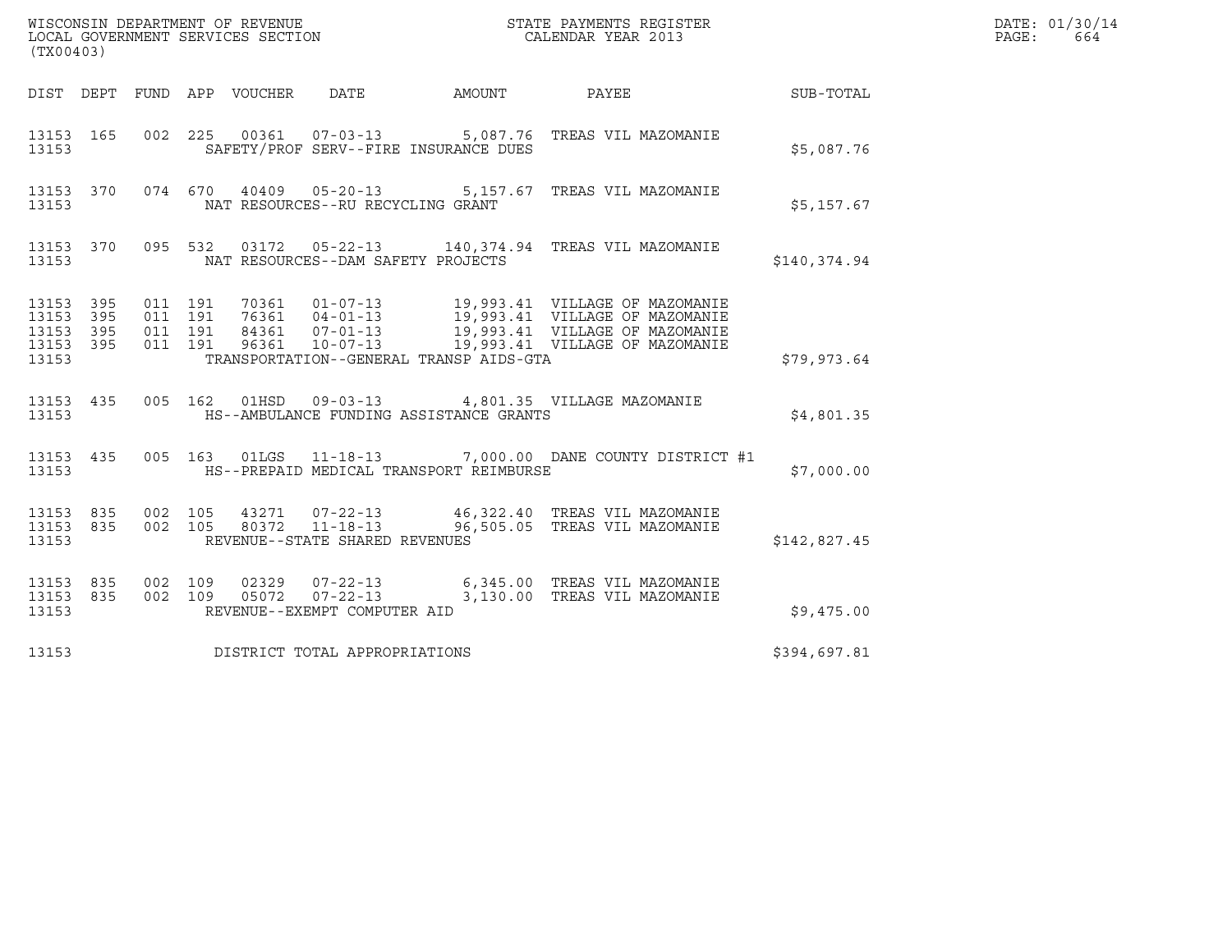WISCONSIN DEPARTMENT OF REVENUE
LOCAL GOVERNMENT SERVICES SECTION
(TX00403)

STATE PAYMENTS REGISTER
CALENDAR YEAR 2013

DATE: 01/30/14
PAGE: 664

| DIST | DEPT | FUND | APP | VOUCHER | DATE | AMOUNT | PAYEE | SUB-TOTAL |
|---|---|---|---|---|---|---|---|---|
| 13153 | 165 | 002 | 225 | 00361 | 07-03-13 | 5,087.76 | TREAS VIL MAZOMANIE | |
| 13153 | | | | SAFETY/PROF SERV--FIRE INSURANCE DUES | | | | $5,087.76 |
| 13153 | 370 | 074 | 670 | 40409 | 05-20-13 | 5,157.67 | TREAS VIL MAZOMANIE | |
| 13153 | | | | NAT RESOURCES--RU RECYCLING GRANT | | | | $5,157.67 |
| 13153 | 370 | 095 | 532 | 03172 | 05-22-13 | 140,374.94 | TREAS VIL MAZOMANIE | |
| 13153 | | | | NAT RESOURCES--DAM SAFETY PROJECTS | | | | $140,374.94 |
| 13153 | 395 | 011 | 191 | 70361 | 01-07-13 | 19,993.41 | VILLAGE OF MAZOMANIE | |
| 13153 | 395 | 011 | 191 | 76361 | 04-01-13 | 19,993.41 | VILLAGE OF MAZOMANIE | |
| 13153 | 395 | 011 | 191 | 84361 | 07-01-13 | 19,993.41 | VILLAGE OF MAZOMANIE | |
| 13153 | 395 | 011 | 191 | 96361 | 10-07-13 | 19,993.41 | VILLAGE OF MAZOMANIE | |
| 13153 | | | | TRANSPORTATION--GENERAL TRANSP AIDS-GTA | | | | $79,973.64 |
| 13153 | 435 | 005 | 162 | 01HSD | 09-03-13 | 4,801.35 | VILLAGE MAZOMANIE | |
| 13153 | | | | HS--AMBULANCE FUNDING ASSISTANCE GRANTS | | | | $4,801.35 |
| 13153 | 435 | 005 | 163 | 01LGS | 11-18-13 | 7,000.00 | DANE COUNTY DISTRICT #1 | |
| 13153 | | | | HS--PREPAID MEDICAL TRANSPORT REIMBURSE | | | | $7,000.00 |
| 13153 | 835 | 002 | 105 | 43271 | 07-22-13 | 46,322.40 | TREAS VIL MAZOMANIE | |
| 13153 | 835 | 002 | 105 | 80372 | 11-18-13 | 96,505.05 | TREAS VIL MAZOMANIE | |
| 13153 | | | | REVENUE--STATE SHARED REVENUES | | | | $142,827.45 |
| 13153 | 835 | 002 | 109 | 02329 | 07-22-13 | 6,345.00 | TREAS VIL MAZOMANIE | |
| 13153 | 835 | 002 | 109 | 05072 | 07-22-13 | 3,130.00 | TREAS VIL MAZOMANIE | |
| 13153 | | | | REVENUE--EXEMPT COMPUTER AID | | | | $9,475.00 |
| 13153 | | | | DISTRICT TOTAL APPROPRIATIONS | | | | $394,697.81 |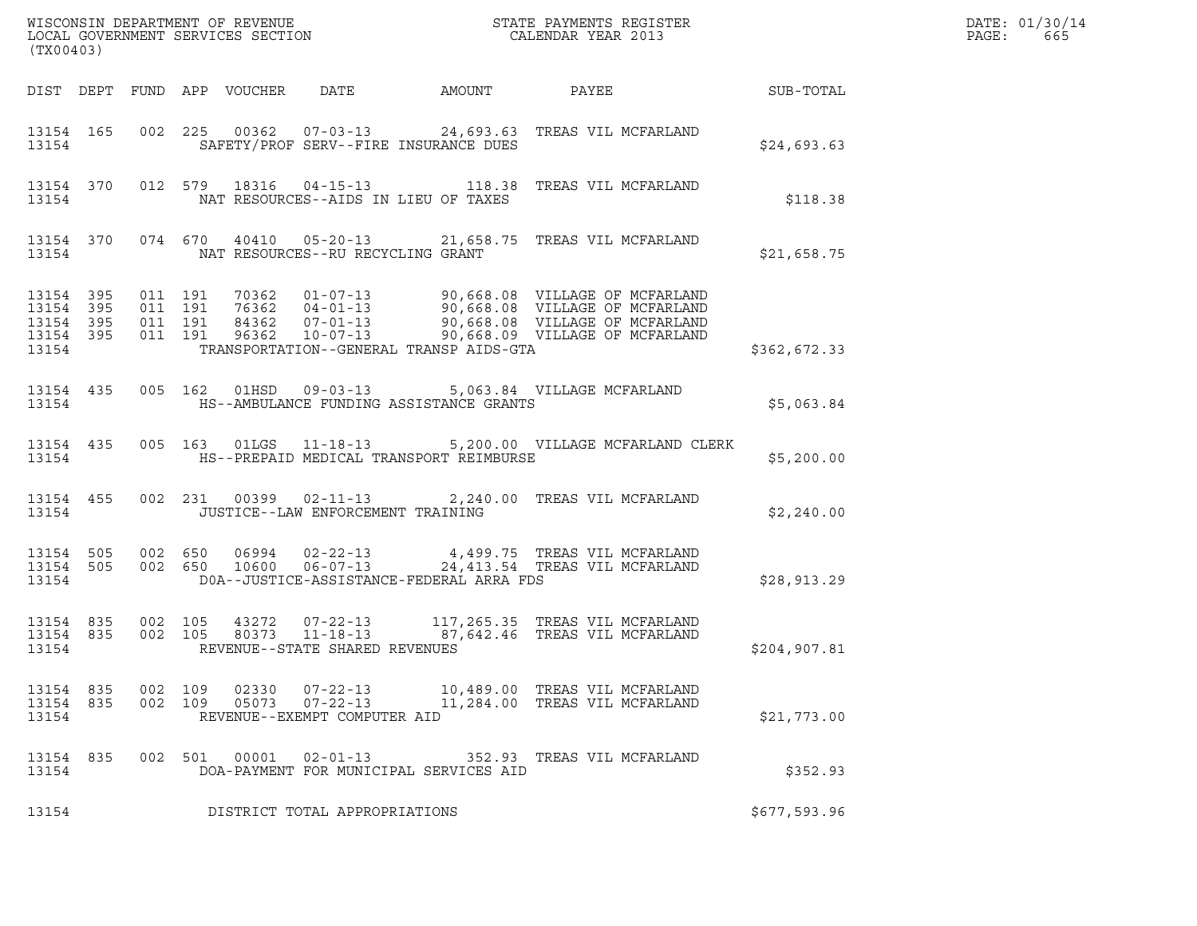WISCONSIN DEPARTMENT OF REVENUE
LOCAL GOVERNMENT SERVICES SECTION
(TX00403)

STATE PAYMENTS REGISTER
CALENDAR YEAR 2013

DATE: 01/30/14
PAGE: 665

| DIST | DEPT | FUND | APP | VOUCHER | DATE | AMOUNT | PAYEE | SUB-TOTAL |
|---|---|---|---|---|---|---|---|---|
| 13154 | 165 | 002 | 225 | 00362 | 07-03-13 | 24,693.63 | TREAS VIL MCFARLAND | |
| 13154 | | | | SAFETY/PROF SERV--FIRE INSURANCE DUES | | | | $24,693.63 |
| 13154 | 370 | 012 | 579 | 18316 | 04-15-13 | 118.38 | TREAS VIL MCFARLAND | |
| 13154 | | | | NAT RESOURCES--AIDS IN LIEU OF TAXES | | | | $118.38 |
| 13154 | 370 | 074 | 670 | 40410 | 05-20-13 | 21,658.75 | TREAS VIL MCFARLAND | |
| 13154 | | | | NAT RESOURCES--RU RECYCLING GRANT | | | | $21,658.75 |
| 13154 | 395 | 011 | 191 | 70362 | 01-07-13 | 90,668.08 | VILLAGE OF MCFARLAND | |
| 13154 | 395 | 011 | 191 | 76362 | 04-01-13 | 90,668.08 | VILLAGE OF MCFARLAND | |
| 13154 | 395 | 011 | 191 | 84362 | 07-01-13 | 90,668.08 | VILLAGE OF MCFARLAND | |
| 13154 | 395 | 011 | 191 | 96362 | 10-07-13 | 90,668.09 | VILLAGE OF MCFARLAND | |
| 13154 | | | | TRANSPORTATION--GENERAL TRANSP AIDS-GTA | | | | $362,672.33 |
| 13154 | 435 | 005 | 162 | 01HSD | 09-03-13 | 5,063.84 | VILLAGE MCFARLAND | |
| 13154 | | | | HS--AMBULANCE FUNDING ASSISTANCE GRANTS | | | | $5,063.84 |
| 13154 | 435 | 005 | 163 | 01LGS | 11-18-13 | 5,200.00 | VILLAGE MCFARLAND CLERK | |
| 13154 | | | | HS--PREPAID MEDICAL TRANSPORT REIMBURSE | | | | $5,200.00 |
| 13154 | 455 | 002 | 231 | 00399 | 02-11-13 | 2,240.00 | TREAS VIL MCFARLAND | |
| 13154 | | | | JUSTICE--LAW ENFORCEMENT TRAINING | | | | $2,240.00 |
| 13154 | 505 | 002 | 650 | 06994 | 02-22-13 | 4,499.75 | TREAS VIL MCFARLAND | |
| 13154 | 505 | 002 | 650 | 10600 | 06-07-13 | 24,413.54 | TREAS VIL MCFARLAND | |
| 13154 | | | | DOA--JUSTICE-ASSISTANCE-FEDERAL ARRA FDS | | | | $28,913.29 |
| 13154 | 835 | 002 | 105 | 43272 | 07-22-13 | 117,265.35 | TREAS VIL MCFARLAND | |
| 13154 | 835 | 002 | 105 | 80373 | 11-18-13 | 87,642.46 | TREAS VIL MCFARLAND | |
| 13154 | | | | REVENUE--STATE SHARED REVENUES | | | | $204,907.81 |
| 13154 | 835 | 002 | 109 | 02330 | 07-22-13 | 10,489.00 | TREAS VIL MCFARLAND | |
| 13154 | 835 | 002 | 109 | 05073 | 07-22-13 | 11,284.00 | TREAS VIL MCFARLAND | |
| 13154 | | | | REVENUE--EXEMPT COMPUTER AID | | | | $21,773.00 |
| 13154 | 835 | 002 | 501 | 00001 | 02-01-13 | 352.93 | TREAS VIL MCFARLAND | |
| 13154 | | | | DOA-PAYMENT FOR MUNICIPAL SERVICES AID | | | | $352.93 |
| 13154 | | | | DISTRICT TOTAL APPROPRIATIONS | | | | $677,593.96 |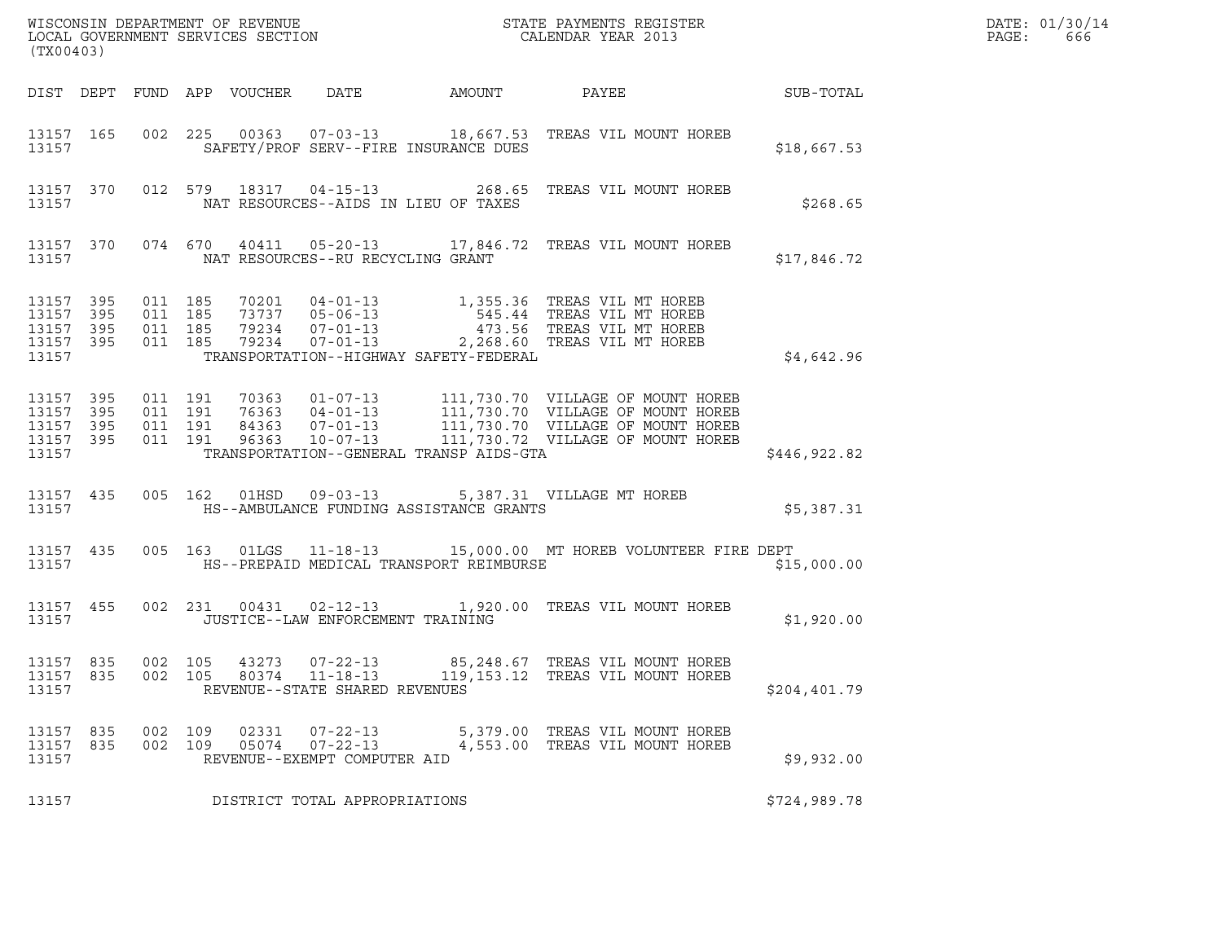WISCONSIN DEPARTMENT OF REVENUE
LOCAL GOVERNMENT SERVICES SECTION
(TX00403)

STATE PAYMENTS REGISTER
CALENDAR YEAR 2013

DATE: 01/30/14
PAGE: 666

| DIST | DEPT | FUND | APP | VOUCHER | DATE | AMOUNT | PAYEE | SUB-TOTAL |
|---|---|---|---|---|---|---|---|---|
| 13157 | 165 | 002 | 225 | 00363 | 07-03-13 | 18,667.53 | TREAS VIL MOUNT HOREB | |
| 13157 | | | | | SAFETY/PROF SERV--FIRE INSURANCE DUES | | | $18,667.53 |
| 13157 | 370 | 012 | 579 | 18317 | 04-15-13 | 268.65 | TREAS VIL MOUNT HOREB | |
| 13157 | | | | | NAT RESOURCES--AIDS IN LIEU OF TAXES | | | $268.65 |
| 13157 | 370 | 074 | 670 | 40411 | 05-20-13 | 17,846.72 | TREAS VIL MOUNT HOREB | |
| 13157 | | | | | NAT RESOURCES--RU RECYCLING GRANT | | | $17,846.72 |
| 13157 | 395 | 011 | 185 | 70201 | 04-01-13 | 1,355.36 | TREAS VIL MT HOREB | |
| 13157 | 395 | 011 | 185 | 73737 | 05-06-13 | 545.44 | TREAS VIL MT HOREB | |
| 13157 | 395 | 011 | 185 | 79234 | 07-01-13 | 473.56 | TREAS VIL MT HOREB | |
| 13157 | 395 | 011 | 185 | 79234 | 07-01-13 | 2,268.60 | TREAS VIL MT HOREB | |
| 13157 | | | | | TRANSPORTATION--HIGHWAY SAFETY-FEDERAL | | | $4,642.96 |
| 13157 | 395 | 011 | 191 | 70363 | 01-07-13 | 111,730.70 | VILLAGE OF MOUNT HOREB | |
| 13157 | 395 | 011 | 191 | 76363 | 04-01-13 | 111,730.70 | VILLAGE OF MOUNT HOREB | |
| 13157 | 395 | 011 | 191 | 84363 | 07-01-13 | 111,730.70 | VILLAGE OF MOUNT HOREB | |
| 13157 | 395 | 011 | 191 | 96363 | 10-07-13 | 111,730.72 | VILLAGE OF MOUNT HOREB | |
| 13157 | | | | | TRANSPORTATION--GENERAL TRANSP AIDS-GTA | | | $446,922.82 |
| 13157 | 435 | 005 | 162 | 01HSD | 09-03-13 | 5,387.31 | VILLAGE MT HOREB | |
| 13157 | | | | | HS--AMBULANCE FUNDING ASSISTANCE GRANTS | | | $5,387.31 |
| 13157 | 435 | 005 | 163 | 01LGS | 11-18-13 | 15,000.00 | MT HOREB VOLUNTEER FIRE DEPT | |
| 13157 | | | | | HS--PREPAID MEDICAL TRANSPORT REIMBURSE | | | $15,000.00 |
| 13157 | 455 | 002 | 231 | 00431 | 02-12-13 | 1,920.00 | TREAS VIL MOUNT HOREB | |
| 13157 | | | | | JUSTICE--LAW ENFORCEMENT TRAINING | | | $1,920.00 |
| 13157 | 835 | 002 | 105 | 43273 | 07-22-13 | 85,248.67 | TREAS VIL MOUNT HOREB | |
| 13157 | 835 | 002 | 105 | 80374 | 11-18-13 | 119,153.12 | TREAS VIL MOUNT HOREB | |
| 13157 | | | | | REVENUE--STATE SHARED REVENUES | | | $204,401.79 |
| 13157 | 835 | 002 | 109 | 02331 | 07-22-13 | 5,379.00 | TREAS VIL MOUNT HOREB | |
| 13157 | 835 | 002 | 109 | 05074 | 07-22-13 | 4,553.00 | TREAS VIL MOUNT HOREB | |
| 13157 | | | | | REVENUE--EXEMPT COMPUTER AID | | | $9,932.00 |
| 13157 | | | | | DISTRICT TOTAL APPROPRIATIONS | | | $724,989.78 |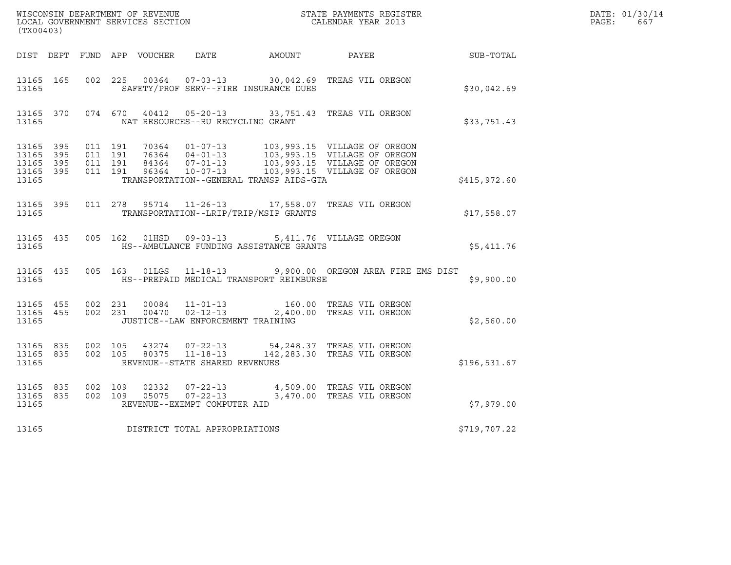WISCONSIN DEPARTMENT OF REVENUE
LOCAL GOVERNMENT SERVICES SECTION
(TX00403)

STATE PAYMENTS REGISTER
CALENDAR YEAR 2013

DATE: 01/30/14
PAGE: 667

| DIST | DEPT | FUND | APP | VOUCHER | DATE | AMOUNT | PAYEE | SUB-TOTAL |
|---|---|---|---|---|---|---|---|---|
| 13165 | 165 | 002 | 225 | 00364 | 07-03-13 | 30,042.69 | TREAS VIL OREGON | |
| 13165 | | | | | SAFETY/PROF SERV--FIRE INSURANCE DUES | | | $30,042.69 |
| 13165 | 370 | 074 | 670 | 40412 | 05-20-13 | 33,751.43 | TREAS VIL OREGON | |
| 13165 | | | | | NAT RESOURCES--RU RECYCLING GRANT | | | $33,751.43 |
| 13165 | 395 | 011 | 191 | 70364 | 01-07-13 | 103,993.15 | VILLAGE OF OREGON | |
| 13165 | 395 | 011 | 191 | 76364 | 04-01-13 | 103,993.15 | VILLAGE OF OREGON | |
| 13165 | 395 | 011 | 191 | 84364 | 07-01-13 | 103,993.15 | VILLAGE OF OREGON | |
| 13165 | 395 | 011 | 191 | 96364 | 10-07-13 | 103,993.15 | VILLAGE OF OREGON | |
| 13165 | | | | | TRANSPORTATION--GENERAL TRANSP AIDS-GTA | | | $415,972.60 |
| 13165 | 395 | 011 | 278 | 95714 | 11-26-13 | 17,558.07 | TREAS VIL OREGON | |
| 13165 | | | | | TRANSPORTATION--LRIP/TRIP/MSIP GRANTS | | | $17,558.07 |
| 13165 | 435 | 005 | 162 | 01HSD | 09-03-13 | 5,411.76 | VILLAGE OREGON | |
| 13165 | | | | | HS--AMBULANCE FUNDING ASSISTANCE GRANTS | | | $5,411.76 |
| 13165 | 435 | 005 | 163 | 01LGS | 11-18-13 | 9,900.00 | OREGON AREA FIRE EMS DIST | |
| 13165 | | | | | HS--PREPAID MEDICAL TRANSPORT REIMBURSE | | | $9,900.00 |
| 13165 | 455 | 002 | 231 | 00084 | 11-01-13 | 160.00 | TREAS VIL OREGON | |
| 13165 | 455 | 002 | 231 | 00470 | 02-12-13 | 2,400.00 | TREAS VIL OREGON | |
| 13165 | | | | | JUSTICE--LAW ENFORCEMENT TRAINING | | | $2,560.00 |
| 13165 | 835 | 002 | 105 | 43274 | 07-22-13 | 54,248.37 | TREAS VIL OREGON | |
| 13165 | 835 | 002 | 105 | 80375 | 11-18-13 | 142,283.30 | TREAS VIL OREGON | |
| 13165 | | | | | REVENUE--STATE SHARED REVENUES | | | $196,531.67 |
| 13165 | 835 | 002 | 109 | 02332 | 07-22-13 | 4,509.00 | TREAS VIL OREGON | |
| 13165 | 835 | 002 | 109 | 05075 | 07-22-13 | 3,470.00 | TREAS VIL OREGON | |
| 13165 | | | | | REVENUE--EXEMPT COMPUTER AID | | | $7,979.00 |
| 13165 | | | | | DISTRICT TOTAL APPROPRIATIONS | | | $719,707.22 |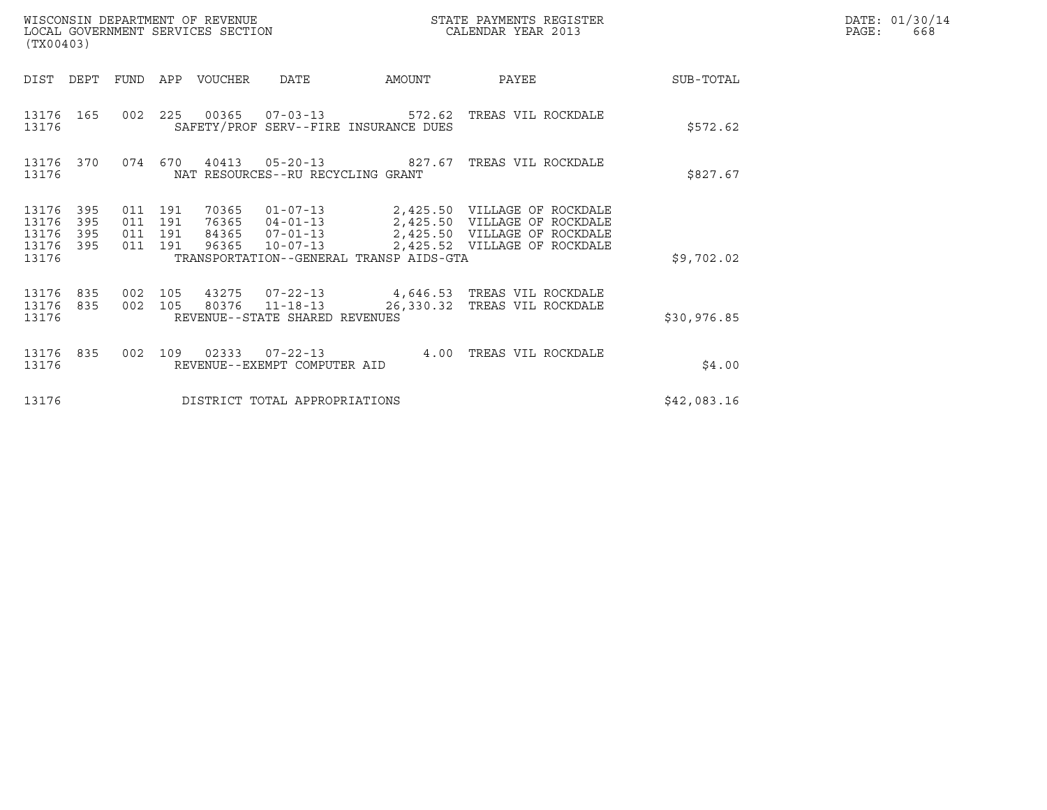WISCONSIN DEPARTMENT OF REVENUE
LOCAL GOVERNMENT SERVICES SECTION
(TX00403)

STATE PAYMENTS REGISTER
CALENDAR YEAR 2013

DATE: 01/30/14
PAGE: 668

| DIST | DEPT | FUND | APP | VOUCHER | DATE | AMOUNT | PAYEE | SUB-TOTAL |
|---|---|---|---|---|---|---|---|---|
| 13176 | 165 | 002 | 225 | 00365 | 07-03-13 | 572.62 | TREAS VIL ROCKDALE | |
| 13176 | | | | SAFETY/PROF SERV--FIRE INSURANCE DUES | | | | $572.62 |
| 13176 | 370 | 074 | 670 | 40413 | 05-20-13 | 827.67 | TREAS VIL ROCKDALE | |
| 13176 | | | | NAT RESOURCES--RU RECYCLING GRANT | | | | $827.67 |
| 13176 | 395 | 011 | 191 | 70365 | 01-07-13 | 2,425.50 | VILLAGE OF ROCKDALE | |
| 13176 | 395 | 011 | 191 | 76365 | 04-01-13 | 2,425.50 | VILLAGE OF ROCKDALE | |
| 13176 | 395 | 011 | 191 | 84365 | 07-01-13 | 2,425.50 | VILLAGE OF ROCKDALE | |
| 13176 | 395 | 011 | 191 | 96365 | 10-07-13 | 2,425.52 | VILLAGE OF ROCKDALE | |
| 13176 | | | | TRANSPORTATION--GENERAL TRANSP AIDS-GTA | | | | $9,702.02 |
| 13176 | 835 | 002 | 105 | 43275 | 07-22-13 | 4,646.53 | TREAS VIL ROCKDALE | |
| 13176 | 835 | 002 | 105 | 80376 | 11-18-13 | 26,330.32 | TREAS VIL ROCKDALE | |
| 13176 | | | | REVENUE--STATE SHARED REVENUES | | | | $30,976.85 |
| 13176 | 835 | 002 | 109 | 02333 | 07-22-13 | 4.00 | TREAS VIL ROCKDALE | |
| 13176 | | | | REVENUE--EXEMPT COMPUTER AID | | | | $4.00 |
| 13176 | | | | DISTRICT TOTAL APPROPRIATIONS | | | | $42,083.16 |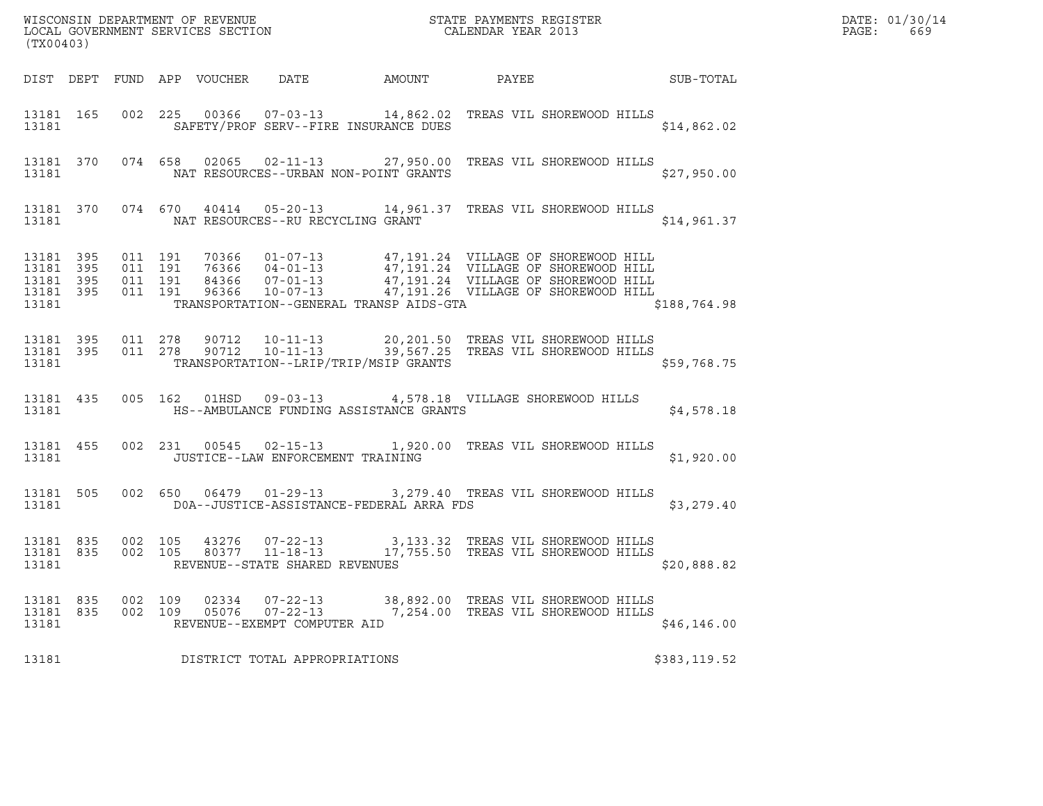WISCONSIN DEPARTMENT OF REVENUE
LOCAL GOVERNMENT SERVICES SECTION
(TX00403)

STATE PAYMENTS REGISTER
CALENDAR YEAR 2013

DATE: 01/30/14
PAGE: 669

| DIST | DEPT | FUND | APP | VOUCHER | DATE | AMOUNT | PAYEE | SUB-TOTAL |
|---|---|---|---|---|---|---|---|---|
| 13181 | 165 | 002 | 225 | 00366 | 07-03-13 | 14,862.02 | TREAS VIL SHOREWOOD HILLS | |
| 13181 | | | | | SAFETY/PROF SERV--FIRE INSURANCE DUES | | | $14,862.02 |
| 13181 | 370 | 074 | 658 | 02065 | 02-11-13 | 27,950.00 | TREAS VIL SHOREWOOD HILLS | |
| 13181 | | | | | NAT RESOURCES--URBAN NON-POINT GRANTS | | | $27,950.00 |
| 13181 | 370 | 074 | 670 | 40414 | 05-20-13 | 14,961.37 | TREAS VIL SHOREWOOD HILLS | |
| 13181 | | | | | NAT RESOURCES--RU RECYCLING GRANT | | | $14,961.37 |
| 13181 | 395 | 011 | 191 | 70366 | 01-07-13 | 47,191.24 | VILLAGE OF SHOREWOOD HILL | |
| 13181 | 395 | 011 | 191 | 76366 | 04-01-13 | 47,191.24 | VILLAGE OF SHOREWOOD HILL | |
| 13181 | 395 | 011 | 191 | 84366 | 07-01-13 | 47,191.24 | VILLAGE OF SHOREWOOD HILL | |
| 13181 | 395 | 011 | 191 | 96366 | 10-07-13 | 47,191.26 | VILLAGE OF SHOREWOOD HILL | |
| 13181 | | | | | TRANSPORTATION--GENERAL TRANSP AIDS-GTA | | | $188,764.98 |
| 13181 | 395 | 011 | 278 | 90712 | 10-11-13 | 20,201.50 | TREAS VIL SHOREWOOD HILLS | |
| 13181 | 395 | 011 | 278 | 90712 | 10-11-13 | 39,567.25 | TREAS VIL SHOREWOOD HILLS | |
| 13181 | | | | | TRANSPORTATION--LRIP/TRIP/MSIP GRANTS | | | $59,768.75 |
| 13181 | 435 | 005 | 162 | 01HSD | 09-03-13 | 4,578.18 | VILLAGE SHOREWOOD HILLS | |
| 13181 | | | | | HS--AMBULANCE FUNDING ASSISTANCE GRANTS | | | $4,578.18 |
| 13181 | 455 | 002 | 231 | 00545 | 02-15-13 | 1,920.00 | TREAS VIL SHOREWOOD HILLS | |
| 13181 | | | | | JUSTICE--LAW ENFORCEMENT TRAINING | | | $1,920.00 |
| 13181 | 505 | 002 | 650 | 06479 | 01-29-13 | 3,279.40 | TREAS VIL SHOREWOOD HILLS | |
| 13181 | | | | | DOA--JUSTICE-ASSISTANCE-FEDERAL ARRA FDS | | | $3,279.40 |
| 13181 | 835 | 002 | 105 | 43276 | 07-22-13 | 3,133.32 | TREAS VIL SHOREWOOD HILLS | |
| 13181 | 835 | 002 | 105 | 80377 | 11-18-13 | 17,755.50 | TREAS VIL SHOREWOOD HILLS | |
| 13181 | | | | | REVENUE--STATE SHARED REVENUES | | | $20,888.82 |
| 13181 | 835 | 002 | 109 | 02334 | 07-22-13 | 38,892.00 | TREAS VIL SHOREWOOD HILLS | |
| 13181 | 835 | 002 | 109 | 05076 | 07-22-13 | 7,254.00 | TREAS VIL SHOREWOOD HILLS | |
| 13181 | | | | | REVENUE--EXEMPT COMPUTER AID | | | $46,146.00 |
| 13181 | | | | | DISTRICT TOTAL APPROPRIATIONS | | | $383,119.52 |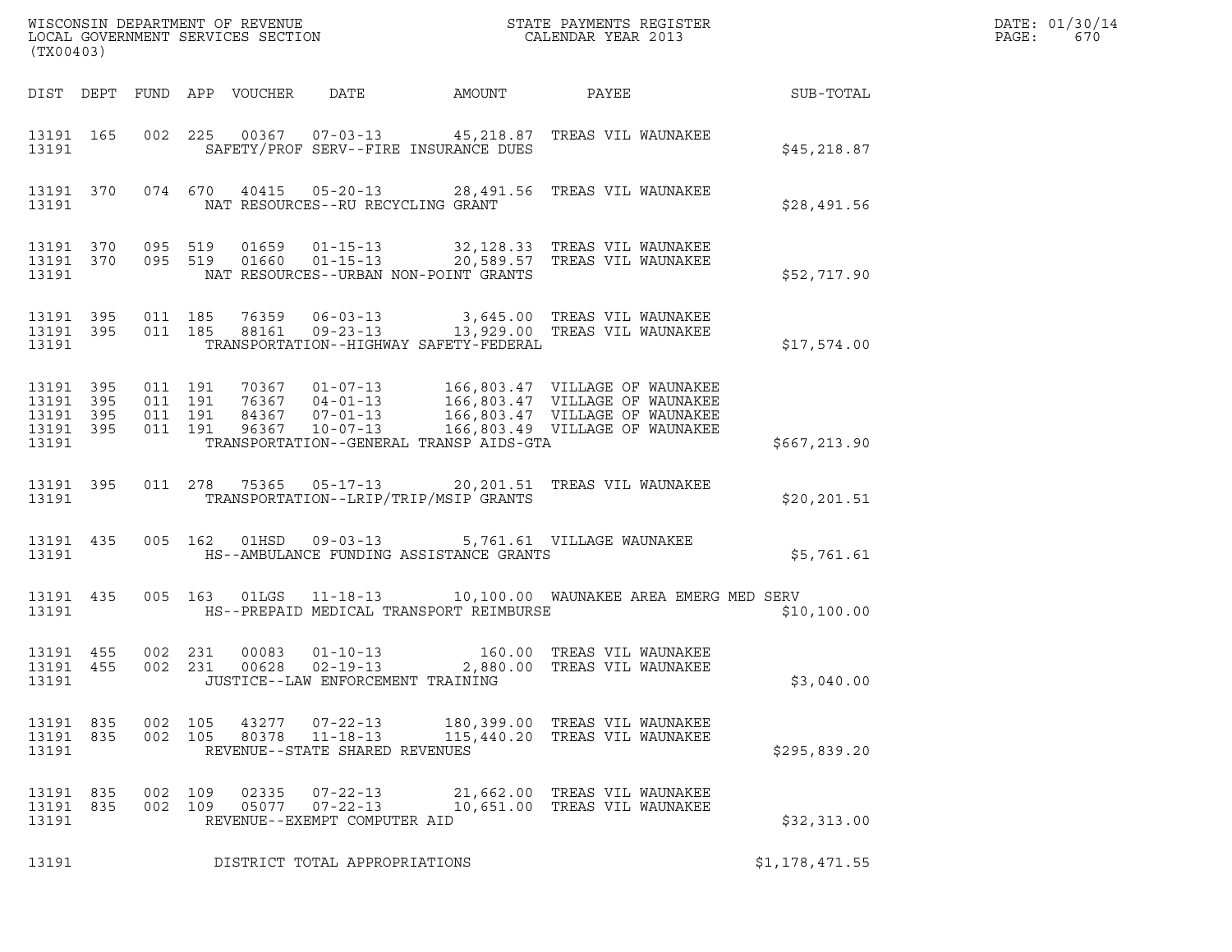WISCONSIN DEPARTMENT OF REVENUE
LOCAL GOVERNMENT SERVICES SECTION
(TX00403)

STATE PAYMENTS REGISTER
CALENDAR YEAR 2013

DATE: 01/30/14
PAGE: 670

| DIST | DEPT | FUND | APP | VOUCHER | DATE | AMOUNT | PAYEE | SUB-TOTAL |
|---|---|---|---|---|---|---|---|---|
| 13191 | 165 | 002 | 225 | 00367 | 07-03-13 | 45,218.87 | TREAS VIL WAUNAKEE | |
| 13191 | | | | | SAFETY/PROF SERV--FIRE INSURANCE DUES | | | $45,218.87 |
| 13191 | 370 | 074 | 670 | 40415 | 05-20-13 | 28,491.56 | TREAS VIL WAUNAKEE | |
| 13191 | | | | | NAT RESOURCES--RU RECYCLING GRANT | | | $28,491.56 |
| 13191 | 370 | 095 | 519 | 01659 | 01-15-13 | 32,128.33 | TREAS VIL WAUNAKEE | |
| 13191 | 370 | 095 | 519 | 01660 | 01-15-13 | 20,589.57 | TREAS VIL WAUNAKEE | |
| 13191 | | | | | NAT RESOURCES--URBAN NON-POINT GRANTS | | | $52,717.90 |
| 13191 | 395 | 011 | 185 | 76359 | 06-03-13 | 3,645.00 | TREAS VIL WAUNAKEE | |
| 13191 | 395 | 011 | 185 | 88161 | 09-23-13 | 13,929.00 | TREAS VIL WAUNAKEE | |
| 13191 | | | | | TRANSPORTATION--HIGHWAY SAFETY-FEDERAL | | | $17,574.00 |
| 13191 | 395 | 011 | 191 | 70367 | 01-07-13 | 166,803.47 | VILLAGE OF WAUNAKEE | |
| 13191 | 395 | 011 | 191 | 76367 | 04-01-13 | 166,803.47 | VILLAGE OF WAUNAKEE | |
| 13191 | 395 | 011 | 191 | 84367 | 07-01-13 | 166,803.47 | VILLAGE OF WAUNAKEE | |
| 13191 | 395 | 011 | 191 | 96367 | 10-07-13 | 166,803.49 | VILLAGE OF WAUNAKEE | |
| 13191 | | | | | TRANSPORTATION--GENERAL TRANSP AIDS-GTA | | | $667,213.90 |
| 13191 | 395 | 011 | 278 | 75365 | 05-17-13 | 20,201.51 | TREAS VIL WAUNAKEE | |
| 13191 | | | | | TRANSPORTATION--LRIP/TRIP/MSIP GRANTS | | | $20,201.51 |
| 13191 | 435 | 005 | 162 | 01HSD | 09-03-13 | 5,761.61 | VILLAGE WAUNAKEE | |
| 13191 | | | | | HS--AMBULANCE FUNDING ASSISTANCE GRANTS | | | $5,761.61 |
| 13191 | 435 | 005 | 163 | 01LGS | 11-18-13 | 10,100.00 | WAUNAKEE AREA EMERG MED SERV | |
| 13191 | | | | | HS--PREPAID MEDICAL TRANSPORT REIMBURSE | | | $10,100.00 |
| 13191 | 455 | 002 | 231 | 00083 | 01-10-13 | 160.00 | TREAS VIL WAUNAKEE | |
| 13191 | 455 | 002 | 231 | 00628 | 02-19-13 | 2,880.00 | TREAS VIL WAUNAKEE | |
| 13191 | | | | | JUSTICE--LAW ENFORCEMENT TRAINING | | | $3,040.00 |
| 13191 | 835 | 002 | 105 | 43277 | 07-22-13 | 180,399.00 | TREAS VIL WAUNAKEE | |
| 13191 | 835 | 002 | 105 | 80378 | 11-18-13 | 115,440.20 | TREAS VIL WAUNAKEE | |
| 13191 | | | | | REVENUE--STATE SHARED REVENUES | | | $295,839.20 |
| 13191 | 835 | 002 | 109 | 02335 | 07-22-13 | 21,662.00 | TREAS VIL WAUNAKEE | |
| 13191 | 835 | 002 | 109 | 05077 | 07-22-13 | 10,651.00 | TREAS VIL WAUNAKEE | |
| 13191 | | | | | REVENUE--EXEMPT COMPUTER AID | | | $32,313.00 |
| 13191 | | | | | DISTRICT TOTAL APPROPRIATIONS | | | $1,178,471.55 |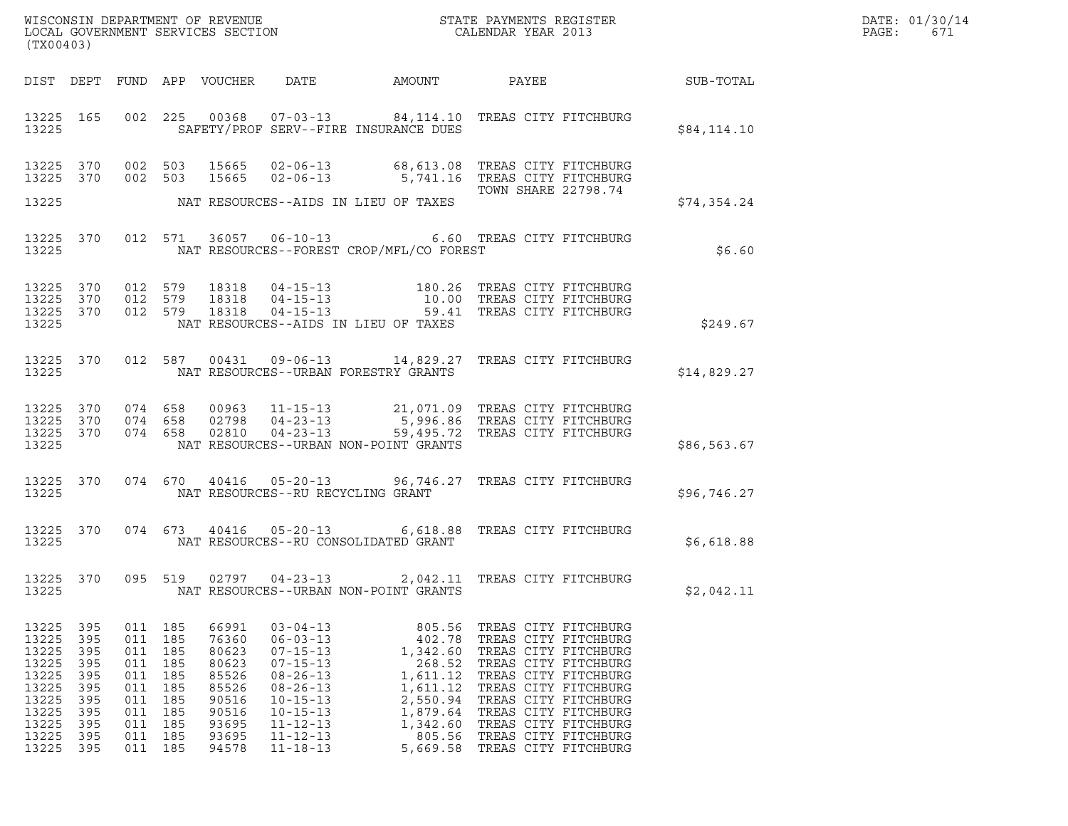WISCONSIN DEPARTMENT OF REVENUE
LOCAL GOVERNMENT SERVICES SECTION
(TX00403)

STATE PAYMENTS REGISTER
CALENDAR YEAR 2013

DATE: 01/30/14
PAGE: 671

| DIST | DEPT | FUND | APP | VOUCHER | DATE | AMOUNT | PAYEE | SUB-TOTAL |
|---|---|---|---|---|---|---|---|---|
| 13225 | 165 | 002 | 225 | 00368 | 07-03-13 | 84,114.10 | TREAS CITY FITCHBURG | |
| 13225 | | | | | SAFETY/PROF SERV--FIRE INSURANCE DUES | | | $84,114.10 |
| 13225 | 370 | 002 | 503 | 15665 | 02-06-13 | 68,613.08 | TREAS CITY FITCHBURG | |
| 13225 | 370 | 002 | 503 | 15665 | 02-06-13 | 5,741.16 | TREAS CITY FITCHBURG | |
| | | | | | | | TOWN SHARE 22798.74 | |
| 13225 | | | | | NAT RESOURCES--AIDS IN LIEU OF TAXES | | | $74,354.24 |
| 13225 | 370 | 012 | 571 | 36057 | 06-10-13 | 6.60 | TREAS CITY FITCHBURG | |
| 13225 | | | | | NAT RESOURCES--FOREST CROP/MFL/CO FOREST | | | $6.60 |
| 13225 | 370 | 012 | 579 | 18318 | 04-15-13 | 180.26 | TREAS CITY FITCHBURG | |
| 13225 | 370 | 012 | 579 | 18318 | 04-15-13 | 10.00 | TREAS CITY FITCHBURG | |
| 13225 | 370 | 012 | 579 | 18318 | 04-15-13 | 59.41 | TREAS CITY FITCHBURG | |
| 13225 | | | | | NAT RESOURCES--AIDS IN LIEU OF TAXES | | | $249.67 |
| 13225 | 370 | 012 | 587 | 00431 | 09-06-13 | 14,829.27 | TREAS CITY FITCHBURG | |
| 13225 | | | | | NAT RESOURCES--URBAN FORESTRY GRANTS | | | $14,829.27 |
| 13225 | 370 | 074 | 658 | 00963 | 11-15-13 | 21,071.09 | TREAS CITY FITCHBURG | |
| 13225 | 370 | 074 | 658 | 02798 | 04-23-13 | 5,996.86 | TREAS CITY FITCHBURG | |
| 13225 | 370 | 074 | 658 | 02810 | 04-23-13 | 59,495.72 | TREAS CITY FITCHBURG | |
| 13225 | | | | | NAT RESOURCES--URBAN NON-POINT GRANTS | | | $86,563.67 |
| 13225 | 370 | 074 | 670 | 40416 | 05-20-13 | 96,746.27 | TREAS CITY FITCHBURG | |
| 13225 | | | | | NAT RESOURCES--RU RECYCLING GRANT | | | $96,746.27 |
| 13225 | 370 | 074 | 673 | 40416 | 05-20-13 | 6,618.88 | TREAS CITY FITCHBURG | |
| 13225 | | | | | NAT RESOURCES--RU CONSOLIDATED GRANT | | | $6,618.88 |
| 13225 | 370 | 095 | 519 | 02797 | 04-23-13 | 2,042.11 | TREAS CITY FITCHBURG | |
| 13225 | | | | | NAT RESOURCES--URBAN NON-POINT GRANTS | | | $2,042.11 |
| 13225 | 395 | 011 | 185 | 66991 | 03-04-13 | 805.56 | TREAS CITY FITCHBURG | |
| 13225 | 395 | 011 | 185 | 76360 | 06-03-13 | 402.78 | TREAS CITY FITCHBURG | |
| 13225 | 395 | 011 | 185 | 80623 | 07-15-13 | 1,342.60 | TREAS CITY FITCHBURG | |
| 13225 | 395 | 011 | 185 | 80623 | 07-15-13 | 268.52 | TREAS CITY FITCHBURG | |
| 13225 | 395 | 011 | 185 | 85526 | 08-26-13 | 1,611.12 | TREAS CITY FITCHBURG | |
| 13225 | 395 | 011 | 185 | 85526 | 08-26-13 | 1,611.12 | TREAS CITY FITCHBURG | |
| 13225 | 395 | 011 | 185 | 90516 | 10-15-13 | 2,550.94 | TREAS CITY FITCHBURG | |
| 13225 | 395 | 011 | 185 | 90516 | 10-15-13 | 1,879.64 | TREAS CITY FITCHBURG | |
| 13225 | 395 | 011 | 185 | 93695 | 11-12-13 | 1,342.60 | TREAS CITY FITCHBURG | |
| 13225 | 395 | 011 | 185 | 93695 | 11-12-13 | 805.56 | TREAS CITY FITCHBURG | |
| 13225 | 395 | 011 | 185 | 94578 | 11-18-13 | 5,669.58 | TREAS CITY FITCHBURG | |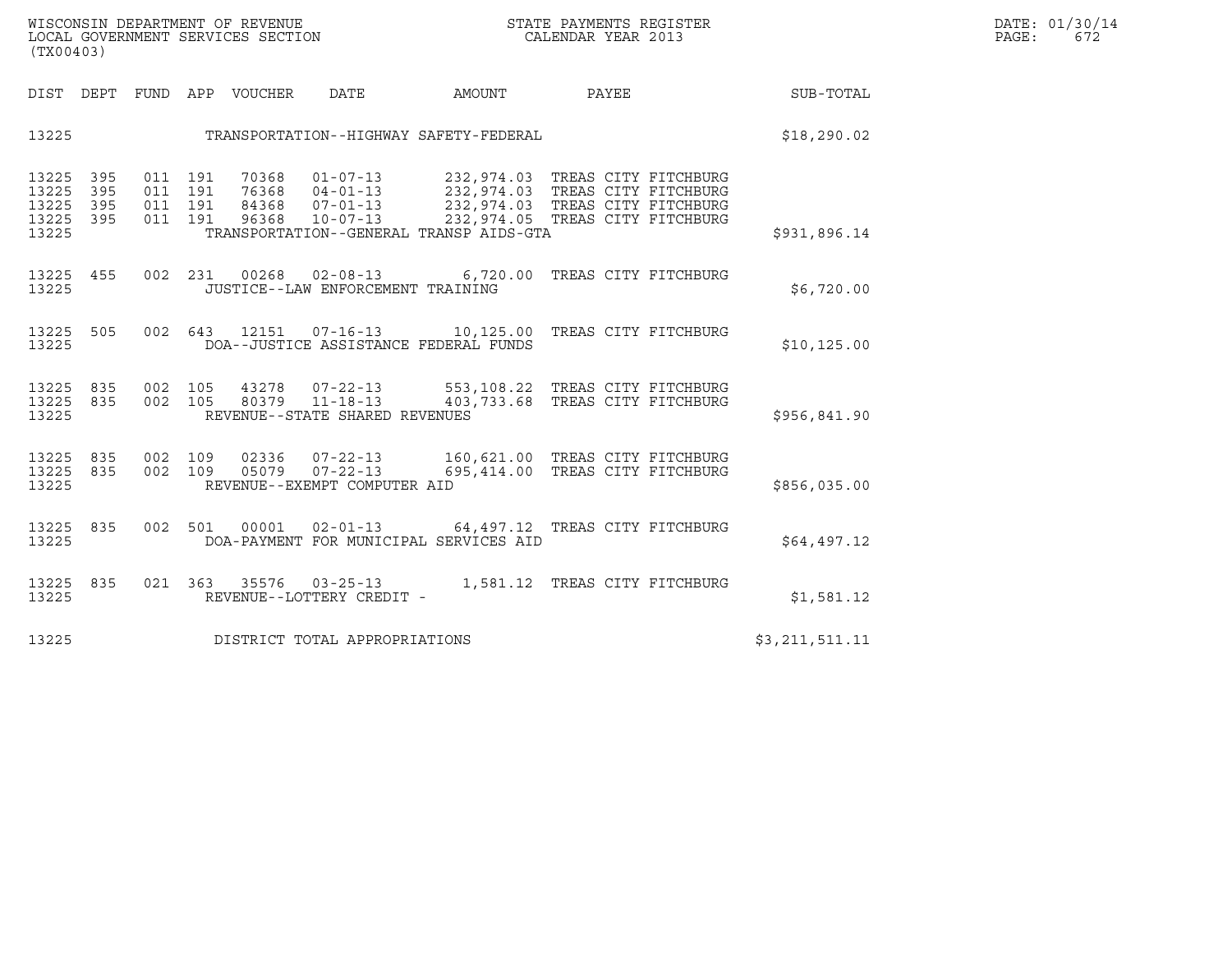WISCONSIN DEPARTMENT OF REVENUE
LOCAL GOVERNMENT SERVICES SECTION
(TX00403)

STATE PAYMENTS REGISTER
CALENDAR YEAR 2013

DATE: 01/30/14

| DIST | DEPT | FUND | APP | VOUCHER | DATE | AMOUNT | PAYEE | SUB-TOTAL |
|---|---|---|---|---|---|---|---|---|
| 13225 | | | | | TRANSPORTATION--HIGHWAY SAFETY-FEDERAL | | | $18,290.02 |
| 13225 | 395 | 011 | 191 | 70368 | 01-07-13 | 232,974.03 | TREAS CITY FITCHBURG | |
| 13225 | 395 | 011 | 191 | 76368 | 04-01-13 | 232,974.03 | TREAS CITY FITCHBURG | |
| 13225 | 395 | 011 | 191 | 84368 | 07-01-13 | 232,974.03 | TREAS CITY FITCHBURG | |
| 13225 | 395 | 011 | 191 | 96368 | 10-07-13 | 232,974.05 | TREAS CITY FITCHBURG | |
| 13225 | | | | | TRANSPORTATION--GENERAL TRANSP AIDS-GTA | | | $931,896.14 |
| 13225 | 455 | 002 | 231 | 00268 | 02-08-13 | 6,720.00 | TREAS CITY FITCHBURG | |
| 13225 | | | | | JUSTICE--LAW ENFORCEMENT TRAINING | | | $6,720.00 |
| 13225 | 505 | 002 | 643 | 12151 | 07-16-13 | 10,125.00 | TREAS CITY FITCHBURG | |
| 13225 | | | | | DOA--JUSTICE ASSISTANCE FEDERAL FUNDS | | | $10,125.00 |
| 13225 | 835 | 002 | 105 | 43278 | 07-22-13 | 553,108.22 | TREAS CITY FITCHBURG | |
| 13225 | 835 | 002 | 105 | 80379 | 11-18-13 | 403,733.68 | TREAS CITY FITCHBURG | |
| 13225 | | | | | REVENUE--STATE SHARED REVENUES | | | $956,841.90 |
| 13225 | 835 | 002 | 109 | 02336 | 07-22-13 | 160,621.00 | TREAS CITY FITCHBURG | |
| 13225 | 835 | 002 | 109 | 05079 | 07-22-13 | 695,414.00 | TREAS CITY FITCHBURG | |
| 13225 | | | | | REVENUE--EXEMPT COMPUTER AID | | | $856,035.00 |
| 13225 | 835 | 002 | 501 | 00001 | 02-01-13 | 64,497.12 | TREAS CITY FITCHBURG | |
| 13225 | | | | | DOA-PAYMENT FOR MUNICIPAL SERVICES AID | | | $64,497.12 |
| 13225 | 835 | 021 | 363 | 35576 | 03-25-13 | 1,581.12 | TREAS CITY FITCHBURG | |
| 13225 | | | | | REVENUE--LOTTERY CREDIT - | | | $1,581.12 |
| 13225 | | | | | DISTRICT TOTAL APPROPRIATIONS | | | $3,211,511.11 |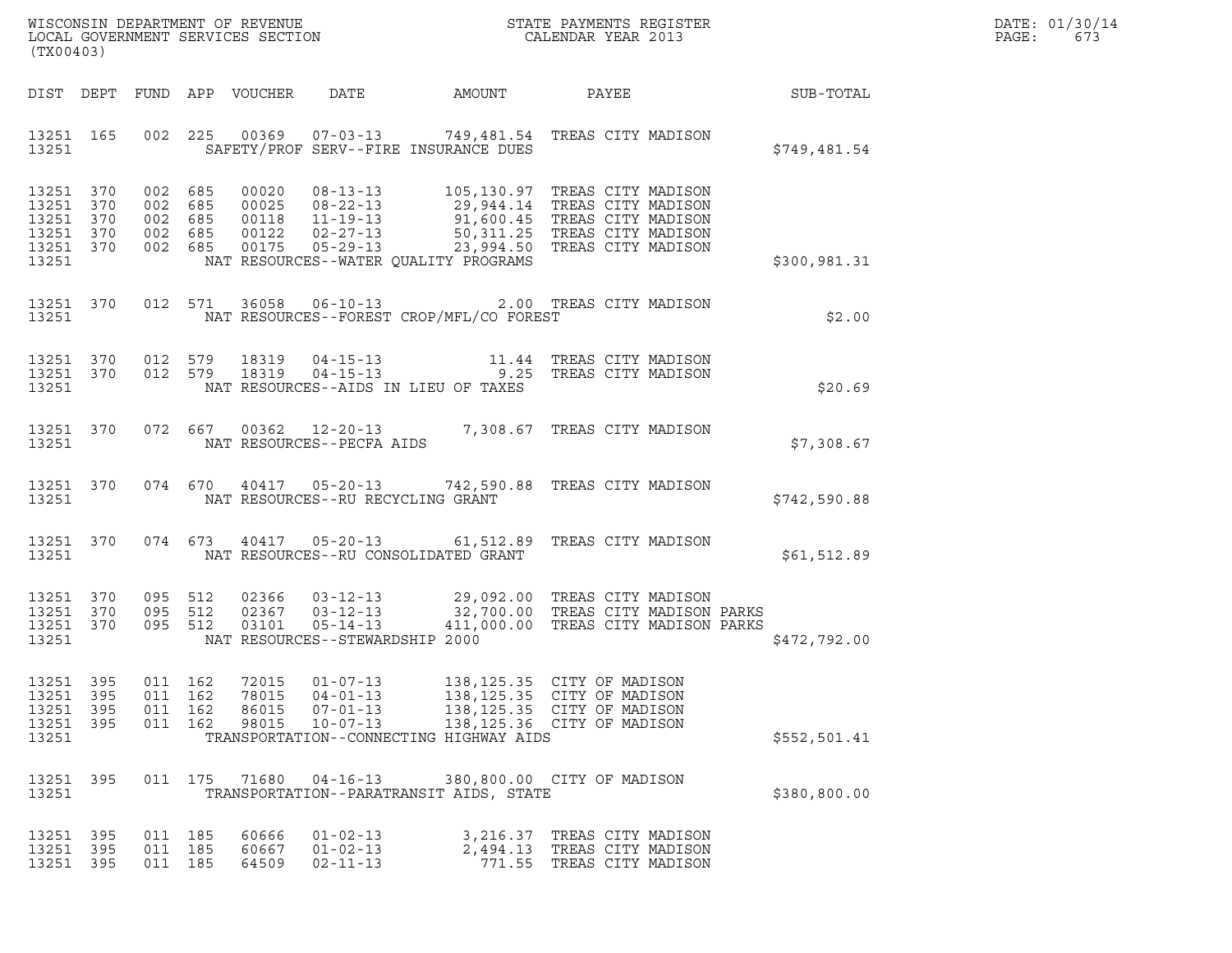WISCONSIN DEPARTMENT OF REVENUE
LOCAL GOVERNMENT SERVICES SECTION
(TX00403)

STATE PAYMENTS REGISTER
CALENDAR YEAR 2013

DATE: 01/30/14
PAGE: 673

| DIST | DEPT | FUND | APP | VOUCHER | DATE | AMOUNT | PAYEE | SUB-TOTAL |
|---|---|---|---|---|---|---|---|---|
| 13251 | 165 | 002 | 225 | 00369 | 07-03-13 | 749,481.54 | TREAS CITY MADISON | |
| 13251 | | | | | SAFETY/PROF SERV--FIRE INSURANCE DUES | | | $749,481.54 |
| 13251 | 370 | 002 | 685 | 00020 | 08-13-13 | 105,130.97 | TREAS CITY MADISON | |
| 13251 | 370 | 002 | 685 | 00025 | 08-22-13 | 29,944.14 | TREAS CITY MADISON | |
| 13251 | 370 | 002 | 685 | 00118 | 11-19-13 | 91,600.45 | TREAS CITY MADISON | |
| 13251 | 370 | 002 | 685 | 00122 | 02-27-13 | 50,311.25 | TREAS CITY MADISON | |
| 13251 | 370 | 002 | 685 | 00175 | 05-29-13 | 23,994.50 | TREAS CITY MADISON | |
| 13251 | | | | | NAT RESOURCES--WATER QUALITY PROGRAMS | | | $300,981.31 |
| 13251 | 370 | 012 | 571 | 36058 | 06-10-13 | 2.00 | TREAS CITY MADISON | |
| 13251 | | | | | NAT RESOURCES--FOREST CROP/MFL/CO FOREST | | | $2.00 |
| 13251 | 370 | 012 | 579 | 18319 | 04-15-13 | 11.44 | TREAS CITY MADISON | |
| 13251 | 370 | 012 | 579 | 18319 | 04-15-13 | 9.25 | TREAS CITY MADISON | |
| 13251 | | | | | NAT RESOURCES--AIDS IN LIEU OF TAXES | | | $20.69 |
| 13251 | 370 | 072 | 667 | 00362 | 12-20-13 | 7,308.67 | TREAS CITY MADISON | |
| 13251 | | | | | NAT RESOURCES--PECFA AIDS | | | $7,308.67 |
| 13251 | 370 | 074 | 670 | 40417 | 05-20-13 | 742,590.88 | TREAS CITY MADISON | |
| 13251 | | | | | NAT RESOURCES--RU RECYCLING GRANT | | | $742,590.88 |
| 13251 | 370 | 074 | 673 | 40417 | 05-20-13 | 61,512.89 | TREAS CITY MADISON | |
| 13251 | | | | | NAT RESOURCES--RU CONSOLIDATED GRANT | | | $61,512.89 |
| 13251 | 370 | 095 | 512 | 02366 | 03-12-13 | 29,092.00 | TREAS CITY MADISON | |
| 13251 | 370 | 095 | 512 | 02367 | 03-12-13 | 32,700.00 | TREAS CITY MADISON PARKS | |
| 13251 | 370 | 095 | 512 | 03101 | 05-14-13 | 411,000.00 | TREAS CITY MADISON PARKS | |
| 13251 | | | | | NAT RESOURCES--STEWARDSHIP 2000 | | | $472,792.00 |
| 13251 | 395 | 011 | 162 | 72015 | 01-07-13 | 138,125.35 | CITY OF MADISON | |
| 13251 | 395 | 011 | 162 | 78015 | 04-01-13 | 138,125.35 | CITY OF MADISON | |
| 13251 | 395 | 011 | 162 | 86015 | 07-01-13 | 138,125.35 | CITY OF MADISON | |
| 13251 | 395 | 011 | 162 | 98015 | 10-07-13 | 138,125.36 | CITY OF MADISON | |
| 13251 | | | | | TRANSPORTATION--CONNECTING HIGHWAY AIDS | | | $552,501.41 |
| 13251 | 395 | 011 | 175 | 71680 | 04-16-13 | 380,800.00 | CITY OF MADISON | |
| 13251 | | | | | TRANSPORTATION--PARATRANSIT AIDS, STATE | | | $380,800.00 |
| 13251 | 395 | 011 | 185 | 60666 | 01-02-13 | 3,216.37 | TREAS CITY MADISON | |
| 13251 | 395 | 011 | 185 | 60667 | 01-02-13 | 2,494.13 | TREAS CITY MADISON | |
| 13251 | 395 | 011 | 185 | 64509 | 02-11-13 | 771.55 | TREAS CITY MADISON | |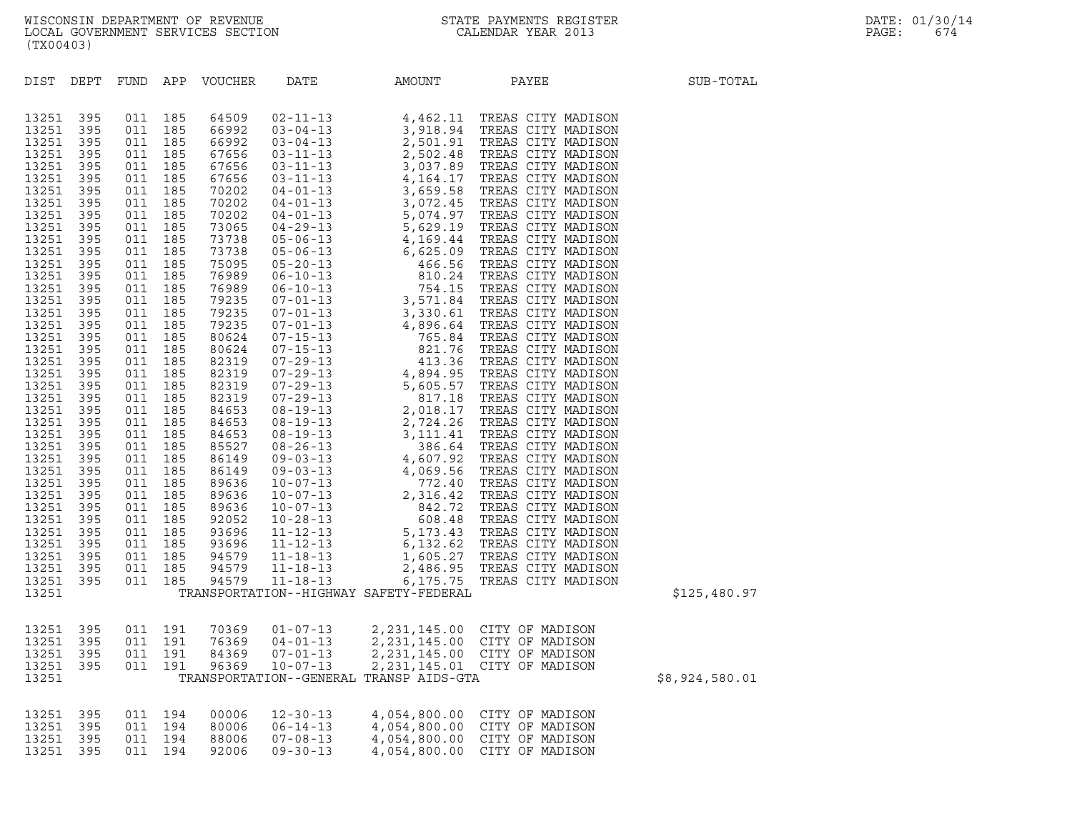WISCONSIN DEPARTMENT OF REVENUE
LOCAL GOVERNMENT SERVICES SECTION
(TX00403)

STATE PAYMENTS REGISTER
CALENDAR YEAR 2013

DATE: 01/30/14
PAGE: 674

| DIST | DEPT | FUND | APP | VOUCHER | DATE | AMOUNT | PAYEE | SUB-TOTAL |
|---|---|---|---|---|---|---|---|---|
| 13251 | 395 | 011 | 185 | 64509 | 02-11-13 | 4,462.11 | TREAS CITY MADISON | |
| 13251 | 395 | 011 | 185 | 66992 | 03-04-13 | 3,918.94 | TREAS CITY MADISON | |
| 13251 | 395 | 011 | 185 | 66992 | 03-04-13 | 2,501.91 | TREAS CITY MADISON | |
| 13251 | 395 | 011 | 185 | 67656 | 03-11-13 | 2,502.48 | TREAS CITY MADISON | |
| 13251 | 395 | 011 | 185 | 67656 | 03-11-13 | 3,037.89 | TREAS CITY MADISON | |
| 13251 | 395 | 011 | 185 | 67656 | 03-11-13 | 4,164.17 | TREAS CITY MADISON | |
| 13251 | 395 | 011 | 185 | 70202 | 04-01-13 | 3,659.58 | TREAS CITY MADISON | |
| 13251 | 395 | 011 | 185 | 70202 | 04-01-13 | 3,072.45 | TREAS CITY MADISON | |
| 13251 | 395 | 011 | 185 | 70202 | 04-01-13 | 5,074.97 | TREAS CITY MADISON | |
| 13251 | 395 | 011 | 185 | 73065 | 04-29-13 | 5,629.19 | TREAS CITY MADISON | |
| 13251 | 395 | 011 | 185 | 73738 | 05-06-13 | 4,169.44 | TREAS CITY MADISON | |
| 13251 | 395 | 011 | 185 | 73738 | 05-06-13 | 6,625.09 | TREAS CITY MADISON | |
| 13251 | 395 | 011 | 185 | 75095 | 05-20-13 | 466.56 | TREAS CITY MADISON | |
| 13251 | 395 | 011 | 185 | 76989 | 06-10-13 | 810.24 | TREAS CITY MADISON | |
| 13251 | 395 | 011 | 185 | 76989 | 06-10-13 | 754.15 | TREAS CITY MADISON | |
| 13251 | 395 | 011 | 185 | 79235 | 07-01-13 | 3,571.84 | TREAS CITY MADISON | |
| 13251 | 395 | 011 | 185 | 79235 | 07-01-13 | 3,330.61 | TREAS CITY MADISON | |
| 13251 | 395 | 011 | 185 | 79235 | 07-01-13 | 4,896.64 | TREAS CITY MADISON | |
| 13251 | 395 | 011 | 185 | 80624 | 07-15-13 | 765.84 | TREAS CITY MADISON | |
| 13251 | 395 | 011 | 185 | 80624 | 07-15-13 | 821.76 | TREAS CITY MADISON | |
| 13251 | 395 | 011 | 185 | 82319 | 07-29-13 | 413.36 | TREAS CITY MADISON | |
| 13251 | 395 | 011 | 185 | 82319 | 07-29-13 | 4,894.95 | TREAS CITY MADISON | |
| 13251 | 395 | 011 | 185 | 82319 | 07-29-13 | 5,605.57 | TREAS CITY MADISON | |
| 13251 | 395 | 011 | 185 | 82319 | 07-29-13 | 817.18 | TREAS CITY MADISON | |
| 13251 | 395 | 011 | 185 | 84653 | 08-19-13 | 2,018.17 | TREAS CITY MADISON | |
| 13251 | 395 | 011 | 185 | 84653 | 08-19-13 | 2,724.26 | TREAS CITY MADISON | |
| 13251 | 395 | 011 | 185 | 84653 | 08-19-13 | 3,111.41 | TREAS CITY MADISON | |
| 13251 | 395 | 011 | 185 | 85527 | 08-26-13 | 386.64 | TREAS CITY MADISON | |
| 13251 | 395 | 011 | 185 | 86149 | 09-03-13 | 4,607.92 | TREAS CITY MADISON | |
| 13251 | 395 | 011 | 185 | 86149 | 09-03-13 | 4,069.56 | TREAS CITY MADISON | |
| 13251 | 395 | 011 | 185 | 89636 | 10-07-13 | 772.40 | TREAS CITY MADISON | |
| 13251 | 395 | 011 | 185 | 89636 | 10-07-13 | 2,316.42 | TREAS CITY MADISON | |
| 13251 | 395 | 011 | 185 | 89636 | 10-07-13 | 842.72 | TREAS CITY MADISON | |
| 13251 | 395 | 011 | 185 | 92052 | 10-28-13 | 608.48 | TREAS CITY MADISON | |
| 13251 | 395 | 011 | 185 | 93696 | 11-12-13 | 5,173.43 | TREAS CITY MADISON | |
| 13251 | 395 | 011 | 185 | 93696 | 11-12-13 | 6,132.62 | TREAS CITY MADISON | |
| 13251 | 395 | 011 | 185 | 94579 | 11-18-13 | 1,605.27 | TREAS CITY MADISON | |
| 13251 | 395 | 011 | 185 | 94579 | 11-18-13 | 2,486.95 | TREAS CITY MADISON | |
| 13251 | 395 | 011 | 185 | 94579 | 11-18-13 | 6,175.75 | TREAS CITY MADISON | |
| 13251 | | | | TRANSPORTATION--HIGHWAY SAFETY-FEDERAL | | | | $125,480.97 |
| 13251 | 395 | 011 | 191 | 70369 | 01-07-13 | 2,231,145.00 | CITY OF MADISON | |
| 13251 | 395 | 011 | 191 | 76369 | 04-01-13 | 2,231,145.00 | CITY OF MADISON | |
| 13251 | 395 | 011 | 191 | 84369 | 07-01-13 | 2,231,145.00 | CITY OF MADISON | |
| 13251 | 395 | 011 | 191 | 96369 | 10-07-13 | 2,231,145.01 | CITY OF MADISON | |
| 13251 | | | | TRANSPORTATION--GENERAL TRANSP AIDS-GTA | | | | $8,924,580.01 |
| 13251 | 395 | 011 | 194 | 00006 | 12-30-13 | 4,054,800.00 | CITY OF MADISON | |
| 13251 | 395 | 011 | 194 | 80006 | 06-14-13 | 4,054,800.00 | CITY OF MADISON | |
| 13251 | 395 | 011 | 194 | 88006 | 07-08-13 | 4,054,800.00 | CITY OF MADISON | |
| 13251 | 395 | 011 | 194 | 92006 | 09-30-13 | 4,054,800.00 | CITY OF MADISON | |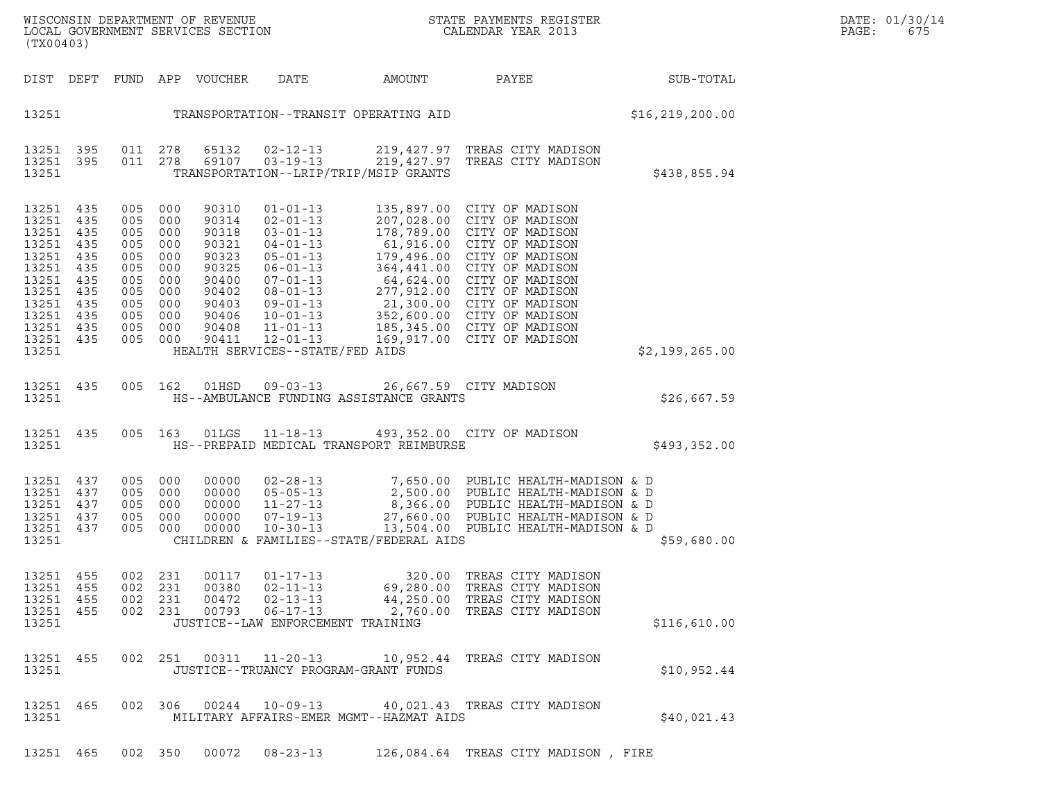WISCONSIN DEPARTMENT OF REVENUE
LOCAL GOVERNMENT SERVICES SECTION
(TX00403)

STATE PAYMENTS REGISTER
CALENDAR YEAR 2013

DATE: 01/30/14

| DIST | DEPT | FUND | APP | VOUCHER | DATE | AMOUNT | PAYEE | SUB-TOTAL |
|---|---|---|---|---|---|---|---|---|
| 13251 | | | | | TRANSPORTATION--TRANSIT OPERATING AID | | | $16,219,200.00 |
| 13251 | 395 | 011 | 278 | 65132 | 02-12-13 | 219,427.97 | TREAS CITY MADISON | |
| 13251 | 395 | 011 | 278 | 69107 | 03-19-13 | 219,427.97 | TREAS CITY MADISON | |
| 13251 | | | | | TRANSPORTATION--LRIP/TRIP/MSIP GRANTS | | | $438,855.94 |
| 13251 | 435 | 005 | 000 | 90310 | 01-01-13 | 135,897.00 | CITY OF MADISON | |
| 13251 | 435 | 005 | 000 | 90314 | 02-01-13 | 207,028.00 | CITY OF MADISON | |
| 13251 | 435 | 005 | 000 | 90318 | 03-01-13 | 178,789.00 | CITY OF MADISON | |
| 13251 | 435 | 005 | 000 | 90321 | 04-01-13 | 61,916.00 | CITY OF MADISON | |
| 13251 | 435 | 005 | 000 | 90323 | 05-01-13 | 179,496.00 | CITY OF MADISON | |
| 13251 | 435 | 005 | 000 | 90325 | 06-01-13 | 364,441.00 | CITY OF MADISON | |
| 13251 | 435 | 005 | 000 | 90400 | 07-01-13 | 64,624.00 | CITY OF MADISON | |
| 13251 | 435 | 005 | 000 | 90402 | 08-01-13 | 277,912.00 | CITY OF MADISON | |
| 13251 | 435 | 005 | 000 | 90403 | 09-01-13 | 21,300.00 | CITY OF MADISON | |
| 13251 | 435 | 005 | 000 | 90406 | 10-01-13 | 352,600.00 | CITY OF MADISON | |
| 13251 | 435 | 005 | 000 | 90408 | 11-01-13 | 185,345.00 | CITY OF MADISON | |
| 13251 | 435 | 005 | 000 | 90411 | 12-01-13 | 169,917.00 | CITY OF MADISON | |
| 13251 | | | | | HEALTH SERVICES--STATE/FED AIDS | | | $2,199,265.00 |
| 13251 | 435 | 005 | 162 | 01HSD | 09-03-13 | 26,667.59 | CITY MADISON | |
| 13251 | | | | | HS--AMBULANCE FUNDING ASSISTANCE GRANTS | | | $26,667.59 |
| 13251 | 435 | 005 | 163 | 01LGS | 11-18-13 | 493,352.00 | CITY OF MADISON | |
| 13251 | | | | | HS--PREPAID MEDICAL TRANSPORT REIMBURSE | | | $493,352.00 |
| 13251 | 437 | 005 | 000 | 00000 | 02-28-13 | 7,650.00 | PUBLIC HEALTH-MADISON & D | |
| 13251 | 437 | 005 | 000 | 00000 | 05-05-13 | 2,500.00 | PUBLIC HEALTH-MADISON & D | |
| 13251 | 437 | 005 | 000 | 00000 | 11-27-13 | 8,366.00 | PUBLIC HEALTH-MADISON & D | |
| 13251 | 437 | 005 | 000 | 00000 | 07-19-13 | 27,660.00 | PUBLIC HEALTH-MADISON & D | |
| 13251 | 437 | 005 | 000 | 00000 | 10-30-13 | 13,504.00 | PUBLIC HEALTH-MADISON & D | |
| 13251 | | | | | CHILDREN & FAMILIES--STATE/FEDERAL AIDS | | | $59,680.00 |
| 13251 | 455 | 002 | 231 | 00117 | 01-17-13 | 320.00 | TREAS CITY MADISON | |
| 13251 | 455 | 002 | 231 | 00380 | 02-11-13 | 69,280.00 | TREAS CITY MADISON | |
| 13251 | 455 | 002 | 231 | 00472 | 02-13-13 | 44,250.00 | TREAS CITY MADISON | |
| 13251 | 455 | 002 | 231 | 00793 | 06-17-13 | 2,760.00 | TREAS CITY MADISON | |
| 13251 | | | | | JUSTICE--LAW ENFORCEMENT TRAINING | | | $116,610.00 |
| 13251 | 455 | 002 | 251 | 00311 | 11-20-13 | 10,952.44 | TREAS CITY MADISON | |
| 13251 | | | | | JUSTICE--TRUANCY PROGRAM-GRANT FUNDS | | | $10,952.44 |
| 13251 | 465 | 002 | 306 | 00244 | 10-09-13 | 40,021.43 | TREAS CITY MADISON | |
| 13251 | | | | | MILITARY AFFAIRS-EMER MGMT--HAZMAT AIDS | | | $40,021.43 |
| 13251 | 465 | 002 | 350 | 00072 | 08-23-13 | 126,084.64 | TREAS CITY MADISON , FIRE | |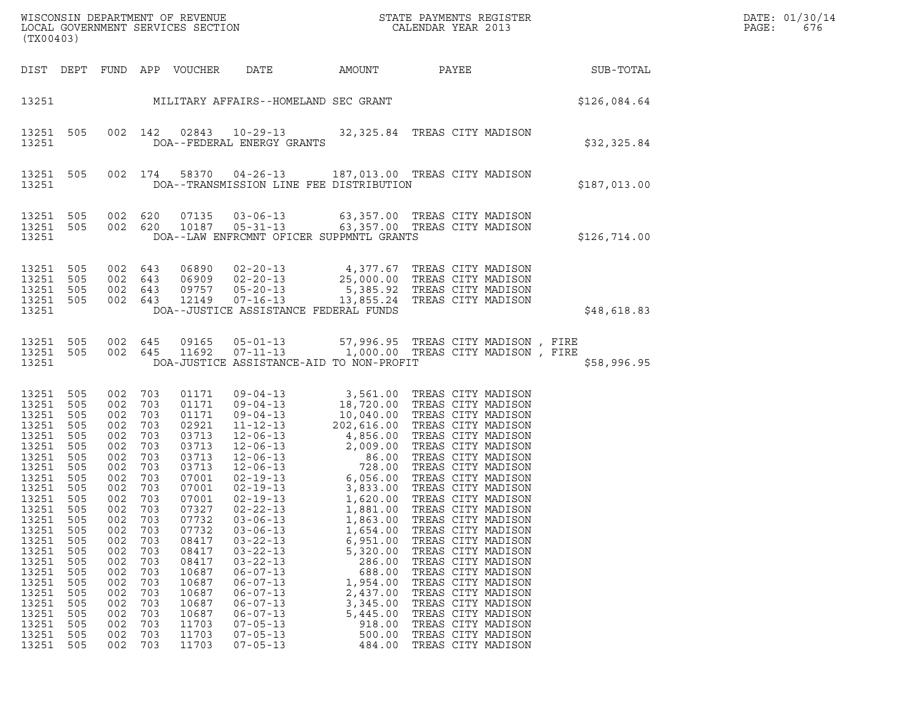WISCONSIN DEPARTMENT OF REVENUE
LOCAL GOVERNMENT SERVICES SECTION
(TX00403)

STATE PAYMENTS REGISTER
CALENDAR YEAR 2013

| DIST | DEPT | FUND | APP | VOUCHER | DATE | AMOUNT | PAYEE | SUB-TOTAL |
|---|---|---|---|---|---|---|---|---|
| 13251 | | | | | MILITARY AFFAIRS--HOMELAND SEC GRANT | | | $126,084.64 |
| 13251 | 505 | 002 | 142 | 02843 | 10-29-13 | 32,325.84 | TREAS CITY MADISON | |
| 13251 | | | | | DOA--FEDERAL ENERGY GRANTS | | | $32,325.84 |
| 13251 | 505 | 002 | 174 | 58370 | 04-26-13 | 187,013.00 | TREAS CITY MADISON | |
| 13251 | | | | | DOA--TRANSMISSION LINE FEE DISTRIBUTION | | | $187,013.00 |
| 13251 | 505 | 002 | 620 | 07135 | 03-06-13 | 63,357.00 | TREAS CITY MADISON | |
| 13251 | 505 | 002 | 620 | 10187 | 05-31-13 | 63,357.00 | TREAS CITY MADISON | |
| 13251 | | | | | DOA--LAW ENFRCMNT OFICER SUPPMNTL GRANTS | | | $126,714.00 |
| 13251 | 505 | 002 | 643 | 06890 | 02-20-13 | 4,377.67 | TREAS CITY MADISON | |
| 13251 | 505 | 002 | 643 | 06909 | 02-20-13 | 25,000.00 | TREAS CITY MADISON | |
| 13251 | 505 | 002 | 643 | 09757 | 05-20-13 | 5,385.92 | TREAS CITY MADISON | |
| 13251 | 505 | 002 | 643 | 12149 | 07-16-13 | 13,855.24 | TREAS CITY MADISON | |
| 13251 | | | | | DOA--JUSTICE ASSISTANCE FEDERAL FUNDS | | | $48,618.83 |
| 13251 | 505 | 002 | 645 | 09165 | 05-01-13 | 57,996.95 | TREAS CITY MADISON , FIRE | |
| 13251 | 505 | 002 | 645 | 11692 | 07-11-13 | 1,000.00 | TREAS CITY MADISON , FIRE | |
| 13251 | | | | | DOA-JUSTICE ASSISTANCE-AID TO NON-PROFIT | | | $58,996.95 |
| 13251 | 505 | 002 | 703 | 01171 | 09-04-13 | 3,561.00 | TREAS CITY MADISON | |
| 13251 | 505 | 002 | 703 | 01171 | 09-04-13 | 18,720.00 | TREAS CITY MADISON | |
| 13251 | 505 | 002 | 703 | 01171 | 09-04-13 | 10,040.00 | TREAS CITY MADISON | |
| 13251 | 505 | 002 | 703 | 02921 | 11-12-13 | 202,616.00 | TREAS CITY MADISON | |
| 13251 | 505 | 002 | 703 | 03713 | 12-06-13 | 4,856.00 | TREAS CITY MADISON | |
| 13251 | 505 | 002 | 703 | 03713 | 12-06-13 | 2,009.00 | TREAS CITY MADISON | |
| 13251 | 505 | 002 | 703 | 03713 | 12-06-13 | 86.00 | TREAS CITY MADISON | |
| 13251 | 505 | 002 | 703 | 03713 | 12-06-13 | 728.00 | TREAS CITY MADISON | |
| 13251 | 505 | 002 | 703 | 07001 | 02-19-13 | 6,056.00 | TREAS CITY MADISON | |
| 13251 | 505 | 002 | 703 | 07001 | 02-19-13 | 3,833.00 | TREAS CITY MADISON | |
| 13251 | 505 | 002 | 703 | 07001 | 02-19-13 | 1,620.00 | TREAS CITY MADISON | |
| 13251 | 505 | 002 | 703 | 07327 | 02-22-13 | 1,881.00 | TREAS CITY MADISON | |
| 13251 | 505 | 002 | 703 | 07732 | 03-06-13 | 1,863.00 | TREAS CITY MADISON | |
| 13251 | 505 | 002 | 703 | 07732 | 03-06-13 | 1,654.00 | TREAS CITY MADISON | |
| 13251 | 505 | 002 | 703 | 08417 | 03-22-13 | 6,951.00 | TREAS CITY MADISON | |
| 13251 | 505 | 002 | 703 | 08417 | 03-22-13 | 5,320.00 | TREAS CITY MADISON | |
| 13251 | 505 | 002 | 703 | 08417 | 03-22-13 | 286.00 | TREAS CITY MADISON | |
| 13251 | 505 | 002 | 703 | 10687 | 06-07-13 | 688.00 | TREAS CITY MADISON | |
| 13251 | 505 | 002 | 703 | 10687 | 06-07-13 | 1,954.00 | TREAS CITY MADISON | |
| 13251 | 505 | 002 | 703 | 10687 | 06-07-13 | 2,437.00 | TREAS CITY MADISON | |
| 13251 | 505 | 002 | 703 | 10687 | 06-07-13 | 3,345.00 | TREAS CITY MADISON | |
| 13251 | 505 | 002 | 703 | 10687 | 06-07-13 | 5,445.00 | TREAS CITY MADISON | |
| 13251 | 505 | 002 | 703 | 11703 | 07-05-13 | 918.00 | TREAS CITY MADISON | |
| 13251 | 505 | 002 | 703 | 11703 | 07-05-13 | 500.00 | TREAS CITY MADISON | |
| 13251 | 505 | 002 | 703 | 11703 | 07-05-13 | 484.00 | TREAS CITY MADISON | |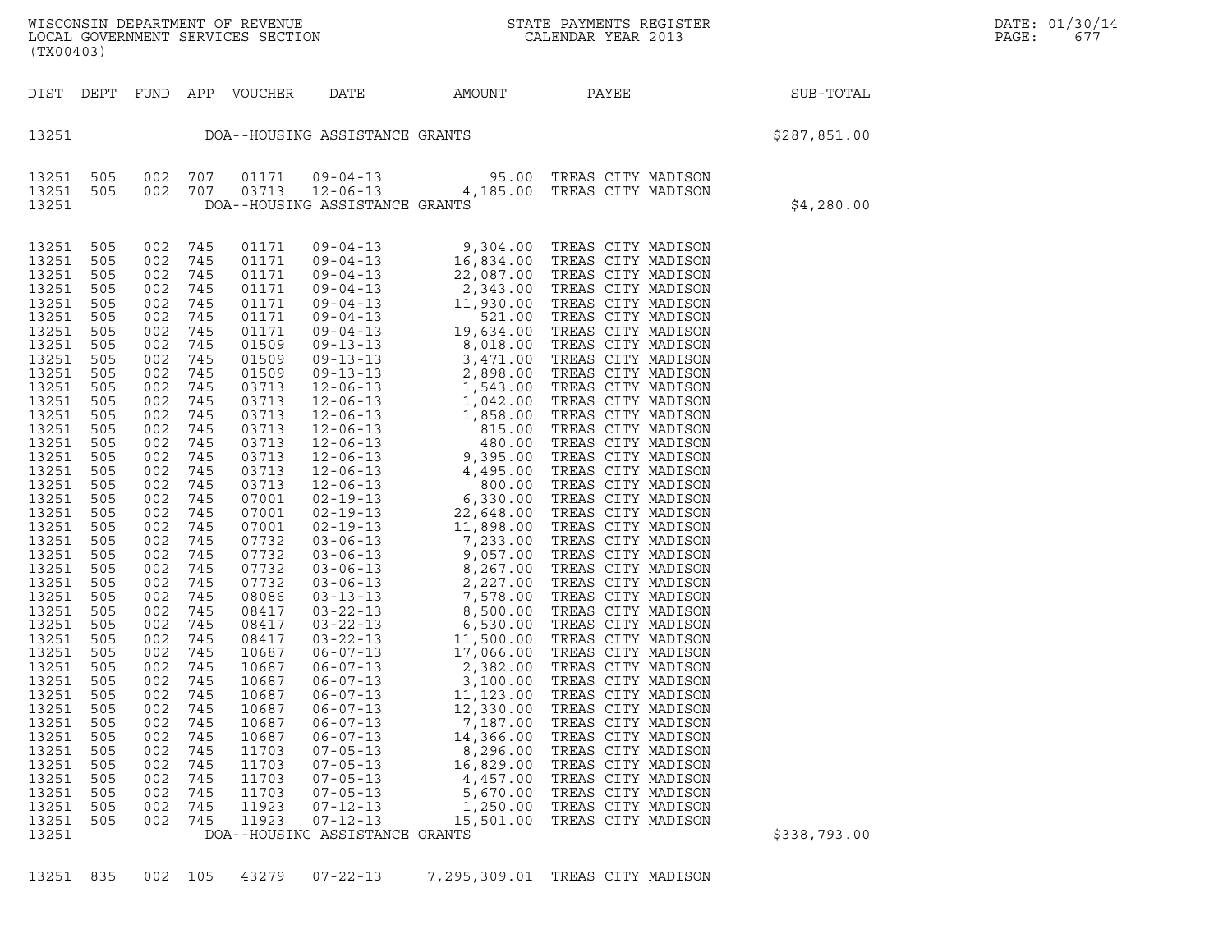WISCONSIN DEPARTMENT OF REVENUE
LOCAL GOVERNMENT SERVICES SECTION
(TX00403)

STATE PAYMENTS REGISTER
CALENDAR YEAR 2013

DATE: 01/30/14

| DIST | DEPT | FUND | APP | VOUCHER | DATE | AMOUNT | PAYEE | SUB-TOTAL |
|---|---|---|---|---|---|---|---|---|
| 13251 | | | | DOA--HOUSING ASSISTANCE GRANTS | | | | $287,851.00 |
| 13251 | 505 | 002 | 707 | 01171 | 09-04-13 | 95.00 | TREAS CITY MADISON | |
| 13251 | 505 | 002 | 707 | 03713 | 12-06-13 | 4,185.00 | TREAS CITY MADISON | |
| 13251 | | | | DOA--HOUSING ASSISTANCE GRANTS | | | | $4,280.00 |
| 13251 | 505 | 002 | 745 | 01171 | 09-04-13 | 9,304.00 | TREAS CITY MADISON | |
| 13251 | 505 | 002 | 745 | 01171 | 09-04-13 | 16,834.00 | TREAS CITY MADISON | |
| 13251 | 505 | 002 | 745 | 01171 | 09-04-13 | 22,087.00 | TREAS CITY MADISON | |
| 13251 | 505 | 002 | 745 | 01171 | 09-04-13 | 2,343.00 | TREAS CITY MADISON | |
| 13251 | 505 | 002 | 745 | 01171 | 09-04-13 | 11,930.00 | TREAS CITY MADISON | |
| 13251 | 505 | 002 | 745 | 01171 | 09-04-13 | 521.00 | TREAS CITY MADISON | |
| 13251 | 505 | 002 | 745 | 01171 | 09-04-13 | 19,634.00 | TREAS CITY MADISON | |
| 13251 | 505 | 002 | 745 | 01509 | 09-13-13 | 8,018.00 | TREAS CITY MADISON | |
| 13251 | 505 | 002 | 745 | 01509 | 09-13-13 | 3,471.00 | TREAS CITY MADISON | |
| 13251 | 505 | 002 | 745 | 01509 | 09-13-13 | 2,898.00 | TREAS CITY MADISON | |
| 13251 | 505 | 002 | 745 | 03713 | 12-06-13 | 1,543.00 | TREAS CITY MADISON | |
| 13251 | 505 | 002 | 745 | 03713 | 12-06-13 | 1,042.00 | TREAS CITY MADISON | |
| 13251 | 505 | 002 | 745 | 03713 | 12-06-13 | 1,858.00 | TREAS CITY MADISON | |
| 13251 | 505 | 002 | 745 | 03713 | 12-06-13 | 815.00 | TREAS CITY MADISON | |
| 13251 | 505 | 002 | 745 | 03713 | 12-06-13 | 480.00 | TREAS CITY MADISON | |
| 13251 | 505 | 002 | 745 | 03713 | 12-06-13 | 9,395.00 | TREAS CITY MADISON | |
| 13251 | 505 | 002 | 745 | 03713 | 12-06-13 | 4,495.00 | TREAS CITY MADISON | |
| 13251 | 505 | 002 | 745 | 03713 | 12-06-13 | 800.00 | TREAS CITY MADISON | |
| 13251 | 505 | 002 | 745 | 07001 | 02-19-13 | 6,330.00 | TREAS CITY MADISON | |
| 13251 | 505 | 002 | 745 | 07001 | 02-19-13 | 22,648.00 | TREAS CITY MADISON | |
| 13251 | 505 | 002 | 745 | 07001 | 02-19-13 | 11,898.00 | TREAS CITY MADISON | |
| 13251 | 505 | 002 | 745 | 07732 | 03-06-13 | 7,233.00 | TREAS CITY MADISON | |
| 13251 | 505 | 002 | 745 | 07732 | 03-06-13 | 9,057.00 | TREAS CITY MADISON | |
| 13251 | 505 | 002 | 745 | 07732 | 03-06-13 | 8,267.00 | TREAS CITY MADISON | |
| 13251 | 505 | 002 | 745 | 07732 | 03-06-13 | 2,227.00 | TREAS CITY MADISON | |
| 13251 | 505 | 002 | 745 | 08086 | 03-13-13 | 7,578.00 | TREAS CITY MADISON | |
| 13251 | 505 | 002 | 745 | 08417 | 03-22-13 | 8,500.00 | TREAS CITY MADISON | |
| 13251 | 505 | 002 | 745 | 08417 | 03-22-13 | 6,530.00 | TREAS CITY MADISON | |
| 13251 | 505 | 002 | 745 | 08417 | 03-22-13 | 11,500.00 | TREAS CITY MADISON | |
| 13251 | 505 | 002 | 745 | 10687 | 06-07-13 | 17,066.00 | TREAS CITY MADISON | |
| 13251 | 505 | 002 | 745 | 10687 | 06-07-13 | 2,382.00 | TREAS CITY MADISON | |
| 13251 | 505 | 002 | 745 | 10687 | 06-07-13 | 3,100.00 | TREAS CITY MADISON | |
| 13251 | 505 | 002 | 745 | 10687 | 06-07-13 | 11,123.00 | TREAS CITY MADISON | |
| 13251 | 505 | 002 | 745 | 10687 | 06-07-13 | 12,330.00 | TREAS CITY MADISON | |
| 13251 | 505 | 002 | 745 | 10687 | 06-07-13 | 7,187.00 | TREAS CITY MADISON | |
| 13251 | 505 | 002 | 745 | 10687 | 06-07-13 | 14,366.00 | TREAS CITY MADISON | |
| 13251 | 505 | 002 | 745 | 11703 | 07-05-13 | 8,296.00 | TREAS CITY MADISON | |
| 13251 | 505 | 002 | 745 | 11703 | 07-05-13 | 16,829.00 | TREAS CITY MADISON | |
| 13251 | 505 | 002 | 745 | 11703 | 07-05-13 | 4,457.00 | TREAS CITY MADISON | |
| 13251 | 505 | 002 | 745 | 11703 | 07-05-13 | 5,670.00 | TREAS CITY MADISON | |
| 13251 | 505 | 002 | 745 | 11923 | 07-12-13 | 1,250.00 | TREAS CITY MADISON | |
| 13251 | 505 | 002 | 745 | 11923 | 07-12-13 | 15,501.00 | TREAS CITY MADISON | |
| 13251 | | | | DOA--HOUSING ASSISTANCE GRANTS | | | | $338,793.00 |
| 13251 | 835 | 002 | 105 | 43279 | 07-22-13 | 7,295,309.01 | TREAS CITY MADISON | |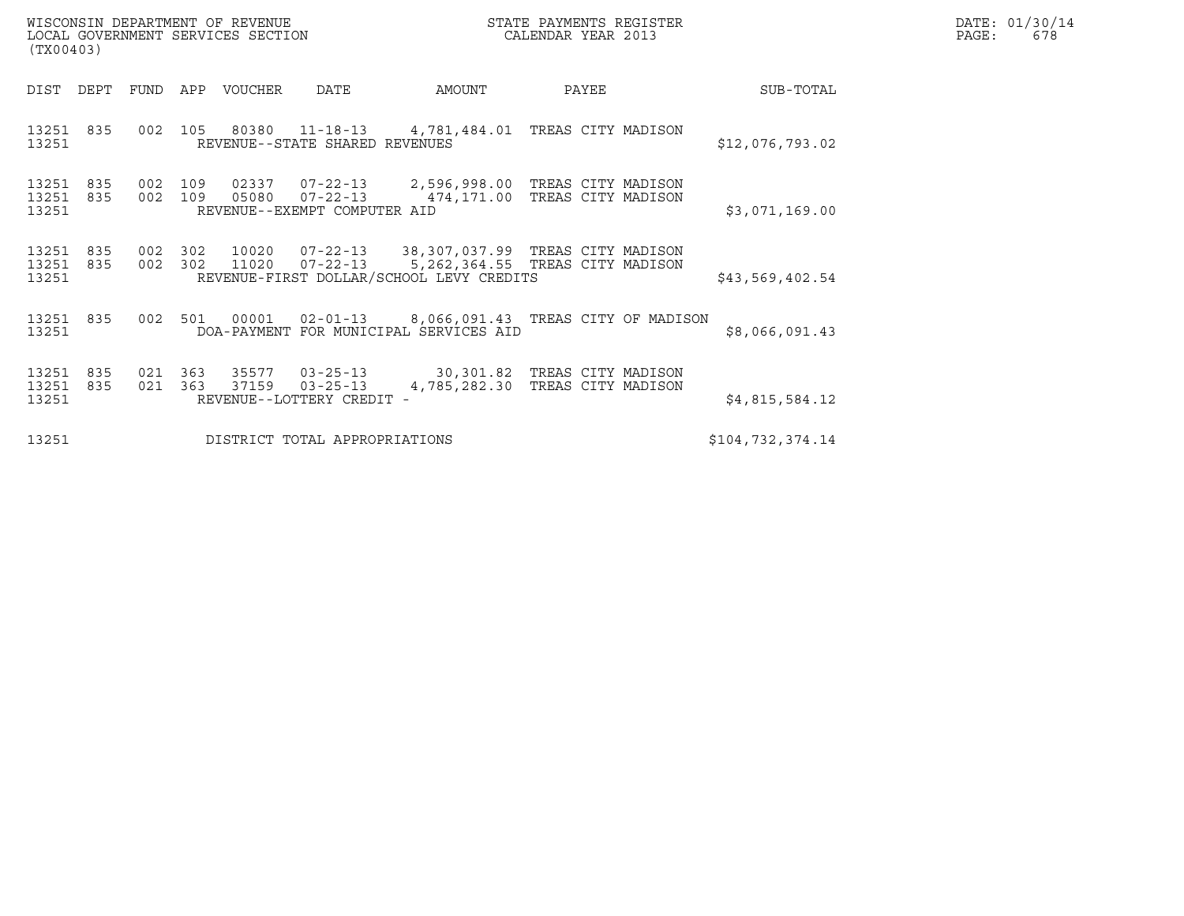WISCONSIN DEPARTMENT OF REVENUE
LOCAL GOVERNMENT SERVICES SECTION
(TX00403)

STATE PAYMENTS REGISTER
CALENDAR YEAR 2013

DATE: 01/30/14
PAGE: 678

| DIST | DEPT | FUND | APP | VOUCHER | DATE | AMOUNT | PAYEE | SUB-TOTAL |
|---|---|---|---|---|---|---|---|---|
| 13251 | 835 | 002 | 105 | 80380 | 11-18-13 | 4,781,484.01 | TREAS CITY MADISON | |
| 13251 | | | | REVENUE--STATE SHARED REVENUES | | | | $12,076,793.02 |
| 13251 | 835 | 002 | 109 | 02337 | 07-22-13 | 2,596,998.00 | TREAS CITY MADISON | |
| 13251 | 835 | 002 | 109 | 05080 | 07-22-13 | 474,171.00 | TREAS CITY MADISON | |
| 13251 | | | | REVENUE--EXEMPT COMPUTER AID | | | | $3,071,169.00 |
| 13251 | 835 | 002 | 302 | 10020 | 07-22-13 | 38,307,037.99 | TREAS CITY MADISON | |
| 13251 | 835 | 002 | 302 | 11020 | 07-22-13 | 5,262,364.55 | TREAS CITY MADISON | |
| 13251 | | | | REVENUE-FIRST DOLLAR/SCHOOL LEVY CREDITS | | | | $43,569,402.54 |
| 13251 | 835 | 002 | 501 | 00001 | 02-01-13 | 8,066,091.43 | TREAS CITY OF MADISON | |
| 13251 | | | | DOA-PAYMENT FOR MUNICIPAL SERVICES AID | | | | $8,066,091.43 |
| 13251 | 835 | 021 | 363 | 35577 | 03-25-13 | 30,301.82 | TREAS CITY MADISON | |
| 13251 | 835 | 021 | 363 | 37159 | 03-25-13 | 4,785,282.30 | TREAS CITY MADISON | |
| 13251 | | | | REVENUE--LOTTERY CREDIT - | | | | $4,815,584.12 |
| 13251 | | | | DISTRICT TOTAL APPROPRIATIONS | | | | $104,732,374.14 |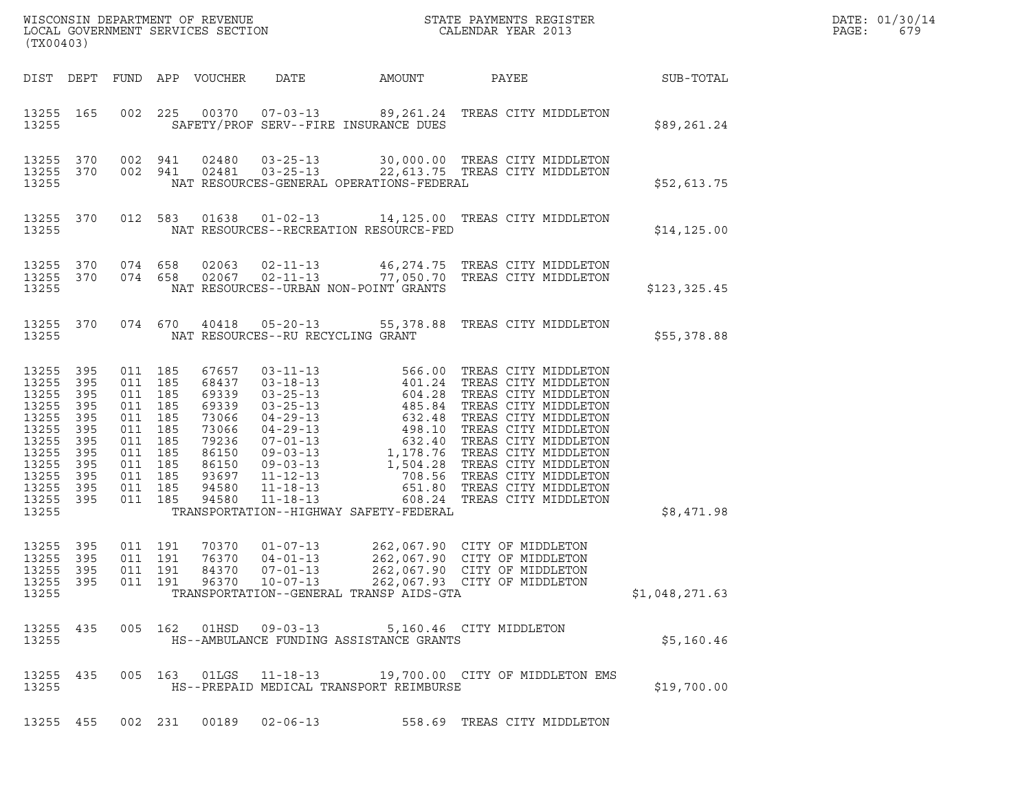WISCONSIN DEPARTMENT OF REVENUE
LOCAL GOVERNMENT SERVICES SECTION
(TX00403)

STATE PAYMENTS REGISTER
CALENDAR YEAR 2013

DATE: 01/30/14
PAGE: 679

| DIST | DEPT | FUND | APP | VOUCHER | DATE | AMOUNT | PAYEE | SUB-TOTAL |
|---|---|---|---|---|---|---|---|---|
| 13255 | 165 | 002 | 225 | 00370 | 07-03-13 | 89,261.24 | TREAS CITY MIDDLETON | |
| 13255 | | | | | SAFETY/PROF SERV--FIRE INSURANCE DUES | | | $89,261.24 |
| 13255 | 370 | 002 | 941 | 02480 | 03-25-13 | 30,000.00 | TREAS CITY MIDDLETON | |
| 13255 | 370 | 002 | 941 | 02481 | 03-25-13 | 22,613.75 | TREAS CITY MIDDLETON | |
| 13255 | | | | | NAT RESOURCES-GENERAL OPERATIONS-FEDERAL | | | $52,613.75 |
| 13255 | 370 | 012 | 583 | 01638 | 01-02-13 | 14,125.00 | TREAS CITY MIDDLETON | |
| 13255 | | | | | NAT RESOURCES--RECREATION RESOURCE-FED | | | $14,125.00 |
| 13255 | 370 | 074 | 658 | 02063 | 02-11-13 | 46,274.75 | TREAS CITY MIDDLETON | |
| 13255 | 370 | 074 | 658 | 02067 | 02-11-13 | 77,050.70 | TREAS CITY MIDDLETON | |
| 13255 | | | | | NAT RESOURCES--URBAN NON-POINT GRANTS | | | $123,325.45 |
| 13255 | 370 | 074 | 670 | 40418 | 05-20-13 | 55,378.88 | TREAS CITY MIDDLETON | |
| 13255 | | | | | NAT RESOURCES--RU RECYCLING GRANT | | | $55,378.88 |
| 13255 | 395 | 011 | 185 | 67657 | 03-11-13 | 566.00 | TREAS CITY MIDDLETON | |
| 13255 | 395 | 011 | 185 | 68437 | 03-18-13 | 401.24 | TREAS CITY MIDDLETON | |
| 13255 | 395 | 011 | 185 | 69339 | 03-25-13 | 604.28 | TREAS CITY MIDDLETON | |
| 13255 | 395 | 011 | 185 | 69339 | 03-25-13 | 485.84 | TREAS CITY MIDDLETON | |
| 13255 | 395 | 011 | 185 | 73066 | 04-29-13 | 632.48 | TREAS CITY MIDDLETON | |
| 13255 | 395 | 011 | 185 | 73066 | 04-29-13 | 498.10 | TREAS CITY MIDDLETON | |
| 13255 | 395 | 011 | 185 | 79236 | 07-01-13 | 632.40 | TREAS CITY MIDDLETON | |
| 13255 | 395 | 011 | 185 | 86150 | 09-03-13 | 1,178.76 | TREAS CITY MIDDLETON | |
| 13255 | 395 | 011 | 185 | 86150 | 09-03-13 | 1,504.28 | TREAS CITY MIDDLETON | |
| 13255 | 395 | 011 | 185 | 93697 | 11-12-13 | 708.56 | TREAS CITY MIDDLETON | |
| 13255 | 395 | 011 | 185 | 94580 | 11-18-13 | 651.80 | TREAS CITY MIDDLETON | |
| 13255 | 395 | 011 | 185 | 94580 | 11-18-13 | 608.24 | TREAS CITY MIDDLETON | |
| 13255 | | | | | TRANSPORTATION--HIGHWAY SAFETY-FEDERAL | | | $8,471.98 |
| 13255 | 395 | 011 | 191 | 70370 | 01-07-13 | 262,067.90 | CITY OF MIDDLETON | |
| 13255 | 395 | 011 | 191 | 76370 | 04-01-13 | 262,067.90 | CITY OF MIDDLETON | |
| 13255 | 395 | 011 | 191 | 84370 | 07-01-13 | 262,067.90 | CITY OF MIDDLETON | |
| 13255 | 395 | 011 | 191 | 96370 | 10-07-13 | 262,067.93 | CITY OF MIDDLETON | |
| 13255 | | | | | TRANSPORTATION--GENERAL TRANSP AIDS-GTA | | | $1,048,271.63 |
| 13255 | 435 | 005 | 162 | 01HSD | 09-03-13 | 5,160.46 | CITY MIDDLETON | |
| 13255 | | | | | HS--AMBULANCE FUNDING ASSISTANCE GRANTS | | | $5,160.46 |
| 13255 | 435 | 005 | 163 | 01LGS | 11-18-13 | 19,700.00 | CITY OF MIDDLETON EMS | |
| 13255 | | | | | HS--PREPAID MEDICAL TRANSPORT REIMBURSE | | | $19,700.00 |
| 13255 | 455 | 002 | 231 | 00189 | 02-06-13 | 558.69 | TREAS CITY MIDDLETON | |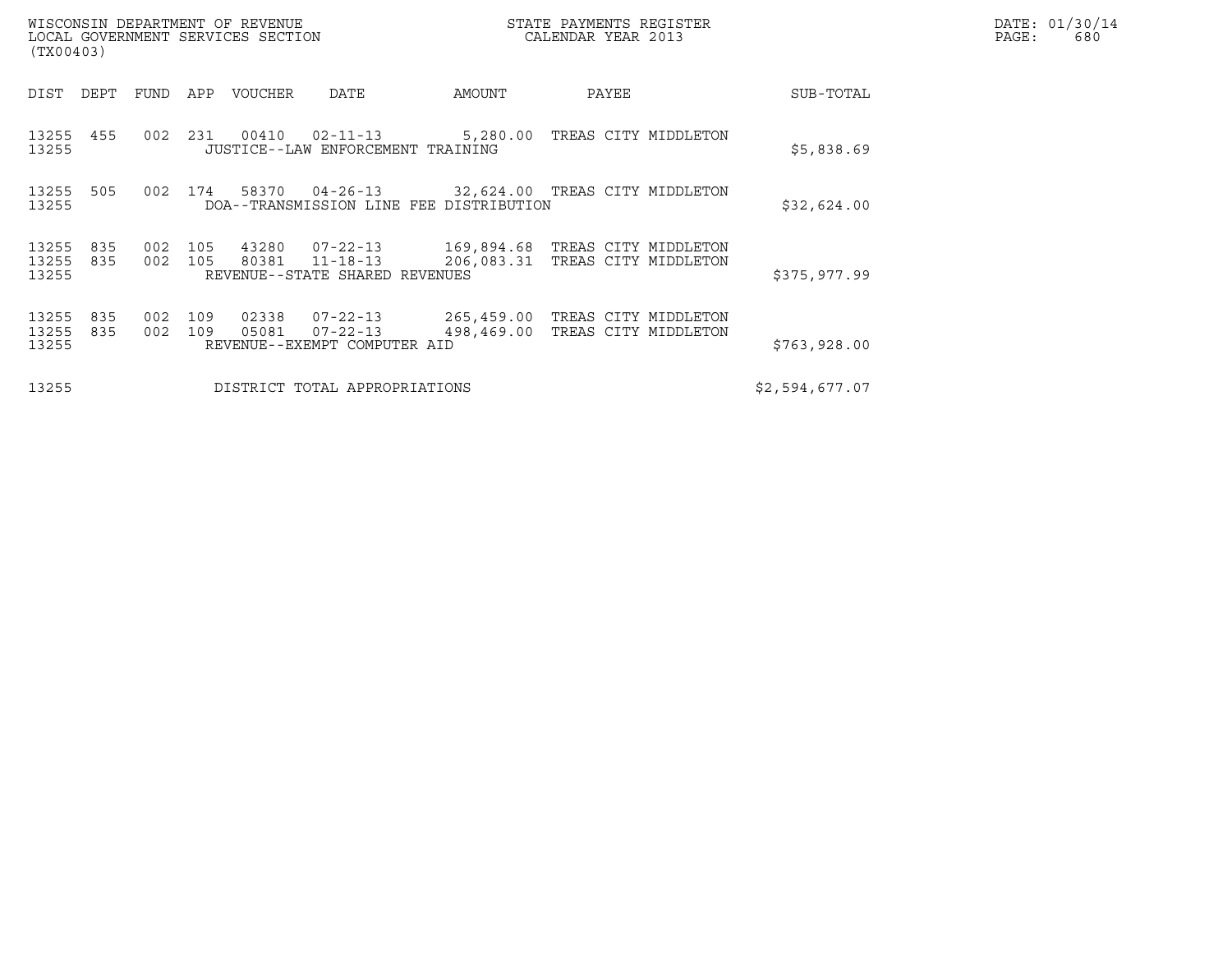WISCONSIN DEPARTMENT OF REVENUE
LOCAL GOVERNMENT SERVICES SECTION
(TX00403)

STATE PAYMENTS REGISTER
CALENDAR YEAR 2013

DATE: 01/30/14
PAGE: 680

| DIST | DEPT | FUND | APP | VOUCHER | DATE | AMOUNT | PAYEE | SUB-TOTAL |
|---|---|---|---|---|---|---|---|---|
| 13255 | 455 | 002 | 231 | 00410 | 02-11-13 | 5,280.00 | TREAS CITY MIDDLETON | |
| 13255 | | | | JUSTICE--LAW ENFORCEMENT TRAINING | | | | $5,838.69 |
| 13255 | 505 | 002 | 174 | 58370 | 04-26-13 | 32,624.00 | TREAS CITY MIDDLETON | |
| 13255 | | | | DOA--TRANSMISSION LINE FEE DISTRIBUTION | | | | $32,624.00 |
| 13255 | 835 | 002 | 105 | 43280 | 07-22-13 | 169,894.68 | TREAS CITY MIDDLETON | |
| 13255 | 835 | 002 | 105 | 80381 | 11-18-13 | 206,083.31 | TREAS CITY MIDDLETON | |
| 13255 | | | | REVENUE--STATE SHARED REVENUES | | | | $375,977.99 |
| 13255 | 835 | 002 | 109 | 02338 | 07-22-13 | 265,459.00 | TREAS CITY MIDDLETON | |
| 13255 | 835 | 002 | 109 | 05081 | 07-22-13 | 498,469.00 | TREAS CITY MIDDLETON | |
| 13255 | | | | REVENUE--EXEMPT COMPUTER AID | | | | $763,928.00 |
| 13255 | | | | DISTRICT TOTAL APPROPRIATIONS | | | | $2,594,677.07 |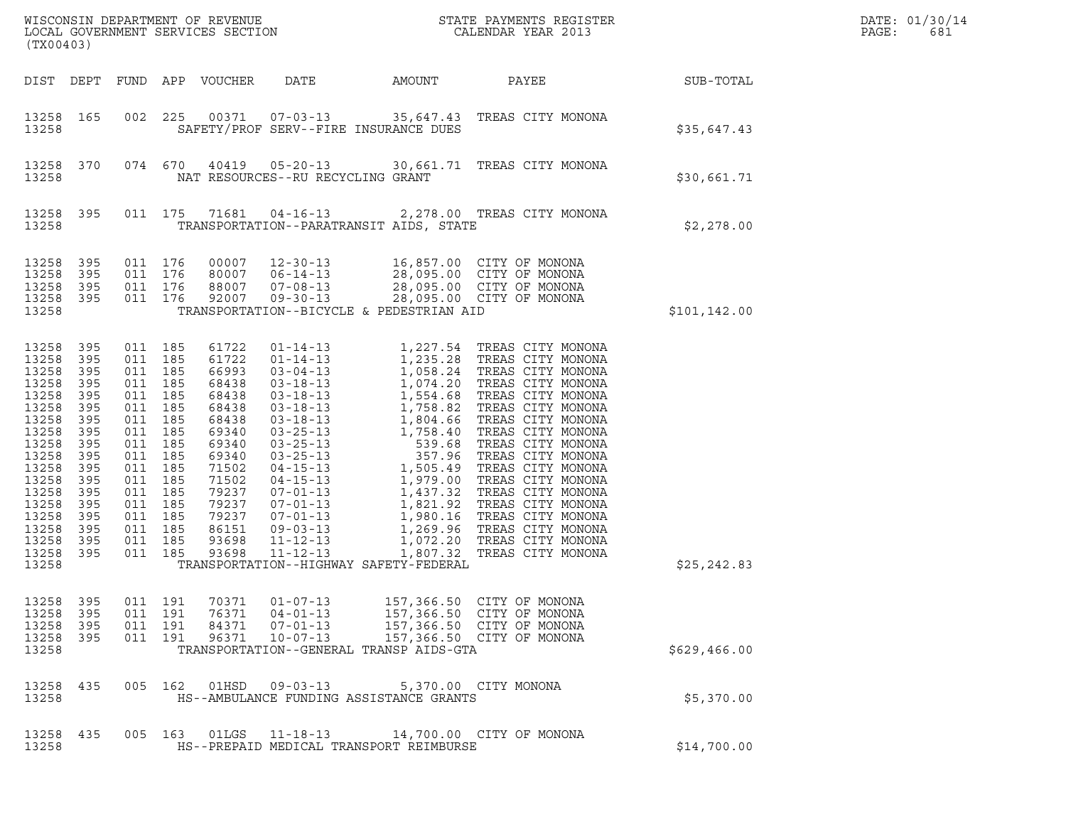WISCONSIN DEPARTMENT OF REVENUE
LOCAL GOVERNMENT SERVICES SECTION
(TX00403)

STATE PAYMENTS REGISTER
CALENDAR YEAR 2013

DATE: 01/30/14
PAGE: 681

| DIST | DEPT | FUND | APP | VOUCHER | DATE | AMOUNT | PAYEE | SUB-TOTAL |
|---|---|---|---|---|---|---|---|---|
| 13258 | 165 | 002 | 225 | 00371 | 07-03-13 | 35,647.43 | TREAS CITY MONONA | |
| 13258 | | | | | SAFETY/PROF SERV--FIRE INSURANCE DUES | | | $35,647.43 |
| 13258 | 370 | 074 | 670 | 40419 | 05-20-13 | 30,661.71 | TREAS CITY MONONA | |
| 13258 | | | | | NAT RESOURCES--RU RECYCLING GRANT | | | $30,661.71 |
| 13258 | 395 | 011 | 175 | 71681 | 04-16-13 | 2,278.00 | TREAS CITY MONONA | |
| 13258 | | | | | TRANSPORTATION--PARATRANSIT AIDS, STATE | | | $2,278.00 |
| 13258 | 395 | 011 | 176 | 00007 | 12-30-13 | 16,857.00 | CITY OF MONONA | |
| 13258 | 395 | 011 | 176 | 80007 | 06-14-13 | 28,095.00 | CITY OF MONONA | |
| 13258 | 395 | 011 | 176 | 88007 | 07-08-13 | 28,095.00 | CITY OF MONONA | |
| 13258 | 395 | 011 | 176 | 92007 | 09-30-13 | 28,095.00 | CITY OF MONONA | |
| 13258 | | | | | TRANSPORTATION--BICYCLE & PEDESTRIAN AID | | | $101,142.00 |
| 13258 | 395 | 011 | 185 | 61722 | 01-14-13 | 1,227.54 | TREAS CITY MONONA | |
| 13258 | 395 | 011 | 185 | 61722 | 01-14-13 | 1,235.28 | TREAS CITY MONONA | |
| 13258 | 395 | 011 | 185 | 66993 | 03-04-13 | 1,058.24 | TREAS CITY MONONA | |
| 13258 | 395 | 011 | 185 | 68438 | 03-18-13 | 1,074.20 | TREAS CITY MONONA | |
| 13258 | 395 | 011 | 185 | 68438 | 03-18-13 | 1,554.68 | TREAS CITY MONONA | |
| 13258 | 395 | 011 | 185 | 68438 | 03-18-13 | 1,758.82 | TREAS CITY MONONA | |
| 13258 | 395 | 011 | 185 | 68438 | 03-18-13 | 1,804.66 | TREAS CITY MONONA | |
| 13258 | 395 | 011 | 185 | 69340 | 03-25-13 | 1,758.40 | TREAS CITY MONONA | |
| 13258 | 395 | 011 | 185 | 69340 | 03-25-13 | 539.68 | TREAS CITY MONONA | |
| 13258 | 395 | 011 | 185 | 69340 | 03-25-13 | 357.96 | TREAS CITY MONONA | |
| 13258 | 395 | 011 | 185 | 71502 | 04-15-13 | 1,505.49 | TREAS CITY MONONA | |
| 13258 | 395 | 011 | 185 | 71502 | 04-15-13 | 1,979.00 | TREAS CITY MONONA | |
| 13258 | 395 | 011 | 185 | 79237 | 07-01-13 | 1,437.32 | TREAS CITY MONONA | |
| 13258 | 395 | 011 | 185 | 79237 | 07-01-13 | 1,821.92 | TREAS CITY MONONA | |
| 13258 | 395 | 011 | 185 | 79237 | 07-01-13 | 1,980.16 | TREAS CITY MONONA | |
| 13258 | 395 | 011 | 185 | 86151 | 09-03-13 | 1,269.96 | TREAS CITY MONONA | |
| 13258 | 395 | 011 | 185 | 93698 | 11-12-13 | 1,072.20 | TREAS CITY MONONA | |
| 13258 | 395 | 011 | 185 | 93698 | 11-12-13 | 1,807.32 | TREAS CITY MONONA | |
| 13258 | | | | | TRANSPORTATION--HIGHWAY SAFETY-FEDERAL | | | $25,242.83 |
| 13258 | 395 | 011 | 191 | 70371 | 01-07-13 | 157,366.50 | CITY OF MONONA | |
| 13258 | 395 | 011 | 191 | 76371 | 04-01-13 | 157,366.50 | CITY OF MONONA | |
| 13258 | 395 | 011 | 191 | 84371 | 07-01-13 | 157,366.50 | CITY OF MONONA | |
| 13258 | 395 | 011 | 191 | 96371 | 10-07-13 | 157,366.50 | CITY OF MONONA | |
| 13258 | | | | | TRANSPORTATION--GENERAL TRANSP AIDS-GTA | | | $629,466.00 |
| 13258 | 435 | 005 | 162 | 01HSD | 09-03-13 | 5,370.00 | CITY MONONA | |
| 13258 | | | | | HS--AMBULANCE FUNDING ASSISTANCE GRANTS | | | $5,370.00 |
| 13258 | 435 | 005 | 163 | 01LGS | 11-18-13 | 14,700.00 | CITY OF MONONA | |
| 13258 | | | | | HS--PREPAID MEDICAL TRANSPORT REIMBURSE | | | $14,700.00 |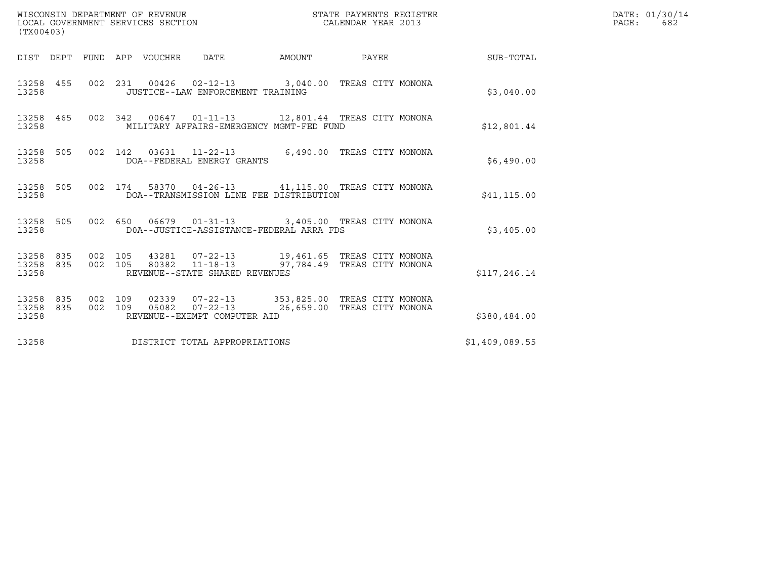WISCONSIN DEPARTMENT OF REVENUE
LOCAL GOVERNMENT SERVICES SECTION
(TX00403)

STATE PAYMENTS REGISTER
CALENDAR YEAR 2013

DATE: 01/30/14
PAGE: 682

| DIST | DEPT | FUND | APP | VOUCHER | DATE | AMOUNT | PAYEE | SUB-TOTAL |
|---|---|---|---|---|---|---|---|---|
| 13258 | 455 | 002 | 231 | 00426 | 02-12-13 | 3,040.00 | TREAS CITY MONONA | |
| 13258 | | | | JUSTICE--LAW ENFORCEMENT TRAINING | | | | $3,040.00 |
| 13258 | 465 | 002 | 342 | 00647 | 01-11-13 | 12,801.44 | TREAS CITY MONONA | |
| 13258 | | | | MILITARY AFFAIRS-EMERGENCY MGMT-FED FUND | | | | $12,801.44 |
| 13258 | 505 | 002 | 142 | 03631 | 11-22-13 | 6,490.00 | TREAS CITY MONONA | |
| 13258 | | | | DOA--FEDERAL ENERGY GRANTS | | | | $6,490.00 |
| 13258 | 505 | 002 | 174 | 58370 | 04-26-13 | 41,115.00 | TREAS CITY MONONA | |
| 13258 | | | | DOA--TRANSMISSION LINE FEE DISTRIBUTION | | | | $41,115.00 |
| 13258 | 505 | 002 | 650 | 06679 | 01-31-13 | 3,405.00 | TREAS CITY MONONA | |
| 13258 | | | | DOA--JUSTICE-ASSISTANCE-FEDERAL ARRA FDS | | | | $3,405.00 |
| 13258 | 835 | 002 | 105 | 43281 | 07-22-13 | 19,461.65 | TREAS CITY MONONA | |
| 13258 | 835 | 002 | 105 | 80382 | 11-18-13 | 97,784.49 | TREAS CITY MONONA | |
| 13258 | | | | REVENUE--STATE SHARED REVENUES | | | | $117,246.14 |
| 13258 | 835 | 002 | 109 | 02339 | 07-22-13 | 353,825.00 | TREAS CITY MONONA | |
| 13258 | 835 | 002 | 109 | 05082 | 07-22-13 | 26,659.00 | TREAS CITY MONONA | |
| 13258 | | | | REVENUE--EXEMPT COMPUTER AID | | | | $380,484.00 |
| 13258 | | | | DISTRICT TOTAL APPROPRIATIONS | | | | $1,409,089.55 |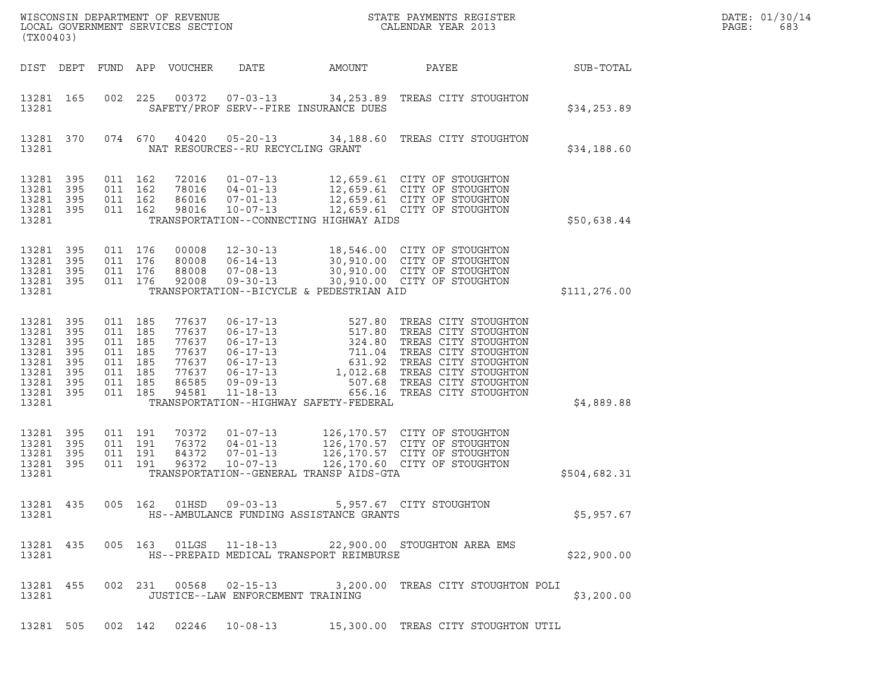WISCONSIN DEPARTMENT OF REVENUE
LOCAL GOVERNMENT SERVICES SECTION
(TX00403)

STATE PAYMENTS REGISTER
CALENDAR YEAR 2013

DATE: 01/30/14
PAGE: 683

| DIST | DEPT | FUND | APP | VOUCHER | DATE | AMOUNT | PAYEE | SUB-TOTAL |
|---|---|---|---|---|---|---|---|---|
| 13281 | 165 | 002 | 225 | 00372 | 07-03-13 | 34,253.89 | TREAS CITY STOUGHTON | |
| 13281 | | | | | SAFETY/PROF SERV--FIRE INSURANCE DUES | | | $34,253.89 |
| 13281 | 370 | 074 | 670 | 40420 | 05-20-13 | 34,188.60 | TREAS CITY STOUGHTON | |
| 13281 | | | | | NAT RESOURCES--RU RECYCLING GRANT | | | $34,188.60 |
| 13281 | 395 | 011 | 162 | 72016 | 01-07-13 | 12,659.61 | CITY OF STOUGHTON | |
| 13281 | 395 | 011 | 162 | 78016 | 04-01-13 | 12,659.61 | CITY OF STOUGHTON | |
| 13281 | 395 | 011 | 162 | 86016 | 07-01-13 | 12,659.61 | CITY OF STOUGHTON | |
| 13281 | 395 | 011 | 162 | 98016 | 10-07-13 | 12,659.61 | CITY OF STOUGHTON | |
| 13281 | | | | | TRANSPORTATION--CONNECTING HIGHWAY AIDS | | | $50,638.44 |
| 13281 | 395 | 011 | 176 | 00008 | 12-30-13 | 18,546.00 | CITY OF STOUGHTON | |
| 13281 | 395 | 011 | 176 | 80008 | 06-14-13 | 30,910.00 | CITY OF STOUGHTON | |
| 13281 | 395 | 011 | 176 | 88008 | 07-08-13 | 30,910.00 | CITY OF STOUGHTON | |
| 13281 | 395 | 011 | 176 | 92008 | 09-30-13 | 30,910.00 | CITY OF STOUGHTON | |
| 13281 | | | | | TRANSPORTATION--BICYCLE & PEDESTRIAN AID | | | $111,276.00 |
| 13281 | 395 | 011 | 185 | 77637 | 06-17-13 | 527.80 | TREAS CITY STOUGHTON | |
| 13281 | 395 | 011 | 185 | 77637 | 06-17-13 | 517.80 | TREAS CITY STOUGHTON | |
| 13281 | 395 | 011 | 185 | 77637 | 06-17-13 | 324.80 | TREAS CITY STOUGHTON | |
| 13281 | 395 | 011 | 185 | 77637 | 06-17-13 | 711.04 | TREAS CITY STOUGHTON | |
| 13281 | 395 | 011 | 185 | 77637 | 06-17-13 | 631.92 | TREAS CITY STOUGHTON | |
| 13281 | 395 | 011 | 185 | 77637 | 06-17-13 | 1,012.68 | TREAS CITY STOUGHTON | |
| 13281 | 395 | 011 | 185 | 86585 | 09-09-13 | 507.68 | TREAS CITY STOUGHTON | |
| 13281 | 395 | 011 | 185 | 94581 | 11-18-13 | 656.16 | TREAS CITY STOUGHTON | |
| 13281 | | | | | TRANSPORTATION--HIGHWAY SAFETY-FEDERAL | | | $4,889.88 |
| 13281 | 395 | 011 | 191 | 70372 | 01-07-13 | 126,170.57 | CITY OF STOUGHTON | |
| 13281 | 395 | 011 | 191 | 76372 | 04-01-13 | 126,170.57 | CITY OF STOUGHTON | |
| 13281 | 395 | 011 | 191 | 84372 | 07-01-13 | 126,170.57 | CITY OF STOUGHTON | |
| 13281 | 395 | 011 | 191 | 96372 | 10-07-13 | 126,170.60 | CITY OF STOUGHTON | |
| 13281 | | | | | TRANSPORTATION--GENERAL TRANSP AIDS-GTA | | | $504,682.31 |
| 13281 | 435 | 005 | 162 | 01HSD | 09-03-13 | 5,957.67 | CITY STOUGHTON | |
| 13281 | | | | | HS--AMBULANCE FUNDING ASSISTANCE GRANTS | | | $5,957.67 |
| 13281 | 435 | 005 | 163 | 01LGS | 11-18-13 | 22,900.00 | STOUGHTON AREA EMS | |
| 13281 | | | | | HS--PREPAID MEDICAL TRANSPORT REIMBURSE | | | $22,900.00 |
| 13281 | 455 | 002 | 231 | 00568 | 02-15-13 | 3,200.00 | TREAS CITY STOUGHTON POLI | |
| 13281 | | | | | JUSTICE--LAW ENFORCEMENT TRAINING | | | $3,200.00 |
| 13281 | 505 | 002 | 142 | 02246 | 10-08-13 | 15,300.00 | TREAS CITY STOUGHTON UTIL | |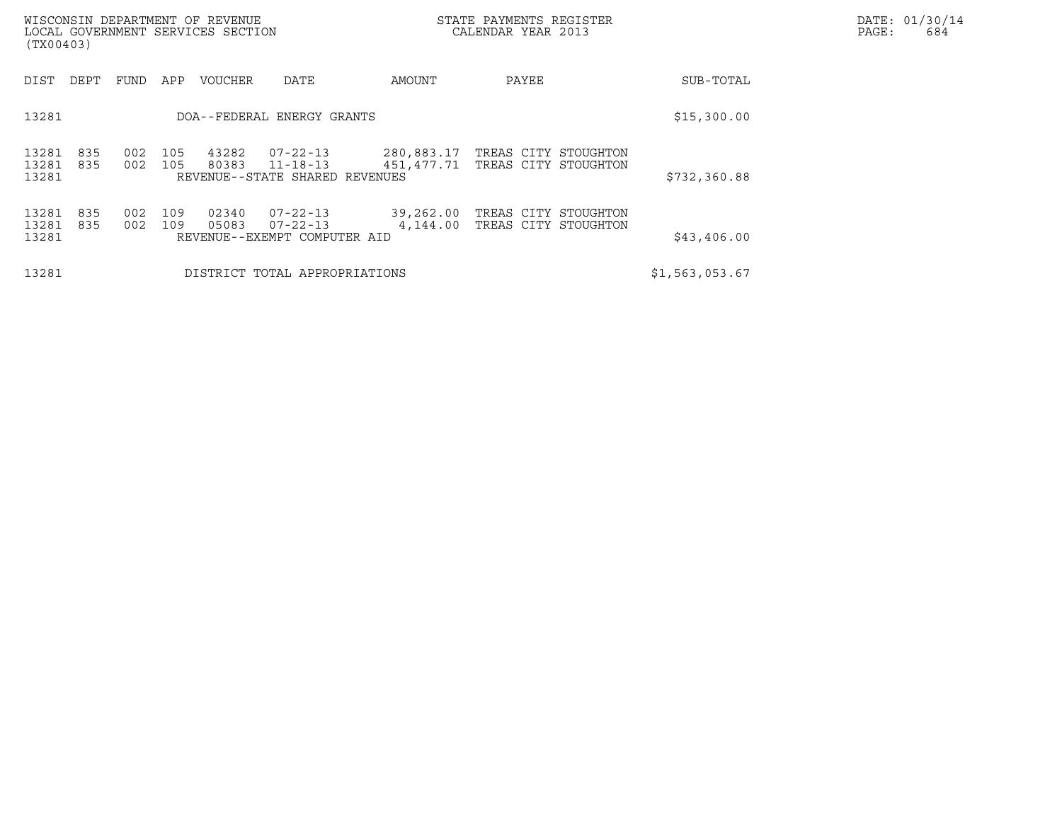| DIST | DEPT | FUND | APP | VOUCHER | DATE | AMOUNT | PAYEE | SUB-TOTAL |
|---|---|---|---|---|---|---|---|---|
| 13281 | | | | DOA--FEDERAL ENERGY GRANTS | | | | $15,300.00 |
| 13281 | 835 | 002 | 105 | 43282 | 07-22-13 | 280,883.17 | TREAS CITY STOUGHTON | |
| 13281 | 835 | 002 | 105 | 80383 | 11-18-13 | 451,477.71 | TREAS CITY STOUGHTON | |
| 13281 | | | | REVENUE--STATE SHARED REVENUES | | | | $732,360.88 |
| 13281 | 835 | 002 | 109 | 02340 | 07-22-13 | 39,262.00 | TREAS CITY STOUGHTON | |
| 13281 | 835 | 002 | 109 | 05083 | 07-22-13 | 4,144.00 | TREAS CITY STOUGHTON | |
| 13281 | | | | REVENUE--EXEMPT COMPUTER AID | | | | $43,406.00 |
| 13281 | | | | DISTRICT TOTAL APPROPRIATIONS | | | | $1,563,053.67 |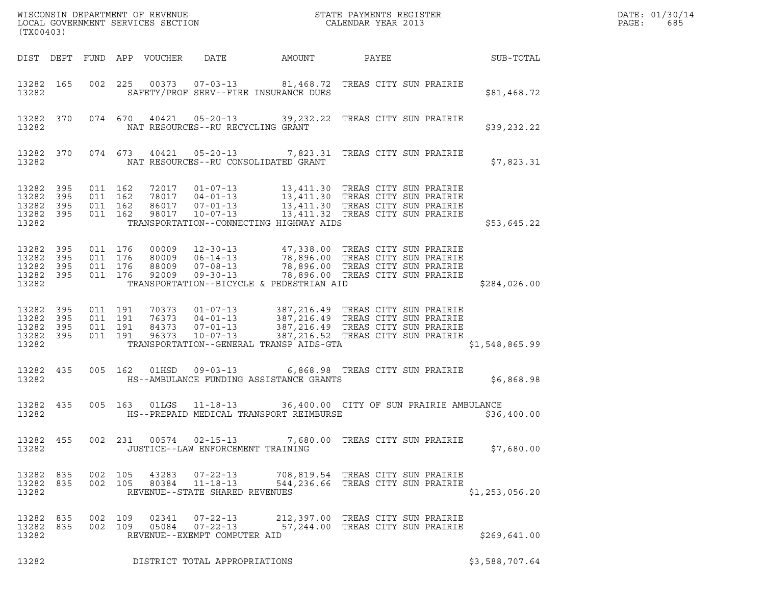WISCONSIN DEPARTMENT OF REVENUE
LOCAL GOVERNMENT SERVICES SECTION
(TX00403)

STATE PAYMENTS REGISTER
CALENDAR YEAR 2013

DATE: 01/30/14

| DIST | DEPT | FUND | APP | VOUCHER | DATE | AMOUNT | PAYEE | SUB-TOTAL |
|---|---|---|---|---|---|---|---|---|
| 13282 | 165 | 002 | 225 | 00373 | 07-03-13 | 81,468.72 | TREAS CITY SUN PRAIRIE | |
| 13282 | | | | | SAFETY/PROF SERV--FIRE INSURANCE DUES | | | $81,468.72 |
| 13282 | 370 | 074 | 670 | 40421 | 05-20-13 | 39,232.22 | TREAS CITY SUN PRAIRIE | |
| 13282 | | | | | NAT RESOURCES--RU RECYCLING GRANT | | | $39,232.22 |
| 13282 | 370 | 074 | 673 | 40421 | 05-20-13 | 7,823.31 | TREAS CITY SUN PRAIRIE | |
| 13282 | | | | | NAT RESOURCES--RU CONSOLIDATED GRANT | | | $7,823.31 |
| 13282 | 395 | 011 | 162 | 72017 | 01-07-13 | 13,411.30 | TREAS CITY SUN PRAIRIE | |
| 13282 | 395 | 011 | 162 | 78017 | 04-01-13 | 13,411.30 | TREAS CITY SUN PRAIRIE | |
| 13282 | 395 | 011 | 162 | 86017 | 07-01-13 | 13,411.30 | TREAS CITY SUN PRAIRIE | |
| 13282 | 395 | 011 | 162 | 98017 | 10-07-13 | 13,411.32 | TREAS CITY SUN PRAIRIE | |
| 13282 | | | | | TRANSPORTATION--CONNECTING HIGHWAY AIDS | | | $53,645.22 |
| 13282 | 395 | 011 | 176 | 00009 | 12-30-13 | 47,338.00 | TREAS CITY SUN PRAIRIE | |
| 13282 | 395 | 011 | 176 | 80009 | 06-14-13 | 78,896.00 | TREAS CITY SUN PRAIRIE | |
| 13282 | 395 | 011 | 176 | 88009 | 07-08-13 | 78,896.00 | TREAS CITY SUN PRAIRIE | |
| 13282 | 395 | 011 | 176 | 92009 | 09-30-13 | 78,896.00 | TREAS CITY SUN PRAIRIE | |
| 13282 | | | | | TRANSPORTATION--BICYCLE & PEDESTRIAN AID | | | $284,026.00 |
| 13282 | 395 | 011 | 191 | 70373 | 01-07-13 | 387,216.49 | TREAS CITY SUN PRAIRIE | |
| 13282 | 395 | 011 | 191 | 76373 | 04-01-13 | 387,216.49 | TREAS CITY SUN PRAIRIE | |
| 13282 | 395 | 011 | 191 | 84373 | 07-01-13 | 387,216.49 | TREAS CITY SUN PRAIRIE | |
| 13282 | 395 | 011 | 191 | 96373 | 10-07-13 | 387,216.52 | TREAS CITY SUN PRAIRIE | |
| 13282 | | | | | TRANSPORTATION--GENERAL TRANSP AIDS-GTA | | | $1,548,865.99 |
| 13282 | 435 | 005 | 162 | 01HSD | 09-03-13 | 6,868.98 | TREAS CITY SUN PRAIRIE | |
| 13282 | | | | | HS--AMBULANCE FUNDING ASSISTANCE GRANTS | | | $6,868.98 |
| 13282 | 435 | 005 | 163 | 01LGS | 11-18-13 | 36,400.00 | CITY OF SUN PRAIRIE AMBULANCE | |
| 13282 | | | | | HS--PREPAID MEDICAL TRANSPORT REIMBURSE | | | $36,400.00 |
| 13282 | 455 | 002 | 231 | 00574 | 02-15-13 | 7,680.00 | TREAS CITY SUN PRAIRIE | |
| 13282 | | | | | JUSTICE--LAW ENFORCEMENT TRAINING | | | $7,680.00 |
| 13282 | 835 | 002 | 105 | 43283 | 07-22-13 | 708,819.54 | TREAS CITY SUN PRAIRIE | |
| 13282 | 835 | 002 | 105 | 80384 | 11-18-13 | 544,236.66 | TREAS CITY SUN PRAIRIE | |
| 13282 | | | | | REVENUE--STATE SHARED REVENUES | | | $1,253,056.20 |
| 13282 | 835 | 002 | 109 | 02341 | 07-22-13 | 212,397.00 | TREAS CITY SUN PRAIRIE | |
| 13282 | 835 | 002 | 109 | 05084 | 07-22-13 | 57,244.00 | TREAS CITY SUN PRAIRIE | |
| 13282 | | | | | REVENUE--EXEMPT COMPUTER AID | | | $269,641.00 |
| 13282 | | | | | DISTRICT TOTAL APPROPRIATIONS | | | $3,588,707.64 |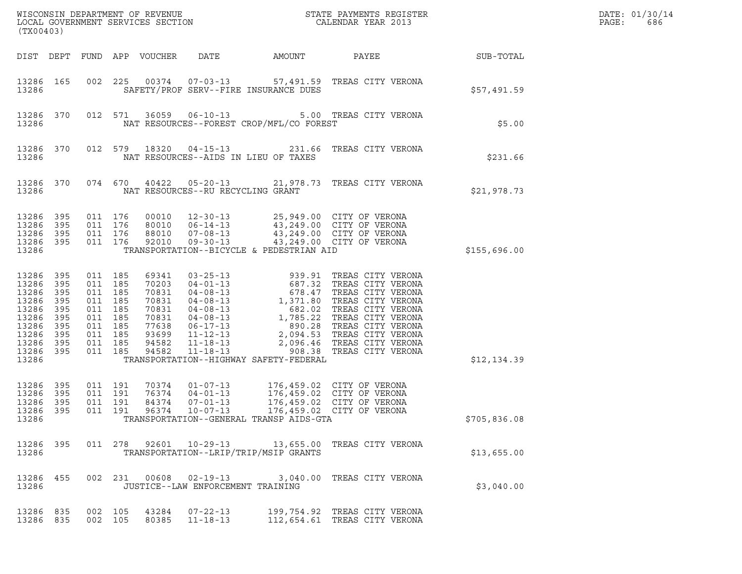WISCONSIN DEPARTMENT OF REVENUE
LOCAL GOVERNMENT SERVICES SECTION
(TX00403)

STATE PAYMENTS REGISTER
CALENDAR YEAR 2013

DATE: 01/30/14
PAGE: 686

| DIST | DEPT | FUND | APP | VOUCHER | DATE | AMOUNT | PAYEE | SUB-TOTAL |
|---|---|---|---|---|---|---|---|---|
| 13286 | 165 | 002 | 225 | 00374 | 07-03-13 | 57,491.59 | TREAS CITY VERONA | |
| 13286 | | | | | SAFETY/PROF SERV--FIRE INSURANCE DUES | | | $57,491.59 |
| 13286 | 370 | 012 | 571 | 36059 | 06-10-13 | 5.00 | TREAS CITY VERONA | |
| 13286 | | | | | NAT RESOURCES--FOREST CROP/MFL/CO FOREST | | | $5.00 |
| 13286 | 370 | 012 | 579 | 18320 | 04-15-13 | 231.66 | TREAS CITY VERONA | |
| 13286 | | | | | NAT RESOURCES--AIDS IN LIEU OF TAXES | | | $231.66 |
| 13286 | 370 | 074 | 670 | 40422 | 05-20-13 | 21,978.73 | TREAS CITY VERONA | |
| 13286 | | | | | NAT RESOURCES--RU RECYCLING GRANT | | | $21,978.73 |
| 13286 | 395 | 011 | 176 | 00010 | 12-30-13 | 25,949.00 | CITY OF VERONA | |
| 13286 | 395 | 011 | 176 | 80010 | 06-14-13 | 43,249.00 | CITY OF VERONA | |
| 13286 | 395 | 011 | 176 | 88010 | 07-08-13 | 43,249.00 | CITY OF VERONA | |
| 13286 | 395 | 011 | 176 | 92010 | 09-30-13 | 43,249.00 | CITY OF VERONA | |
| 13286 | | | | | TRANSPORTATION--BICYCLE & PEDESTRIAN AID | | | $155,696.00 |
| 13286 | 395 | 011 | 185 | 69341 | 03-25-13 | 939.91 | TREAS CITY VERONA | |
| 13286 | 395 | 011 | 185 | 70203 | 04-01-13 | 687.32 | TREAS CITY VERONA | |
| 13286 | 395 | 011 | 185 | 70831 | 04-08-13 | 678.47 | TREAS CITY VERONA | |
| 13286 | 395 | 011 | 185 | 70831 | 04-08-13 | 1,371.80 | TREAS CITY VERONA | |
| 13286 | 395 | 011 | 185 | 70831 | 04-08-13 | 682.02 | TREAS CITY VERONA | |
| 13286 | 395 | 011 | 185 | 70831 | 04-08-13 | 1,785.22 | TREAS CITY VERONA | |
| 13286 | 395 | 011 | 185 | 77638 | 06-17-13 | 890.28 | TREAS CITY VERONA | |
| 13286 | 395 | 011 | 185 | 93699 | 11-12-13 | 2,094.53 | TREAS CITY VERONA | |
| 13286 | 395 | 011 | 185 | 94582 | 11-18-13 | 2,096.46 | TREAS CITY VERONA | |
| 13286 | 395 | 011 | 185 | 94582 | 11-18-13 | 908.38 | TREAS CITY VERONA | |
| 13286 | | | | | TRANSPORTATION--HIGHWAY SAFETY-FEDERAL | | | $12,134.39 |
| 13286 | 395 | 011 | 191 | 70374 | 01-07-13 | 176,459.02 | CITY OF VERONA | |
| 13286 | 395 | 011 | 191 | 76374 | 04-01-13 | 176,459.02 | CITY OF VERONA | |
| 13286 | 395 | 011 | 191 | 84374 | 07-01-13 | 176,459.02 | CITY OF VERONA | |
| 13286 | 395 | 011 | 191 | 96374 | 10-07-13 | 176,459.02 | CITY OF VERONA | |
| 13286 | | | | | TRANSPORTATION--GENERAL TRANSP AIDS-GTA | | | $705,836.08 |
| 13286 | 395 | 011 | 278 | 92601 | 10-29-13 | 13,655.00 | TREAS CITY VERONA | |
| 13286 | | | | | TRANSPORTATION--LRIP/TRIP/MSIP GRANTS | | | $13,655.00 |
| 13286 | 455 | 002 | 231 | 00608 | 02-19-13 | 3,040.00 | TREAS CITY VERONA | |
| 13286 | | | | | JUSTICE--LAW ENFORCEMENT TRAINING | | | $3,040.00 |
| 13286 | 835 | 002 | 105 | 43284 | 07-22-13 | 199,754.92 | TREAS CITY VERONA | |
| 13286 | 835 | 002 | 105 | 80385 | 11-18-13 | 112,654.61 | TREAS CITY VERONA | |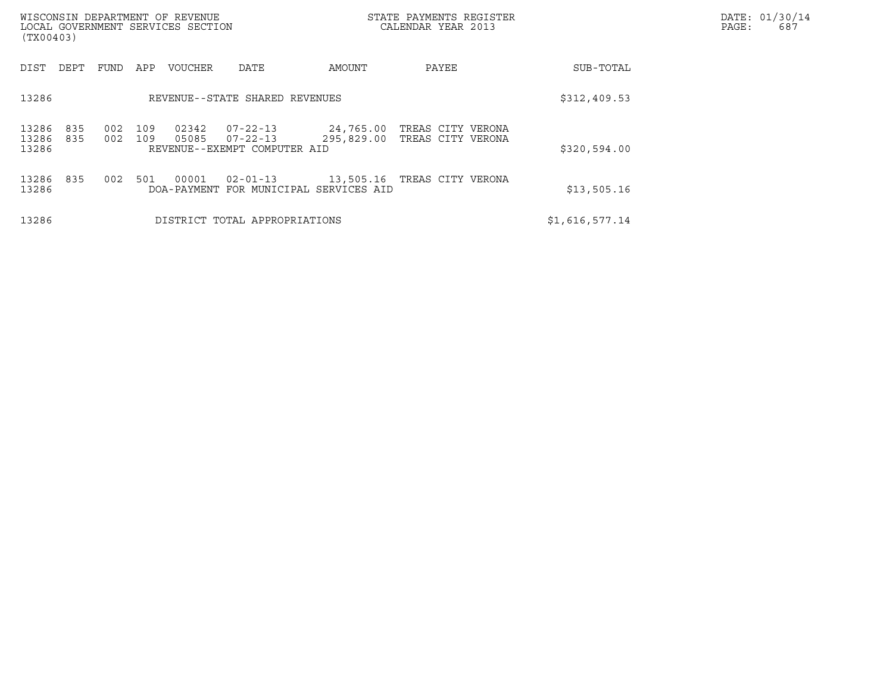WISCONSIN DEPARTMENT OF REVENUE
LOCAL GOVERNMENT SERVICES SECTION
(TX00403)

STATE PAYMENTS REGISTER
CALENDAR YEAR 2013

DATE: 01/30/14
PAGE: 687

| DIST | DEPT | FUND | APP | VOUCHER | DATE | AMOUNT | PAYEE | SUB-TOTAL |
|---|---|---|---|---|---|---|---|---|
| 13286 | | | | REVENUE--STATE SHARED REVENUES | | | | $312,409.53 |
| 13286 | 835 | 002 | 109 | 02342 | 07-22-13 | 24,765.00 | TREAS CITY VERONA | |
| 13286 | 835 | 002 | 109 | 05085 | 07-22-13 | 295,829.00 | TREAS CITY VERONA | |
| 13286 | | | | REVENUE--EXEMPT COMPUTER AID | | | | $320,594.00 |
| 13286 | 835 | 002 | 501 | 00001 | 02-01-13 | 13,505.16 | TREAS CITY VERONA | |
| 13286 | | | | DOA-PAYMENT FOR MUNICIPAL SERVICES AID | | | | $13,505.16 |
| 13286 | | | | DISTRICT TOTAL APPROPRIATIONS | | | | $1,616,577.14 |